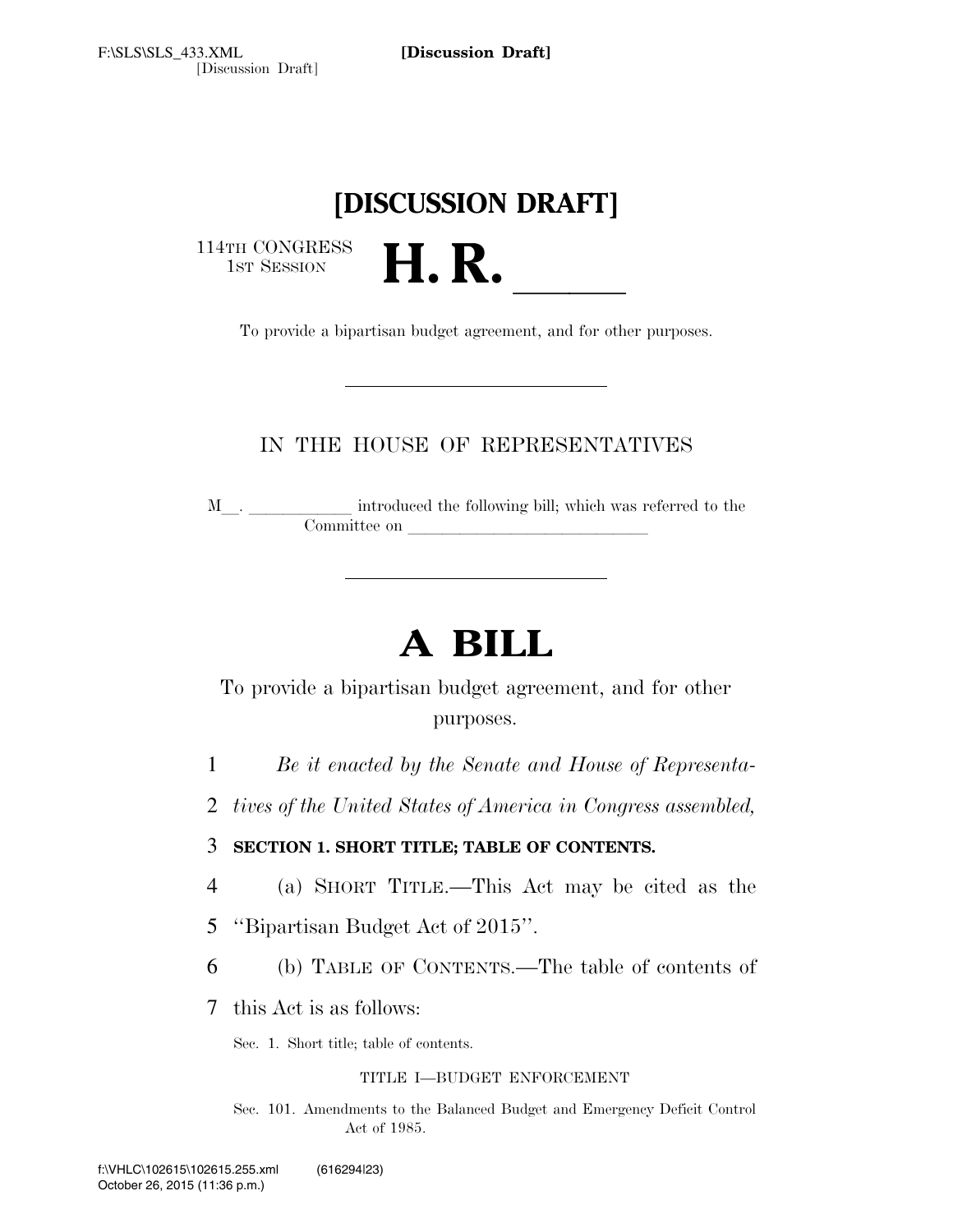**[DISCUSSION DRAFT]**

114TH CONGRESS
1ST SESSION

# H. R. \_\_\_\_\_

To provide a bipartisan budget agreement, and for other purposes.

---

IN THE HOUSE OF REPRESENTATIVES

M\_\_. \_\_\_\_\_\_\_\_\_\_\_\_ introduced the following bill; which was referred to the Committee on \_\_\_\_\_\_\_\_\_\_\_\_\_\_\_\_\_\_\_\_\_\_\_\_\_\_\_\_

---

# A BILL

To provide a bipartisan budget agreement, and for other purposes.

1 *Be it enacted by the Senate and House of Representa-*
2 *tives of the United States of America in Congress assembled,*

3 **SECTION 1. SHORT TITLE; TABLE OF CONTENTS.**

4 (a) SHORT TITLE.—This Act may be cited as the
5 ''Bipartisan Budget Act of 2015''.

6 (b) TABLE OF CONTENTS.—The table of contents of
7 this Act is as follows:

Sec. 1. Short title; table of contents.

TITLE I—BUDGET ENFORCEMENT

Sec. 101. Amendments to the Balanced Budget and Emergency Deficit Control Act of 1985.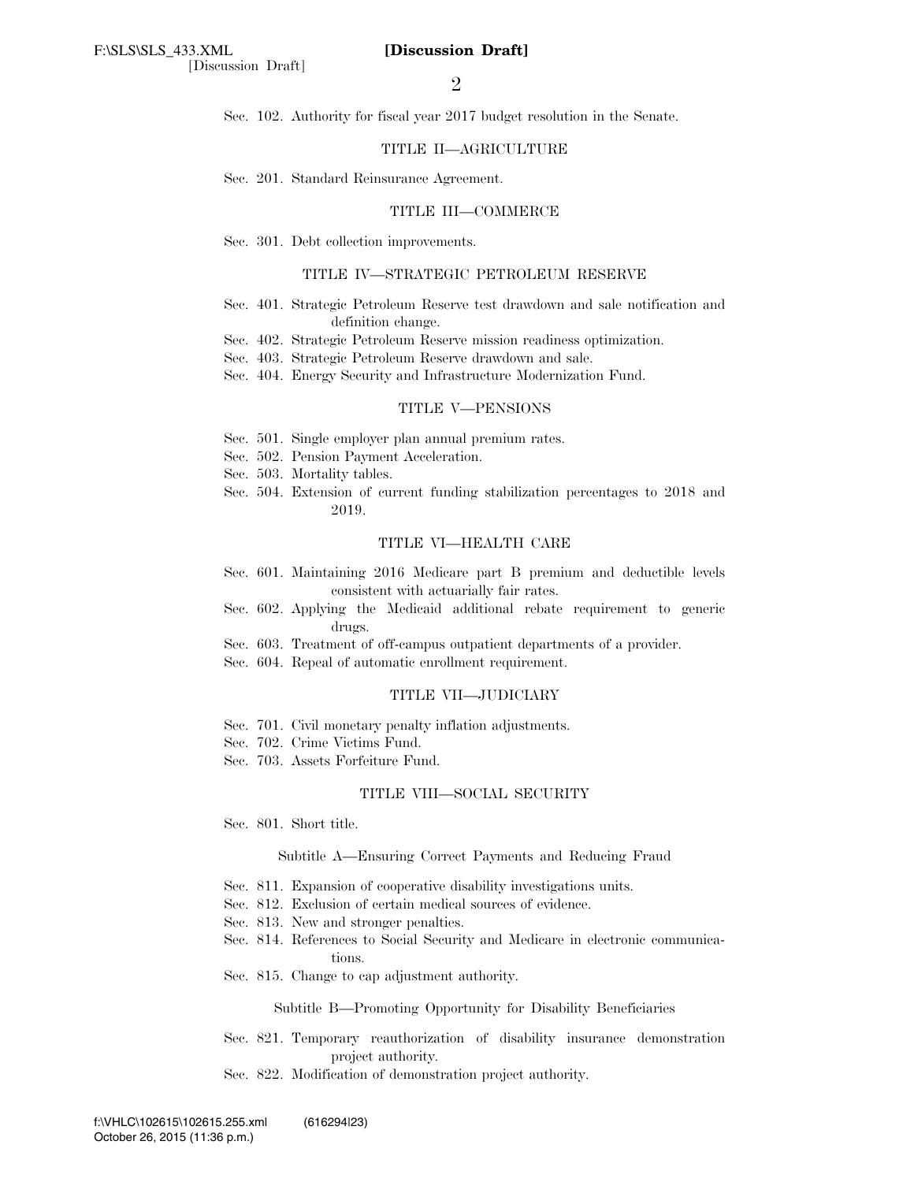Sec. 102. Authority for fiscal year 2017 budget resolution in the Senate.

TITLE II—AGRICULTURE

Sec. 201. Standard Reinsurance Agreement.

TITLE III—COMMERCE

Sec. 301. Debt collection improvements.

TITLE IV—STRATEGIC PETROLEUM RESERVE

Sec. 401. Strategic Petroleum Reserve test drawdown and sale notification and definition change.
Sec. 402. Strategic Petroleum Reserve mission readiness optimization.
Sec. 403. Strategic Petroleum Reserve drawdown and sale.
Sec. 404. Energy Security and Infrastructure Modernization Fund.

TITLE V—PENSIONS

Sec. 501. Single employer plan annual premium rates.
Sec. 502. Pension Payment Acceleration.
Sec. 503. Mortality tables.
Sec. 504. Extension of current funding stabilization percentages to 2018 and 2019.

TITLE VI—HEALTH CARE

Sec. 601. Maintaining 2016 Medicare part B premium and deductible levels consistent with actuarially fair rates.
Sec. 602. Applying the Medicaid additional rebate requirement to generic drugs.
Sec. 603. Treatment of off-campus outpatient departments of a provider.
Sec. 604. Repeal of automatic enrollment requirement.

TITLE VII—JUDICIARY

Sec. 701. Civil monetary penalty inflation adjustments.
Sec. 702. Crime Victims Fund.
Sec. 703. Assets Forfeiture Fund.

TITLE VIII—SOCIAL SECURITY

Sec. 801. Short title.

Subtitle A—Ensuring Correct Payments and Reducing Fraud

Sec. 811. Expansion of cooperative disability investigations units.
Sec. 812. Exclusion of certain medical sources of evidence.
Sec. 813. New and stronger penalties.
Sec. 814. References to Social Security and Medicare in electronic communications.
Sec. 815. Change to cap adjustment authority.

Subtitle B—Promoting Opportunity for Disability Beneficiaries

Sec. 821. Temporary reauthorization of disability insurance demonstration project authority.
Sec. 822. Modification of demonstration project authority.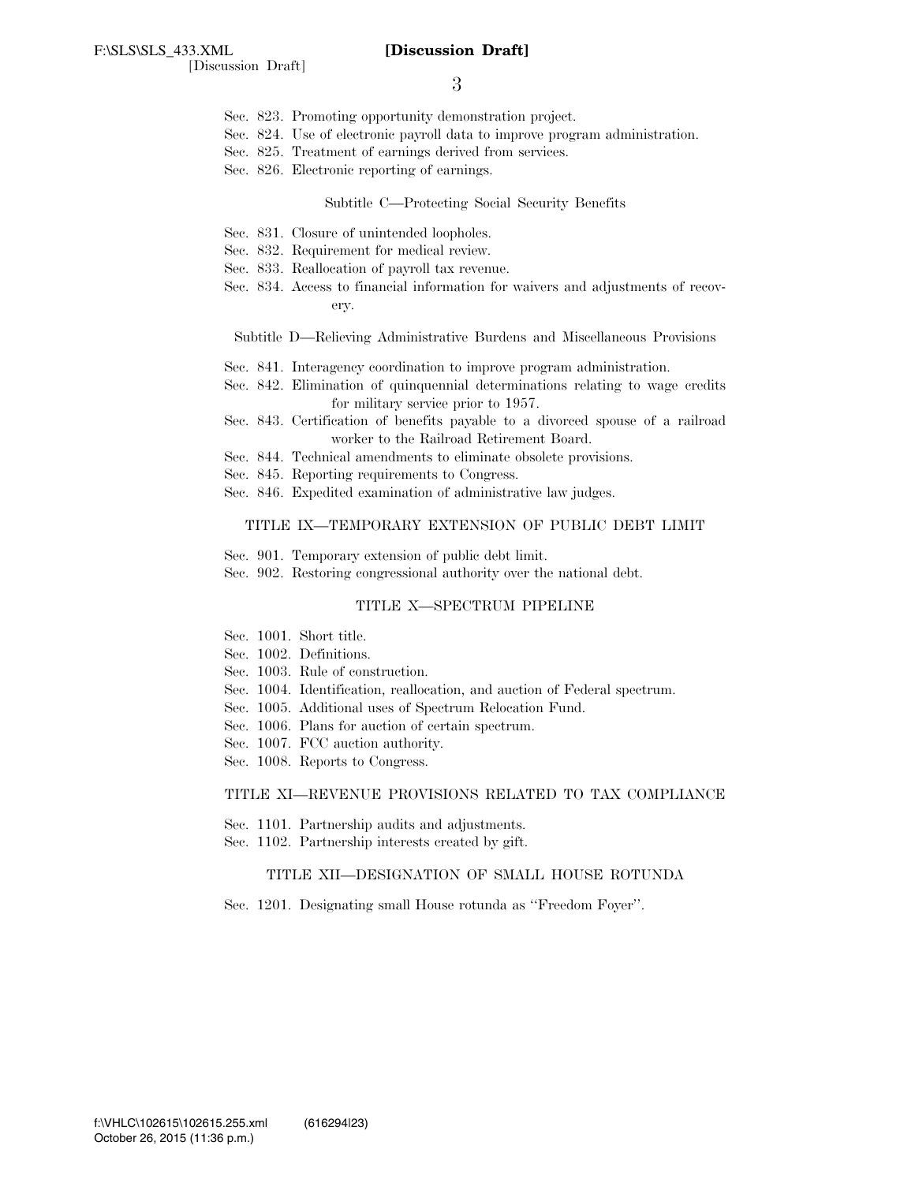Sec. 823. Promoting opportunity demonstration project.
Sec. 824. Use of electronic payroll data to improve program administration.
Sec. 825. Treatment of earnings derived from services.
Sec. 826. Electronic reporting of earnings.

Subtitle C—Protecting Social Security Benefits

Sec. 831. Closure of unintended loopholes.
Sec. 832. Requirement for medical review.
Sec. 833. Reallocation of payroll tax revenue.
Sec. 834. Access to financial information for waivers and adjustments of recovery.

Subtitle D—Relieving Administrative Burdens and Miscellaneous Provisions

Sec. 841. Interagency coordination to improve program administration.
Sec. 842. Elimination of quinquennial determinations relating to wage credits for military service prior to 1957.
Sec. 843. Certification of benefits payable to a divorced spouse of a railroad worker to the Railroad Retirement Board.
Sec. 844. Technical amendments to eliminate obsolete provisions.
Sec. 845. Reporting requirements to Congress.
Sec. 846. Expedited examination of administrative law judges.

TITLE IX—TEMPORARY EXTENSION OF PUBLIC DEBT LIMIT

Sec. 901. Temporary extension of public debt limit.
Sec. 902. Restoring congressional authority over the national debt.

TITLE X—SPECTRUM PIPELINE

Sec. 1001. Short title.
Sec. 1002. Definitions.
Sec. 1003. Rule of construction.
Sec. 1004. Identification, reallocation, and auction of Federal spectrum.
Sec. 1005. Additional uses of Spectrum Relocation Fund.
Sec. 1006. Plans for auction of certain spectrum.
Sec. 1007. FCC auction authority.
Sec. 1008. Reports to Congress.

TITLE XI—REVENUE PROVISIONS RELATED TO TAX COMPLIANCE

Sec. 1101. Partnership audits and adjustments.
Sec. 1102. Partnership interests created by gift.

TITLE XII—DESIGNATION OF SMALL HOUSE ROTUNDA

Sec. 1201. Designating small House rotunda as ''Freedom Foyer''.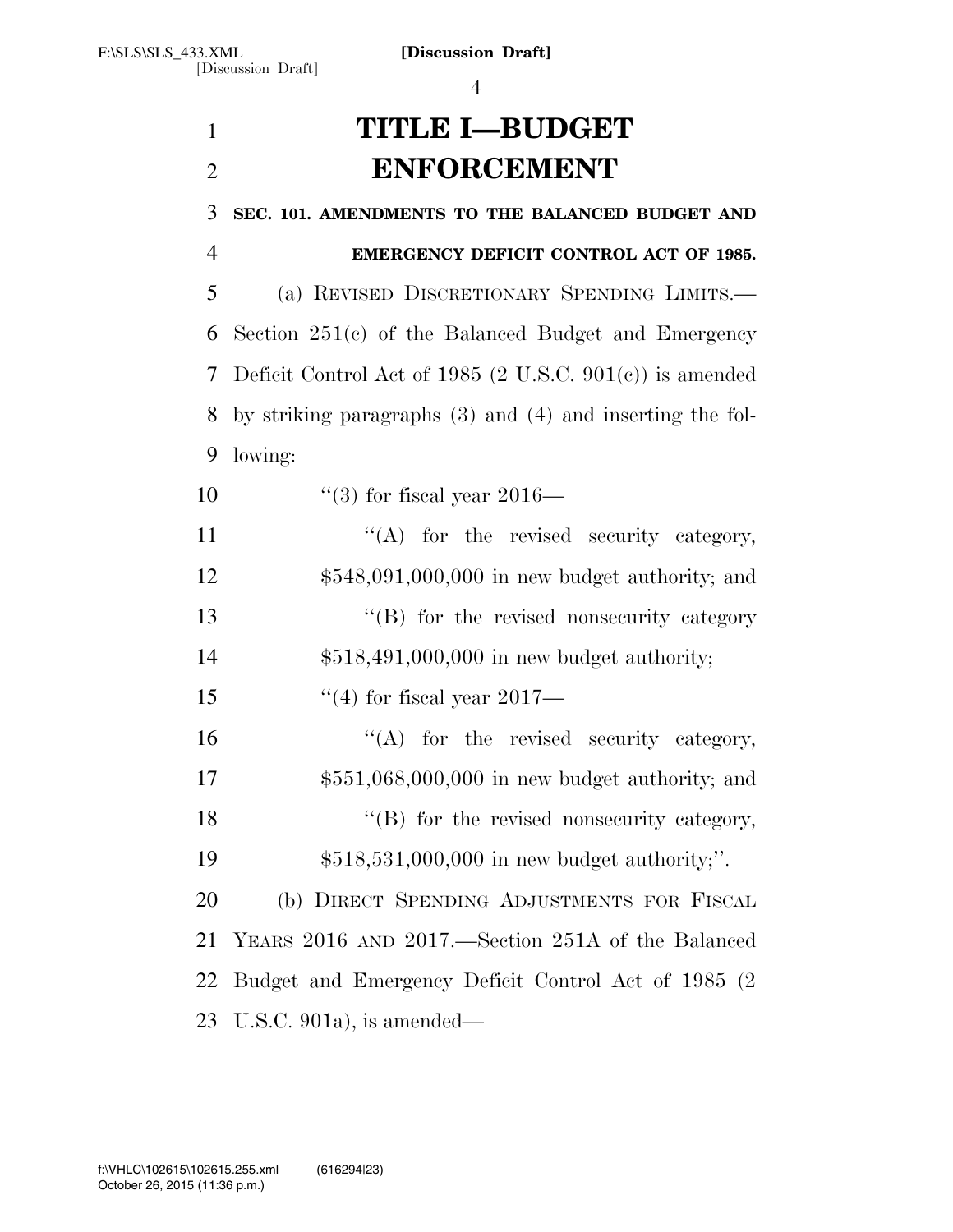# TITLE I—BUDGET ENFORCEMENT

## SEC. 101. AMENDMENTS TO THE BALANCED BUDGET AND EMERGENCY DEFICIT CONTROL ACT OF 1985.

(a) REVISED DISCRETIONARY SPENDING LIMITS.—Section 251(c) of the Balanced Budget and Emergency Deficit Control Act of 1985 (2 U.S.C. 901(c)) is amended by striking paragraphs (3) and (4) and inserting the following:

"(3) for fiscal year 2016—

"(A) for the revised security category, $548,091,000,000 in new budget authority; and

"(B) for the revised nonsecurity category $518,491,000,000 in new budget authority;

"(4) for fiscal year 2017—

"(A) for the revised security category, $551,068,000,000 in new budget authority; and

"(B) for the revised nonsecurity category, $518,531,000,000 in new budget authority;".

(b) DIRECT SPENDING ADJUSTMENTS FOR FISCAL YEARS 2016 AND 2017.—Section 251A of the Balanced Budget and Emergency Deficit Control Act of 1985 (2 U.S.C. 901a), is amended—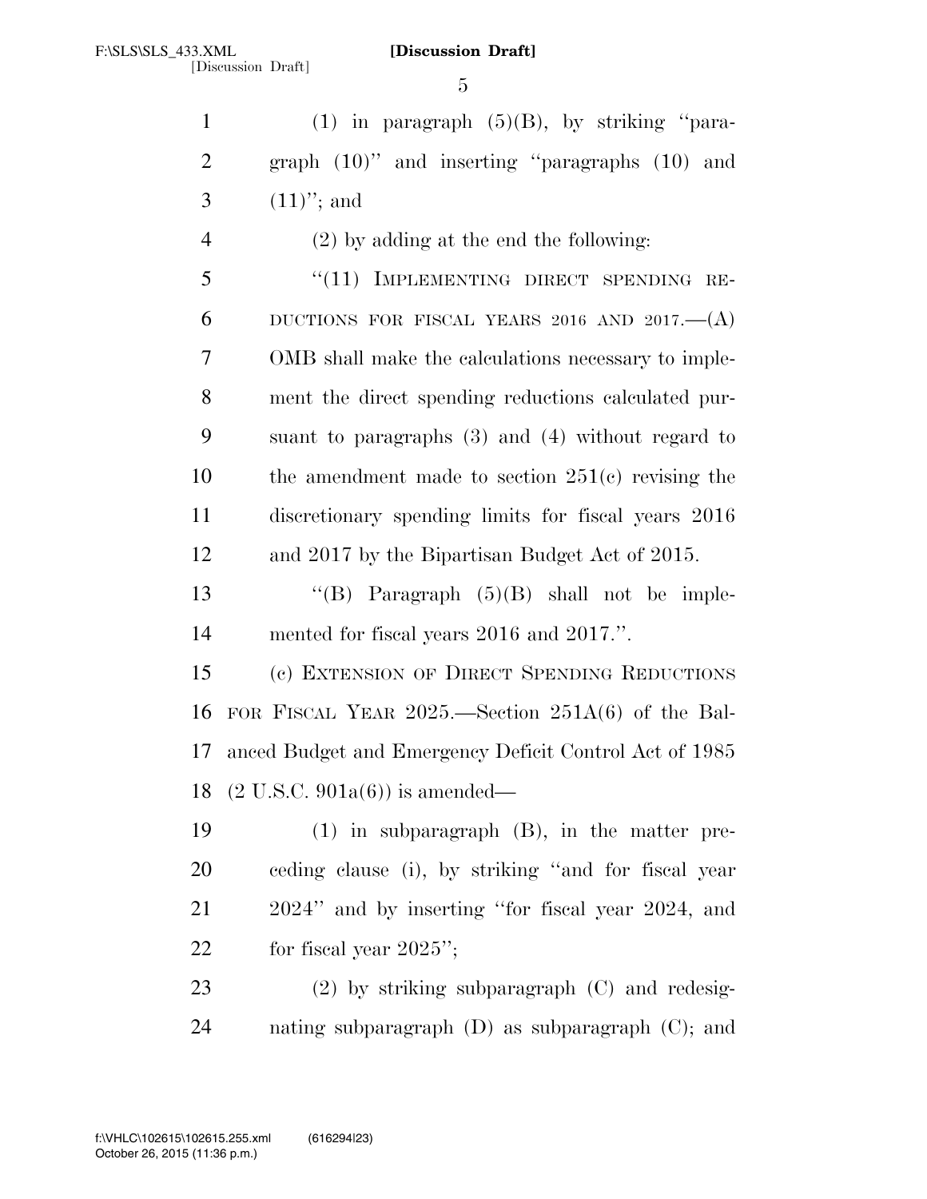(1) in paragraph (5)(B), by striking "paragraph (10)" and inserting "paragraphs (10) and (11)"; and

(2) by adding at the end the following:

"(11) IMPLEMENTING DIRECT SPENDING REDUCTIONS FOR FISCAL YEARS 2016 AND 2017.—(A) OMB shall make the calculations necessary to implement the direct spending reductions calculated pursuant to paragraphs (3) and (4) without regard to the amendment made to section 251(c) revising the discretionary spending limits for fiscal years 2016 and 2017 by the Bipartisan Budget Act of 2015.

"(B) Paragraph (5)(B) shall not be implemented for fiscal years 2016 and 2017.".

(c) EXTENSION OF DIRECT SPENDING REDUCTIONS FOR FISCAL YEAR 2025.—Section 251A(6) of the Balanced Budget and Emergency Deficit Control Act of 1985 (2 U.S.C. 901a(6)) is amended—

(1) in subparagraph (B), in the matter preceding clause (i), by striking "and for fiscal year 2024" and by inserting "for fiscal year 2024, and for fiscal year 2025";

(2) by striking subparagraph (C) and redesignating subparagraph (D) as subparagraph (C); and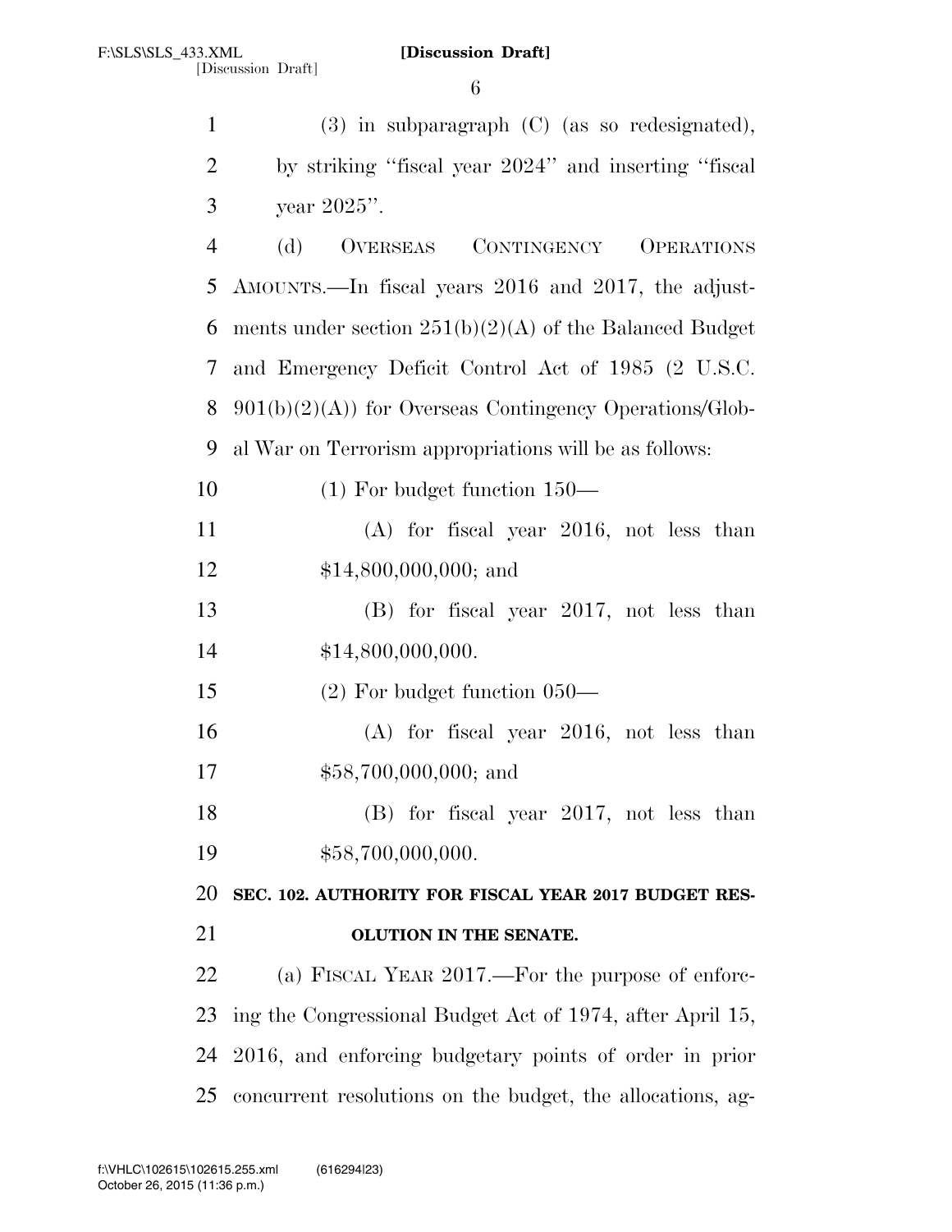(3) in subparagraph (C) (as so redesignated), by striking "fiscal year 2024" and inserting "fiscal year 2025".

(d) OVERSEAS CONTINGENCY OPERATIONS AMOUNTS.—In fiscal years 2016 and 2017, the adjustments under section 251(b)(2)(A) of the Balanced Budget and Emergency Deficit Control Act of 1985 (2 U.S.C. 901(b)(2)(A)) for Overseas Contingency Operations/Global War on Terrorism appropriations will be as follows:

(1) For budget function 150—

(A) for fiscal year 2016, not less than $14,800,000,000; and

(B) for fiscal year 2017, not less than $14,800,000,000.

(2) For budget function 050—

(A) for fiscal year 2016, not less than $58,700,000,000; and

(B) for fiscal year 2017, not less than $58,700,000,000.

**SEC. 102. AUTHORITY FOR FISCAL YEAR 2017 BUDGET RESOLUTION IN THE SENATE.**

(a) FISCAL YEAR 2017.—For the purpose of enforcing the Congressional Budget Act of 1974, after April 15, 2016, and enforcing budgetary points of order in prior concurrent resolutions on the budget, the allocations, ag-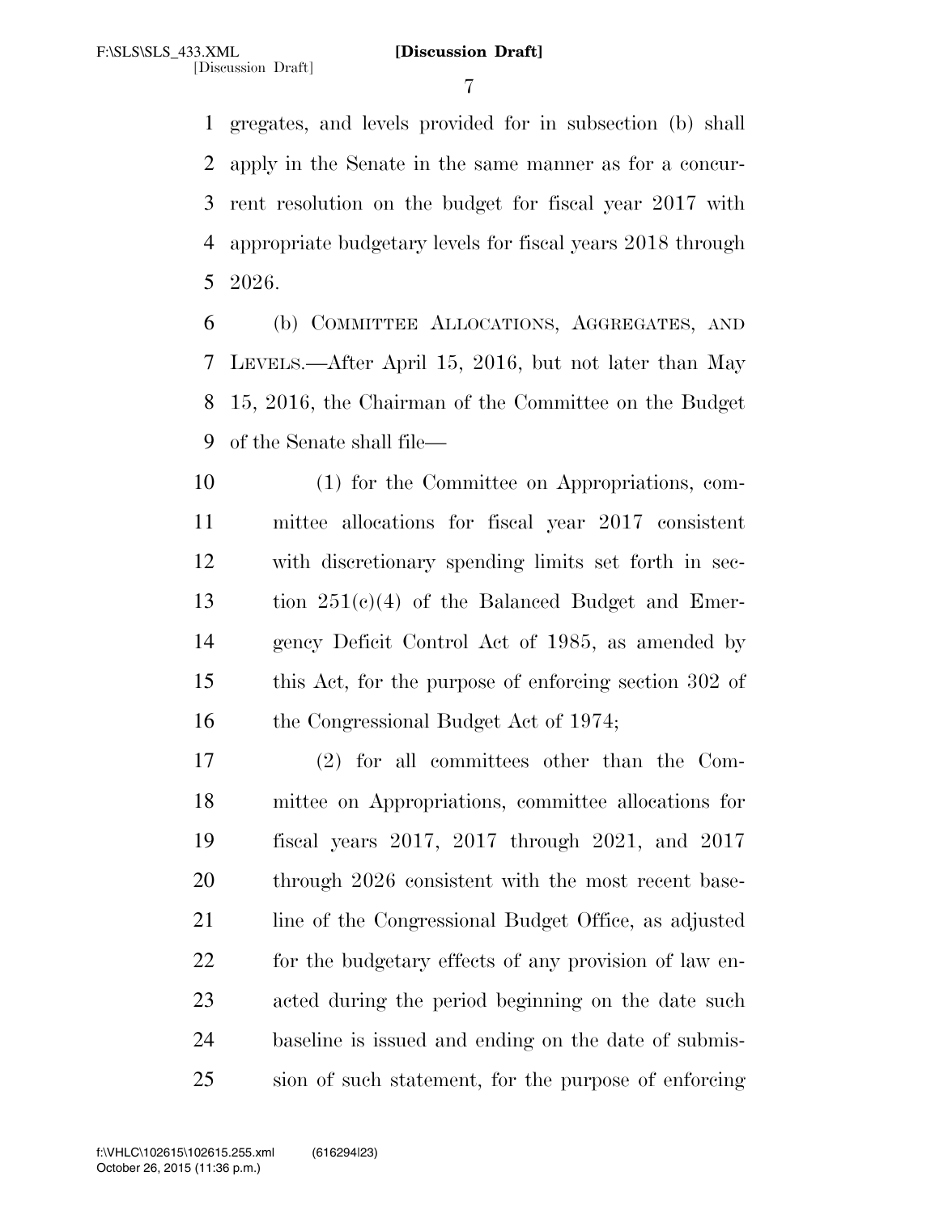gregates, and levels provided for in subsection (b) shall apply in the Senate in the same manner as for a concurrent resolution on the budget for fiscal year 2017 with appropriate budgetary levels for fiscal years 2018 through 2026.

(b) COMMITTEE ALLOCATIONS, AGGREGATES, AND LEVELS.—After April 15, 2016, but not later than May 15, 2016, the Chairman of the Committee on the Budget of the Senate shall file—

(1) for the Committee on Appropriations, committee allocations for fiscal year 2017 consistent with discretionary spending limits set forth in section 251(c)(4) of the Balanced Budget and Emergency Deficit Control Act of 1985, as amended by this Act, for the purpose of enforcing section 302 of the Congressional Budget Act of 1974;

(2) for all committees other than the Committee on Appropriations, committee allocations for fiscal years 2017, 2017 through 2021, and 2017 through 2026 consistent with the most recent baseline of the Congressional Budget Office, as adjusted for the budgetary effects of any provision of law enacted during the period beginning on the date such baseline is issued and ending on the date of submission of such statement, for the purpose of enforcing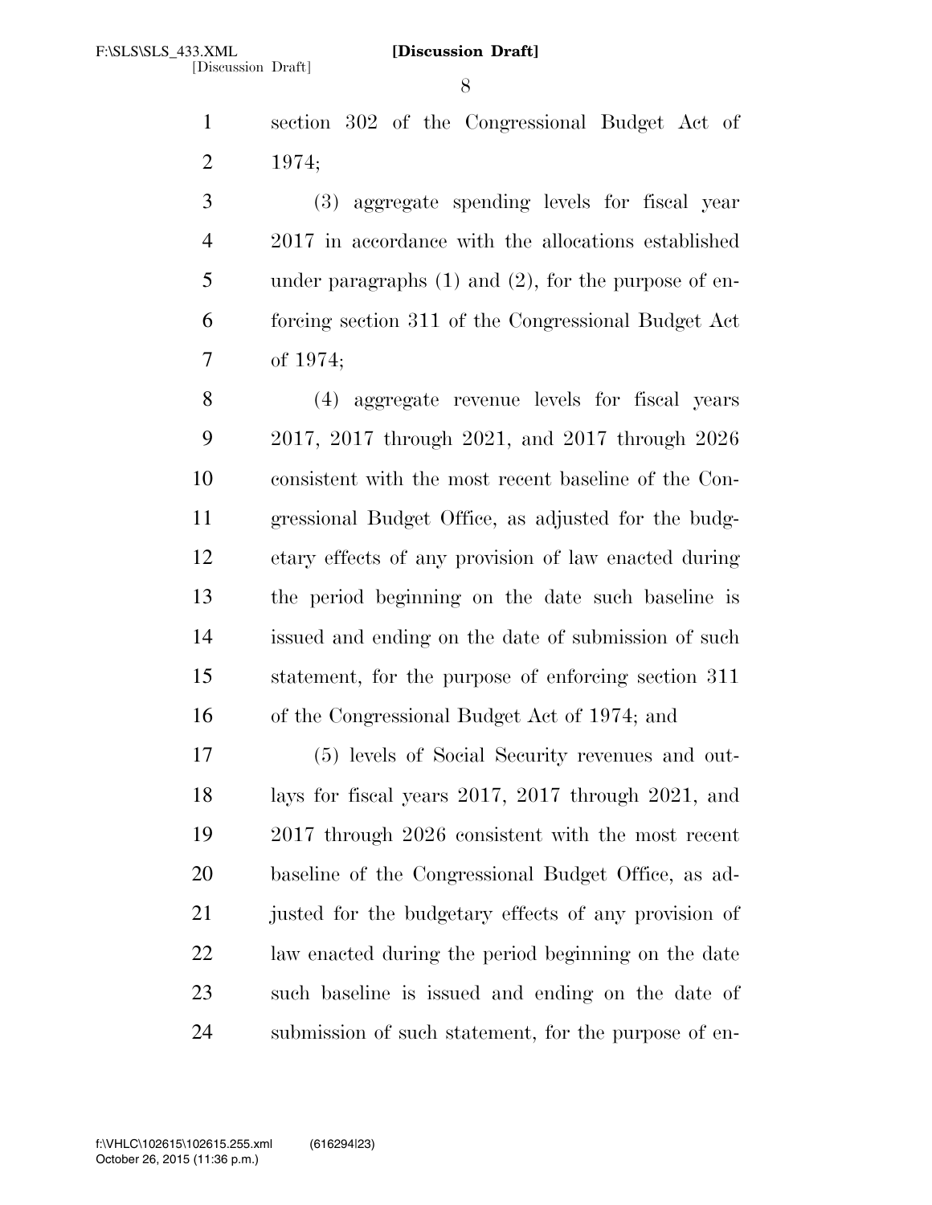section 302 of the Congressional Budget Act of 1974;

(3) aggregate spending levels for fiscal year 2017 in accordance with the allocations established under paragraphs (1) and (2), for the purpose of enforcing section 311 of the Congressional Budget Act of 1974;

(4) aggregate revenue levels for fiscal years 2017, 2017 through 2021, and 2017 through 2026 consistent with the most recent baseline of the Congressional Budget Office, as adjusted for the budgetary effects of any provision of law enacted during the period beginning on the date such baseline is issued and ending on the date of submission of such statement, for the purpose of enforcing section 311 of the Congressional Budget Act of 1974; and

(5) levels of Social Security revenues and outlays for fiscal years 2017, 2017 through 2021, and 2017 through 2026 consistent with the most recent baseline of the Congressional Budget Office, as adjusted for the budgetary effects of any provision of law enacted during the period beginning on the date such baseline is issued and ending on the date of submission of such statement, for the purpose of en-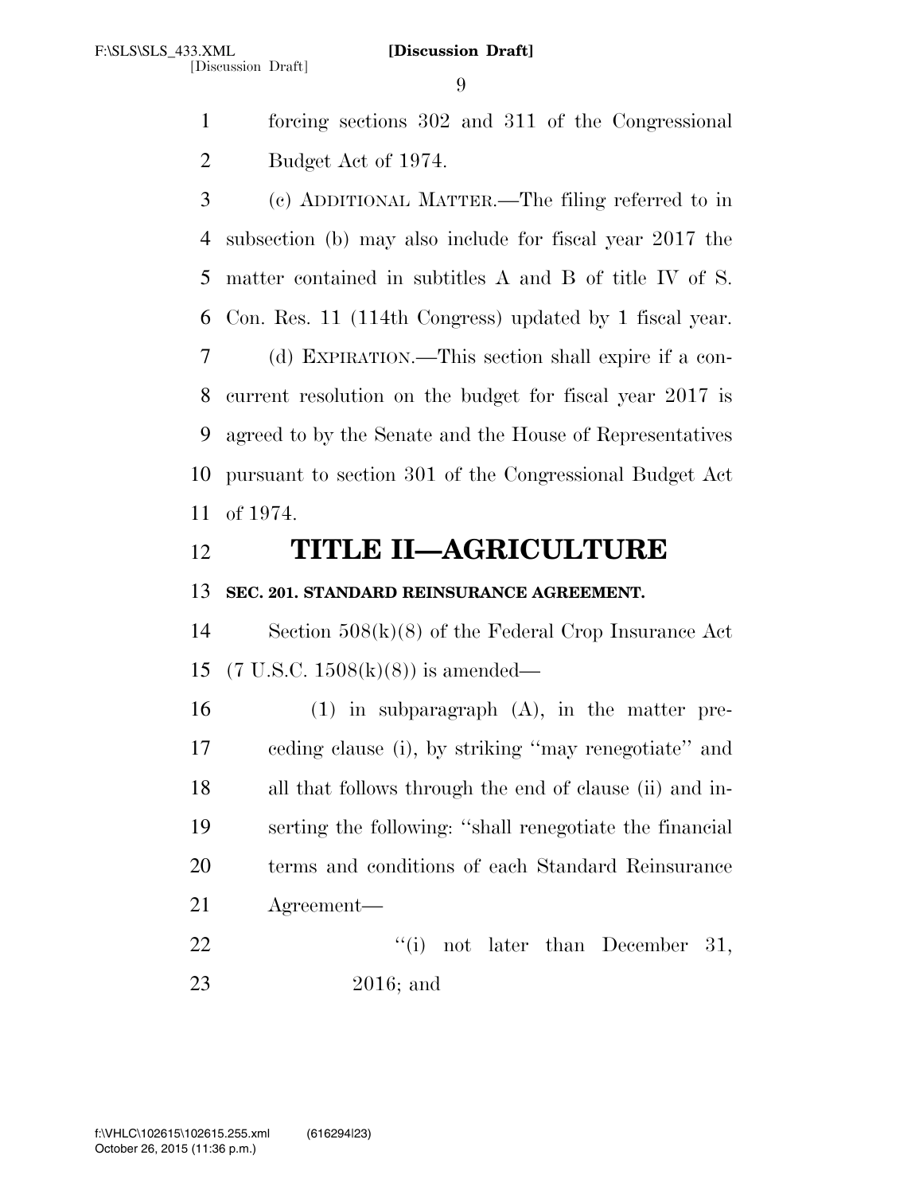forcing sections 302 and 311 of the Congressional Budget Act of 1974.

(c) ADDITIONAL MATTER.—The filing referred to in subsection (b) may also include for fiscal year 2017 the matter contained in subtitles A and B of title IV of S. Con. Res. 11 (114th Congress) updated by 1 fiscal year.

(d) EXPIRATION.—This section shall expire if a concurrent resolution on the budget for fiscal year 2017 is agreed to by the Senate and the House of Representatives pursuant to section 301 of the Congressional Budget Act of 1974.

# TITLE II—AGRICULTURE

**SEC. 201. STANDARD REINSURANCE AGREEMENT.**

Section 508(k)(8) of the Federal Crop Insurance Act (7 U.S.C. 1508(k)(8)) is amended—

(1) in subparagraph (A), in the matter preceding clause (i), by striking ''may renegotiate'' and all that follows through the end of clause (ii) and inserting the following: ''shall renegotiate the financial terms and conditions of each Standard Reinsurance Agreement—

''(i) not later than December 31, 2016; and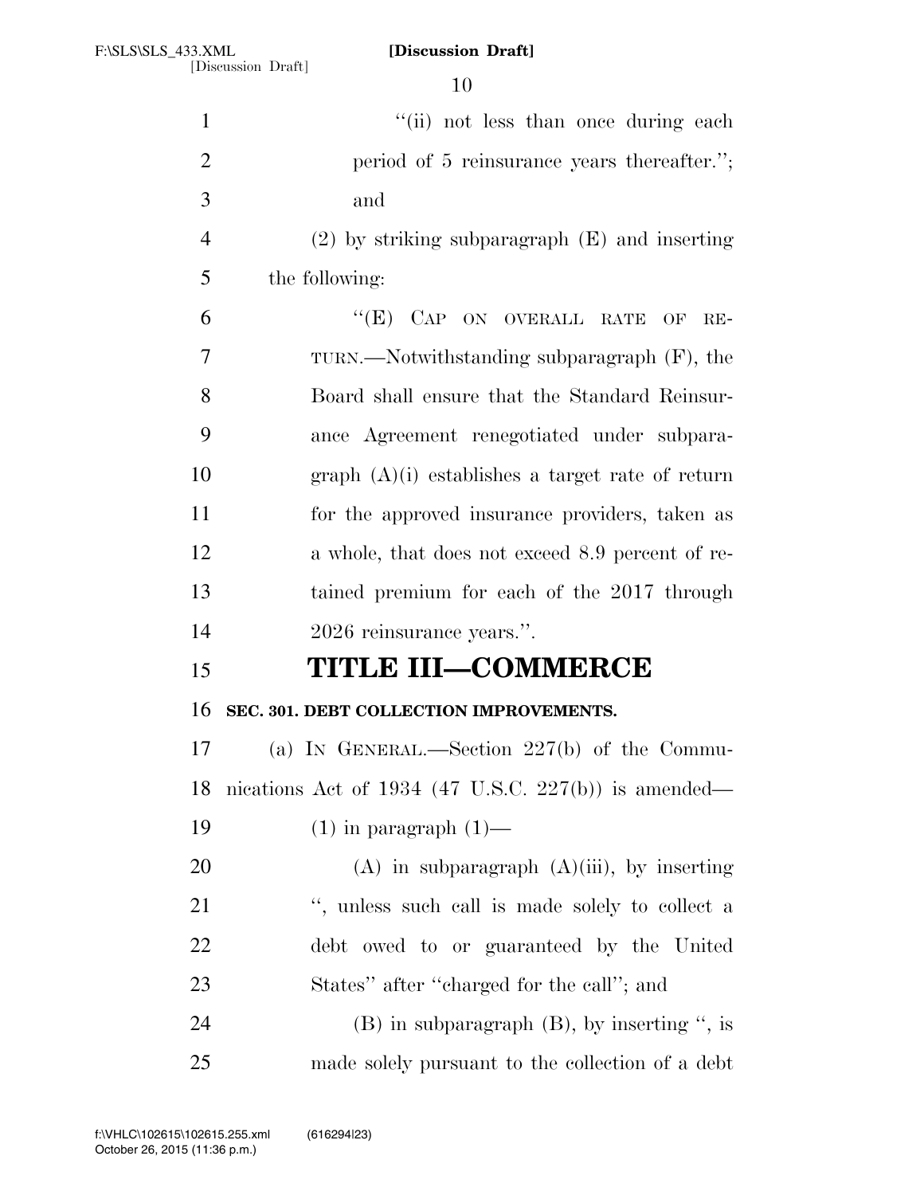"(ii) not less than once during each period of 5 reinsurance years thereafter."; and

(2) by striking subparagraph (E) and inserting the following:

"(E) CAP ON OVERALL RATE OF RETURN.—Notwithstanding subparagraph (F), the Board shall ensure that the Standard Reinsurance Agreement renegotiated under subparagraph (A)(i) establishes a target rate of return for the approved insurance providers, taken as a whole, that does not exceed 8.9 percent of retained premium for each of the 2017 through 2026 reinsurance years.".

# TITLE III—COMMERCE

**SEC. 301. DEBT COLLECTION IMPROVEMENTS.**

(a) IN GENERAL.—Section 227(b) of the Communications Act of 1934 (47 U.S.C. 227(b)) is amended—

(1) in paragraph (1)—

(A) in subparagraph (A)(iii), by inserting ", unless such call is made solely to collect a debt owed to or guaranteed by the United States" after "charged for the call"; and

(B) in subparagraph (B), by inserting ", is made solely pursuant to the collection of a debt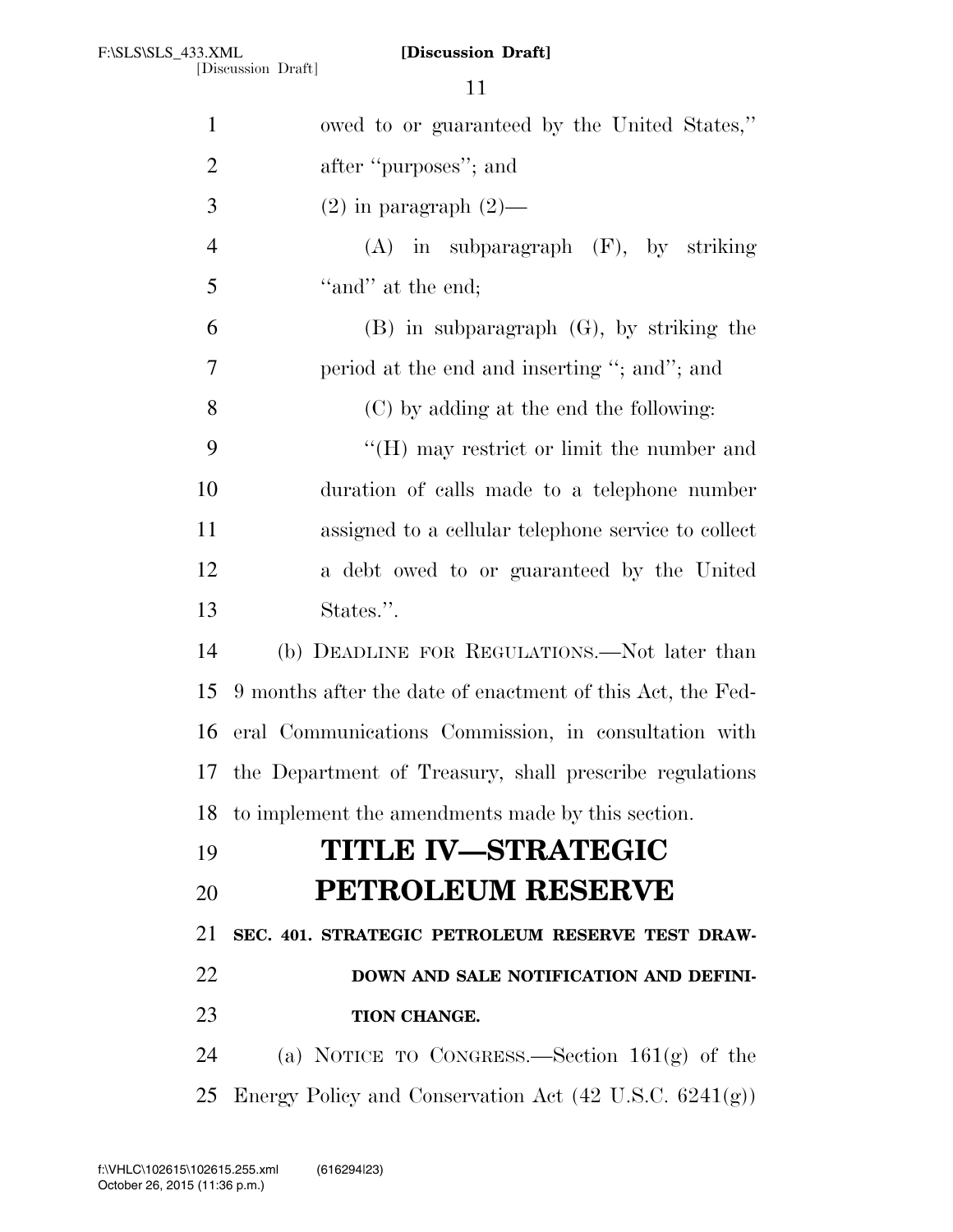owed to or guaranteed by the United States,'' after ''purposes''; and

(2) in paragraph (2)—

(A) in subparagraph (F), by striking ''and'' at the end;

(B) in subparagraph (G), by striking the period at the end and inserting ''; and''; and

(C) by adding at the end the following:

''(H) may restrict or limit the number and duration of calls made to a telephone number assigned to a cellular telephone service to collect a debt owed to or guaranteed by the United States.''.

(b) DEADLINE FOR REGULATIONS.—Not later than 9 months after the date of enactment of this Act, the Federal Communications Commission, in consultation with the Department of Treasury, shall prescribe regulations to implement the amendments made by this section.

# TITLE IV—STRATEGIC PETROLEUM RESERVE

## SEC. 401. STRATEGIC PETROLEUM RESERVE TEST DRAWDOWN AND SALE NOTIFICATION AND DEFINITION CHANGE.

(a) NOTICE TO CONGRESS.—Section 161(g) of the Energy Policy and Conservation Act (42 U.S.C. 6241(g))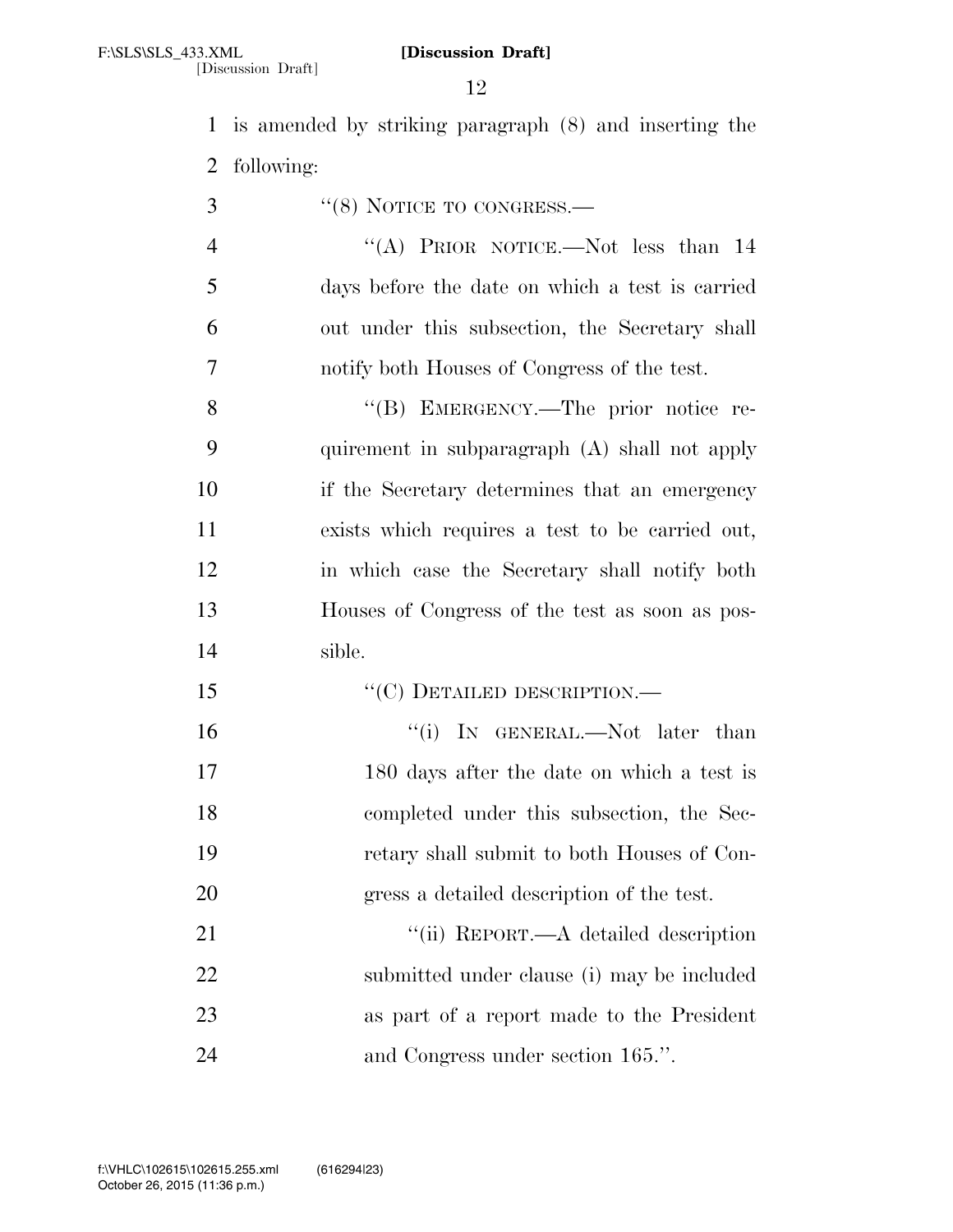is amended by striking paragraph (8) and inserting the following:

"(8) NOTICE TO CONGRESS.—

"(A) PRIOR NOTICE.—Not less than 14 days before the date on which a test is carried out under this subsection, the Secretary shall notify both Houses of Congress of the test.

"(B) EMERGENCY.—The prior notice requirement in subparagraph (A) shall not apply if the Secretary determines that an emergency exists which requires a test to be carried out, in which case the Secretary shall notify both Houses of Congress of the test as soon as possible.

"(C) DETAILED DESCRIPTION.—

"(i) IN GENERAL.—Not later than 180 days after the date on which a test is completed under this subsection, the Secretary shall submit to both Houses of Congress a detailed description of the test.

"(ii) REPORT.—A detailed description submitted under clause (i) may be included as part of a report made to the President and Congress under section 165.".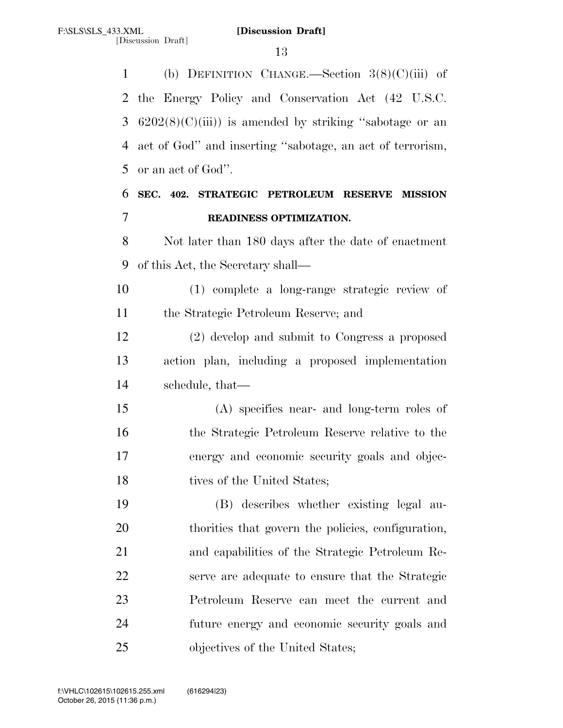(b) DEFINITION CHANGE.—Section 3(8)(C)(iii) of the Energy Policy and Conservation Act (42 U.S.C. 6202(8)(C)(iii)) is amended by striking ''sabotage or an act of God'' and inserting ''sabotage, an act of terrorism, or an act of God''.

**SEC. 402. STRATEGIC PETROLEUM RESERVE MISSION READINESS OPTIMIZATION.**

Not later than 180 days after the date of enactment of this Act, the Secretary shall—

(1) complete a long-range strategic review of the Strategic Petroleum Reserve; and

(2) develop and submit to Congress a proposed action plan, including a proposed implementation schedule, that—

(A) specifies near- and long-term roles of the Strategic Petroleum Reserve relative to the energy and economic security goals and objectives of the United States;

(B) describes whether existing legal authorities that govern the policies, configuration, and capabilities of the Strategic Petroleum Reserve are adequate to ensure that the Strategic Petroleum Reserve can meet the current and future energy and economic security goals and objectives of the United States;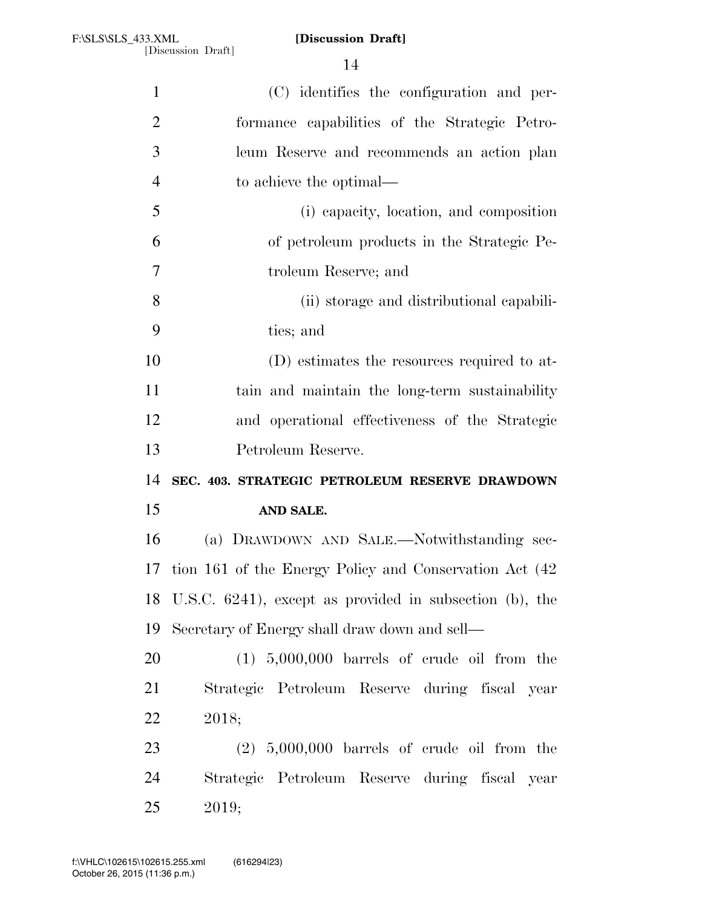(C) identifies the configuration and performance capabilities of the Strategic Petroleum Reserve and recommends an action plan to achieve the optimal—

(i) capacity, location, and composition of petroleum products in the Strategic Petroleum Reserve; and

(ii) storage and distributional capabilities; and

(D) estimates the resources required to attain and maintain the long-term sustainability and operational effectiveness of the Strategic Petroleum Reserve.

**SEC. 403. STRATEGIC PETROLEUM RESERVE DRAWDOWN AND SALE.**

(a) DRAWDOWN AND SALE.—Notwithstanding section 161 of the Energy Policy and Conservation Act (42 U.S.C. 6241), except as provided in subsection (b), the Secretary of Energy shall draw down and sell—

(1) 5,000,000 barrels of crude oil from the Strategic Petroleum Reserve during fiscal year 2018;

(2) 5,000,000 barrels of crude oil from the Strategic Petroleum Reserve during fiscal year 2019;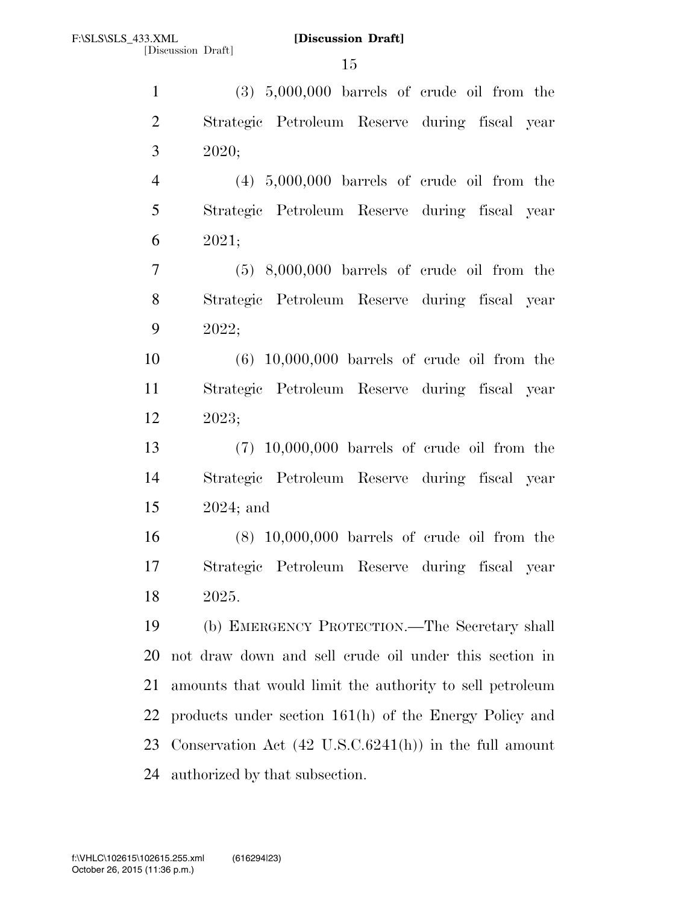(3) 5,000,000 barrels of crude oil from the Strategic Petroleum Reserve during fiscal year 2020;

(4) 5,000,000 barrels of crude oil from the Strategic Petroleum Reserve during fiscal year 2021;

(5) 8,000,000 barrels of crude oil from the Strategic Petroleum Reserve during fiscal year 2022;

(6) 10,000,000 barrels of crude oil from the Strategic Petroleum Reserve during fiscal year 2023;

(7) 10,000,000 barrels of crude oil from the Strategic Petroleum Reserve during fiscal year 2024; and

(8) 10,000,000 barrels of crude oil from the Strategic Petroleum Reserve during fiscal year 2025.

(b) EMERGENCY PROTECTION.—The Secretary shall not draw down and sell crude oil under this section in amounts that would limit the authority to sell petroleum products under section 161(h) of the Energy Policy and Conservation Act (42 U.S.C.6241(h)) in the full amount authorized by that subsection.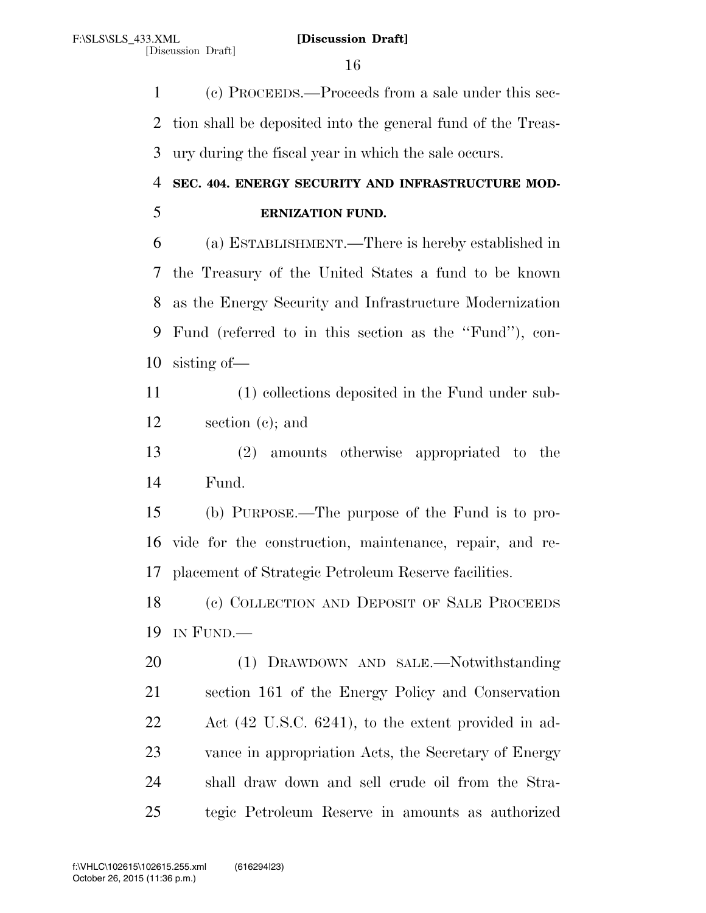(c) PROCEEDS.—Proceeds from a sale under this section shall be deposited into the general fund of the Treasury during the fiscal year in which the sale occurs.

**SEC. 404. ENERGY SECURITY AND INFRASTRUCTURE MODERNIZATION FUND.**

(a) ESTABLISHMENT.—There is hereby established in the Treasury of the United States a fund to be known as the Energy Security and Infrastructure Modernization Fund (referred to in this section as the ''Fund''), consisting of—

(1) collections deposited in the Fund under subsection (c); and

(2) amounts otherwise appropriated to the Fund.

(b) PURPOSE.—The purpose of the Fund is to provide for the construction, maintenance, repair, and replacement of Strategic Petroleum Reserve facilities.

(c) COLLECTION AND DEPOSIT OF SALE PROCEEDS IN FUND.—

(1) DRAWDOWN AND SALE.—Notwithstanding section 161 of the Energy Policy and Conservation Act (42 U.S.C. 6241), to the extent provided in advance in appropriation Acts, the Secretary of Energy shall draw down and sell crude oil from the Strategic Petroleum Reserve in amounts as authorized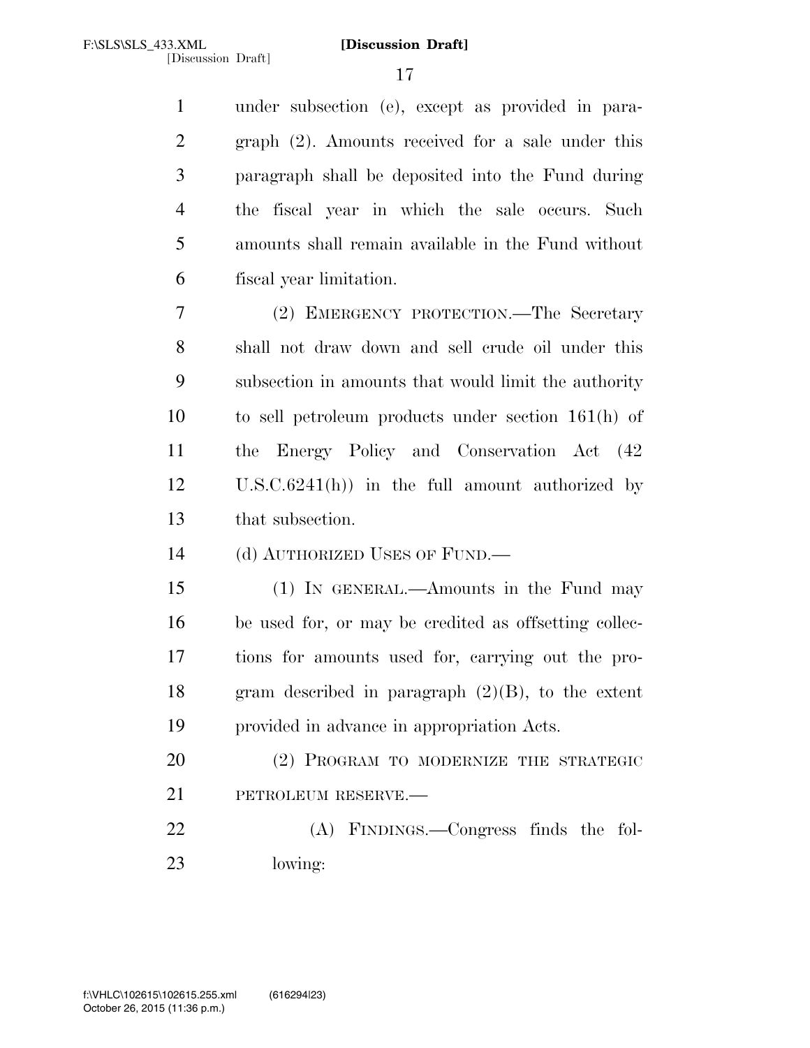under subsection (e), except as provided in paragraph (2). Amounts received for a sale under this paragraph shall be deposited into the Fund during the fiscal year in which the sale occurs. Such amounts shall remain available in the Fund without fiscal year limitation.

(2) EMERGENCY PROTECTION.—The Secretary shall not draw down and sell crude oil under this subsection in amounts that would limit the authority to sell petroleum products under section 161(h) of the Energy Policy and Conservation Act (42 U.S.C.6241(h)) in the full amount authorized by that subsection.

(d) AUTHORIZED USES OF FUND.—

(1) IN GENERAL.—Amounts in the Fund may be used for, or may be credited as offsetting collections for amounts used for, carrying out the program described in paragraph (2)(B), to the extent provided in advance in appropriation Acts.

(2) PROGRAM TO MODERNIZE THE STRATEGIC PETROLEUM RESERVE.—

(A) FINDINGS.—Congress finds the following: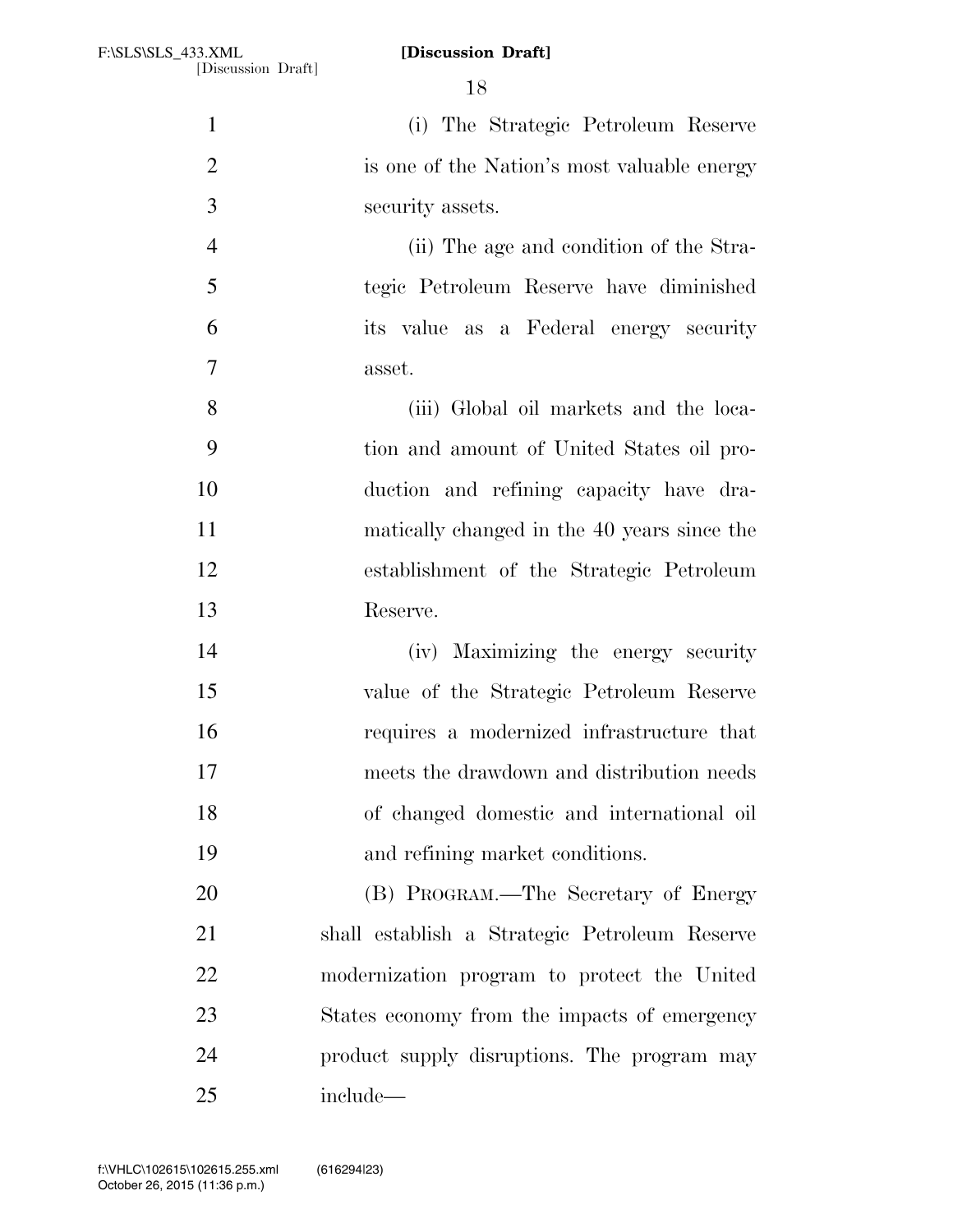(i) The Strategic Petroleum Reserve is one of the Nation's most valuable energy security assets.

(ii) The age and condition of the Strategic Petroleum Reserve have diminished its value as a Federal energy security asset.

(iii) Global oil markets and the location and amount of United States oil production and refining capacity have dramatically changed in the 40 years since the establishment of the Strategic Petroleum Reserve.

(iv) Maximizing the energy security value of the Strategic Petroleum Reserve requires a modernized infrastructure that meets the drawdown and distribution needs of changed domestic and international oil and refining market conditions.

(B) PROGRAM.—The Secretary of Energy shall establish a Strategic Petroleum Reserve modernization program to protect the United States economy from the impacts of emergency product supply disruptions. The program may include—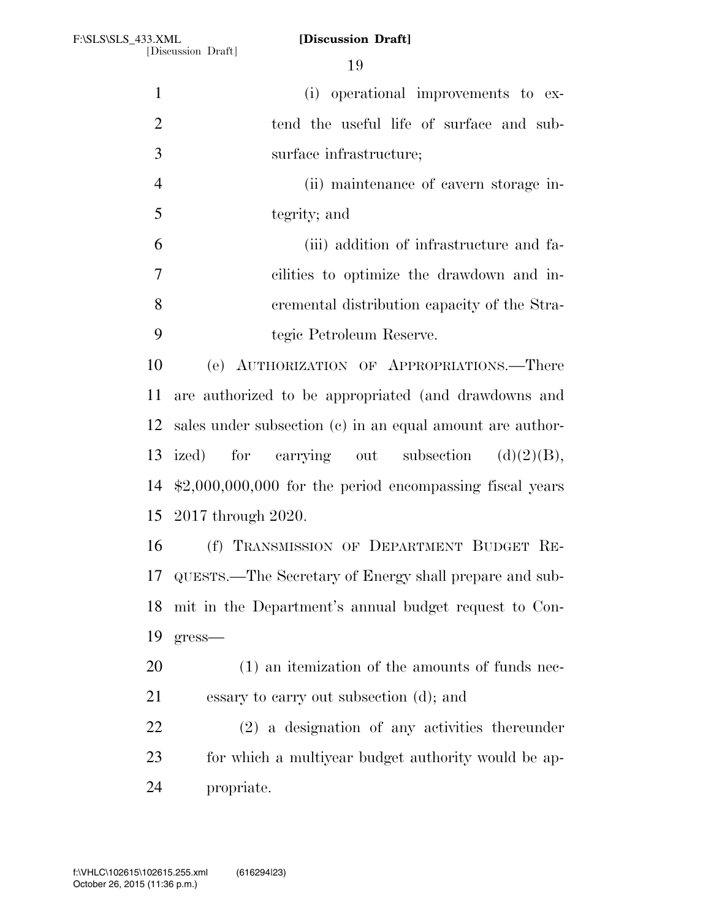(i) operational improvements to extend the useful life of surface and subsurface infrastructure;

(ii) maintenance of cavern storage integrity; and

(iii) addition of infrastructure and facilities to optimize the drawdown and incremental distribution capacity of the Strategic Petroleum Reserve.

(e) AUTHORIZATION OF APPROPRIATIONS.—There are authorized to be appropriated (and drawdowns and sales under subsection (c) in an equal amount are authorized) for carrying out subsection (d)(2)(B), $2,000,000,000 for the period encompassing fiscal years 2017 through 2020.

(f) TRANSMISSION OF DEPARTMENT BUDGET REQUESTS.—The Secretary of Energy shall prepare and submit in the Department's annual budget request to Congress—

(1) an itemization of the amounts of funds necessary to carry out subsection (d); and

(2) a designation of any activities thereunder for which a multiyear budget authority would be appropriate.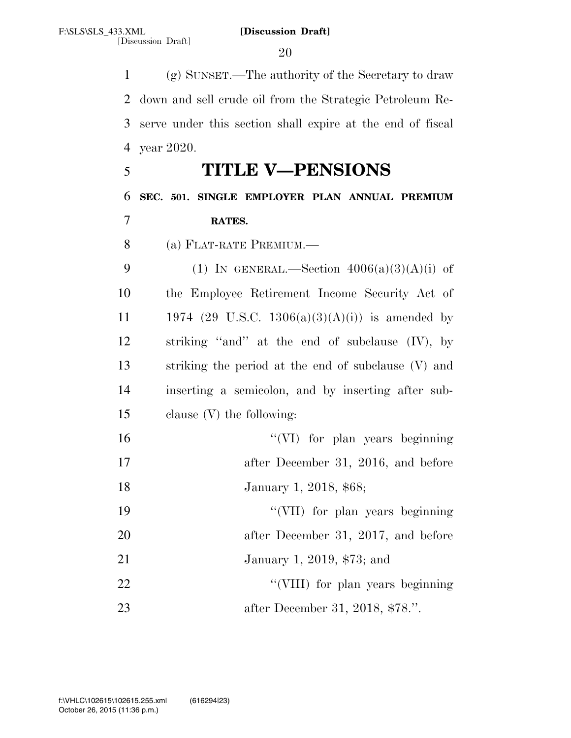(g) SUNSET.—The authority of the Secretary to draw down and sell crude oil from the Strategic Petroleum Reserve under this section shall expire at the end of fiscal year 2020.

# TITLE V—PENSIONS

**SEC. 501. SINGLE EMPLOYER PLAN ANNUAL PREMIUM RATES.**

(a) FLAT-RATE PREMIUM.—

(1) IN GENERAL.—Section 4006(a)(3)(A)(i) of the Employee Retirement Income Security Act of 1974 (29 U.S.C. 1306(a)(3)(A)(i)) is amended by striking ''and'' at the end of subclause (IV), by striking the period at the end of subclause (V) and inserting a semicolon, and by inserting after subclause (V) the following:

''(VI) for plan years beginning after December 31, 2016, and before January 1, 2018, $68;

''(VII) for plan years beginning after December 31, 2017, and before January 1, 2019, $73; and

''(VIII) for plan years beginning after December 31, 2018, $78.''.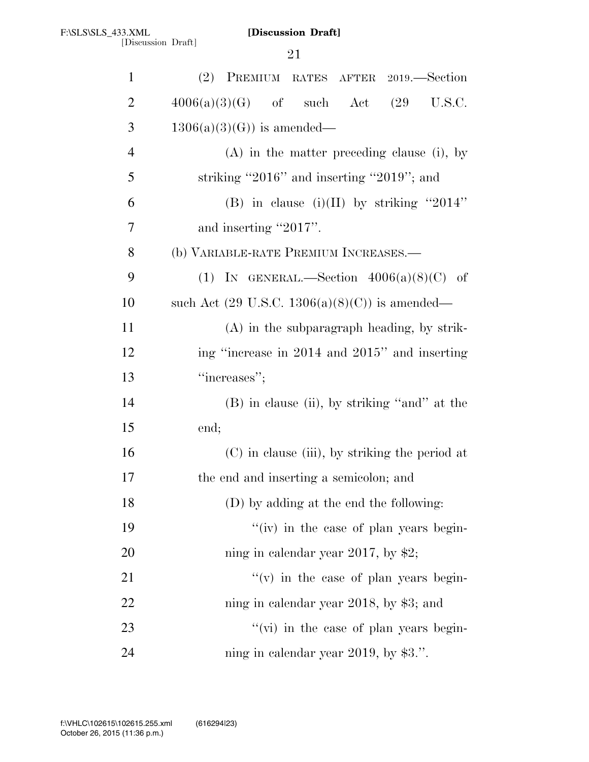(2) PREMIUM RATES AFTER 2019.—Section 4006(a)(3)(G) of such Act (29 U.S.C. 1306(a)(3)(G)) is amended—

(A) in the matter preceding clause (i), by striking ''2016'' and inserting ''2019''; and

(B) in clause (i)(II) by striking ''2014'' and inserting ''2017''.

(b) VARIABLE-RATE PREMIUM INCREASES.—

(1) IN GENERAL.—Section 4006(a)(8)(C) of such Act (29 U.S.C. 1306(a)(8)(C)) is amended—

(A) in the subparagraph heading, by striking ''increase in 2014 and 2015'' and inserting ''increases'';

(B) in clause (ii), by striking ''and'' at the end;

(C) in clause (iii), by striking the period at the end and inserting a semicolon; and

(D) by adding at the end the following:

''(iv) in the case of plan years beginning in calendar year 2017, by $2;

''(v) in the case of plan years beginning in calendar year 2018, by $3; and

''(vi) in the case of plan years beginning in calendar year 2019, by $3.''.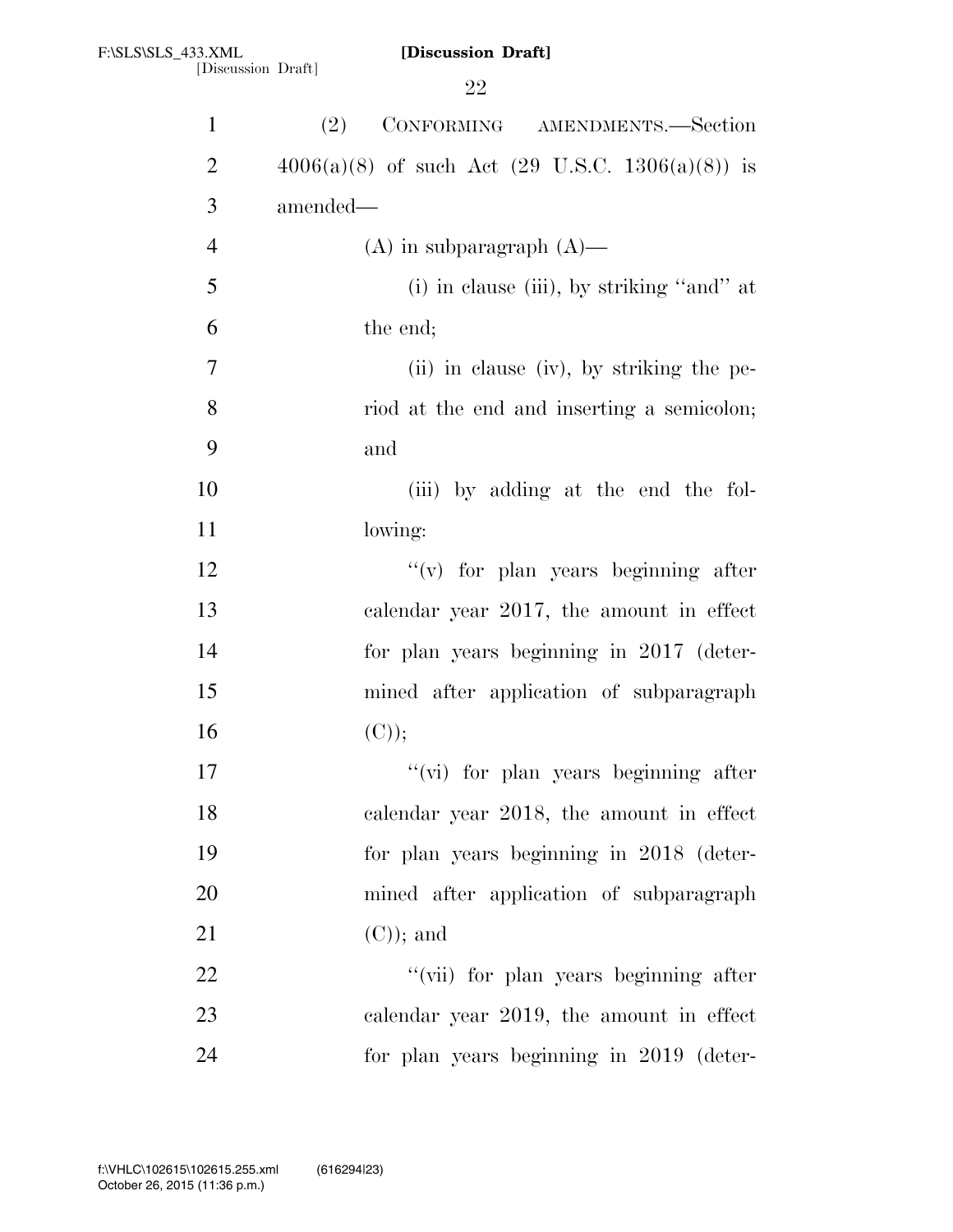(2) CONFORMING AMENDMENTS.—Section 4006(a)(8) of such Act (29 U.S.C. 1306(a)(8)) is amended—

(A) in subparagraph (A)—

(i) in clause (iii), by striking ''and'' at the end;

(ii) in clause (iv), by striking the period at the end and inserting a semicolon; and

(iii) by adding at the end the following:

''(v) for plan years beginning after calendar year 2017, the amount in effect for plan years beginning in 2017 (determined after application of subparagraph (C));

''(vi) for plan years beginning after calendar year 2018, the amount in effect for plan years beginning in 2018 (determined after application of subparagraph (C)); and

''(vii) for plan years beginning after calendar year 2019, the amount in effect for plan years beginning in 2019 (deter-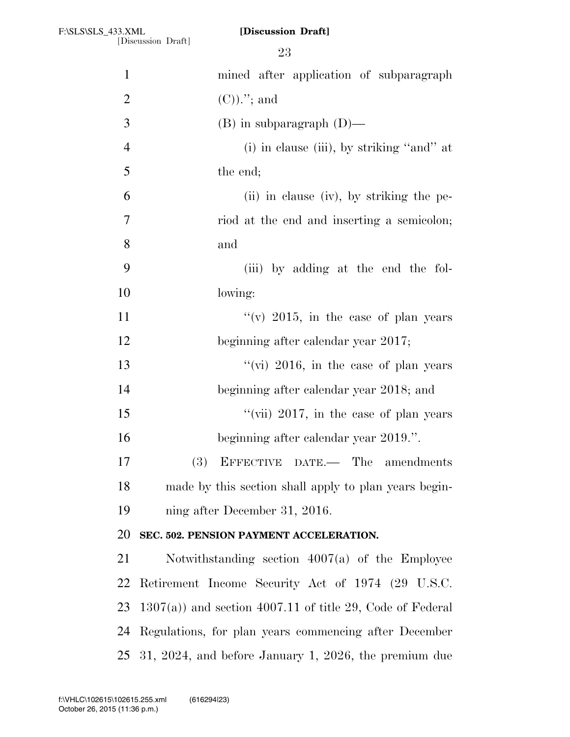mined after application of subparagraph (C)).''; and

(B) in subparagraph (D)—

(i) in clause (iii), by striking ''and'' at the end;

(ii) in clause (iv), by striking the period at the end and inserting a semicolon; and

(iii) by adding at the end the following:

''(v) 2015, in the case of plan years beginning after calendar year 2017;

''(vi) 2016, in the case of plan years beginning after calendar year 2018; and

''(vii) 2017, in the case of plan years beginning after calendar year 2019.''.

(3) EFFECTIVE DATE.— The amendments made by this section shall apply to plan years beginning after December 31, 2016.

**SEC. 502. PENSION PAYMENT ACCELERATION.**

Notwithstanding section 4007(a) of the Employee Retirement Income Security Act of 1974 (29 U.S.C. 1307(a)) and section 4007.11 of title 29, Code of Federal Regulations, for plan years commencing after December 31, 2024, and before January 1, 2026, the premium due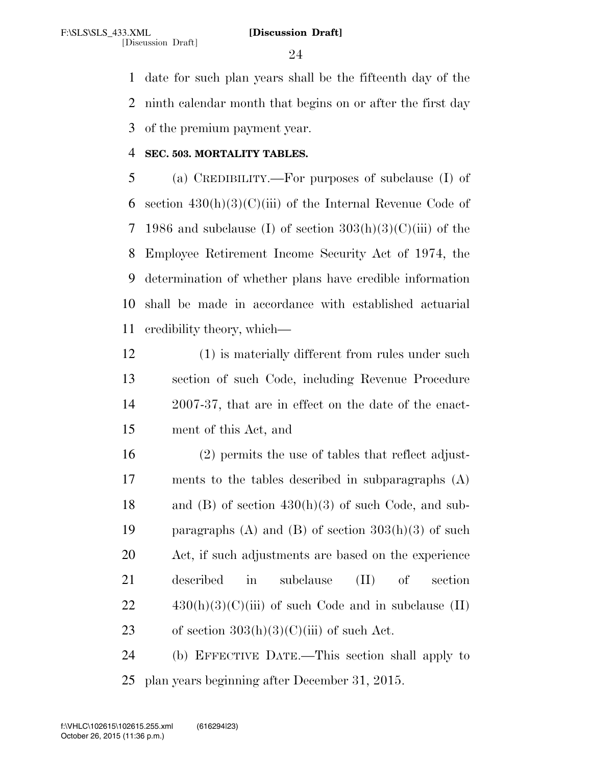date for such plan years shall be the fifteenth day of the ninth calendar month that begins on or after the first day of the premium payment year.

**SEC. 503. MORTALITY TABLES.**

(a) CREDIBILITY.—For purposes of subclause (I) of section 430(h)(3)(C)(iii) of the Internal Revenue Code of 1986 and subclause (I) of section 303(h)(3)(C)(iii) of the Employee Retirement Income Security Act of 1974, the determination of whether plans have credible information shall be made in accordance with established actuarial credibility theory, which—

(1) is materially different from rules under such section of such Code, including Revenue Procedure 2007-37, that are in effect on the date of the enactment of this Act, and

(2) permits the use of tables that reflect adjustments to the tables described in subparagraphs (A) and (B) of section 430(h)(3) of such Code, and subparagraphs (A) and (B) of section 303(h)(3) of such Act, if such adjustments are based on the experience described in subclause (II) of section 430(h)(3)(C)(iii) of such Code and in subclause (II) of section 303(h)(3)(C)(iii) of such Act.

(b) EFFECTIVE DATE.—This section shall apply to plan years beginning after December 31, 2015.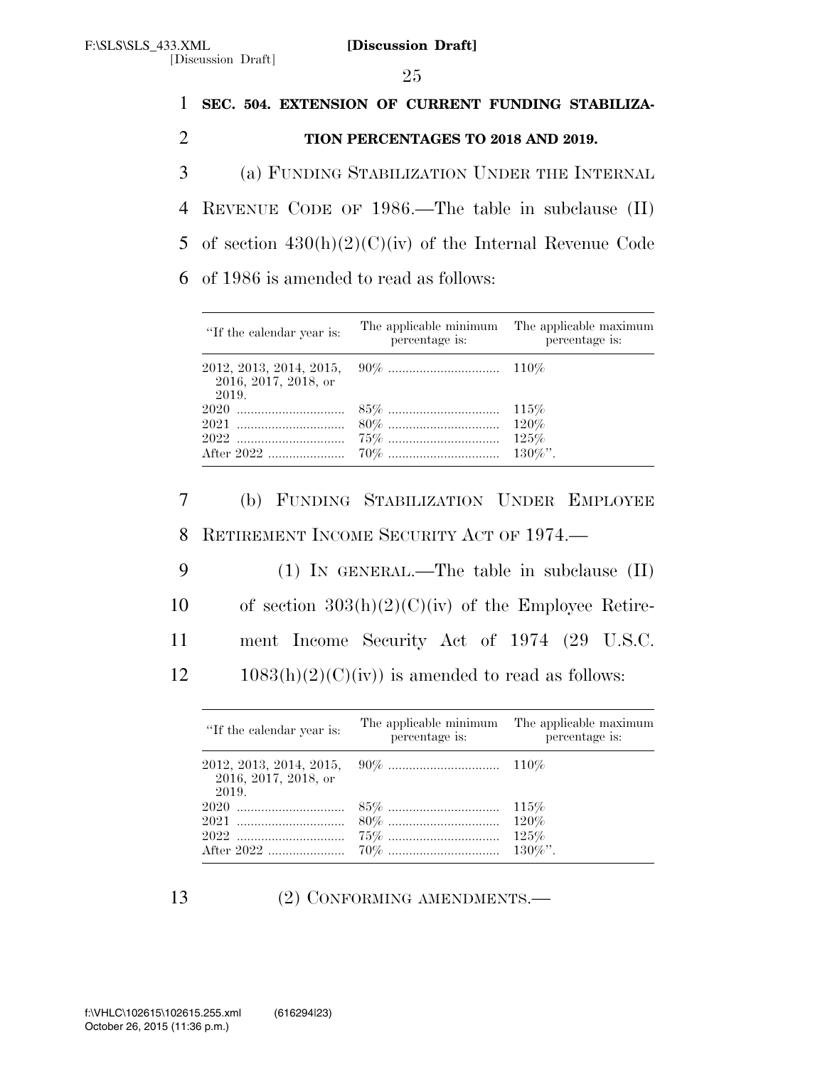**SEC. 504. EXTENSION OF CURRENT FUNDING STABILIZATION PERCENTAGES TO 2018 AND 2019.**

(a) FUNDING STABILIZATION UNDER THE INTERNAL REVENUE CODE OF 1986.—The table in subclause (II) of section 430(h)(2)(C)(iv) of the Internal Revenue Code of 1986 is amended to read as follows:

| "If the calendar year is: | The applicable minimum percentage is: | The applicable maximum percentage is: |
|---|---|---|
| 2012, 2013, 2014, 2015, 2016, 2017, 2018, or 2019. | 90% | 110% |
| 2020 | 85% | 115% |
| 2021 | 80% | 120% |
| 2022 | 75% | 125% |
| After 2022 | 70% | 130%". |

(b) FUNDING STABILIZATION UNDER EMPLOYEE RETIREMENT INCOME SECURITY ACT OF 1974.—

(1) IN GENERAL.—The table in subclause (II) of section 303(h)(2)(C)(iv) of the Employee Retirement Income Security Act of 1974 (29 U.S.C. 1083(h)(2)(C)(iv)) is amended to read as follows:

| "If the calendar year is: | The applicable minimum percentage is: | The applicable maximum percentage is: |
|---|---|---|
| 2012, 2013, 2014, 2015, 2016, 2017, 2018, or 2019. | 90% | 110% |
| 2020 | 85% | 115% |
| 2021 | 80% | 120% |
| 2022 | 75% | 125% |
| After 2022 | 70% | 130%". |

(2) CONFORMING AMENDMENTS.—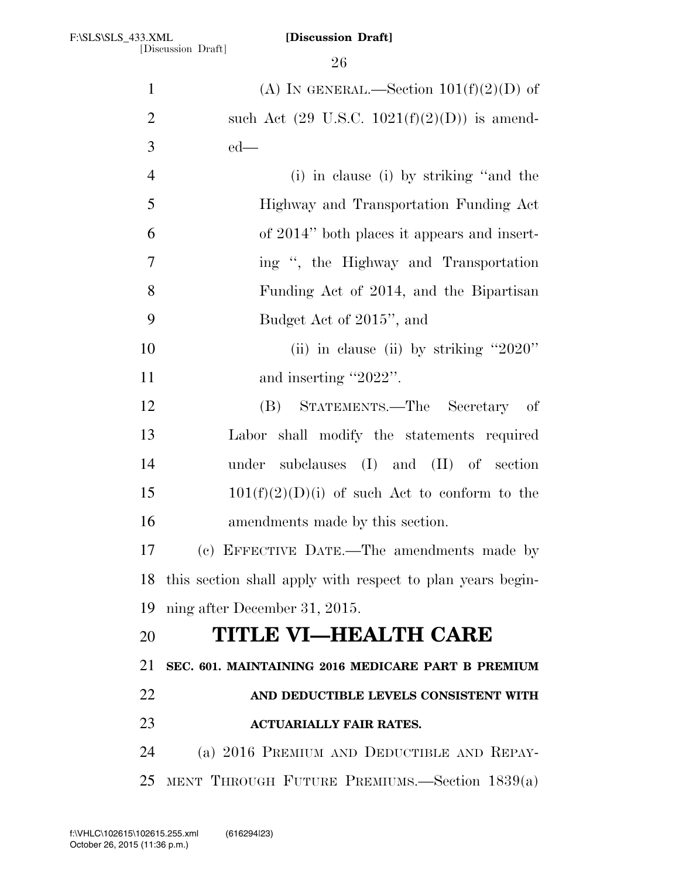(A) IN GENERAL.—Section 101(f)(2)(D) of such Act (29 U.S.C. 1021(f)(2)(D)) is amended—

(i) in clause (i) by striking "and the Highway and Transportation Funding Act of 2014" both places it appears and inserting ", the Highway and Transportation Funding Act of 2014, and the Bipartisan Budget Act of 2015", and

(ii) in clause (ii) by striking "2020" and inserting "2022".

(B) STATEMENTS.—The Secretary of Labor shall modify the statements required under subclauses (I) and (II) of section 101(f)(2)(D)(i) of such Act to conform to the amendments made by this section.

(c) EFFECTIVE DATE.—The amendments made by this section shall apply with respect to plan years beginning after December 31, 2015.

# TITLE VI—HEALTH CARE

## SEC. 601. MAINTAINING 2016 MEDICARE PART B PREMIUM AND DEDUCTIBLE LEVELS CONSISTENT WITH ACTUARIALLY FAIR RATES.

(a) 2016 PREMIUM AND DEDUCTIBLE AND REPAYMENT THROUGH FUTURE PREMIUMS.—Section 1839(a)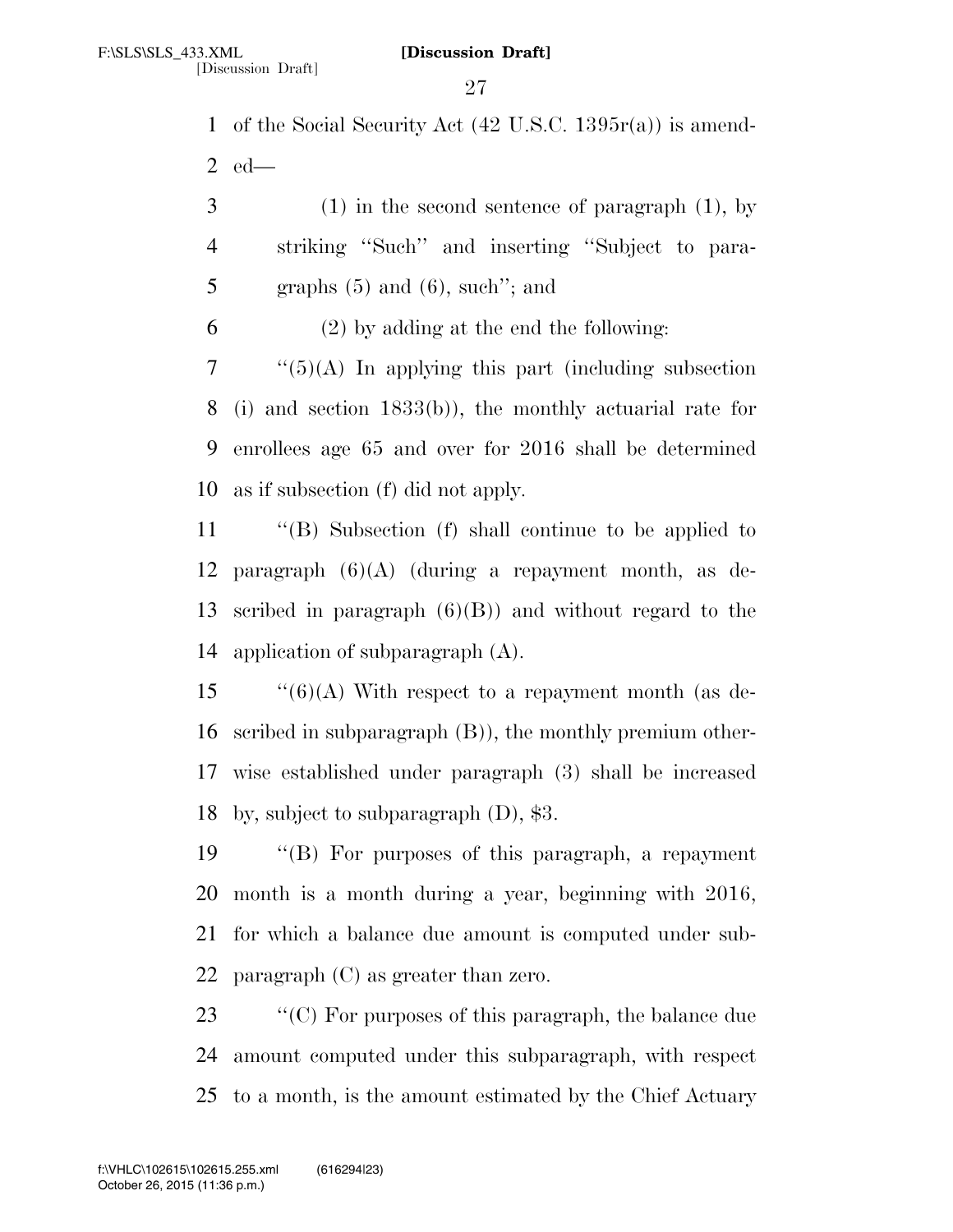of the Social Security Act (42 U.S.C. 1395r(a)) is amended—

(1) in the second sentence of paragraph (1), by striking "Such" and inserting "Subject to paragraphs (5) and (6), such"; and

(2) by adding at the end the following:

"(5)(A) In applying this part (including subsection (i) and section 1833(b)), the monthly actuarial rate for enrollees age 65 and over for 2016 shall be determined as if subsection (f) did not apply.

"(B) Subsection (f) shall continue to be applied to paragraph (6)(A) (during a repayment month, as described in paragraph (6)(B)) and without regard to the application of subparagraph (A).

"(6)(A) With respect to a repayment month (as described in subparagraph (B)), the monthly premium otherwise established under paragraph (3) shall be increased by, subject to subparagraph (D), $3.

"(B) For purposes of this paragraph, a repayment month is a month during a year, beginning with 2016, for which a balance due amount is computed under subparagraph (C) as greater than zero.

"(C) For purposes of this paragraph, the balance due amount computed under this subparagraph, with respect to a month, is the amount estimated by the Chief Actuary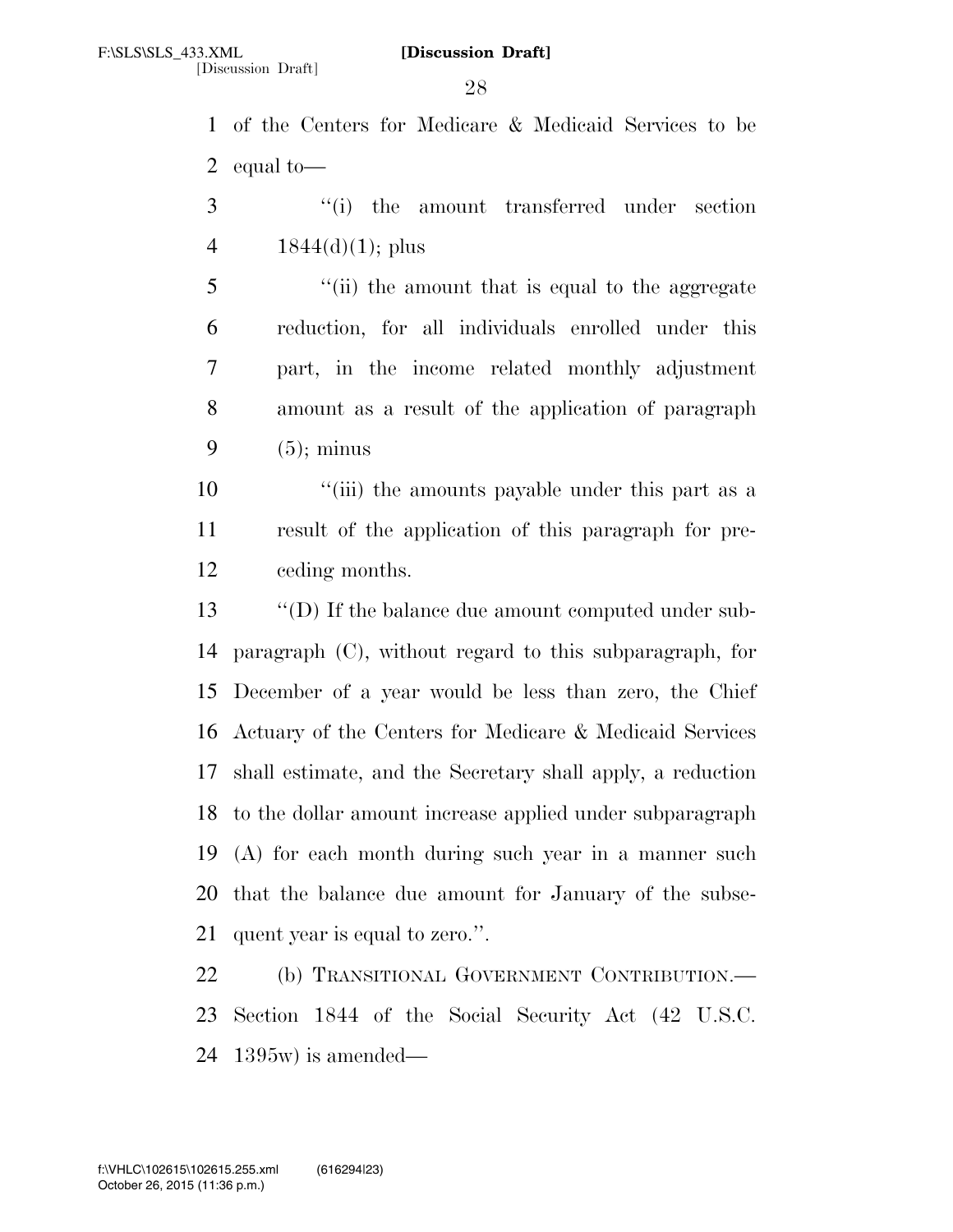of the Centers for Medicare & Medicaid Services to be equal to—

''(i) the amount transferred under section 1844(d)(1); plus

''(ii) the amount that is equal to the aggregate reduction, for all individuals enrolled under this part, in the income related monthly adjustment amount as a result of the application of paragraph (5); minus

''(iii) the amounts payable under this part as a result of the application of this paragraph for preceding months.

''(D) If the balance due amount computed under subparagraph (C), without regard to this subparagraph, for December of a year would be less than zero, the Chief Actuary of the Centers for Medicare & Medicaid Services shall estimate, and the Secretary shall apply, a reduction to the dollar amount increase applied under subparagraph (A) for each month during such year in a manner such that the balance due amount for January of the subsequent year is equal to zero.''.

(b) TRANSITIONAL GOVERNMENT CONTRIBUTION.—Section 1844 of the Social Security Act (42 U.S.C. 1395w) is amended—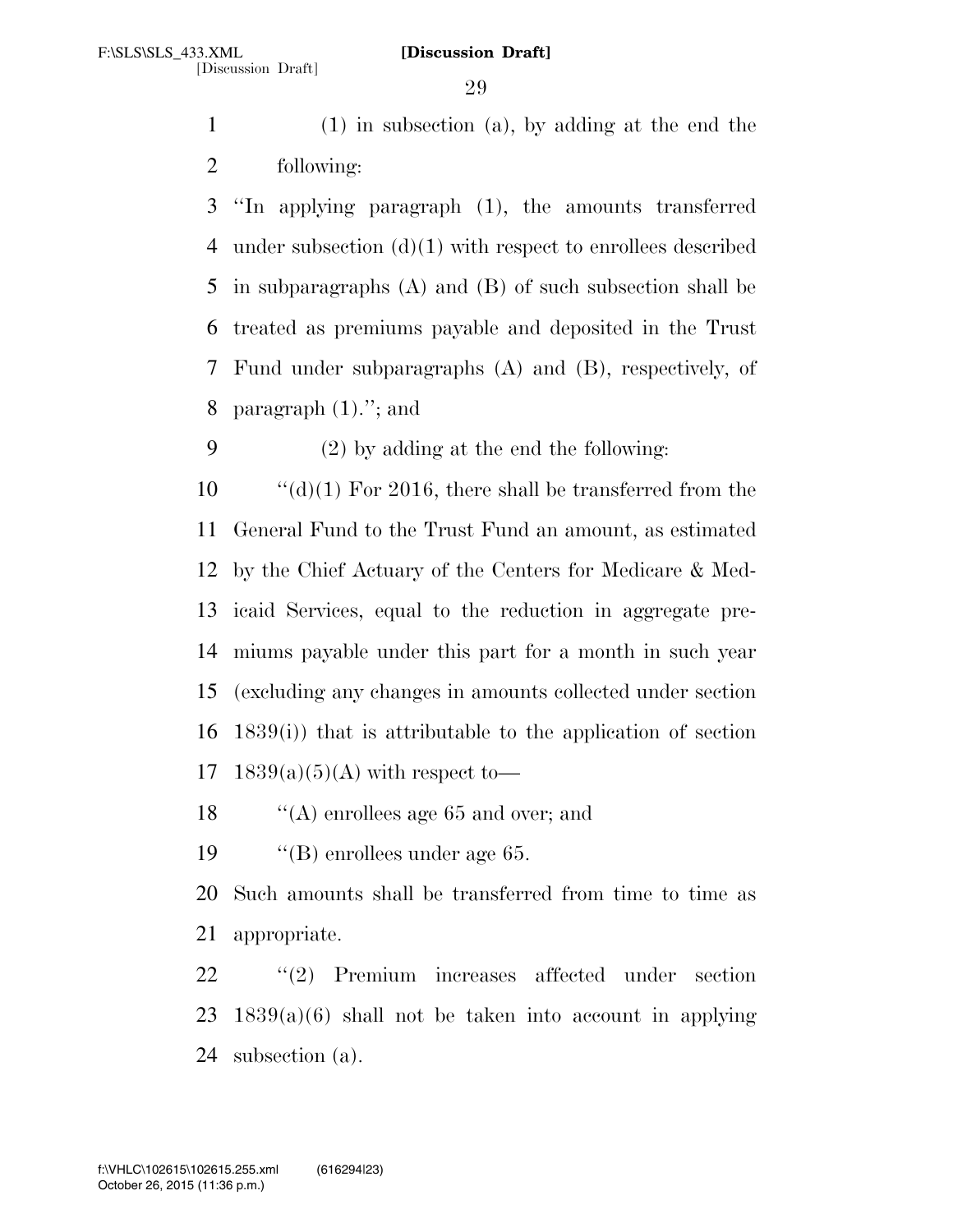(1) in subsection (a), by adding at the end the following:

"In applying paragraph (1), the amounts transferred under subsection (d)(1) with respect to enrollees described in subparagraphs (A) and (B) of such subsection shall be treated as premiums payable and deposited in the Trust Fund under subparagraphs (A) and (B), respectively, of paragraph (1)."; and

(2) by adding at the end the following:

"(d)(1) For 2016, there shall be transferred from the General Fund to the Trust Fund an amount, as estimated by the Chief Actuary of the Centers for Medicare & Medicaid Services, equal to the reduction in aggregate premiums payable under this part for a month in such year (excluding any changes in amounts collected under section 1839(i)) that is attributable to the application of section 1839(a)(5)(A) with respect to—

"(A) enrollees age 65 and over; and

"(B) enrollees under age 65.

Such amounts shall be transferred from time to time as appropriate.

"(2) Premium increases affected under section 1839(a)(6) shall not be taken into account in applying subsection (a).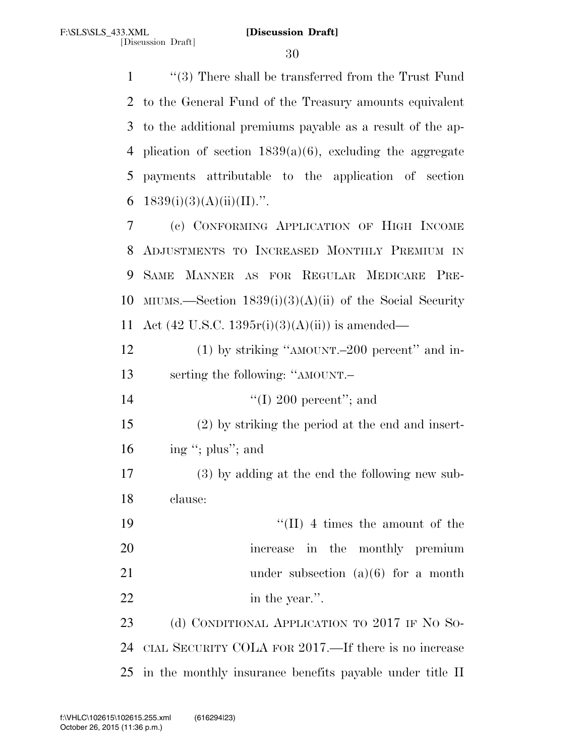"(3) There shall be transferred from the Trust Fund to the General Fund of the Treasury amounts equivalent to the additional premiums payable as a result of the application of section 1839(a)(6), excluding the aggregate payments attributable to the application of section 1839(i)(3)(A)(ii)(II).".

(c) CONFORMING APPLICATION OF HIGH INCOME ADJUSTMENTS TO INCREASED MONTHLY PREMIUM IN SAME MANNER AS FOR REGULAR MEDICARE PREMIUMS.—Section 1839(i)(3)(A)(ii) of the Social Security Act (42 U.S.C. 1395r(i)(3)(A)(ii)) is amended—

(1) by striking "AMOUNT.–200 percent" and inserting the following: "AMOUNT.–

"(I) 200 percent"; and

(2) by striking the period at the end and inserting "; plus"; and

(3) by adding at the end the following new subclause:

"(II) 4 times the amount of the increase in the monthly premium under subsection (a)(6) for a month in the year.".

(d) CONDITIONAL APPLICATION TO 2017 IF NO SOCIAL SECURITY COLA FOR 2017.—If there is no increase in the monthly insurance benefits payable under title II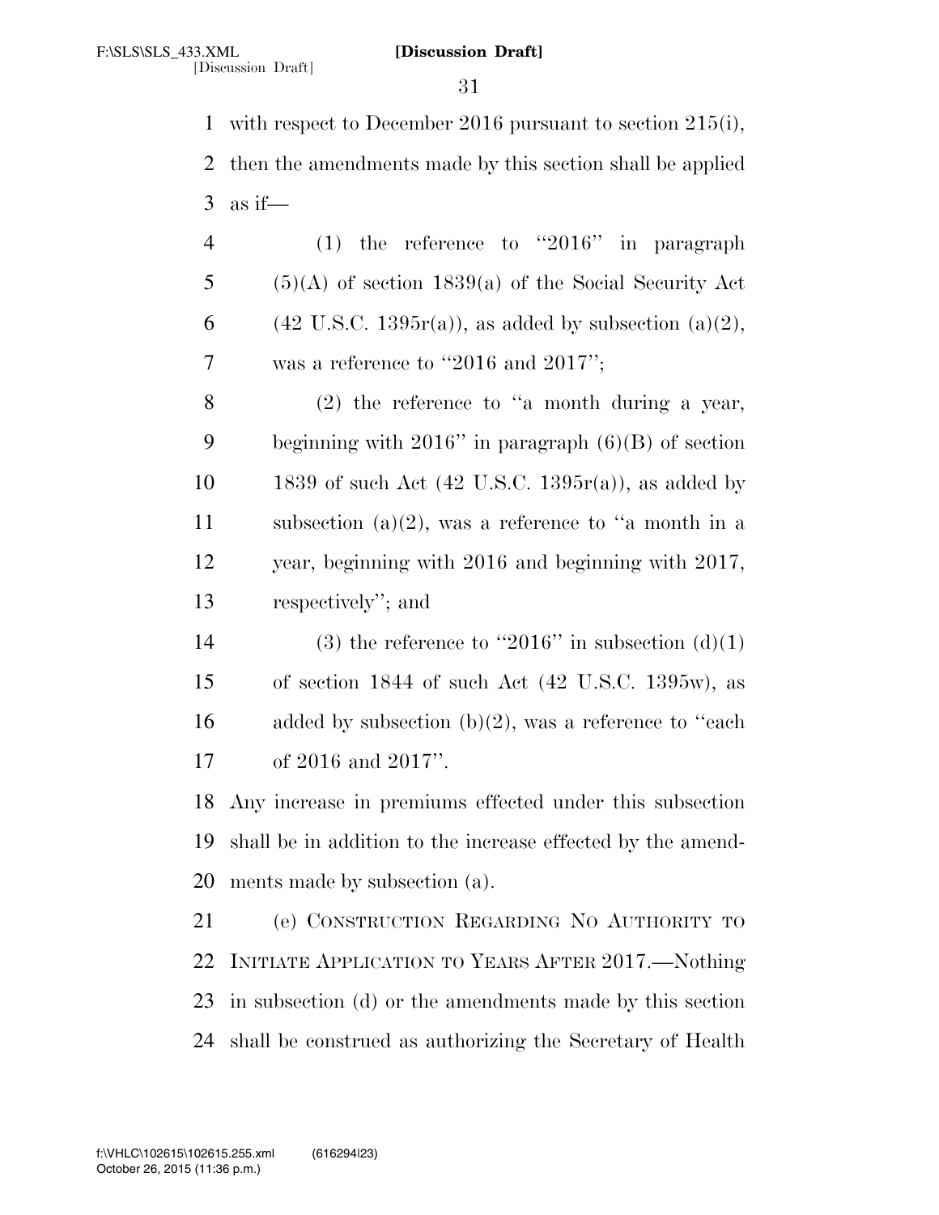with respect to December 2016 pursuant to section 215(i), then the amendments made by this section shall be applied as if—

(1) the reference to "2016" in paragraph (5)(A) of section 1839(a) of the Social Security Act (42 U.S.C. 1395r(a)), as added by subsection (a)(2), was a reference to "2016 and 2017";

(2) the reference to "a month during a year, beginning with 2016" in paragraph (6)(B) of section 1839 of such Act (42 U.S.C. 1395r(a)), as added by subsection (a)(2), was a reference to "a month in a year, beginning with 2016 and beginning with 2017, respectively"; and

(3) the reference to "2016" in subsection (d)(1) of section 1844 of such Act (42 U.S.C. 1395w), as added by subsection (b)(2), was a reference to "each of 2016 and 2017".

Any increase in premiums effected under this subsection shall be in addition to the increase effected by the amendments made by subsection (a).

(e) CONSTRUCTION REGARDING NO AUTHORITY TO INITIATE APPLICATION TO YEARS AFTER 2017.—Nothing in subsection (d) or the amendments made by this section shall be construed as authorizing the Secretary of Health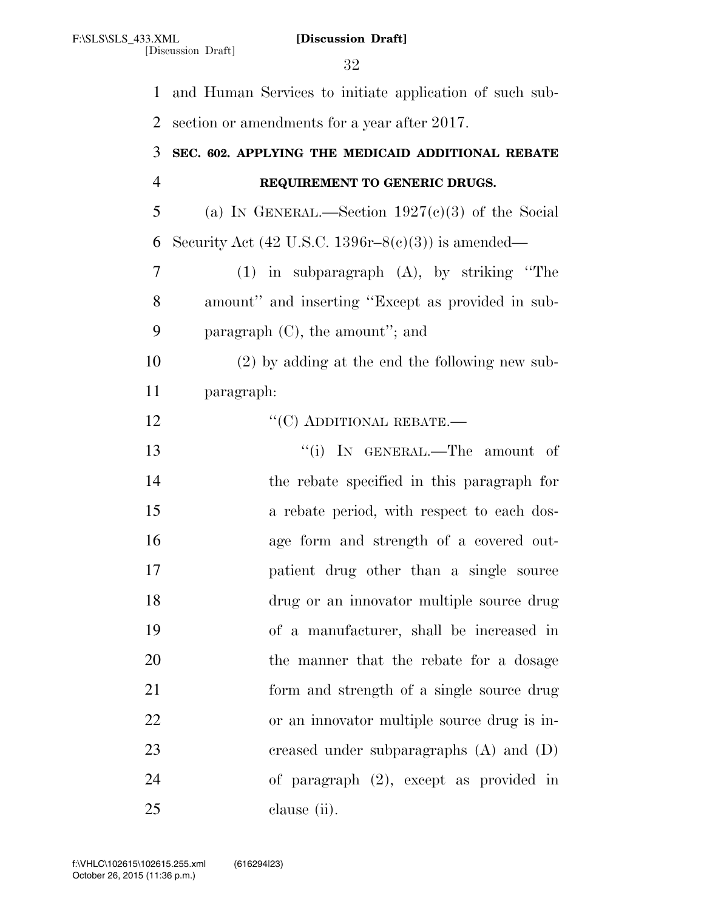and Human Services to initiate application of such subsection or amendments for a year after 2017.

**SEC. 602. APPLYING THE MEDICAID ADDITIONAL REBATE REQUIREMENT TO GENERIC DRUGS.**

(a) IN GENERAL.—Section 1927(c)(3) of the Social Security Act (42 U.S.C. 1396r–8(c)(3)) is amended—

(1) in subparagraph (A), by striking "The amount" and inserting "Except as provided in subparagraph (C), the amount"; and

(2) by adding at the end the following new subparagraph:

"(C) ADDITIONAL REBATE.—

"(i) IN GENERAL.—The amount of the rebate specified in this paragraph for a rebate period, with respect to each dosage form and strength of a covered outpatient drug other than a single source drug or an innovator multiple source drug of a manufacturer, shall be increased in the manner that the rebate for a dosage form and strength of a single source drug or an innovator multiple source drug is increased under subparagraphs (A) and (D) of paragraph (2), except as provided in clause (ii).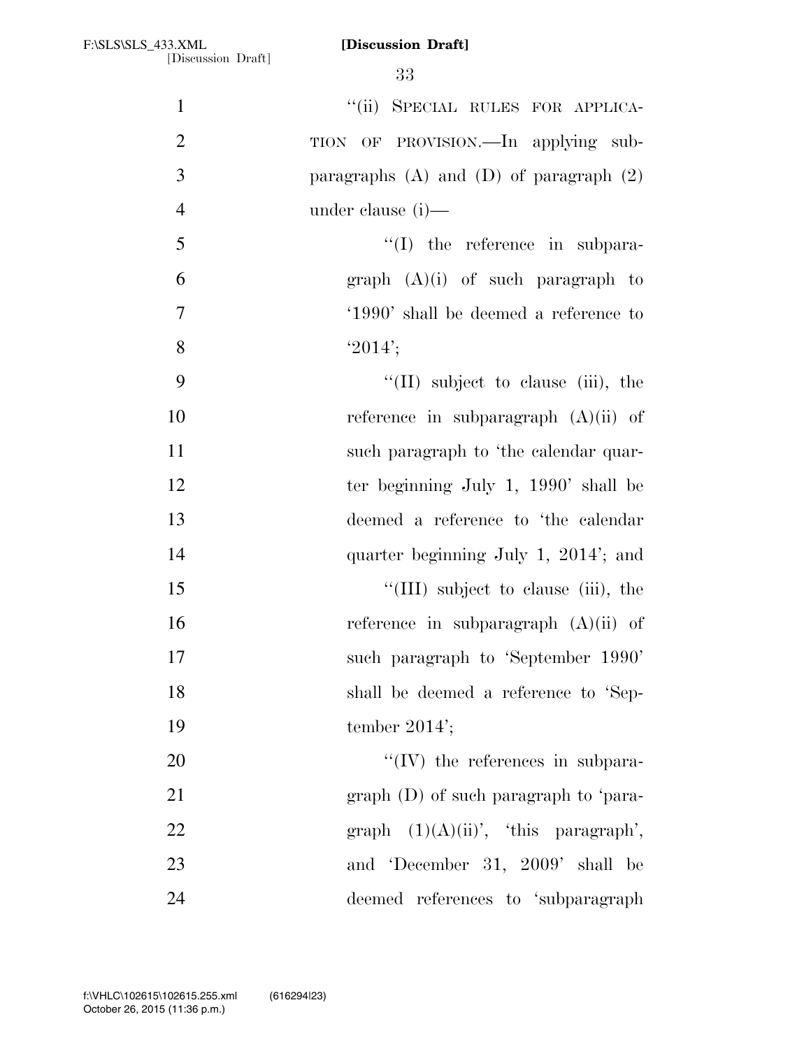"(ii) SPECIAL RULES FOR APPLICATION OF PROVISION.—In applying subparagraphs (A) and (D) of paragraph (2) under clause (i)—

"(I) the reference in subparagraph (A)(i) of such paragraph to '1990' shall be deemed a reference to '2014';

"(II) subject to clause (iii), the reference in subparagraph (A)(ii) of such paragraph to 'the calendar quarter beginning July 1, 1990' shall be deemed a reference to 'the calendar quarter beginning July 1, 2014'; and

"(III) subject to clause (iii), the reference in subparagraph (A)(ii) of such paragraph to 'September 1990' shall be deemed a reference to 'September 2014';

"(IV) the references in subparagraph (D) of such paragraph to 'paragraph (1)(A)(ii)', 'this paragraph', and 'December 31, 2009' shall be deemed references to 'subparagraph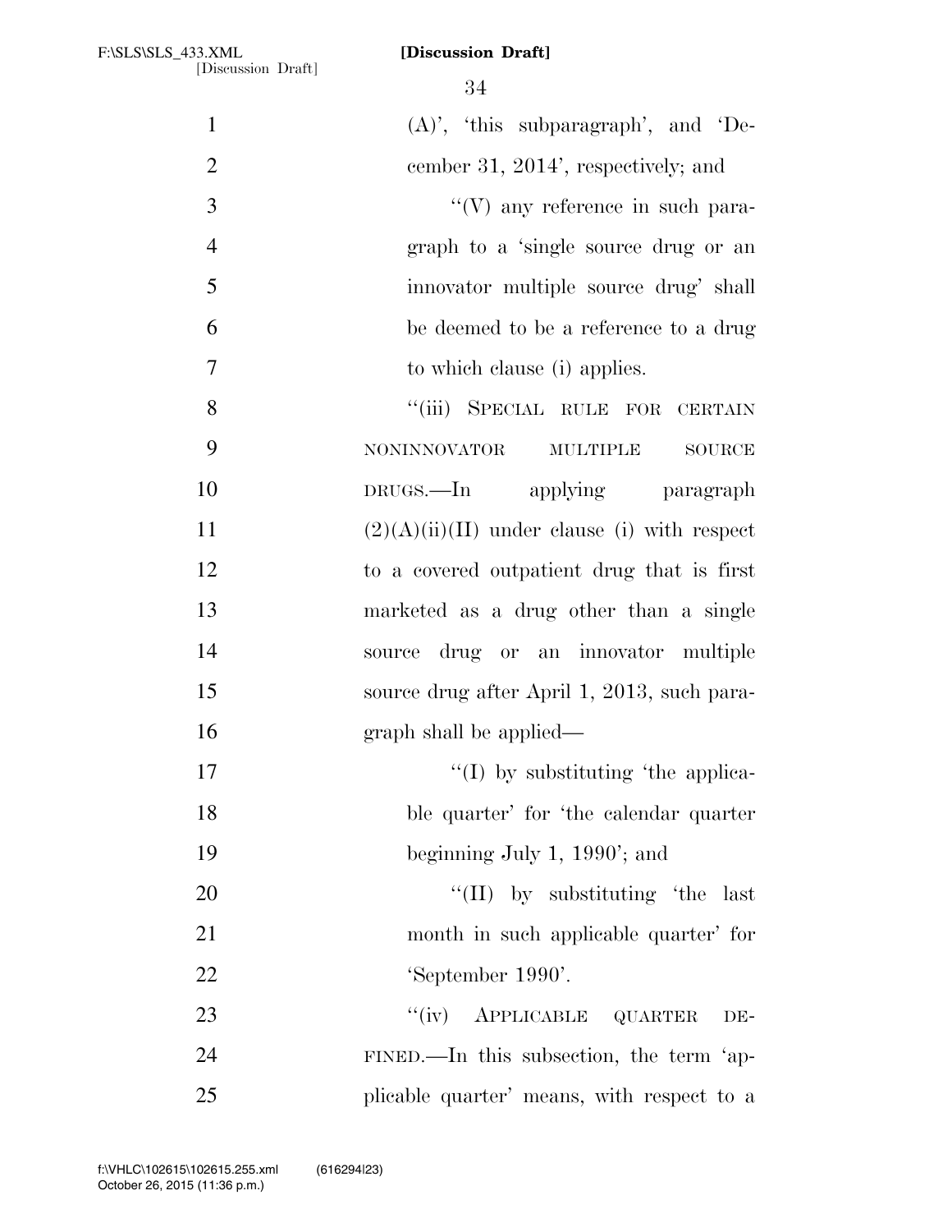(A)', 'this subparagraph', and 'December 31, 2014', respectively; and

"(V) any reference in such paragraph to a 'single source drug or an innovator multiple source drug' shall be deemed to be a reference to a drug to which clause (i) applies.

"(iii) SPECIAL RULE FOR CERTAIN NONINNOVATOR MULTIPLE SOURCE DRUGS.—In applying paragraph (2)(A)(ii)(II) under clause (i) with respect to a covered outpatient drug that is first marketed as a drug other than a single source drug or an innovator multiple source drug after April 1, 2013, such paragraph shall be applied—

"(I) by substituting 'the applicable quarter' for 'the calendar quarter beginning July 1, 1990'; and

"(II) by substituting 'the last month in such applicable quarter' for 'September 1990'.

"(iv) APPLICABLE QUARTER DEFINED.—In this subsection, the term 'applicable quarter' means, with respect to a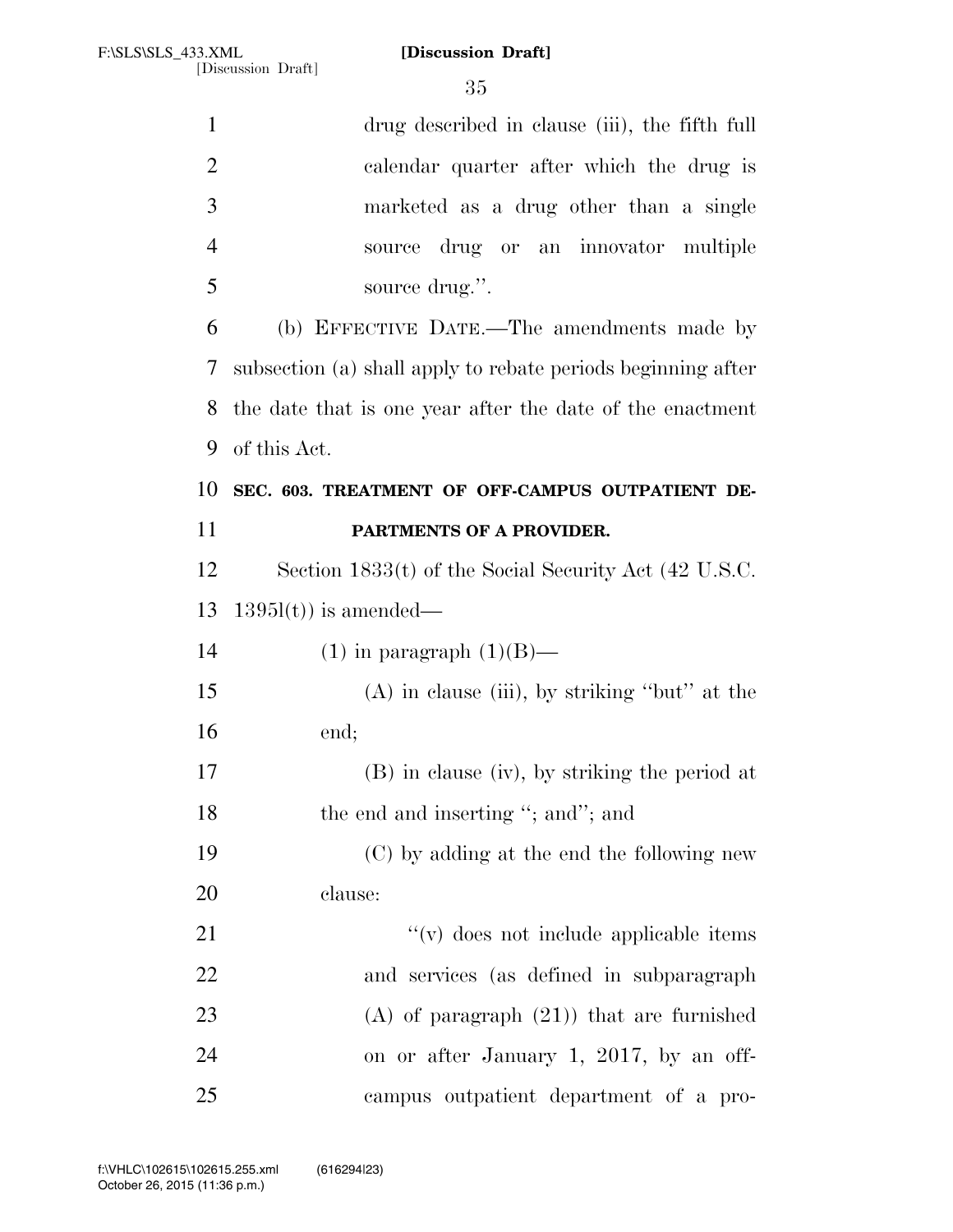drug described in clause (iii), the fifth full calendar quarter after which the drug is marketed as a drug other than a single source drug or an innovator multiple source drug.''.

(b) EFFECTIVE DATE.—The amendments made by subsection (a) shall apply to rebate periods beginning after the date that is one year after the date of the enactment of this Act.

**SEC. 603. TREATMENT OF OFF-CAMPUS OUTPATIENT DEPARTMENTS OF A PROVIDER.**

Section 1833(t) of the Social Security Act (42 U.S.C. 1395l(t)) is amended—

(1) in paragraph (1)(B)—

(A) in clause (iii), by striking ''but'' at the end;

(B) in clause (iv), by striking the period at the end and inserting ''; and''; and

(C) by adding at the end the following new clause:

''(v) does not include applicable items and services (as defined in subparagraph (A) of paragraph (21)) that are furnished on or after January 1, 2017, by an off-campus outpatient department of a pro-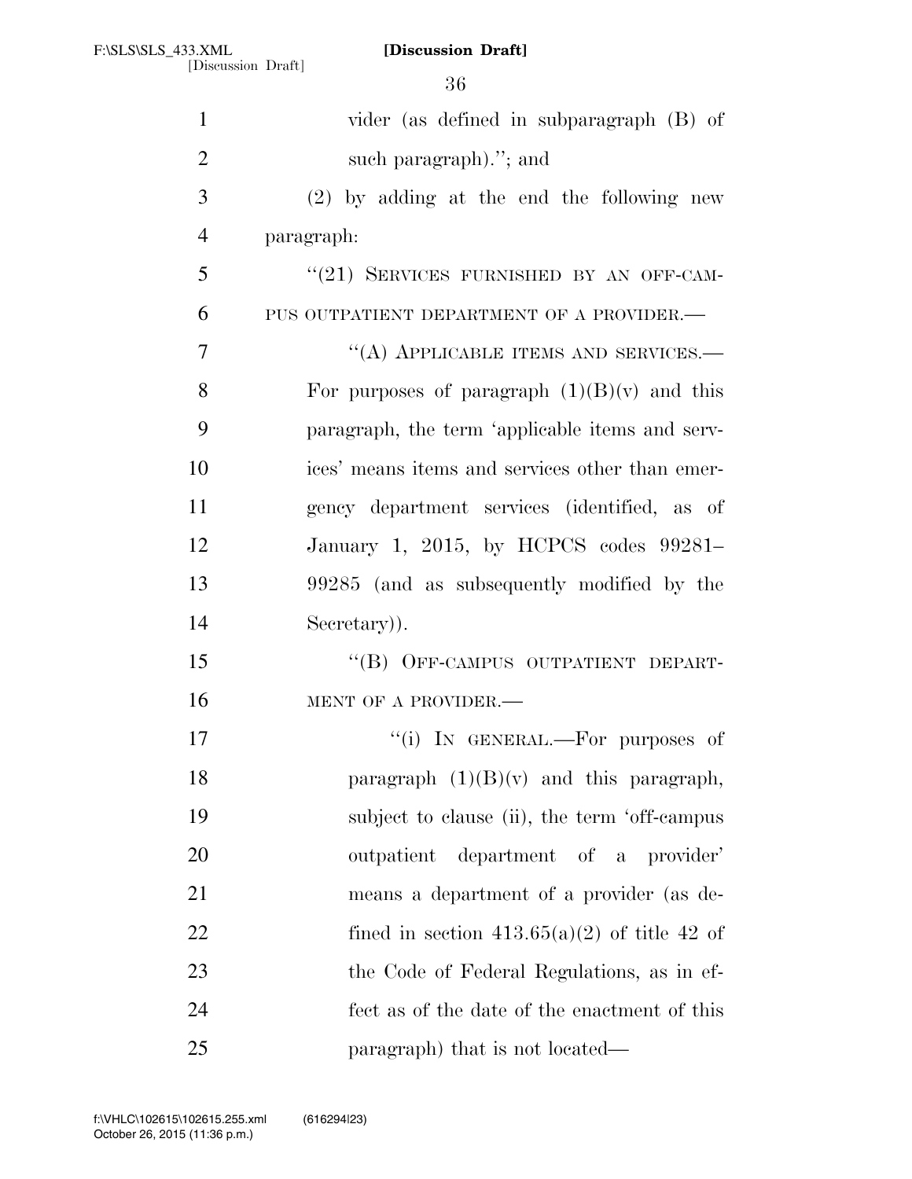vider (as defined in subparagraph (B) of such paragraph).''; and

(2) by adding at the end the following new paragraph:

''(21) SERVICES FURNISHED BY AN OFF-CAMPUS OUTPATIENT DEPARTMENT OF A PROVIDER.—

''(A) APPLICABLE ITEMS AND SERVICES.—For purposes of paragraph (1)(B)(v) and this paragraph, the term 'applicable items and services' means items and services other than emergency department services (identified, as of January 1, 2015, by HCPCS codes 99281–99285 (and as subsequently modified by the Secretary)).

''(B) OFF-CAMPUS OUTPATIENT DEPARTMENT OF A PROVIDER.—

''(i) IN GENERAL.—For purposes of paragraph (1)(B)(v) and this paragraph, subject to clause (ii), the term 'off-campus outpatient department of a provider' means a department of a provider (as defined in section 413.65(a)(2) of title 42 of the Code of Federal Regulations, as in effect as of the date of the enactment of this paragraph) that is not located—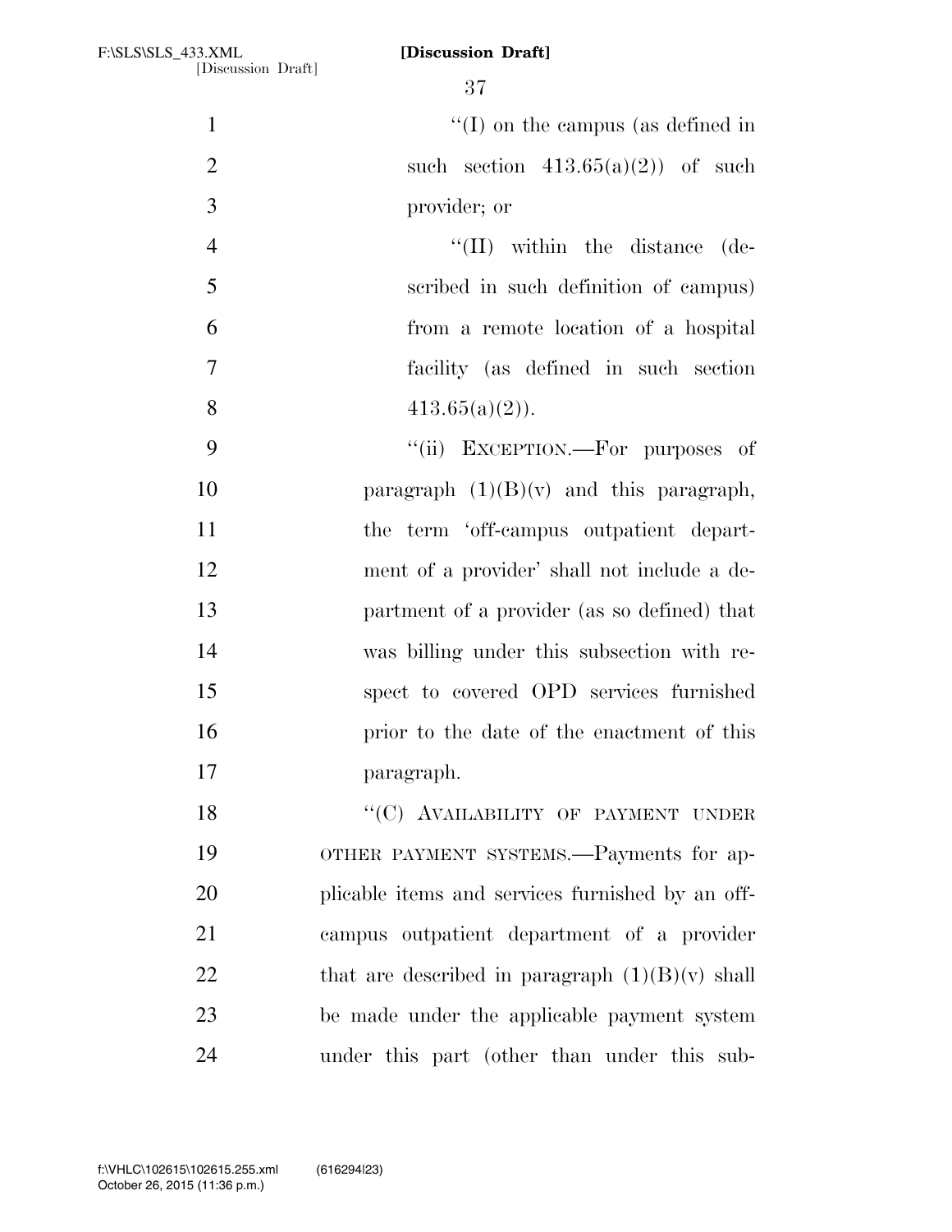"(I) on the campus (as defined in such section 413.65(a)(2)) of such provider; or

"(II) within the distance (described in such definition of campus) from a remote location of a hospital facility (as defined in such section 413.65(a)(2)).

"(ii) EXCEPTION.—For purposes of paragraph (1)(B)(v) and this paragraph, the term 'off-campus outpatient department of a provider' shall not include a department of a provider (as so defined) that was billing under this subsection with respect to covered OPD services furnished prior to the date of the enactment of this paragraph.

"(C) AVAILABILITY OF PAYMENT UNDER OTHER PAYMENT SYSTEMS.—Payments for applicable items and services furnished by an off-campus outpatient department of a provider that are described in paragraph (1)(B)(v) shall be made under the applicable payment system under this part (other than under this sub-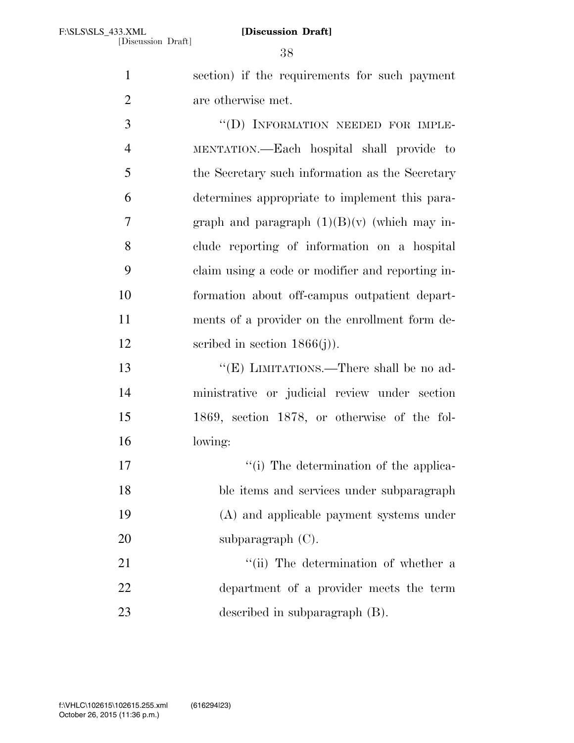section) if the requirements for such payment are otherwise met.

"(D) INFORMATION NEEDED FOR IMPLEMENTATION.—Each hospital shall provide to the Secretary such information as the Secretary determines appropriate to implement this paragraph and paragraph (1)(B)(v) (which may include reporting of information on a hospital claim using a code or modifier and reporting information about off-campus outpatient departments of a provider on the enrollment form described in section 1866(j)).

"(E) LIMITATIONS.—There shall be no administrative or judicial review under section 1869, section 1878, or otherwise of the following:

"(i) The determination of the applicable items and services under subparagraph (A) and applicable payment systems under subparagraph (C).

"(ii) The determination of whether a department of a provider meets the term described in subparagraph (B).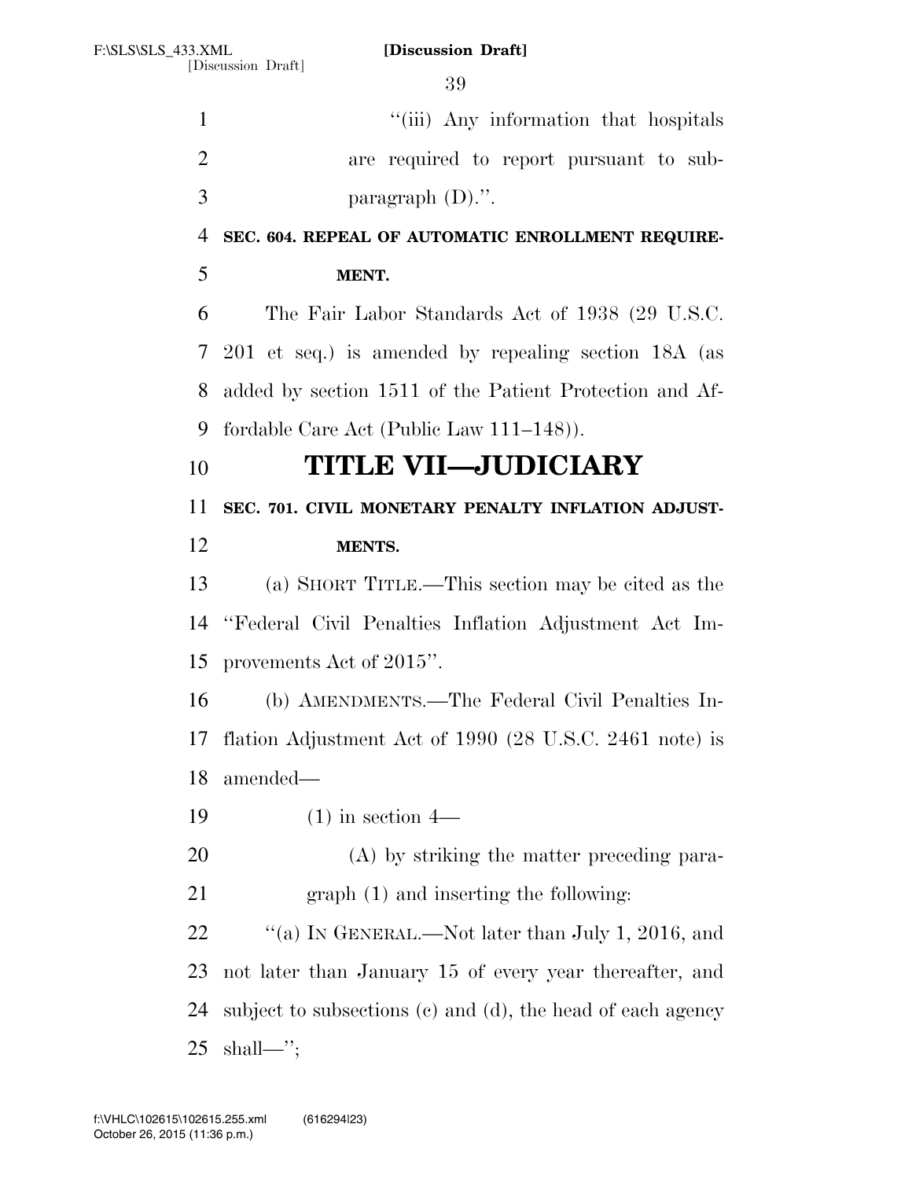"(iii) Any information that hospitals are required to report pursuant to subparagraph (D).".

**SEC. 604. REPEAL OF AUTOMATIC ENROLLMENT REQUIREMENT.**

The Fair Labor Standards Act of 1938 (29 U.S.C. 201 et seq.) is amended by repealing section 18A (as added by section 1511 of the Patient Protection and Affordable Care Act (Public Law 111–148)).

# TITLE VII—JUDICIARY

**SEC. 701. CIVIL MONETARY PENALTY INFLATION ADJUSTMENTS.**

(a) SHORT TITLE.—This section may be cited as the "Federal Civil Penalties Inflation Adjustment Act Improvements Act of 2015".

(b) AMENDMENTS.—The Federal Civil Penalties Inflation Adjustment Act of 1990 (28 U.S.C. 2461 note) is amended—

(1) in section 4—

(A) by striking the matter preceding paragraph (1) and inserting the following:

"(a) IN GENERAL.—Not later than July 1, 2016, and not later than January 15 of every year thereafter, and subject to subsections (c) and (d), the head of each agency shall—";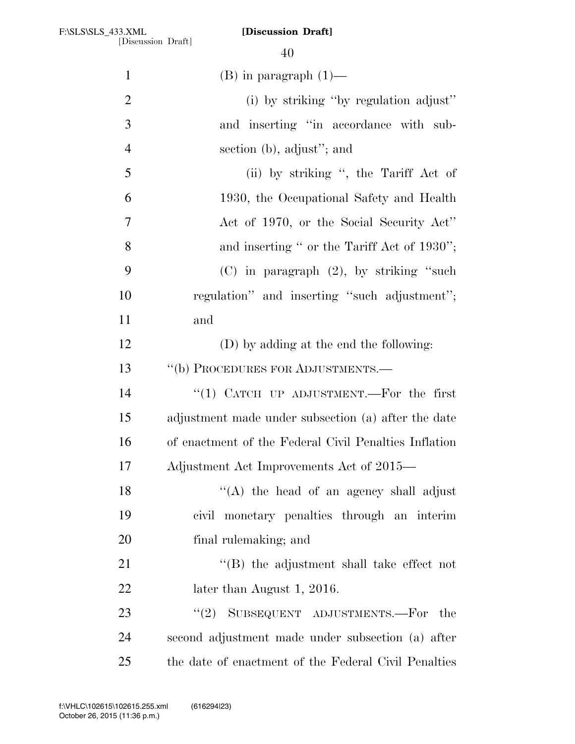(B) in paragraph (1)—

(i) by striking "by regulation adjust" and inserting "in accordance with subsection (b), adjust"; and

(ii) by striking ", the Tariff Act of 1930, the Occupational Safety and Health Act of 1970, or the Social Security Act" and inserting " or the Tariff Act of 1930";

(C) in paragraph (2), by striking "such regulation" and inserting "such adjustment"; and

(D) by adding at the end the following:

"(b) PROCEDURES FOR ADJUSTMENTS.—

"(1) CATCH UP ADJUSTMENT.—For the first adjustment made under subsection (a) after the date of enactment of the Federal Civil Penalties Inflation Adjustment Act Improvements Act of 2015—

"(A) the head of an agency shall adjust civil monetary penalties through an interim final rulemaking; and

"(B) the adjustment shall take effect not later than August 1, 2016.

"(2) SUBSEQUENT ADJUSTMENTS.—For the second adjustment made under subsection (a) after the date of enactment of the Federal Civil Penalties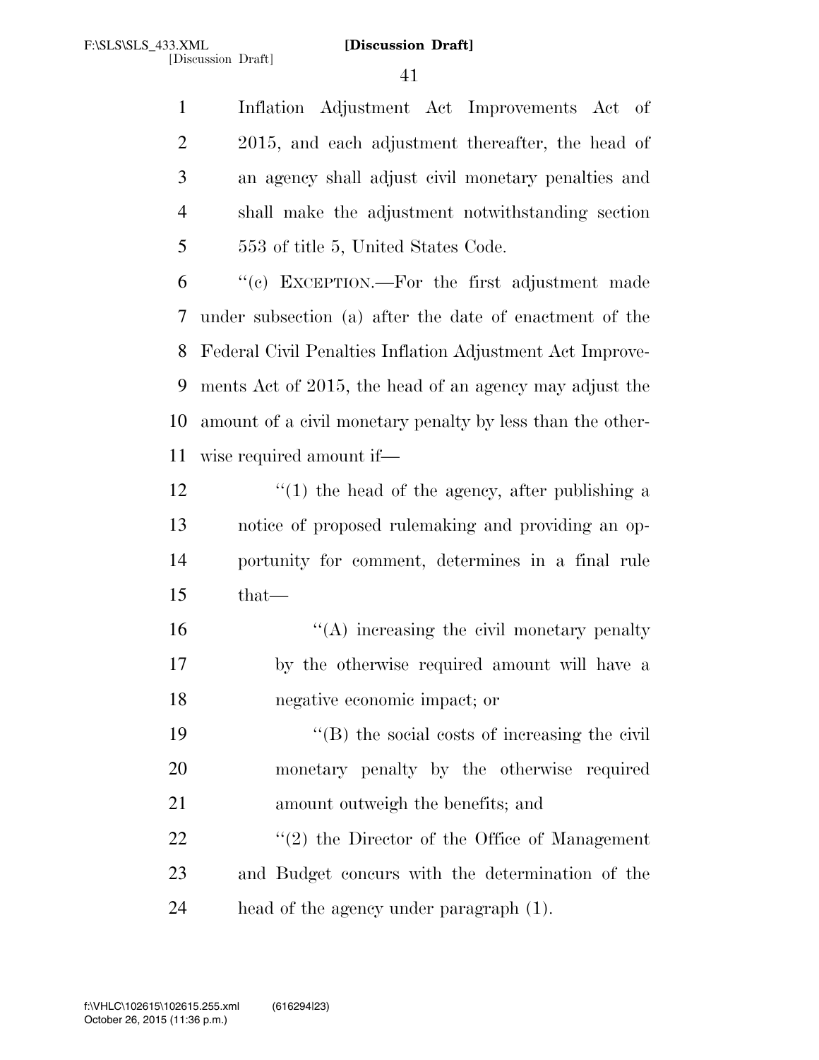Inflation Adjustment Act Improvements Act of 2015, and each adjustment thereafter, the head of an agency shall adjust civil monetary penalties and shall make the adjustment notwithstanding section 553 of title 5, United States Code.

"(c) EXCEPTION.—For the first adjustment made under subsection (a) after the date of enactment of the Federal Civil Penalties Inflation Adjustment Act Improvements Act of 2015, the head of an agency may adjust the amount of a civil monetary penalty by less than the otherwise required amount if—

"(1) the head of the agency, after publishing a notice of proposed rulemaking and providing an opportunity for comment, determines in a final rule that—

"(A) increasing the civil monetary penalty by the otherwise required amount will have a negative economic impact; or

"(B) the social costs of increasing the civil monetary penalty by the otherwise required amount outweigh the benefits; and

"(2) the Director of the Office of Management and Budget concurs with the determination of the head of the agency under paragraph (1).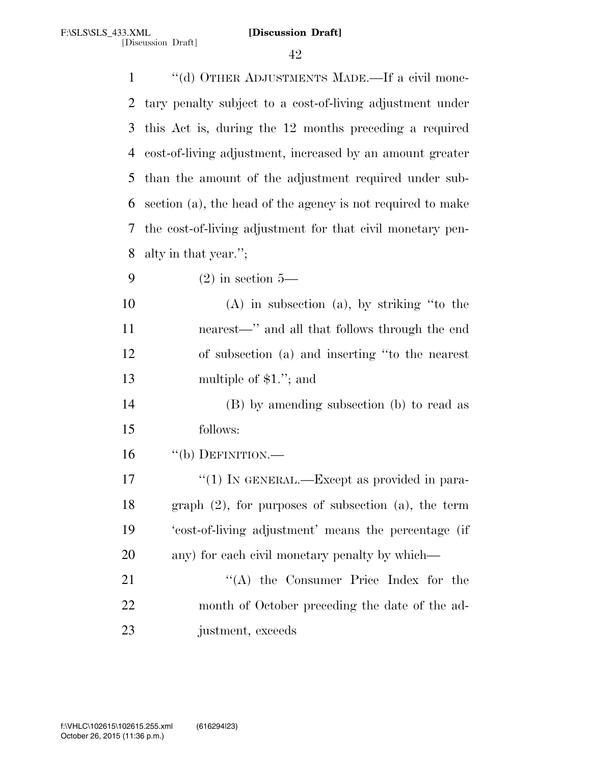"(d) OTHER ADJUSTMENTS MADE.—If a civil monetary penalty subject to a cost-of-living adjustment under this Act is, during the 12 months preceding a required cost-of-living adjustment, increased by an amount greater than the amount of the adjustment required under subsection (a), the head of the agency is not required to make the cost-of-living adjustment for that civil monetary penalty in that year.";

(2) in section 5—

(A) in subsection (a), by striking "to the nearest—" and all that follows through the end of subsection (a) and inserting "to the nearest multiple of $1."; and

(B) by amending subsection (b) to read as follows:

"(b) DEFINITION.—

"(1) IN GENERAL.—Except as provided in paragraph (2), for purposes of subsection (a), the term 'cost-of-living adjustment' means the percentage (if any) for each civil monetary penalty by which—

"(A) the Consumer Price Index for the month of October preceding the date of the adjustment, exceeds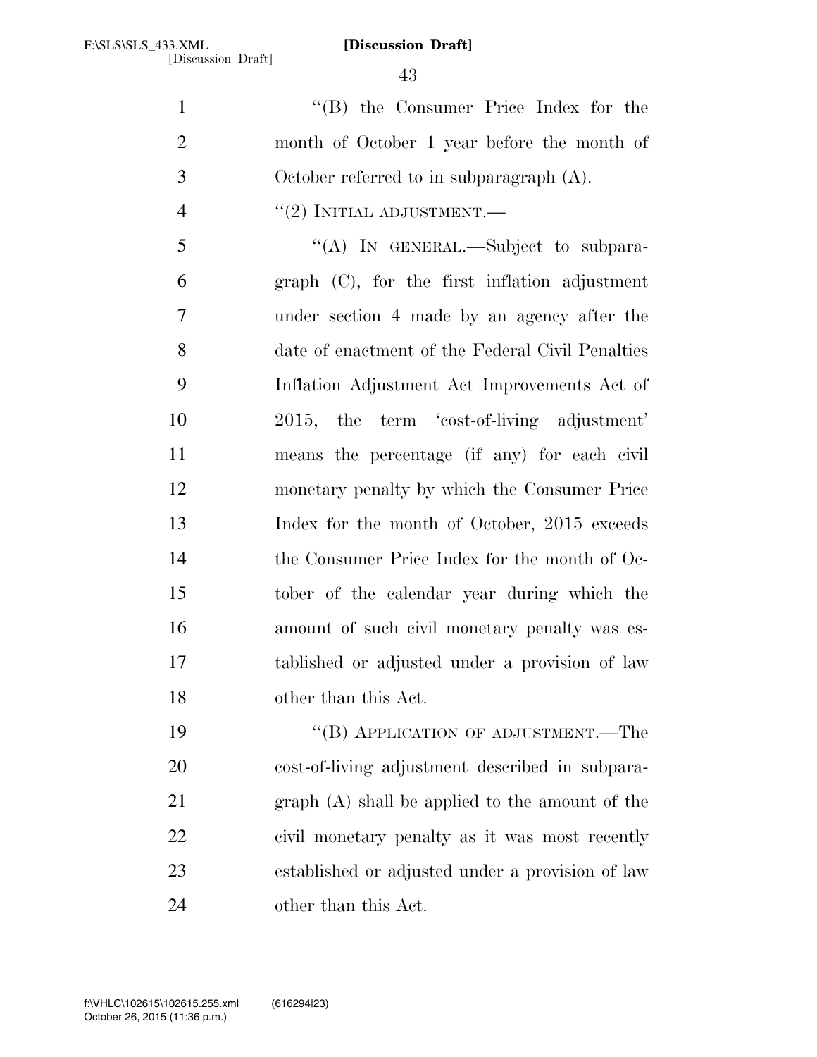"(B) the Consumer Price Index for the month of October 1 year before the month of October referred to in subparagraph (A).

"(2) INITIAL ADJUSTMENT.—

"(A) IN GENERAL.—Subject to subparagraph (C), for the first inflation adjustment under section 4 made by an agency after the date of enactment of the Federal Civil Penalties Inflation Adjustment Act Improvements Act of 2015, the term 'cost-of-living adjustment' means the percentage (if any) for each civil monetary penalty by which the Consumer Price Index for the month of October, 2015 exceeds the Consumer Price Index for the month of October of the calendar year during which the amount of such civil monetary penalty was established or adjusted under a provision of law other than this Act.

"(B) APPLICATION OF ADJUSTMENT.—The cost-of-living adjustment described in subparagraph (A) shall be applied to the amount of the civil monetary penalty as it was most recently established or adjusted under a provision of law other than this Act.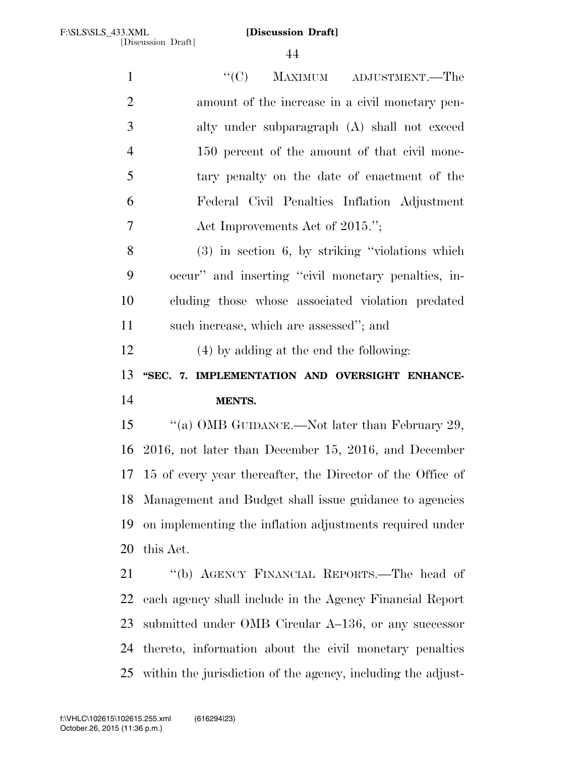"(C) MAXIMUM ADJUSTMENT.—The amount of the increase in a civil monetary penalty under subparagraph (A) shall not exceed 150 percent of the amount of that civil monetary penalty on the date of enactment of the Federal Civil Penalties Inflation Adjustment Act Improvements Act of 2015.";

(3) in section 6, by striking "violations which occur" and inserting "civil monetary penalties, including those whose associated violation predated such increase, which are assessed"; and

(4) by adding at the end the following:

**"SEC. 7. IMPLEMENTATION AND OVERSIGHT ENHANCEMENTS.**

"(a) OMB GUIDANCE.—Not later than February 29, 2016, not later than December 15, 2016, and December 15 of every year thereafter, the Director of the Office of Management and Budget shall issue guidance to agencies on implementing the inflation adjustments required under this Act.

"(b) AGENCY FINANCIAL REPORTS.—The head of each agency shall include in the Agency Financial Report submitted under OMB Circular A–136, or any successor thereto, information about the civil monetary penalties within the jurisdiction of the agency, including the adjust-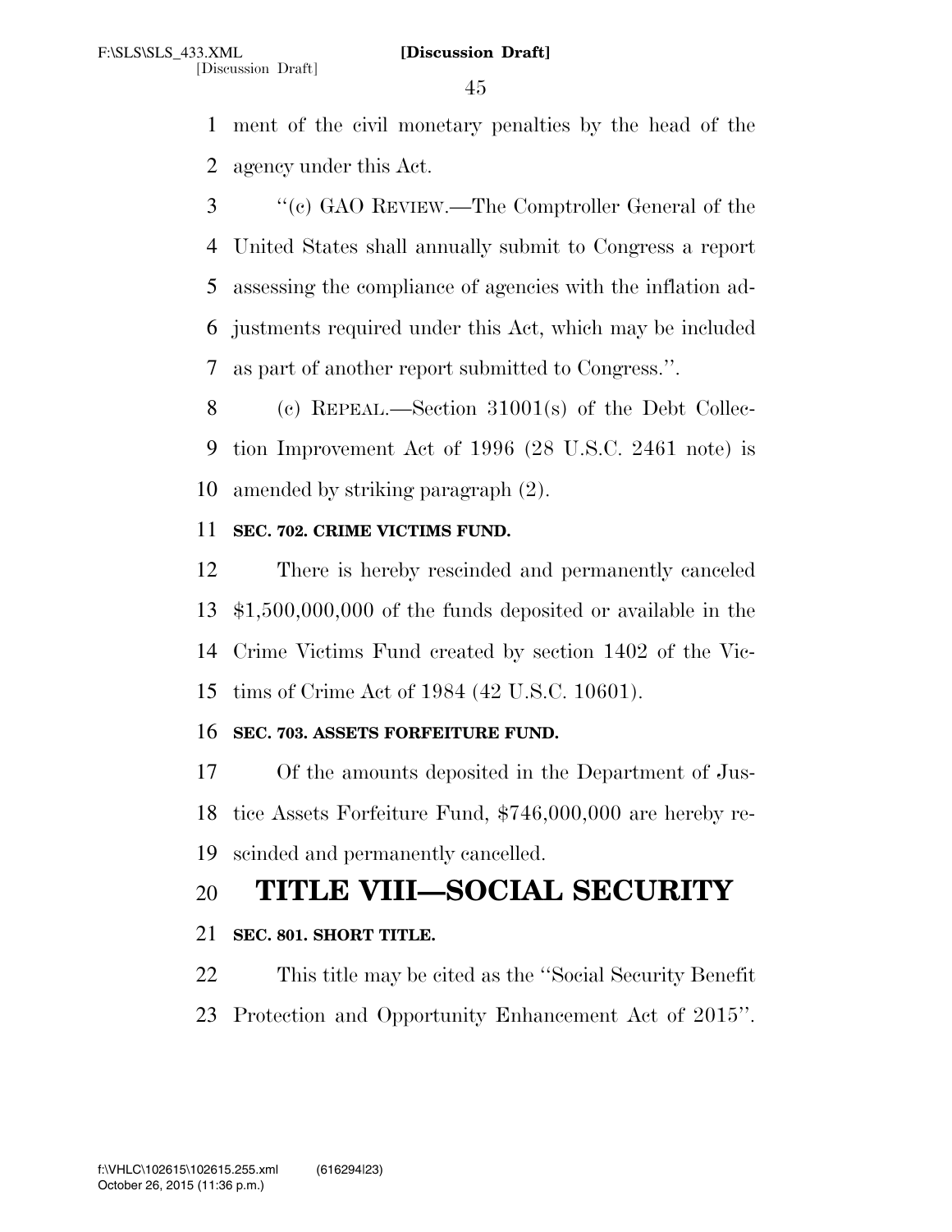ment of the civil monetary penalties by the head of the agency under this Act.

"(c) GAO REVIEW.—The Comptroller General of the United States shall annually submit to Congress a report assessing the compliance of agencies with the inflation adjustments required under this Act, which may be included as part of another report submitted to Congress.".

(c) REPEAL.—Section 31001(s) of the Debt Collection Improvement Act of 1996 (28 U.S.C. 2461 note) is amended by striking paragraph (2).

### SEC. 702. CRIME VICTIMS FUND.

There is hereby rescinded and permanently canceled $1,500,000,000 of the funds deposited or available in the Crime Victims Fund created by section 1402 of the Victims of Crime Act of 1984 (42 U.S.C. 10601).

### SEC. 703. ASSETS FORFEITURE FUND.

Of the amounts deposited in the Department of Justice Assets Forfeiture Fund, $746,000,000 are hereby rescinded and permanently cancelled.

# TITLE VIII—SOCIAL SECURITY

### SEC. 801. SHORT TITLE.

This title may be cited as the "Social Security Benefit Protection and Opportunity Enhancement Act of 2015".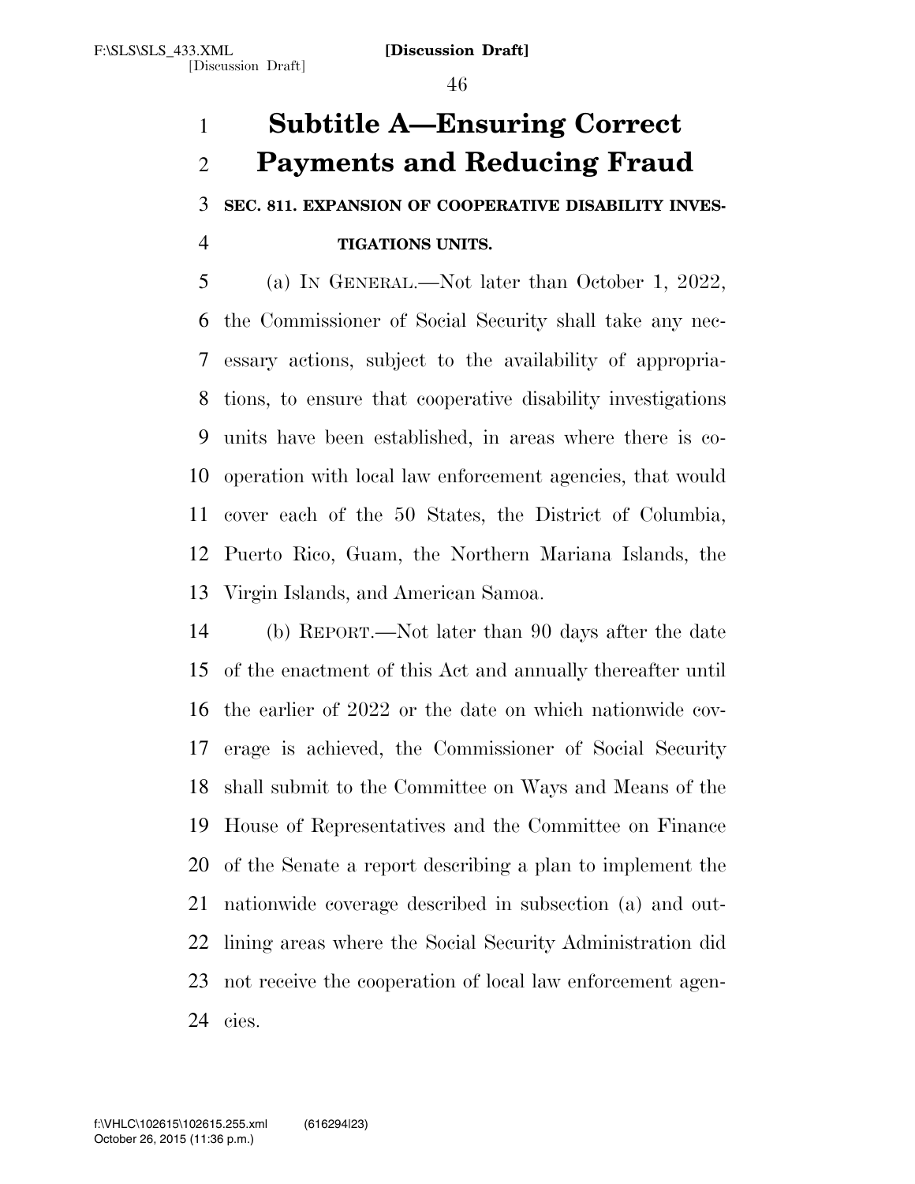# Subtitle A—Ensuring Correct Payments and Reducing Fraud

**SEC. 811. EXPANSION OF COOPERATIVE DISABILITY INVESTIGATIONS UNITS.**

(a) IN GENERAL.—Not later than October 1, 2022, the Commissioner of Social Security shall take any necessary actions, subject to the availability of appropriations, to ensure that cooperative disability investigations units have been established, in areas where there is cooperation with local law enforcement agencies, that would cover each of the 50 States, the District of Columbia, Puerto Rico, Guam, the Northern Mariana Islands, the Virgin Islands, and American Samoa.

(b) REPORT.—Not later than 90 days after the date of the enactment of this Act and annually thereafter until the earlier of 2022 or the date on which nationwide coverage is achieved, the Commissioner of Social Security shall submit to the Committee on Ways and Means of the House of Representatives and the Committee on Finance of the Senate a report describing a plan to implement the nationwide coverage described in subsection (a) and outlining areas where the Social Security Administration did not receive the cooperation of local law enforcement agencies.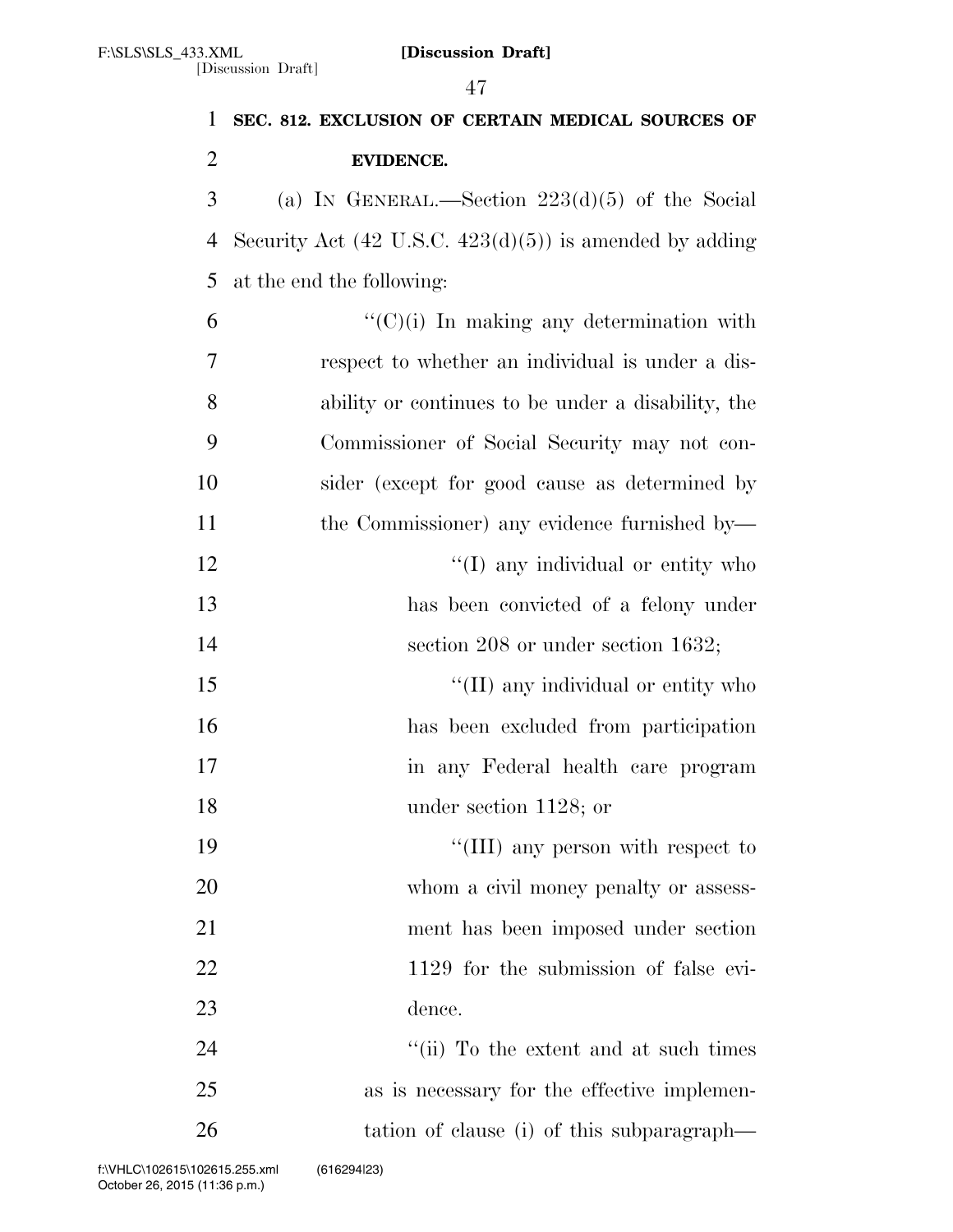**SEC. 812. EXCLUSION OF CERTAIN MEDICAL SOURCES OF EVIDENCE.**

(a) IN GENERAL.—Section 223(d)(5) of the Social Security Act (42 U.S.C. 423(d)(5)) is amended by adding at the end the following:

"(C)(i) In making any determination with respect to whether an individual is under a disability or continues to be under a disability, the Commissioner of Social Security may not consider (except for good cause as determined by the Commissioner) any evidence furnished by—

"(I) any individual or entity who has been convicted of a felony under section 208 or under section 1632;

"(II) any individual or entity who has been excluded from participation in any Federal health care program under section 1128; or

"(III) any person with respect to whom a civil money penalty or assessment has been imposed under section 1129 for the submission of false evidence.

"(ii) To the extent and at such times as is necessary for the effective implementation of clause (i) of this subparagraph—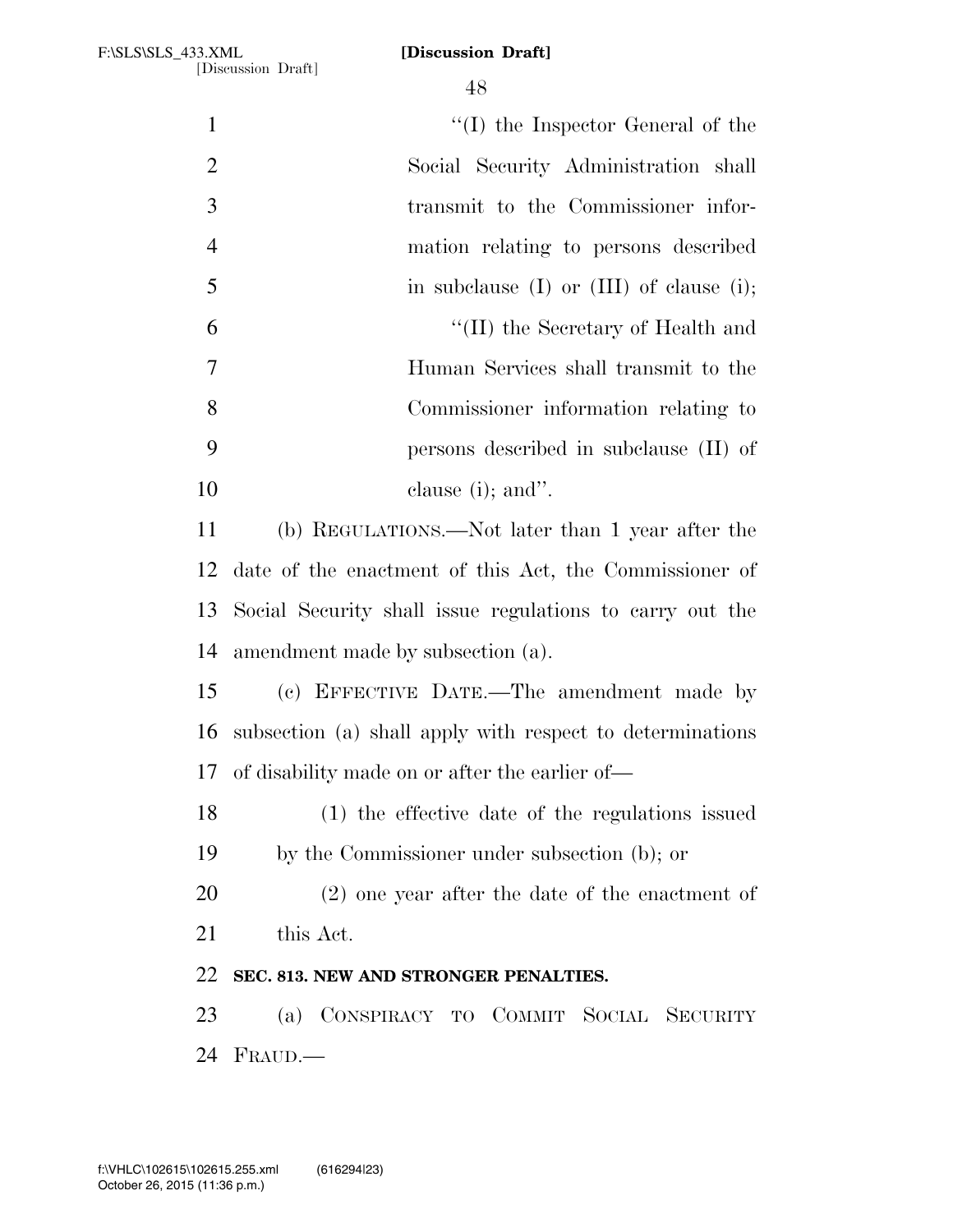"(I) the Inspector General of the Social Security Administration shall transmit to the Commissioner information relating to persons described in subclause (I) or (III) of clause (i);

"(II) the Secretary of Health and Human Services shall transmit to the Commissioner information relating to persons described in subclause (II) of clause (i); and".

(b) REGULATIONS.—Not later than 1 year after the date of the enactment of this Act, the Commissioner of Social Security shall issue regulations to carry out the amendment made by subsection (a).

(c) EFFECTIVE DATE.—The amendment made by subsection (a) shall apply with respect to determinations of disability made on or after the earlier of—

(1) the effective date of the regulations issued by the Commissioner under subsection (b); or

(2) one year after the date of the enactment of this Act.

**SEC. 813. NEW AND STRONGER PENALTIES.**

(a) CONSPIRACY TO COMMIT SOCIAL SECURITY FRAUD.—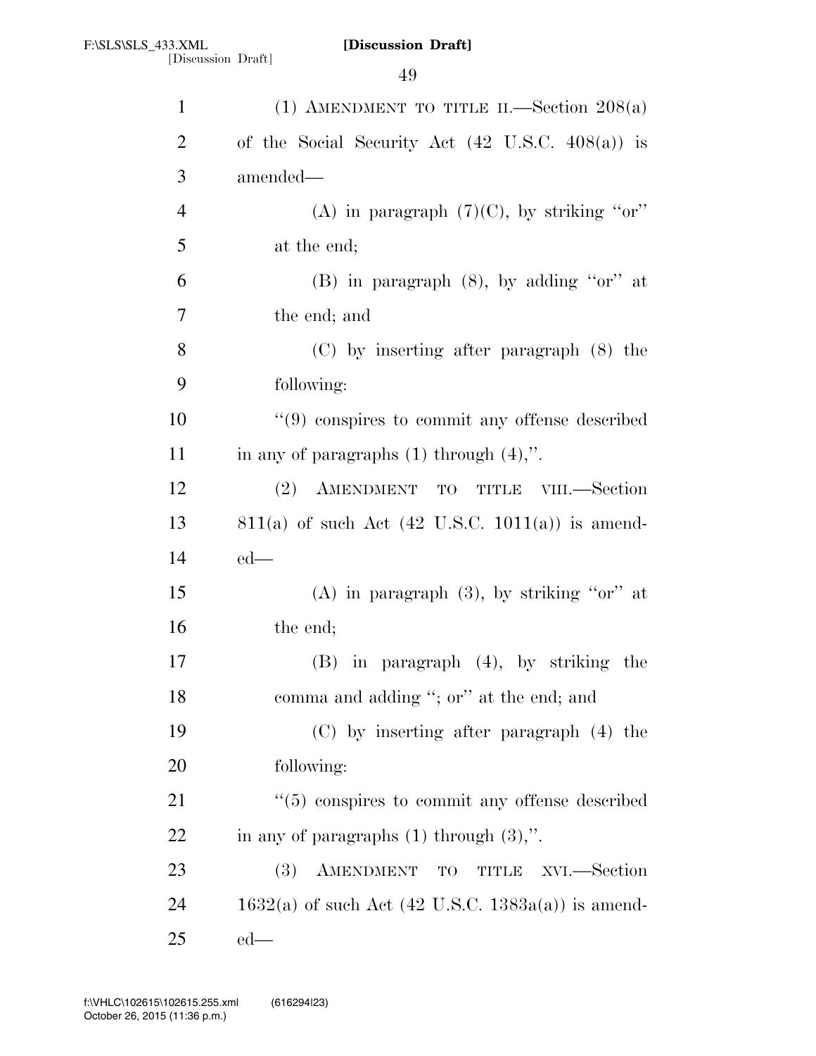(1) AMENDMENT TO TITLE II.—Section 208(a) of the Social Security Act (42 U.S.C. 408(a)) is amended—

(A) in paragraph (7)(C), by striking "or" at the end;

(B) in paragraph (8), by adding "or" at the end; and

(C) by inserting after paragraph (8) the following:

"(9) conspires to commit any offense described in any of paragraphs (1) through (4),".

(2) AMENDMENT TO TITLE VIII.—Section 811(a) of such Act (42 U.S.C. 1011(a)) is amended—

(A) in paragraph (3), by striking "or" at the end;

(B) in paragraph (4), by striking the comma and adding "; or" at the end; and

(C) by inserting after paragraph (4) the following:

"(5) conspires to commit any offense described in any of paragraphs (1) through (3),".

(3) AMENDMENT TO TITLE XVI.—Section 1632(a) of such Act (42 U.S.C. 1383a(a)) is amended—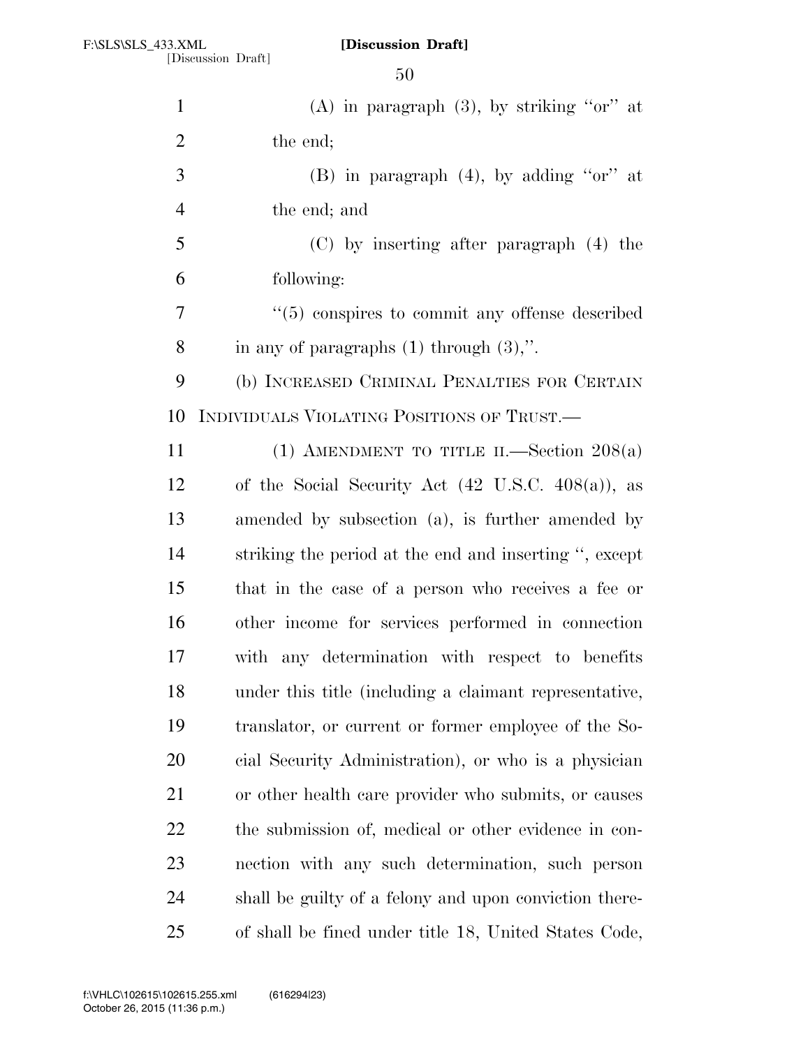(A) in paragraph (3), by striking "or" at the end;

(B) in paragraph (4), by adding "or" at the end; and

(C) by inserting after paragraph (4) the following:

"(5) conspires to commit any offense described in any of paragraphs (1) through (3),".

(b) INCREASED CRIMINAL PENALTIES FOR CERTAIN INDIVIDUALS VIOLATING POSITIONS OF TRUST.—

(1) AMENDMENT TO TITLE II.—Section 208(a) of the Social Security Act (42 U.S.C. 408(a)), as amended by subsection (a), is further amended by striking the period at the end and inserting ", except that in the case of a person who receives a fee or other income for services performed in connection with any determination with respect to benefits under this title (including a claimant representative, translator, or current or former employee of the Social Security Administration), or who is a physician or other health care provider who submits, or causes the submission of, medical or other evidence in connection with any such determination, such person shall be guilty of a felony and upon conviction thereof shall be fined under title 18, United States Code,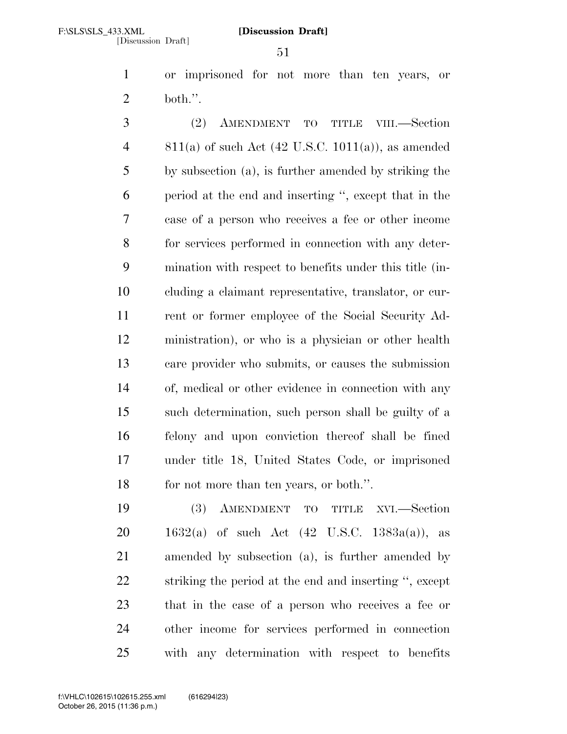or imprisoned for not more than ten years, or both.''.

(2) AMENDMENT TO TITLE VIII.—Section 811(a) of such Act (42 U.S.C. 1011(a)), as amended by subsection (a), is further amended by striking the period at the end and inserting '', except that in the case of a person who receives a fee or other income for services performed in connection with any determination with respect to benefits under this title (including a claimant representative, translator, or current or former employee of the Social Security Administration), or who is a physician or other health care provider who submits, or causes the submission of, medical or other evidence in connection with any such determination, such person shall be guilty of a felony and upon conviction thereof shall be fined under title 18, United States Code, or imprisoned for not more than ten years, or both.''.

(3) AMENDMENT TO TITLE XVI.—Section 1632(a) of such Act (42 U.S.C. 1383a(a)), as amended by subsection (a), is further amended by striking the period at the end and inserting '', except that in the case of a person who receives a fee or other income for services performed in connection with any determination with respect to benefits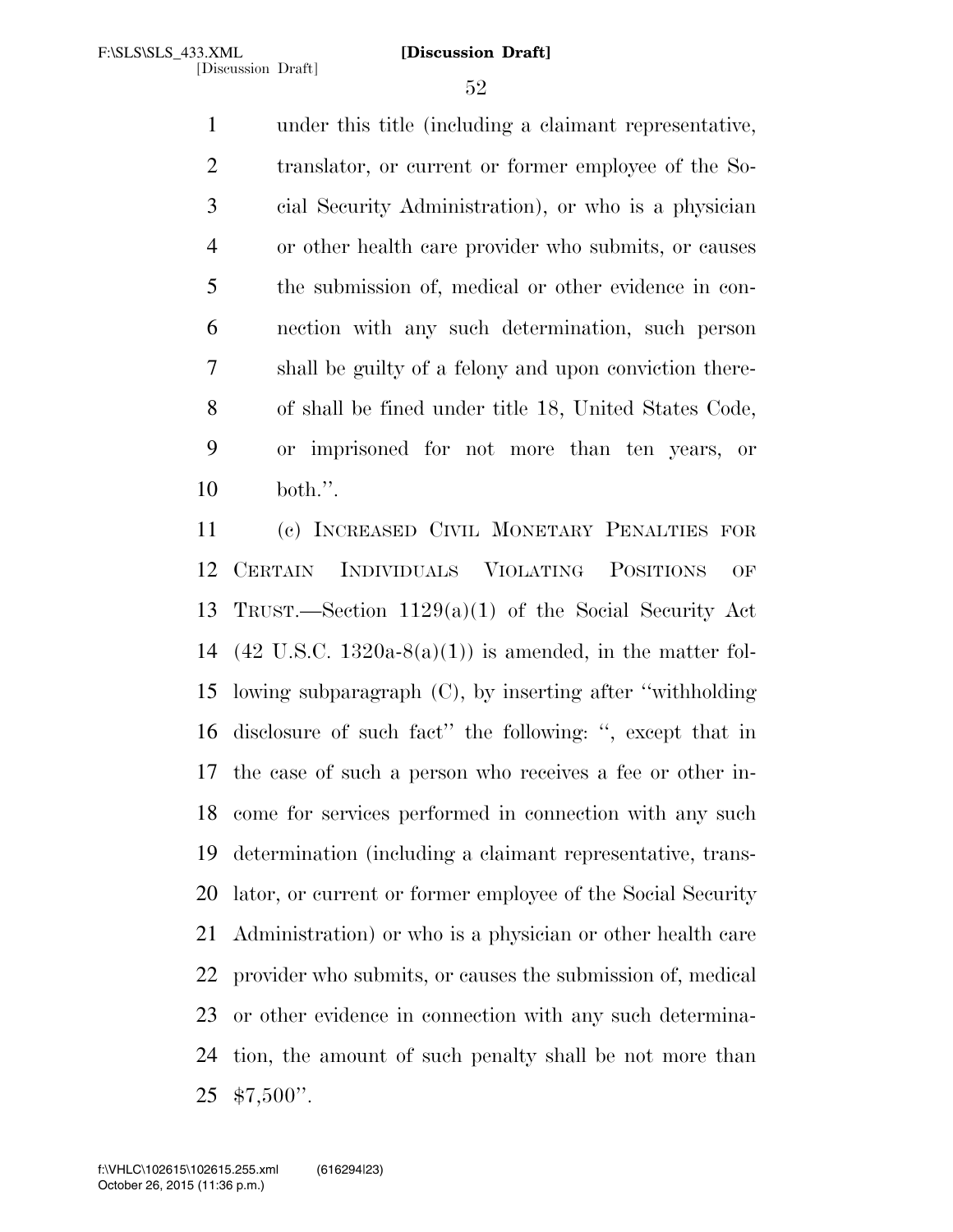under this title (including a claimant representative, translator, or current or former employee of the Social Security Administration), or who is a physician or other health care provider who submits, or causes the submission of, medical or other evidence in connection with any such determination, such person shall be guilty of a felony and upon conviction thereof shall be fined under title 18, United States Code, or imprisoned for not more than ten years, or both.''.

(c) INCREASED CIVIL MONETARY PENALTIES FOR CERTAIN INDIVIDUALS VIOLATING POSITIONS OF TRUST.—Section 1129(a)(1) of the Social Security Act (42 U.S.C. 1320a-8(a)(1)) is amended, in the matter following subparagraph (C), by inserting after ''withholding disclosure of such fact'' the following: '', except that in the case of such a person who receives a fee or other income for services performed in connection with any such determination (including a claimant representative, translator, or current or former employee of the Social Security Administration) or who is a physician or other health care provider who submits, or causes the submission of, medical or other evidence in connection with any such determination, the amount of such penalty shall be not more than $7,500''.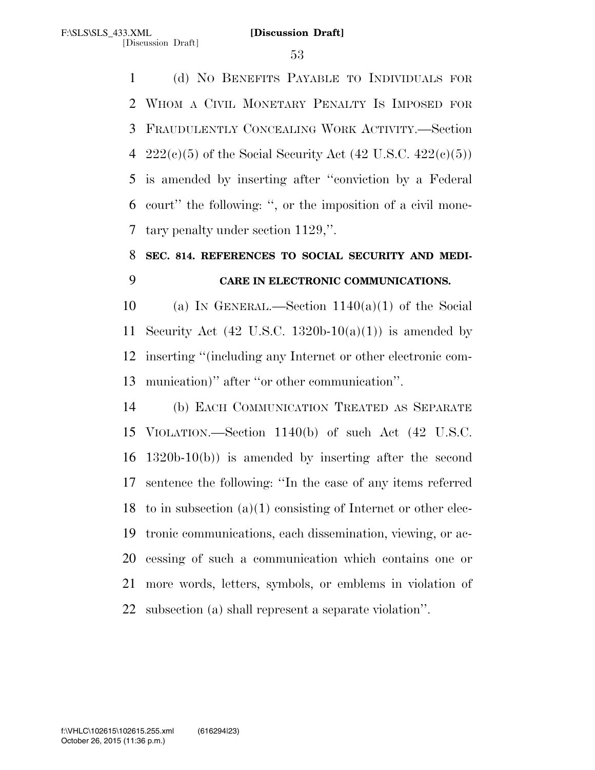(d) NO BENEFITS PAYABLE TO INDIVIDUALS FOR WHOM A CIVIL MONETARY PENALTY IS IMPOSED FOR FRAUDULENTLY CONCEALING WORK ACTIVITY.—Section 222(c)(5) of the Social Security Act (42 U.S.C. 422(c)(5)) is amended by inserting after ''conviction by a Federal court'' the following: '', or the imposition of a civil monetary penalty under section 1129,''.

**SEC. 814. REFERENCES TO SOCIAL SECURITY AND MEDICARE IN ELECTRONIC COMMUNICATIONS.**

(a) IN GENERAL.—Section 1140(a)(1) of the Social Security Act (42 U.S.C. 1320b-10(a)(1)) is amended by inserting ''(including any Internet or other electronic communication)'' after ''or other communication''.

(b) EACH COMMUNICATION TREATED AS SEPARATE VIOLATION.—Section 1140(b) of such Act (42 U.S.C. 1320b-10(b)) is amended by inserting after the second sentence the following: ''In the case of any items referred to in subsection (a)(1) consisting of Internet or other electronic communications, each dissemination, viewing, or accessing of such a communication which contains one or more words, letters, symbols, or emblems in violation of subsection (a) shall represent a separate violation''.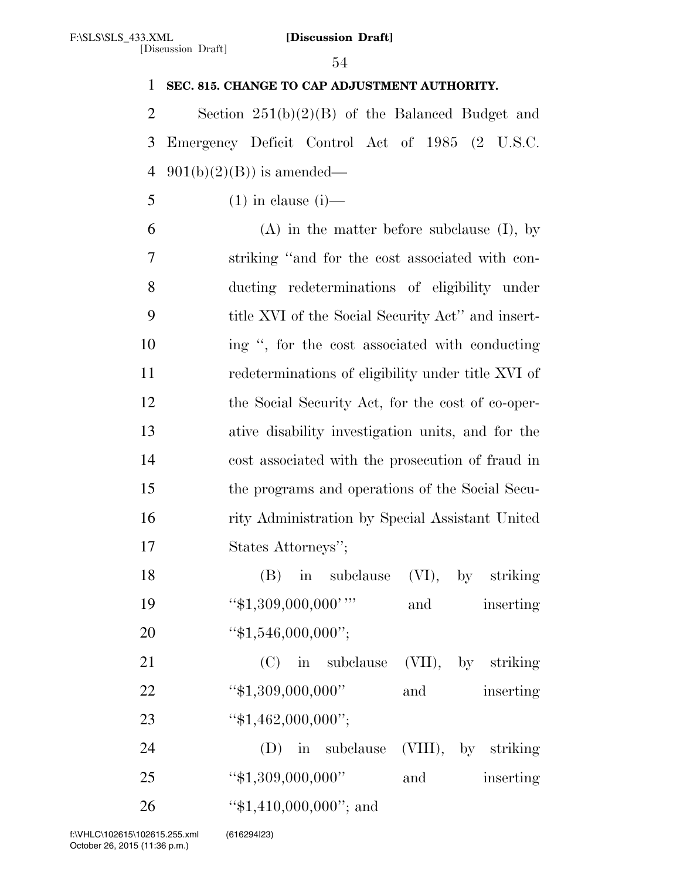**SEC. 815. CHANGE TO CAP ADJUSTMENT AUTHORITY.**

Section 251(b)(2)(B) of the Balanced Budget and Emergency Deficit Control Act of 1985 (2 U.S.C. 901(b)(2)(B)) is amended—

(1) in clause (i)—

(A) in the matter before subclause (I), by striking "and for the cost associated with conducting redeterminations of eligibility under title XVI of the Social Security Act" and inserting ", for the cost associated with conducting redeterminations of eligibility under title XVI of the Social Security Act, for the cost of co-operative disability investigation units, and for the cost associated with the prosecution of fraud in the programs and operations of the Social Security Administration by Special Assistant United States Attorneys";

(B) in subclause (VI), by striking "$1,309,000,000'" and inserting "$1,546,000,000";

(C) in subclause (VII), by striking "$1,309,000,000" and inserting "$1,462,000,000";

(D) in subclause (VIII), by striking "$1,309,000,000" and inserting "$1,410,000,000"; and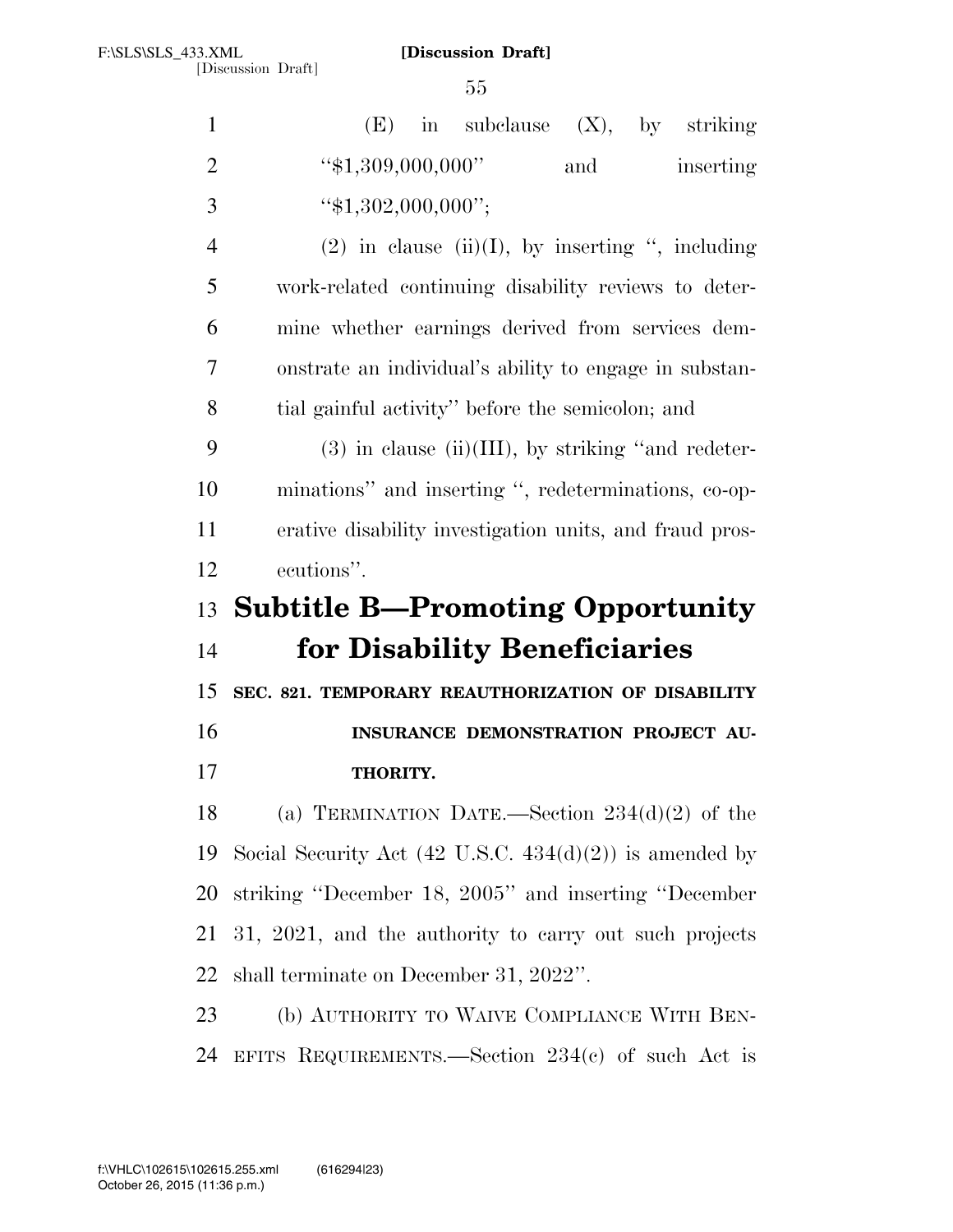(E) in subclause (X), by striking "$1,309,000,000" and inserting "$1,302,000,000";

(2) in clause (ii)(I), by inserting ", including work-related continuing disability reviews to determine whether earnings derived from services demonstrate an individual's ability to engage in substantial gainful activity" before the semicolon; and

(3) in clause (ii)(III), by striking "and redeterminations" and inserting ", redeterminations, co-operative disability investigation units, and fraud prosecutions".

## Subtitle B—Promoting Opportunity for Disability Beneficiaries

### SEC. 821. TEMPORARY REAUTHORIZATION OF DISABILITY INSURANCE DEMONSTRATION PROJECT AUTHORITY.

(a) TERMINATION DATE.—Section 234(d)(2) of the Social Security Act (42 U.S.C. 434(d)(2)) is amended by striking "December 18, 2005" and inserting "December 31, 2021, and the authority to carry out such projects shall terminate on December 31, 2022".

(b) AUTHORITY TO WAIVE COMPLIANCE WITH BENEFITS REQUIREMENTS.—Section 234(c) of such Act is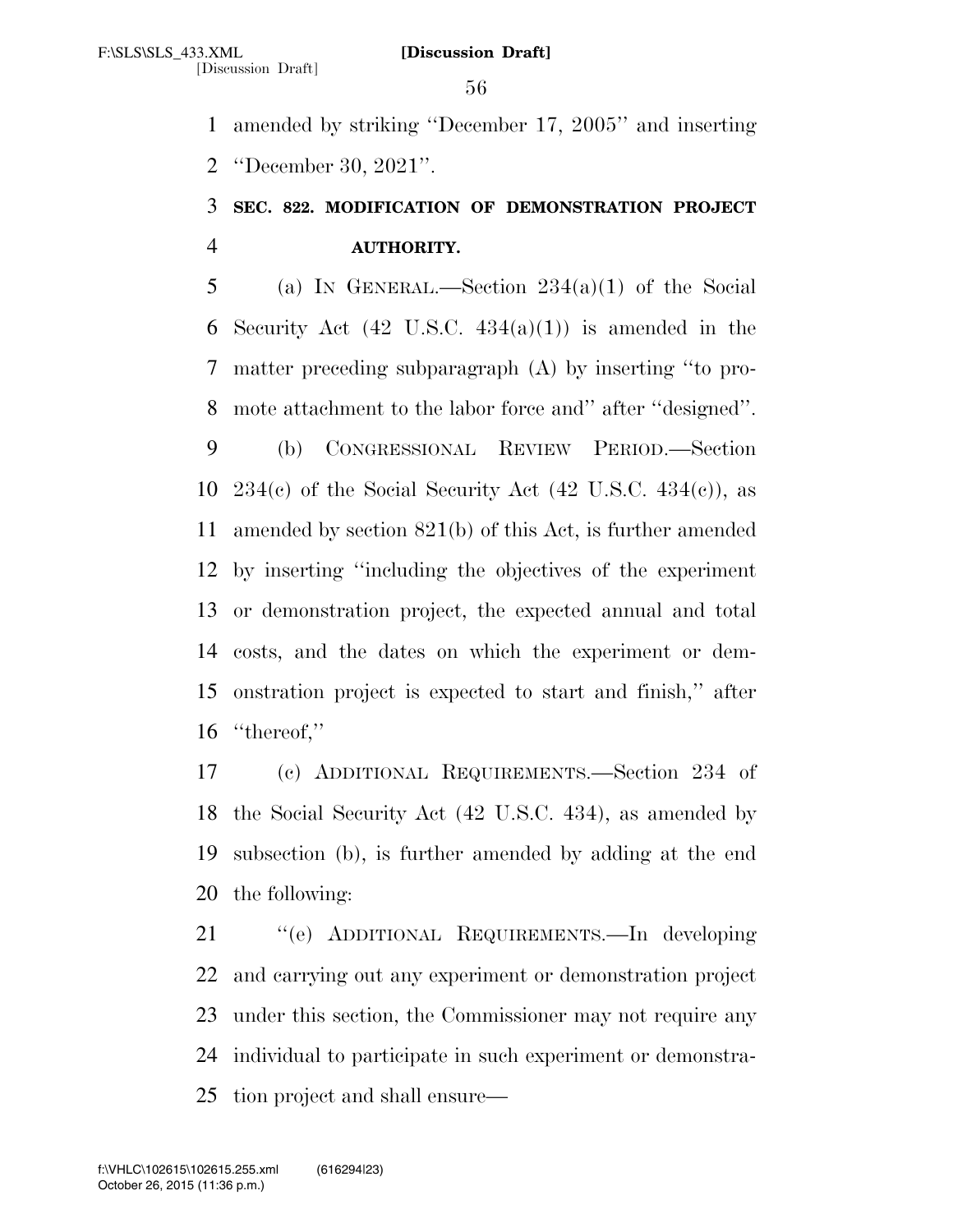amended by striking ''December 17, 2005'' and inserting ''December 30, 2021''.

### SEC. 822. MODIFICATION OF DEMONSTRATION PROJECT AUTHORITY.

(a) IN GENERAL.—Section 234(a)(1) of the Social Security Act (42 U.S.C. 434(a)(1)) is amended in the matter preceding subparagraph (A) by inserting ''to promote attachment to the labor force and'' after ''designed''.

(b) CONGRESSIONAL REVIEW PERIOD.—Section 234(c) of the Social Security Act (42 U.S.C. 434(c)), as amended by section 821(b) of this Act, is further amended by inserting ''including the objectives of the experiment or demonstration project, the expected annual and total costs, and the dates on which the experiment or demonstration project is expected to start and finish,'' after ''thereof,''

(c) ADDITIONAL REQUIREMENTS.—Section 234 of the Social Security Act (42 U.S.C. 434), as amended by subsection (b), is further amended by adding at the end the following:

''(e) ADDITIONAL REQUIREMENTS.—In developing and carrying out any experiment or demonstration project under this section, the Commissioner may not require any individual to participate in such experiment or demonstration project and shall ensure—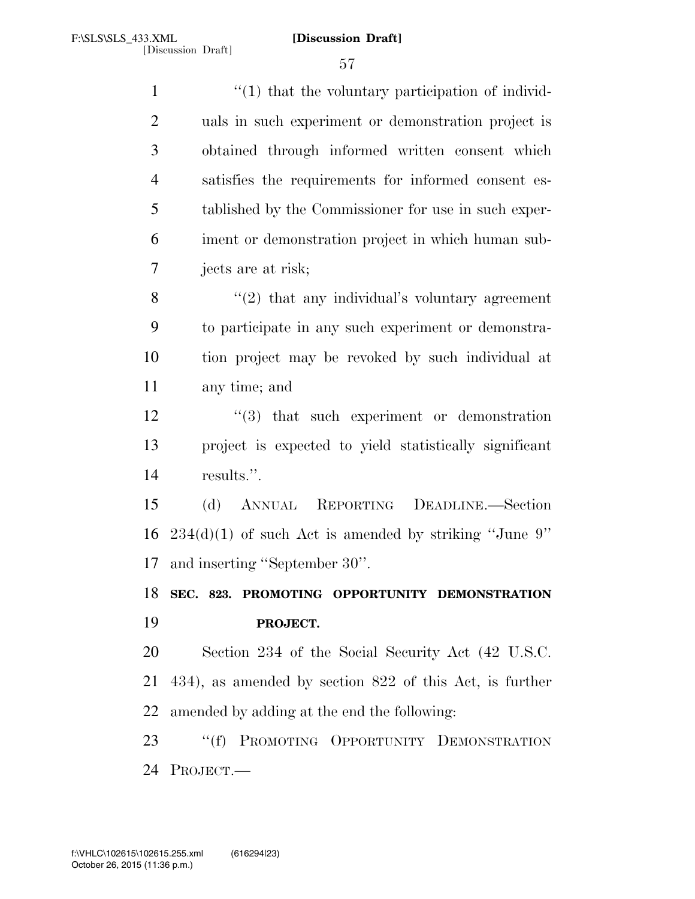"(1) that the voluntary participation of individuals in such experiment or demonstration project is obtained through informed written consent which satisfies the requirements for informed consent established by the Commissioner for use in such experiment or demonstration project in which human subjects are at risk;

"(2) that any individual's voluntary agreement to participate in any such experiment or demonstration project may be revoked by such individual at any time; and

"(3) that such experiment or demonstration project is expected to yield statistically significant results.".

(d) ANNUAL REPORTING DEADLINE.—Section 234(d)(1) of such Act is amended by striking "June 9" and inserting "September 30".

**SEC. 823. PROMOTING OPPORTUNITY DEMONSTRATION PROJECT.**

Section 234 of the Social Security Act (42 U.S.C. 434), as amended by section 822 of this Act, is further amended by adding at the end the following:

"(f) PROMOTING OPPORTUNITY DEMONSTRATION PROJECT.—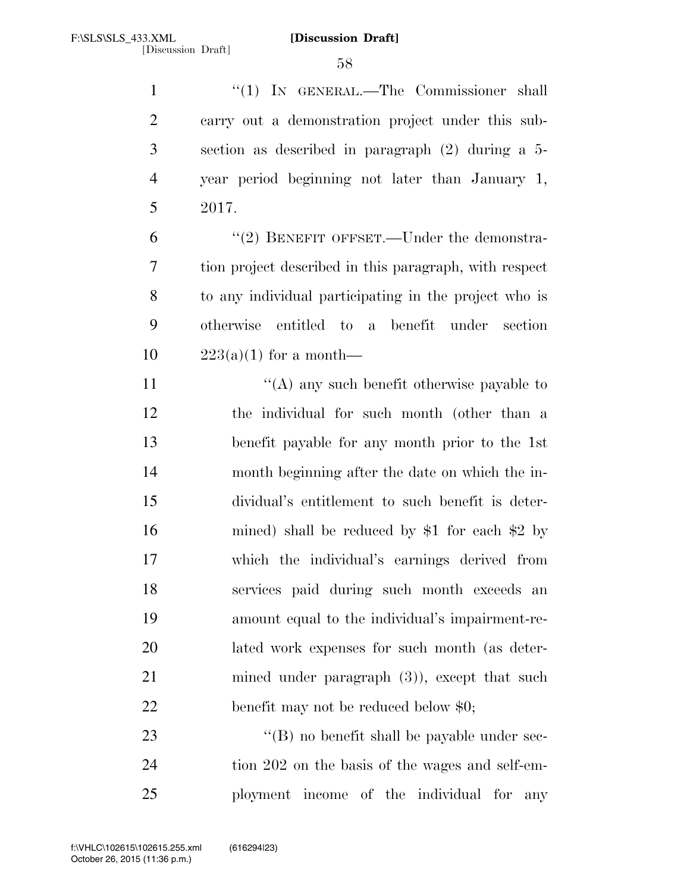"(1) IN GENERAL.—The Commissioner shall carry out a demonstration project under this subsection as described in paragraph (2) during a 5-year period beginning not later than January 1, 2017.

"(2) BENEFIT OFFSET.—Under the demonstration project described in this paragraph, with respect to any individual participating in the project who is otherwise entitled to a benefit under section 223(a)(1) for a month—

"(A) any such benefit otherwise payable to the individual for such month (other than a benefit payable for any month prior to the 1st month beginning after the date on which the individual's entitlement to such benefit is determined) shall be reduced by $1 for each $2 by which the individual's earnings derived from services paid during such month exceeds an amount equal to the individual's impairment-related work expenses for such month (as determined under paragraph (3)), except that such benefit may not be reduced below $0;

"(B) no benefit shall be payable under section 202 on the basis of the wages and self-employment income of the individual for any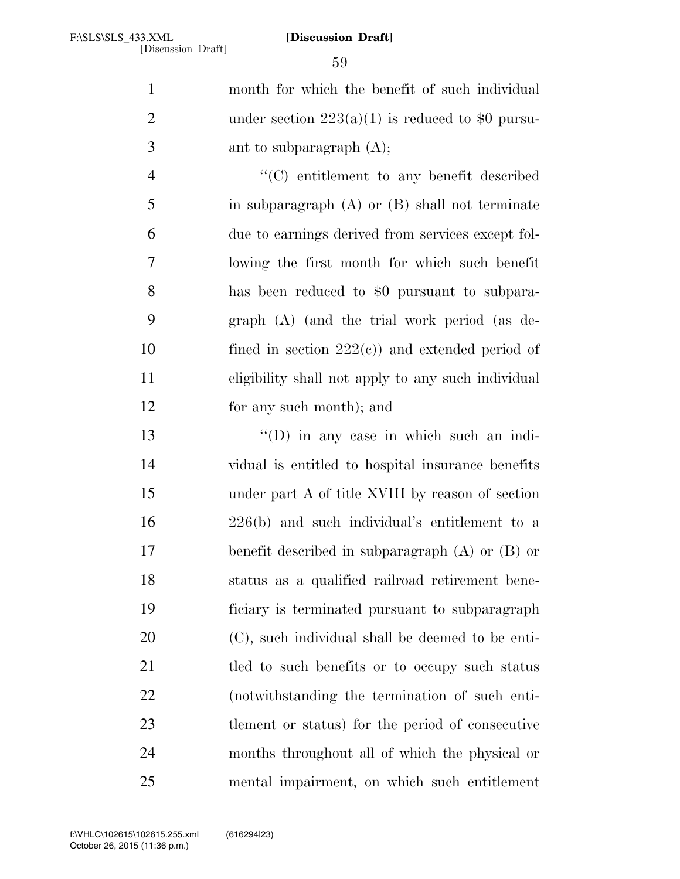month for which the benefit of such individual under section 223(a)(1) is reduced to $0 pursuant to subparagraph (A);

"(C) entitlement to any benefit described in subparagraph (A) or (B) shall not terminate due to earnings derived from services except following the first month for which such benefit has been reduced to $0 pursuant to subparagraph (A) (and the trial work period (as defined in section 222(c)) and extended period of eligibility shall not apply to any such individual for any such month); and

"(D) in any case in which such an individual is entitled to hospital insurance benefits under part A of title XVIII by reason of section 226(b) and such individual's entitlement to a benefit described in subparagraph (A) or (B) or status as a qualified railroad retirement beneficiary is terminated pursuant to subparagraph (C), such individual shall be deemed to be entitled to such benefits or to occupy such status (notwithstanding the termination of such entitlement or status) for the period of consecutive months throughout all of which the physical or mental impairment, on which such entitlement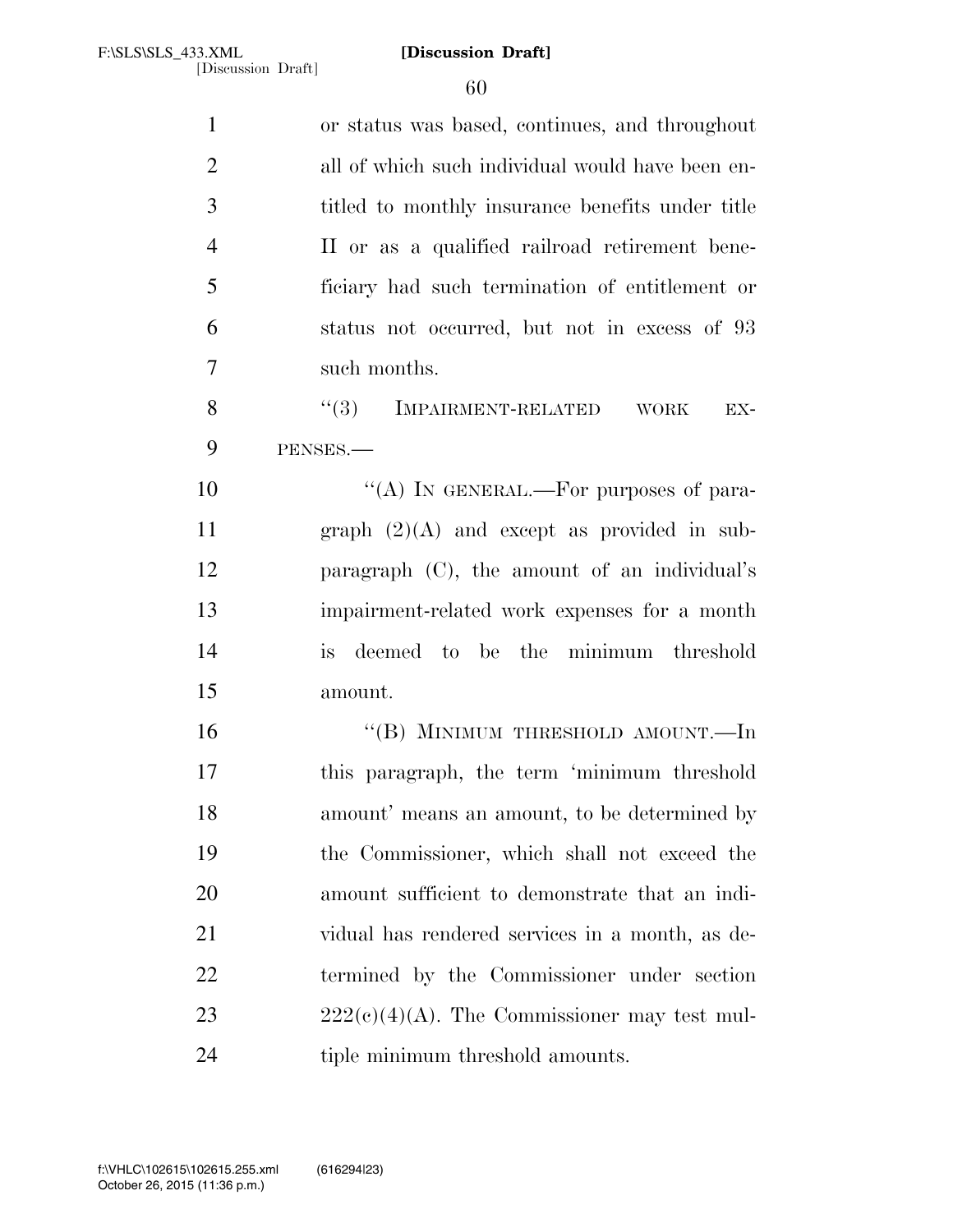or status was based, continues, and throughout all of which such individual would have been entitled to monthly insurance benefits under title II or as a qualified railroad retirement beneficiary had such termination of entitlement or status not occurred, but not in excess of 93 such months.

"(3) IMPAIRMENT-RELATED WORK EXPENSES.—

"(A) IN GENERAL.—For purposes of paragraph (2)(A) and except as provided in subparagraph (C), the amount of an individual's impairment-related work expenses for a month is deemed to be the minimum threshold amount.

"(B) MINIMUM THRESHOLD AMOUNT.—In this paragraph, the term 'minimum threshold amount' means an amount, to be determined by the Commissioner, which shall not exceed the amount sufficient to demonstrate that an individual has rendered services in a month, as determined by the Commissioner under section 222(c)(4)(A). The Commissioner may test multiple minimum threshold amounts.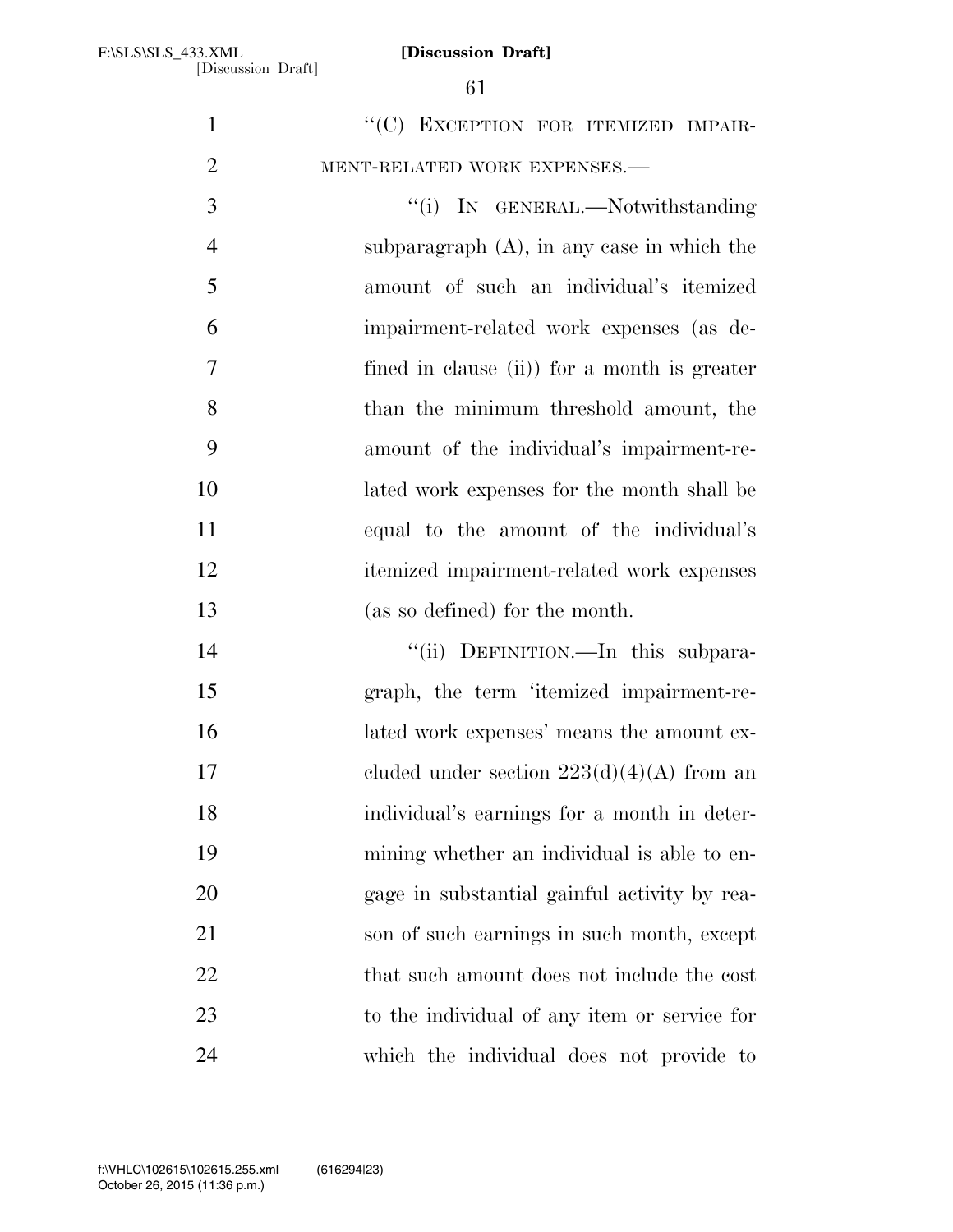"(C) EXCEPTION FOR ITEMIZED IMPAIRMENT-RELATED WORK EXPENSES.—

"(i) IN GENERAL.—Notwithstanding subparagraph (A), in any case in which the amount of such an individual's itemized impairment-related work expenses (as defined in clause (ii)) for a month is greater than the minimum threshold amount, the amount of the individual's impairment-related work expenses for the month shall be equal to the amount of the individual's itemized impairment-related work expenses (as so defined) for the month.

"(ii) DEFINITION.—In this subparagraph, the term 'itemized impairment-related work expenses' means the amount excluded under section 223(d)(4)(A) from an individual's earnings for a month in determining whether an individual is able to engage in substantial gainful activity by reason of such earnings in such month, except that such amount does not include the cost to the individual of any item or service for which the individual does not provide to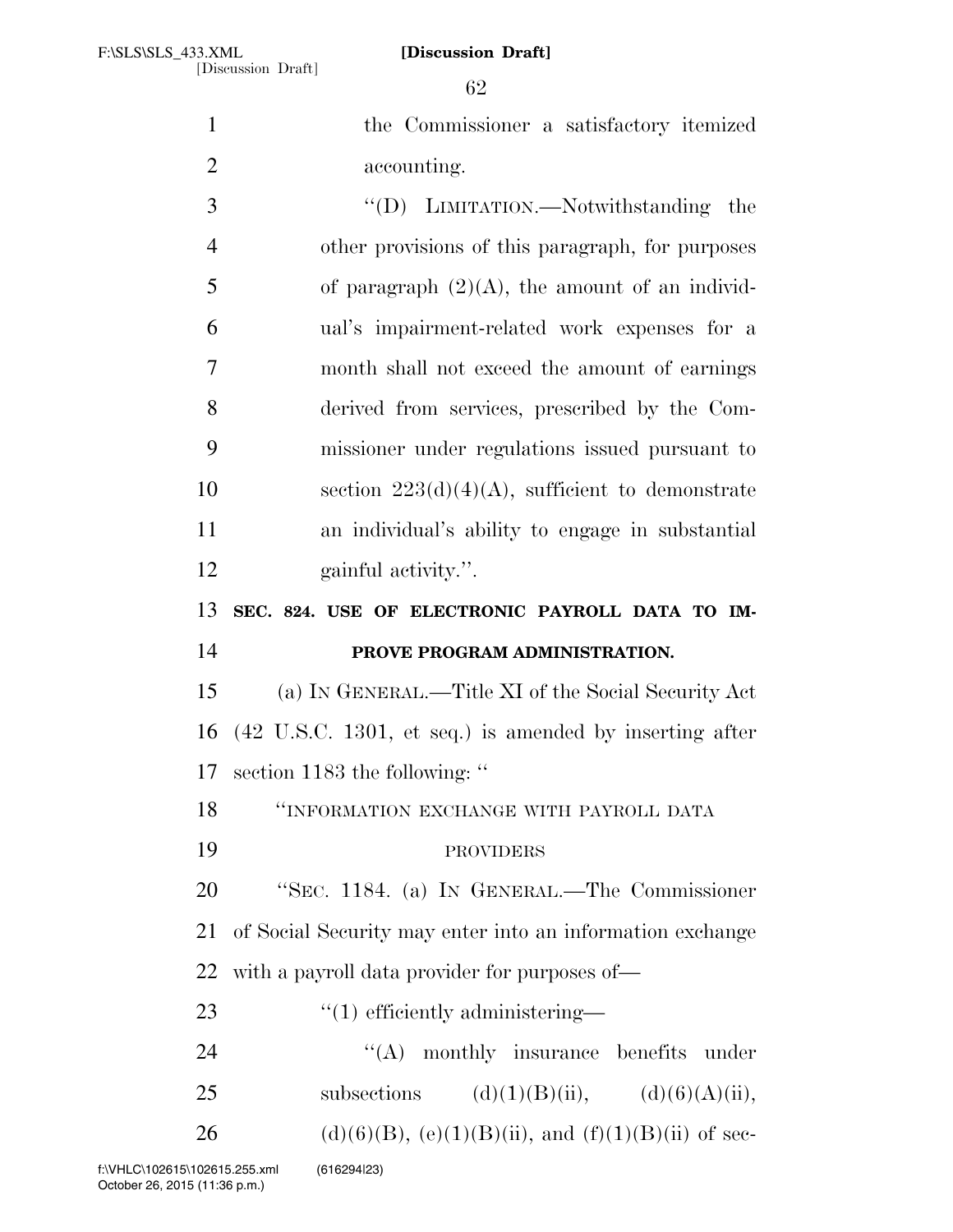the Commissioner a satisfactory itemized accounting.

''(D) LIMITATION.—Notwithstanding the other provisions of this paragraph, for purposes of paragraph (2)(A), the amount of an individual's impairment-related work expenses for a month shall not exceed the amount of earnings derived from services, prescribed by the Commissioner under regulations issued pursuant to section 223(d)(4)(A), sufficient to demonstrate an individual's ability to engage in substantial gainful activity.''.

**SEC. 824. USE OF ELECTRONIC PAYROLL DATA TO IMPROVE PROGRAM ADMINISTRATION.**

(a) IN GENERAL.—Title XI of the Social Security Act (42 U.S.C. 1301, et seq.) is amended by inserting after section 1183 the following: ''

''INFORMATION EXCHANGE WITH PAYROLL DATA PROVIDERS

''SEC. 1184. (a) IN GENERAL.—The Commissioner of Social Security may enter into an information exchange with a payroll data provider for purposes of—

''(1) efficiently administering—

''(A) monthly insurance benefits under subsections (d)(1)(B)(ii), (d)(6)(A)(ii), (d)(6)(B), (e)(1)(B)(ii), and (f)(1)(B)(ii) of sec-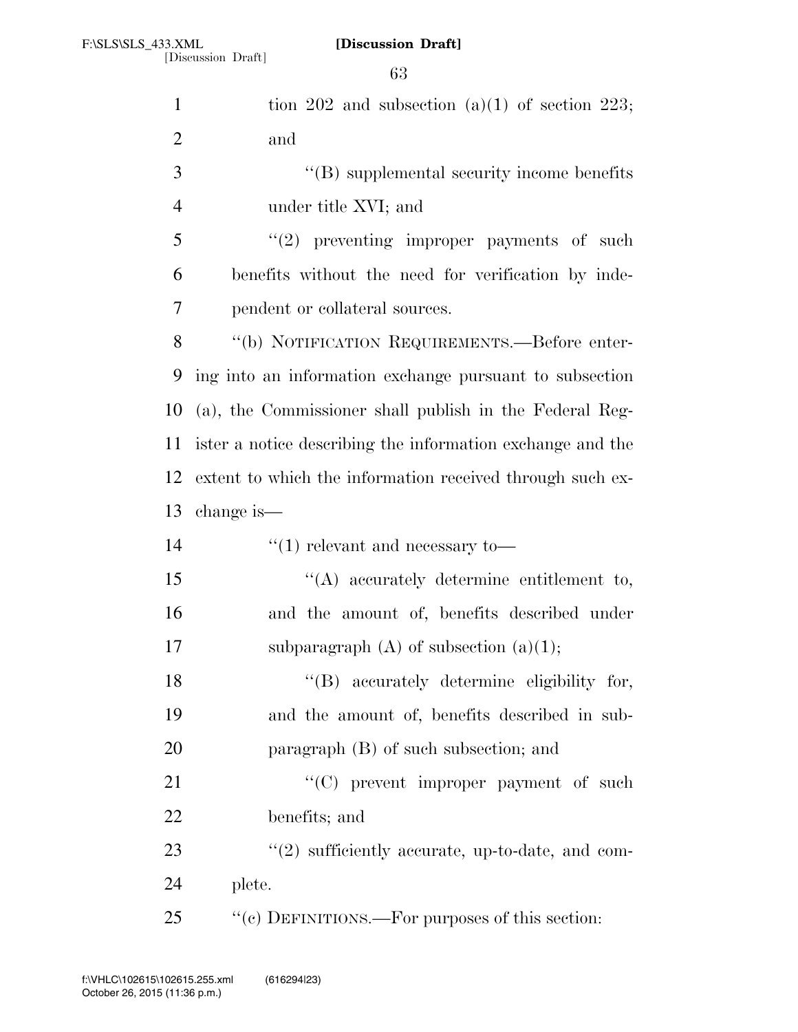tion 202 and subsection (a)(1) of section 223; and

''(B) supplemental security income benefits under title XVI; and

''(2) preventing improper payments of such benefits without the need for verification by independent or collateral sources.

''(b) NOTIFICATION REQUIREMENTS.—Before entering into an information exchange pursuant to subsection (a), the Commissioner shall publish in the Federal Register a notice describing the information exchange and the extent to which the information received through such exchange is—

''(1) relevant and necessary to—

''(A) accurately determine entitlement to, and the amount of, benefits described under subparagraph (A) of subsection (a)(1);

''(B) accurately determine eligibility for, and the amount of, benefits described in subparagraph (B) of such subsection; and

''(C) prevent improper payment of such benefits; and

''(2) sufficiently accurate, up-to-date, and complete.

''(c) DEFINITIONS.—For purposes of this section: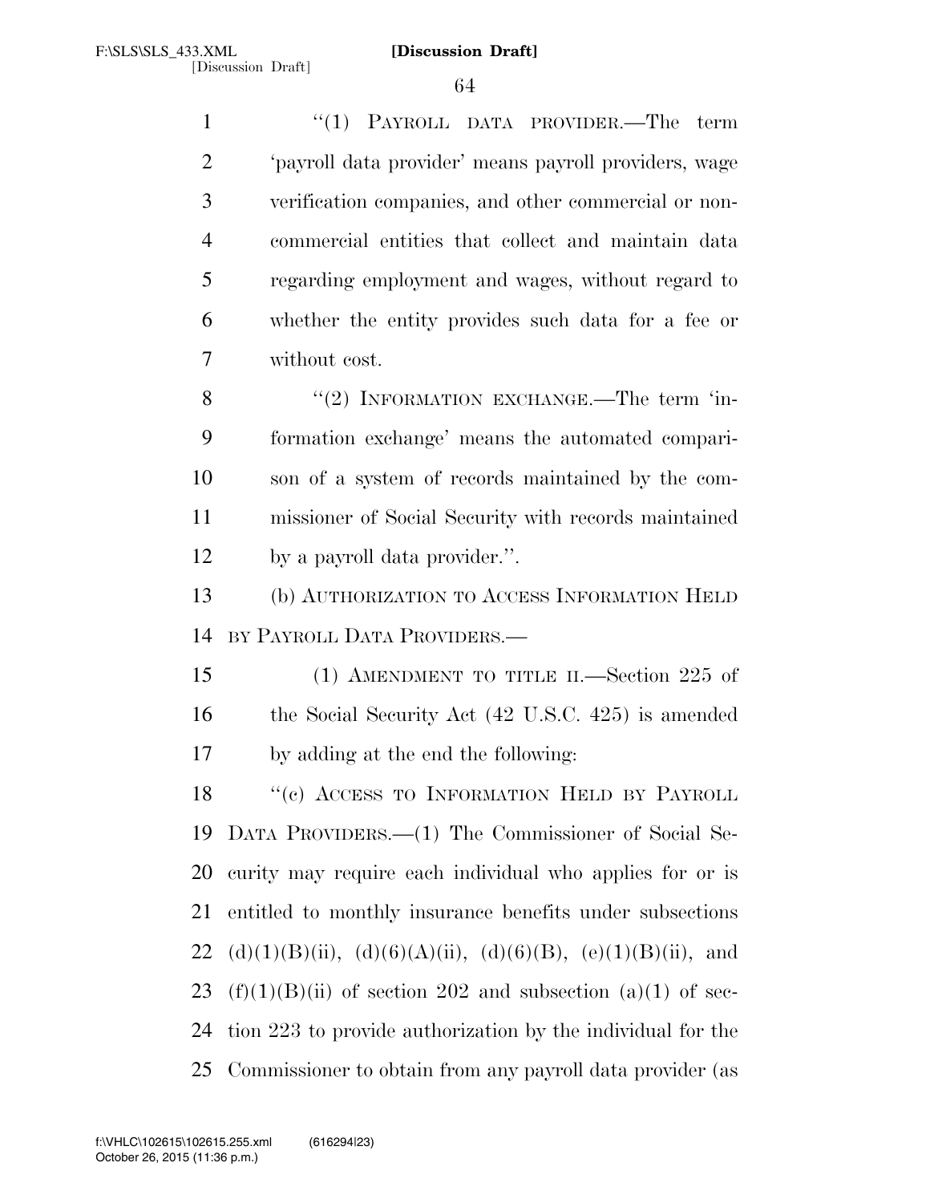"(1) PAYROLL DATA PROVIDER.—The term 'payroll data provider' means payroll providers, wage verification companies, and other commercial or non-commercial entities that collect and maintain data regarding employment and wages, without regard to whether the entity provides such data for a fee or without cost.

"(2) INFORMATION EXCHANGE.—The term 'information exchange' means the automated comparison of a system of records maintained by the commissioner of Social Security with records maintained by a payroll data provider.".

(b) AUTHORIZATION TO ACCESS INFORMATION HELD BY PAYROLL DATA PROVIDERS.—

(1) AMENDMENT TO TITLE II.—Section 225 of the Social Security Act (42 U.S.C. 425) is amended by adding at the end the following:

"(c) ACCESS TO INFORMATION HELD BY PAYROLL DATA PROVIDERS.—(1) The Commissioner of Social Security may require each individual who applies for or is entitled to monthly insurance benefits under subsections (d)(1)(B)(ii), (d)(6)(A)(ii), (d)(6)(B), (e)(1)(B)(ii), and (f)(1)(B)(ii) of section 202 and subsection (a)(1) of section 223 to provide authorization by the individual for the Commissioner to obtain from any payroll data provider (as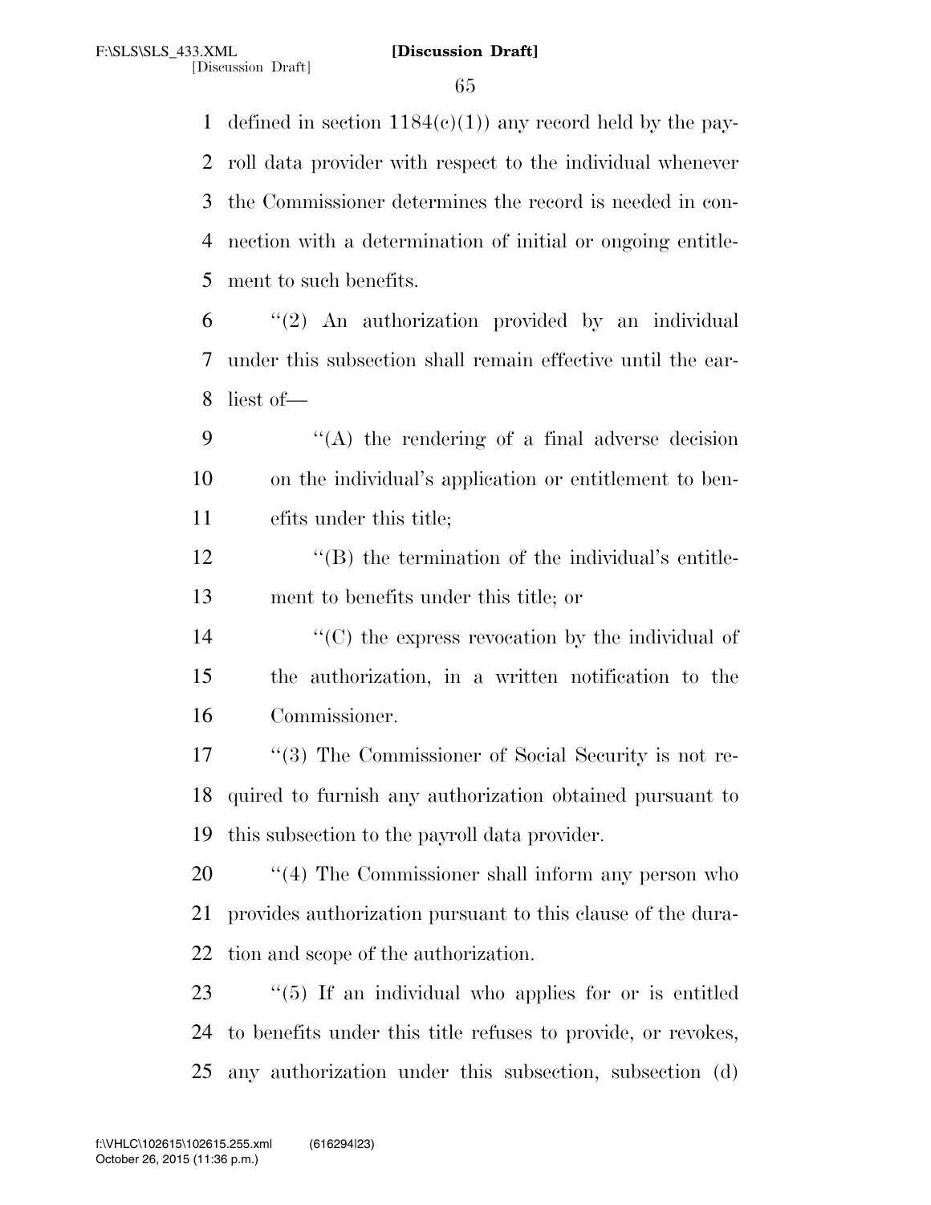defined in section 1184(c)(1)) any record held by the payroll data provider with respect to the individual whenever the Commissioner determines the record is needed in connection with a determination of initial or ongoing entitlement to such benefits.

''(2) An authorization provided by an individual under this subsection shall remain effective until the earliest of—

''(A) the rendering of a final adverse decision on the individual's application or entitlement to benefits under this title;

''(B) the termination of the individual's entitlement to benefits under this title; or

''(C) the express revocation by the individual of the authorization, in a written notification to the Commissioner.

''(3) The Commissioner of Social Security is not required to furnish any authorization obtained pursuant to this subsection to the payroll data provider.

''(4) The Commissioner shall inform any person who provides authorization pursuant to this clause of the duration and scope of the authorization.

''(5) If an individual who applies for or is entitled to benefits under this title refuses to provide, or revokes, any authorization under this subsection, subsection (d)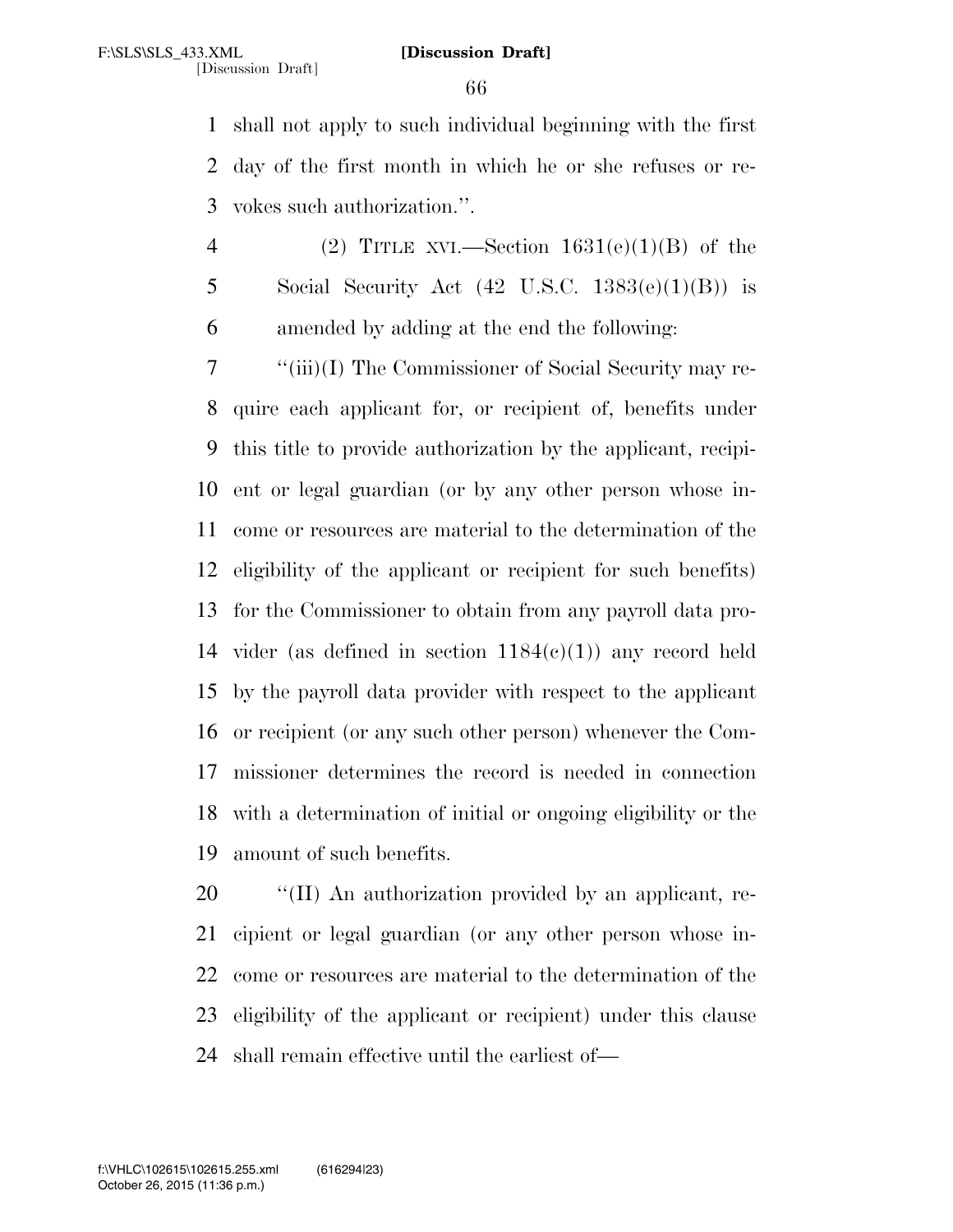shall not apply to such individual beginning with the first day of the first month in which he or she refuses or revokes such authorization.''.

(2) TITLE XVI.—Section 1631(e)(1)(B) of the Social Security Act (42 U.S.C. 1383(e)(1)(B)) is amended by adding at the end the following:

''(iii)(I) The Commissioner of Social Security may require each applicant for, or recipient of, benefits under this title to provide authorization by the applicant, recipient or legal guardian (or by any other person whose income or resources are material to the determination of the eligibility of the applicant or recipient for such benefits) for the Commissioner to obtain from any payroll data provider (as defined in section 1184(c)(1)) any record held by the payroll data provider with respect to the applicant or recipient (or any such other person) whenever the Commissioner determines the record is needed in connection with a determination of initial or ongoing eligibility or the amount of such benefits.

''(II) An authorization provided by an applicant, recipient or legal guardian (or any other person whose income or resources are material to the determination of the eligibility of the applicant or recipient) under this clause shall remain effective until the earliest of—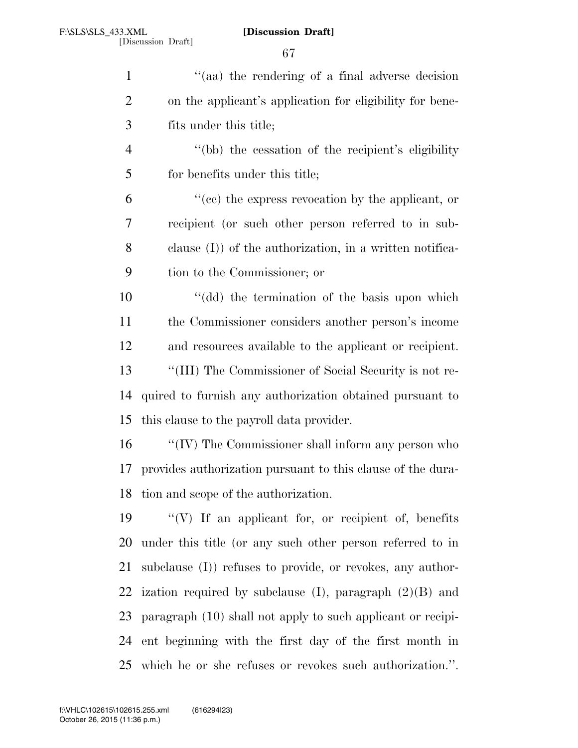''(aa) the rendering of a final adverse decision on the applicant's application for eligibility for benefits under this title;

''(bb) the cessation of the recipient's eligibility for benefits under this title;

''(cc) the express revocation by the applicant, or recipient (or such other person referred to in subclause (I)) of the authorization, in a written notification to the Commissioner; or

''(dd) the termination of the basis upon which the Commissioner considers another person's income and resources available to the applicant or recipient.

''(III) The Commissioner of Social Security is not required to furnish any authorization obtained pursuant to this clause to the payroll data provider.

''(IV) The Commissioner shall inform any person who provides authorization pursuant to this clause of the duration and scope of the authorization.

''(V) If an applicant for, or recipient of, benefits under this title (or any such other person referred to in subclause (I)) refuses to provide, or revokes, any authorization required by subclause (I), paragraph (2)(B) and paragraph (10) shall not apply to such applicant or recipient beginning with the first day of the first month in which he or she refuses or revokes such authorization.''.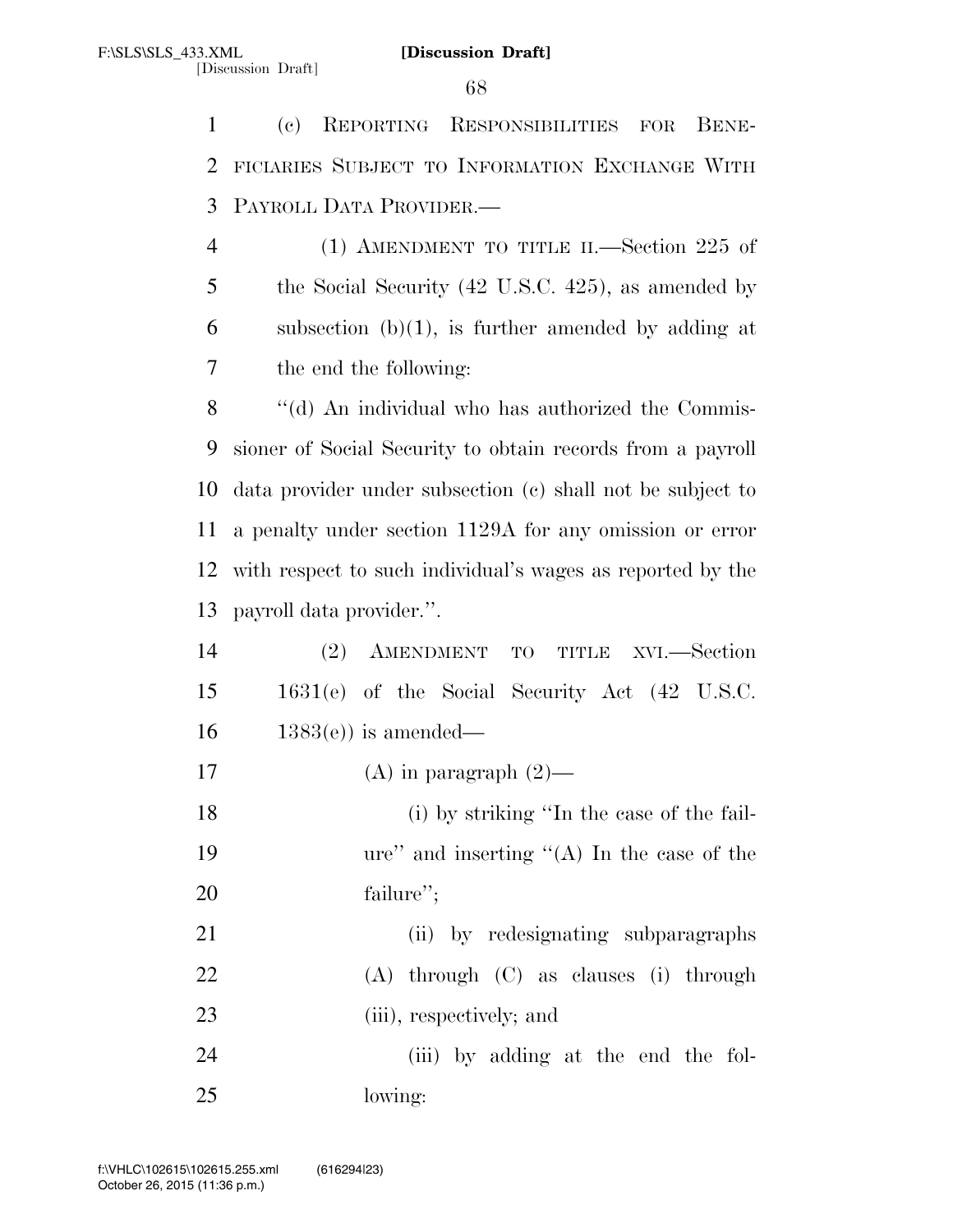(c) REPORTING RESPONSIBILITIES FOR BENEFICIARIES SUBJECT TO INFORMATION EXCHANGE WITH PAYROLL DATA PROVIDER.—

(1) AMENDMENT TO TITLE II.—Section 225 of the Social Security (42 U.S.C. 425), as amended by subsection (b)(1), is further amended by adding at the end the following:

"(d) An individual who has authorized the Commissioner of Social Security to obtain records from a payroll data provider under subsection (c) shall not be subject to a penalty under section 1129A for any omission or error with respect to such individual's wages as reported by the payroll data provider.".

(2) AMENDMENT TO TITLE XVI.—Section 1631(e) of the Social Security Act (42 U.S.C. 1383(e)) is amended—

(A) in paragraph (2)—

(i) by striking "In the case of the failure" and inserting "(A) In the case of the failure";

(ii) by redesignating subparagraphs (A) through (C) as clauses (i) through (iii), respectively; and

(iii) by adding at the end the following: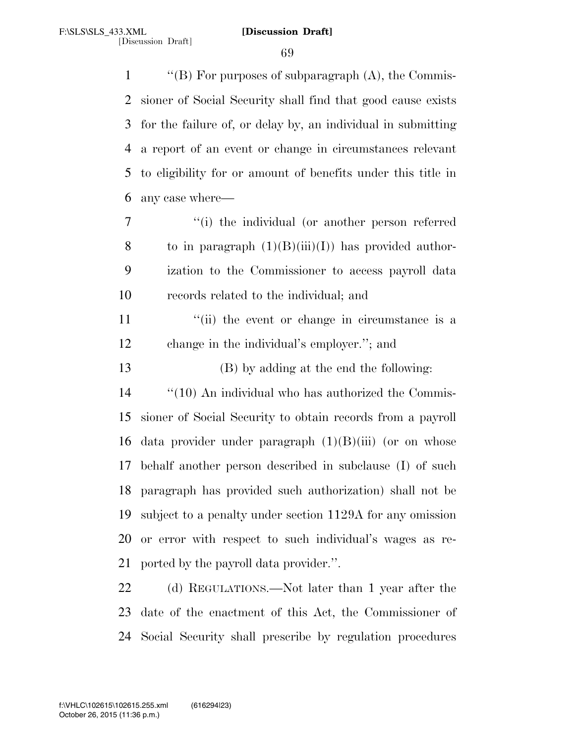''(B) For purposes of subparagraph (A), the Commissioner of Social Security shall find that good cause exists for the failure of, or delay by, an individual in submitting a report of an event or change in circumstances relevant to eligibility for or amount of benefits under this title in any case where—

''(i) the individual (or another person referred to in paragraph (1)(B)(iii)(I)) has provided authorization to the Commissioner to access payroll data records related to the individual; and

''(ii) the event or change in circumstance is a change in the individual's employer.''; and

(B) by adding at the end the following:

''(10) An individual who has authorized the Commissioner of Social Security to obtain records from a payroll data provider under paragraph (1)(B)(iii) (or on whose behalf another person described in subclause (I) of such paragraph has provided such authorization) shall not be subject to a penalty under section 1129A for any omission or error with respect to such individual's wages as reported by the payroll data provider.''.

(d) REGULATIONS.—Not later than 1 year after the date of the enactment of this Act, the Commissioner of Social Security shall prescribe by regulation procedures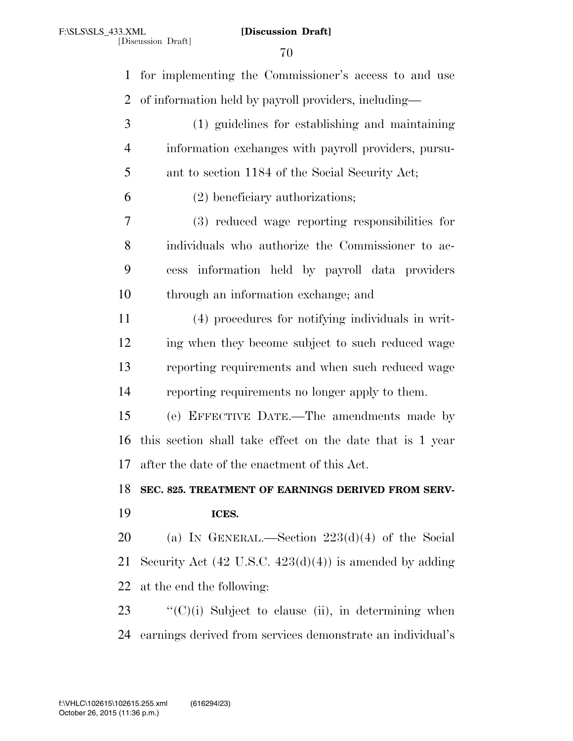for implementing the Commissioner's access to and use of information held by payroll providers, including—

(1) guidelines for establishing and maintaining information exchanges with payroll providers, pursuant to section 1184 of the Social Security Act;

(2) beneficiary authorizations;

(3) reduced wage reporting responsibilities for individuals who authorize the Commissioner to access information held by payroll data providers through an information exchange; and

(4) procedures for notifying individuals in writing when they become subject to such reduced wage reporting requirements and when such reduced wage reporting requirements no longer apply to them.

(e) EFFECTIVE DATE.—The amendments made by this section shall take effect on the date that is 1 year after the date of the enactment of this Act.

**SEC. 825. TREATMENT OF EARNINGS DERIVED FROM SERVICES.**

(a) IN GENERAL.—Section 223(d)(4) of the Social Security Act (42 U.S.C. 423(d)(4)) is amended by adding at the end the following:

"(C)(i) Subject to clause (ii), in determining when earnings derived from services demonstrate an individual's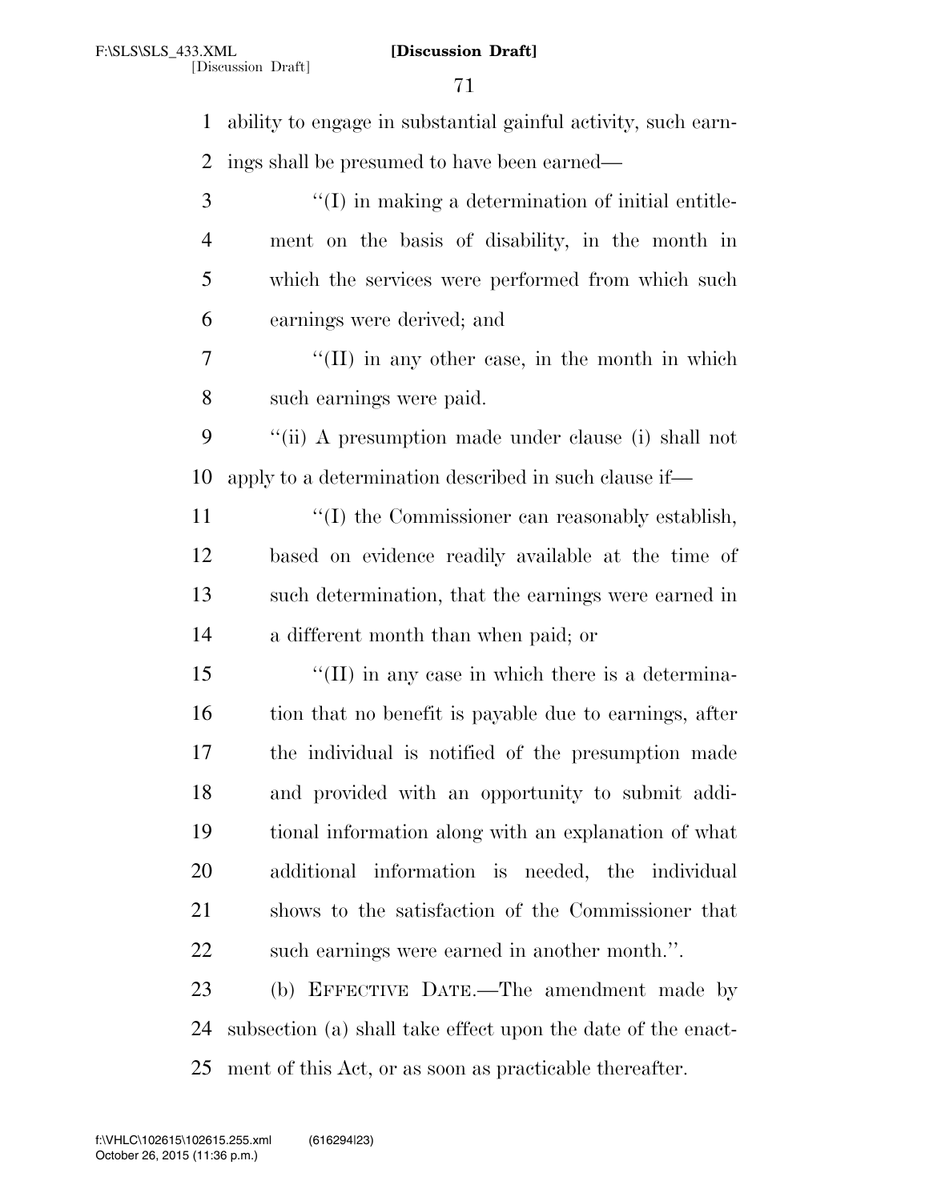ability to engage in substantial gainful activity, such earnings shall be presumed to have been earned—

"(I) in making a determination of initial entitlement on the basis of disability, in the month in which the services were performed from which such earnings were derived; and

"(II) in any other case, in the month in which such earnings were paid.

"(ii) A presumption made under clause (i) shall not apply to a determination described in such clause if—

"(I) the Commissioner can reasonably establish, based on evidence readily available at the time of such determination, that the earnings were earned in a different month than when paid; or

"(II) in any case in which there is a determination that no benefit is payable due to earnings, after the individual is notified of the presumption made and provided with an opportunity to submit additional information along with an explanation of what additional information is needed, the individual shows to the satisfaction of the Commissioner that such earnings were earned in another month.".

(b) EFFECTIVE DATE.—The amendment made by subsection (a) shall take effect upon the date of the enactment of this Act, or as soon as practicable thereafter.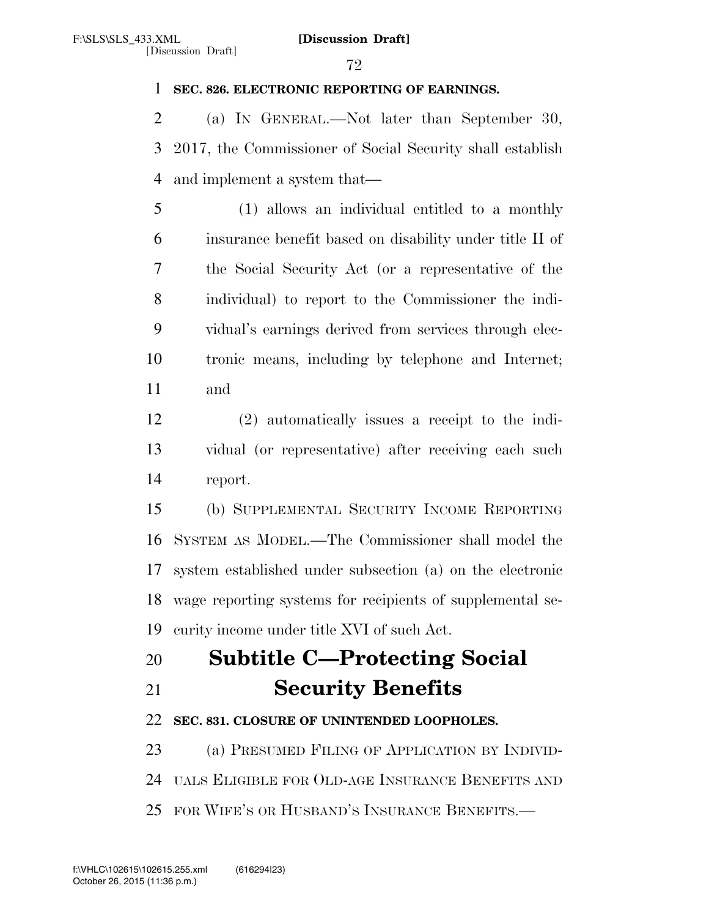**SEC. 826. ELECTRONIC REPORTING OF EARNINGS.**

(a) IN GENERAL.—Not later than September 30, 2017, the Commissioner of Social Security shall establish and implement a system that—

(1) allows an individual entitled to a monthly insurance benefit based on disability under title II of the Social Security Act (or a representative of the individual) to report to the Commissioner the individual's earnings derived from services through electronic means, including by telephone and Internet; and

(2) automatically issues a receipt to the individual (or representative) after receiving each such report.

(b) SUPPLEMENTAL SECURITY INCOME REPORTING SYSTEM AS MODEL.—The Commissioner shall model the system established under subsection (a) on the electronic wage reporting systems for recipients of supplemental security income under title XVI of such Act.

# Subtitle C—Protecting Social Security Benefits

**SEC. 831. CLOSURE OF UNINTENDED LOOPHOLES.**

(a) PRESUMED FILING OF APPLICATION BY INDIVIDUALS ELIGIBLE FOR OLD-AGE INSURANCE BENEFITS AND FOR WIFE'S OR HUSBAND'S INSURANCE BENEFITS.—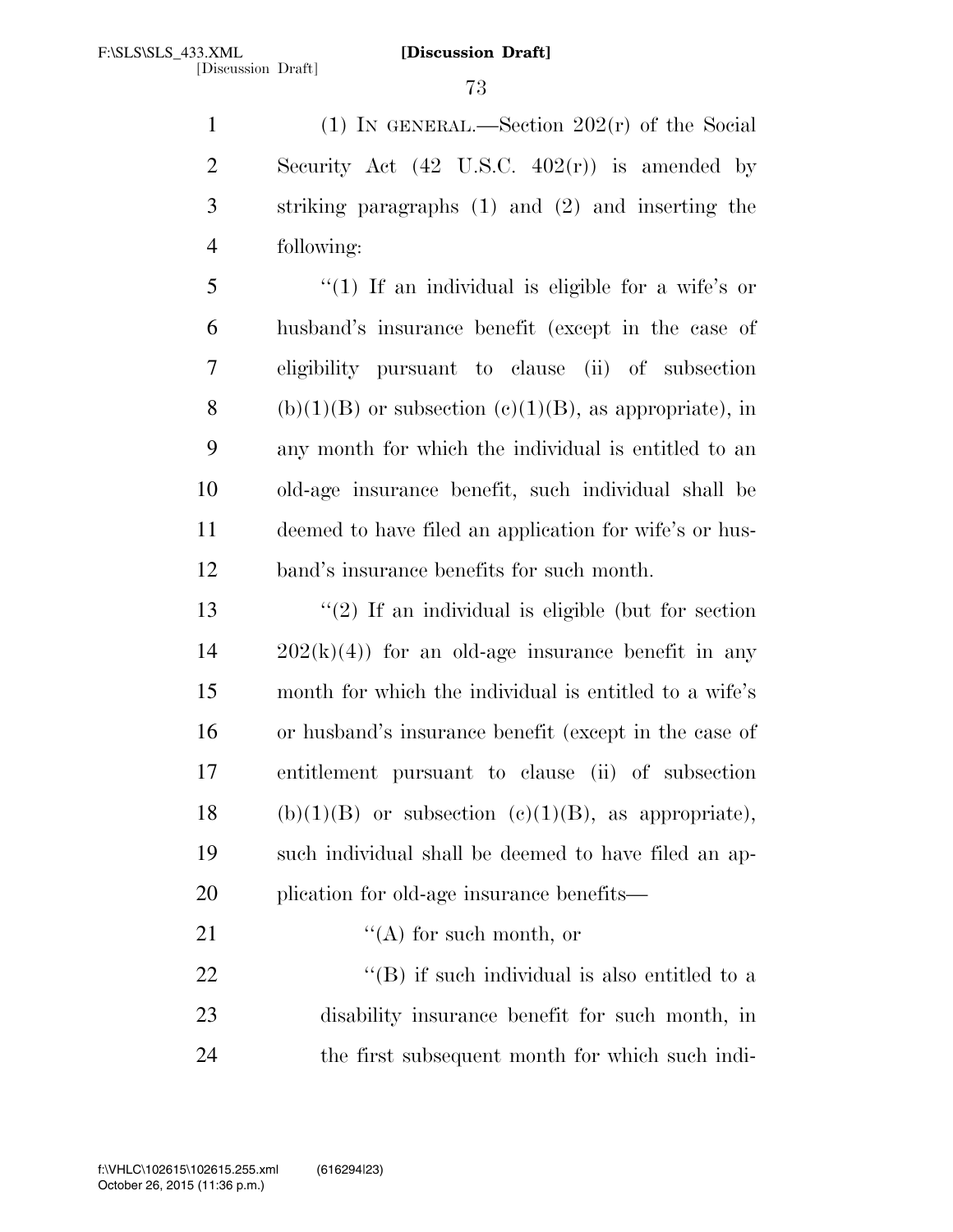(1) IN GENERAL.—Section 202(r) of the Social Security Act (42 U.S.C. 402(r)) is amended by striking paragraphs (1) and (2) and inserting the following:

"(1) If an individual is eligible for a wife's or husband's insurance benefit (except in the case of eligibility pursuant to clause (ii) of subsection (b)(1)(B) or subsection (c)(1)(B), as appropriate), in any month for which the individual is entitled to an old-age insurance benefit, such individual shall be deemed to have filed an application for wife's or husband's insurance benefits for such month.

"(2) If an individual is eligible (but for section 202(k)(4)) for an old-age insurance benefit in any month for which the individual is entitled to a wife's or husband's insurance benefit (except in the case of entitlement pursuant to clause (ii) of subsection (b)(1)(B) or subsection (c)(1)(B), as appropriate), such individual shall be deemed to have filed an application for old-age insurance benefits—

"(A) for such month, or

"(B) if such individual is also entitled to a disability insurance benefit for such month, in the first subsequent month for which such indi-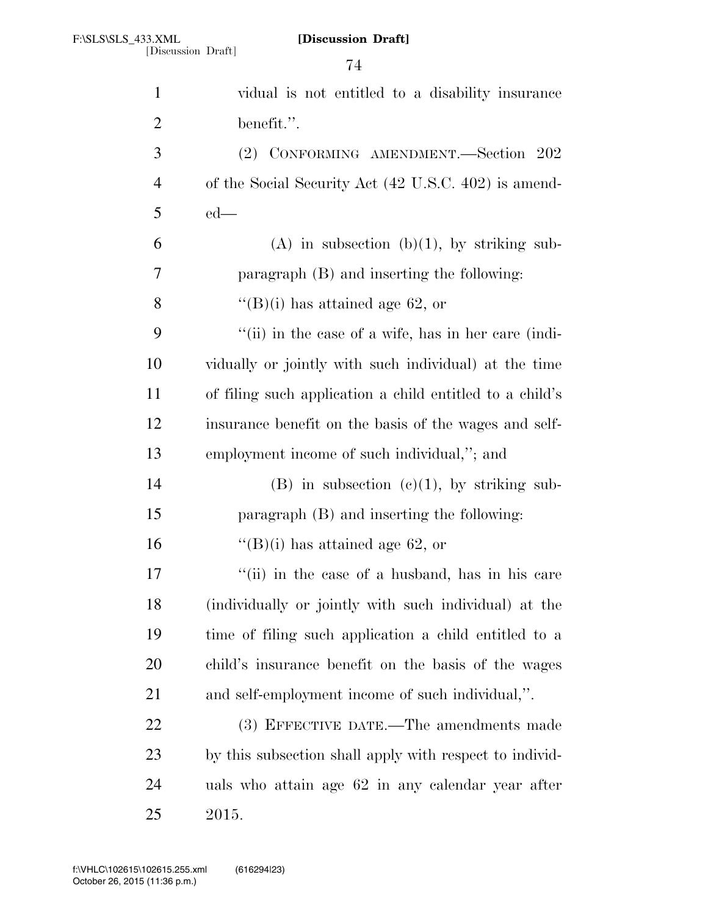vidual is not entitled to a disability insurance benefit.''.

(2) CONFORMING AMENDMENT.—Section 202 of the Social Security Act (42 U.S.C. 402) is amended—

(A) in subsection (b)(1), by striking subparagraph (B) and inserting the following:

''(B)(i) has attained age 62, or

''(ii) in the case of a wife, has in her care (individually or jointly with such individual) at the time of filing such application a child entitled to a child's insurance benefit on the basis of the wages and self-employment income of such individual,''; and

(B) in subsection (c)(1), by striking subparagraph (B) and inserting the following:

''(B)(i) has attained age 62, or

''(ii) in the case of a husband, has in his care (individually or jointly with such individual) at the time of filing such application a child entitled to a child's insurance benefit on the basis of the wages and self-employment income of such individual,''.

(3) EFFECTIVE DATE.—The amendments made by this subsection shall apply with respect to individuals who attain age 62 in any calendar year after 2015.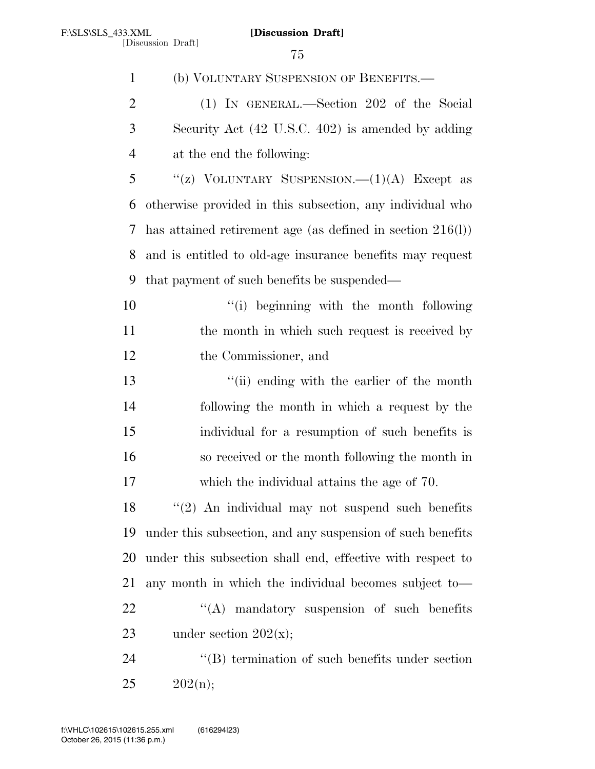(b) VOLUNTARY SUSPENSION OF BENEFITS.—

(1) IN GENERAL.—Section 202 of the Social Security Act (42 U.S.C. 402) is amended by adding at the end the following:

"(z) VOLUNTARY SUSPENSION.—(1)(A) Except as otherwise provided in this subsection, any individual who has attained retirement age (as defined in section 216(l)) and is entitled to old-age insurance benefits may request that payment of such benefits be suspended—

"(i) beginning with the month following the month in which such request is received by the Commissioner, and

"(ii) ending with the earlier of the month following the month in which a request by the individual for a resumption of such benefits is so received or the month following the month in which the individual attains the age of 70.

"(2) An individual may not suspend such benefits under this subsection, and any suspension of such benefits under this subsection shall end, effective with respect to any month in which the individual becomes subject to—

"(A) mandatory suspension of such benefits under section 202(x);

"(B) termination of such benefits under section 202(n);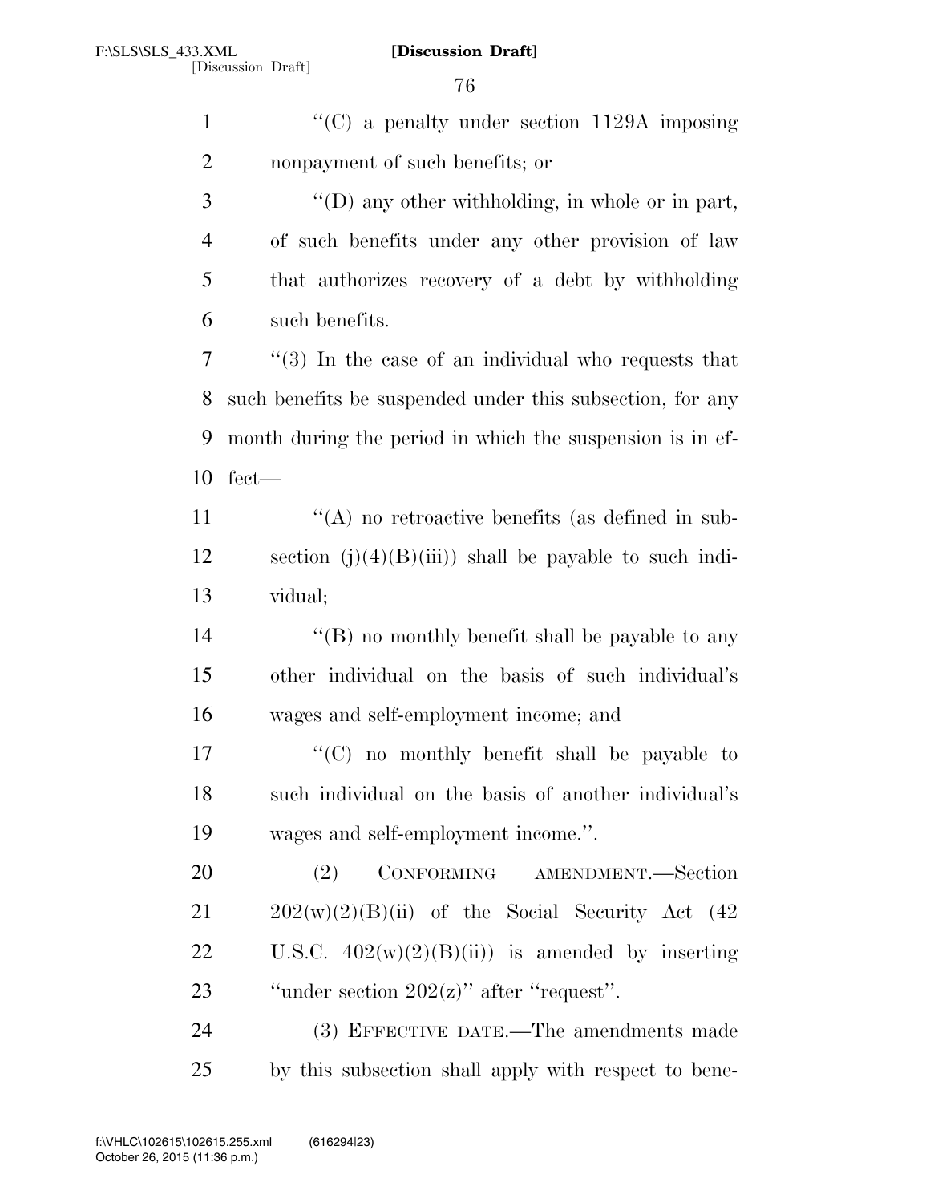''(C) a penalty under section 1129A imposing nonpayment of such benefits; or

''(D) any other withholding, in whole or in part, of such benefits under any other provision of law that authorizes recovery of a debt by withholding such benefits.

''(3) In the case of an individual who requests that such benefits be suspended under this subsection, for any month during the period in which the suspension is in effect—

''(A) no retroactive benefits (as defined in subsection (j)(4)(B)(iii)) shall be payable to such individual;

''(B) no monthly benefit shall be payable to any other individual on the basis of such individual's wages and self-employment income; and

''(C) no monthly benefit shall be payable to such individual on the basis of another individual's wages and self-employment income.''.

(2) CONFORMING AMENDMENT.—Section 202(w)(2)(B)(ii) of the Social Security Act (42 U.S.C. 402(w)(2)(B)(ii)) is amended by inserting ''under section 202(z)'' after ''request''.

(3) EFFECTIVE DATE.—The amendments made by this subsection shall apply with respect to bene-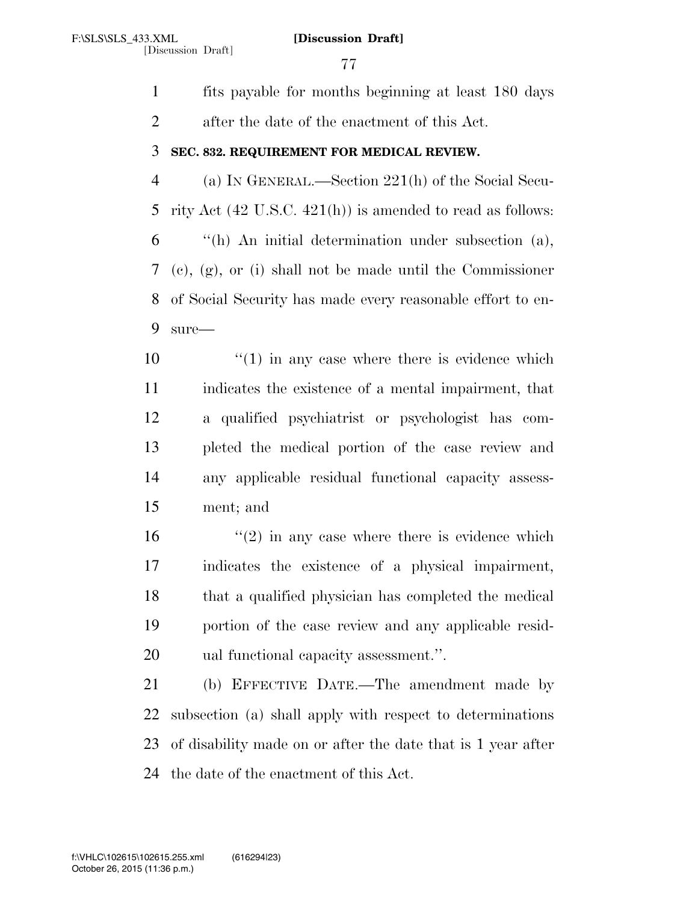fits payable for months beginning at least 180 days after the date of the enactment of this Act.

**SEC. 832. REQUIREMENT FOR MEDICAL REVIEW.**

(a) IN GENERAL.—Section 221(h) of the Social Security Act (42 U.S.C. 421(h)) is amended to read as follows:

"(h) An initial determination under subsection (a), (c), (g), or (i) shall not be made until the Commissioner of Social Security has made every reasonable effort to ensure—

"(1) in any case where there is evidence which indicates the existence of a mental impairment, that a qualified psychiatrist or psychologist has completed the medical portion of the case review and any applicable residual functional capacity assessment; and

"(2) in any case where there is evidence which indicates the existence of a physical impairment, that a qualified physician has completed the medical portion of the case review and any applicable residual functional capacity assessment.".

(b) EFFECTIVE DATE.—The amendment made by subsection (a) shall apply with respect to determinations of disability made on or after the date that is 1 year after the date of the enactment of this Act.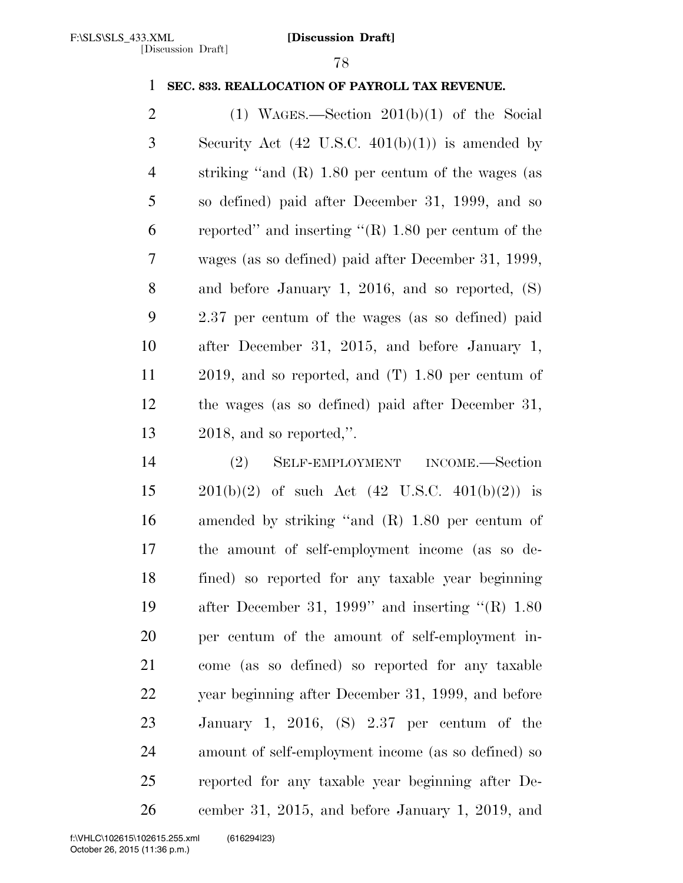**SEC. 833. REALLOCATION OF PAYROLL TAX REVENUE.**

(1) WAGES.—Section 201(b)(1) of the Social Security Act (42 U.S.C. 401(b)(1)) is amended by striking "and (R) 1.80 per centum of the wages (as so defined) paid after December 31, 1999, and so reported" and inserting "(R) 1.80 per centum of the wages (as so defined) paid after December 31, 1999, and before January 1, 2016, and so reported, (S) 2.37 per centum of the wages (as so defined) paid after December 31, 2015, and before January 1, 2019, and so reported, and (T) 1.80 per centum of the wages (as so defined) paid after December 31, 2018, and so reported,".

(2) SELF-EMPLOYMENT INCOME.—Section 201(b)(2) of such Act (42 U.S.C. 401(b)(2)) is amended by striking "and (R) 1.80 per centum of the amount of self-employment income (as so defined) so reported for any taxable year beginning after December 31, 1999" and inserting "(R) 1.80 per centum of the amount of self-employment income (as so defined) so reported for any taxable year beginning after December 31, 1999, and before January 1, 2016, (S) 2.37 per centum of the amount of self-employment income (as so defined) so reported for any taxable year beginning after December 31, 2015, and before January 1, 2019, and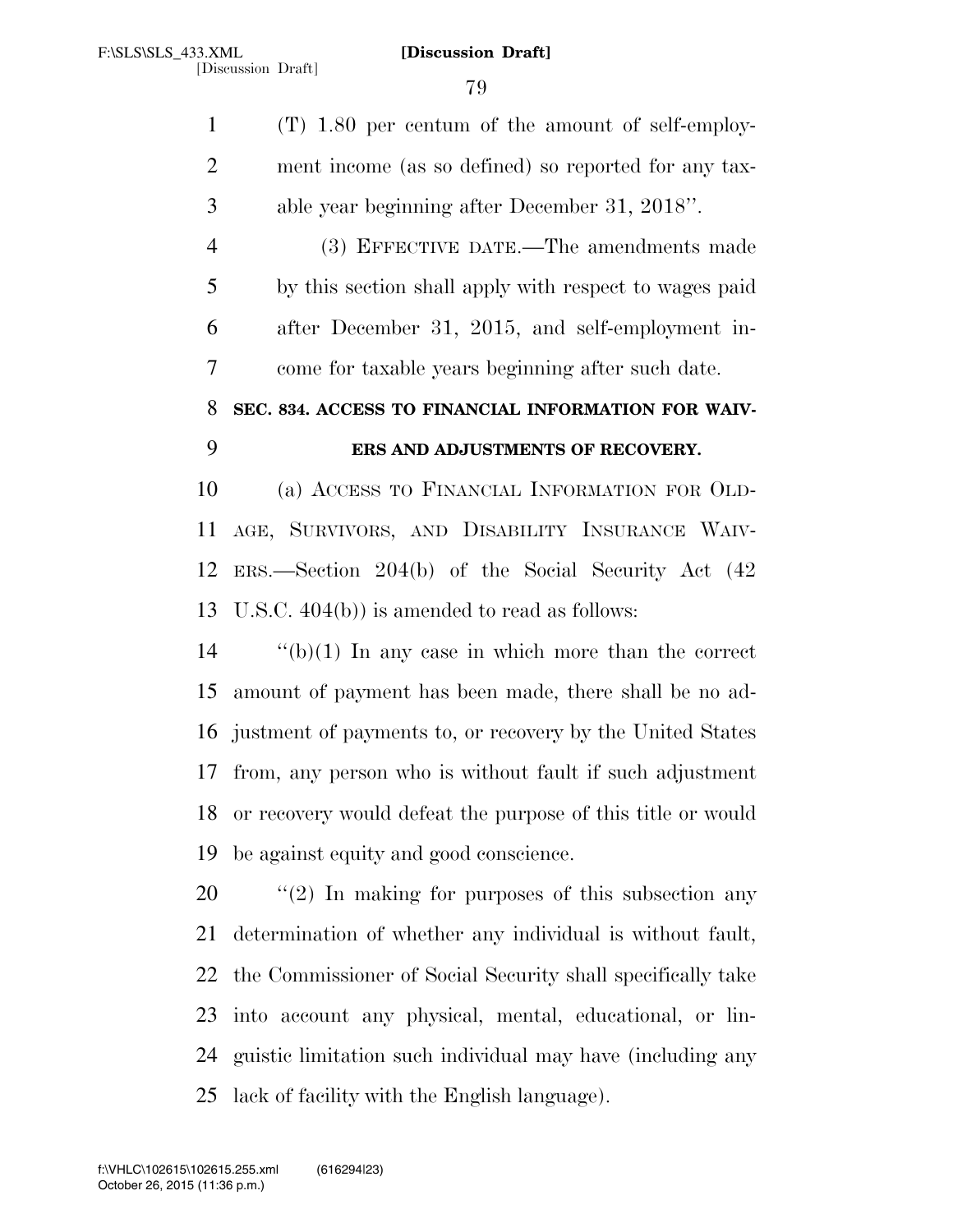(T) 1.80 per centum of the amount of self-employment income (as so defined) so reported for any taxable year beginning after December 31, 2018''.

(3) EFFECTIVE DATE.—The amendments made by this section shall apply with respect to wages paid after December 31, 2015, and self-employment income for taxable years beginning after such date.

**SEC. 834. ACCESS TO FINANCIAL INFORMATION FOR WAIVERS AND ADJUSTMENTS OF RECOVERY.**

(a) ACCESS TO FINANCIAL INFORMATION FOR OLD-AGE, SURVIVORS, AND DISABILITY INSURANCE WAIVERS.—Section 204(b) of the Social Security Act (42 U.S.C. 404(b)) is amended to read as follows:

''(b)(1) In any case in which more than the correct amount of payment has been made, there shall be no adjustment of payments to, or recovery by the United States from, any person who is without fault if such adjustment or recovery would defeat the purpose of this title or would be against equity and good conscience.

''(2) In making for purposes of this subsection any determination of whether any individual is without fault, the Commissioner of Social Security shall specifically take into account any physical, mental, educational, or linguistic limitation such individual may have (including any lack of facility with the English language).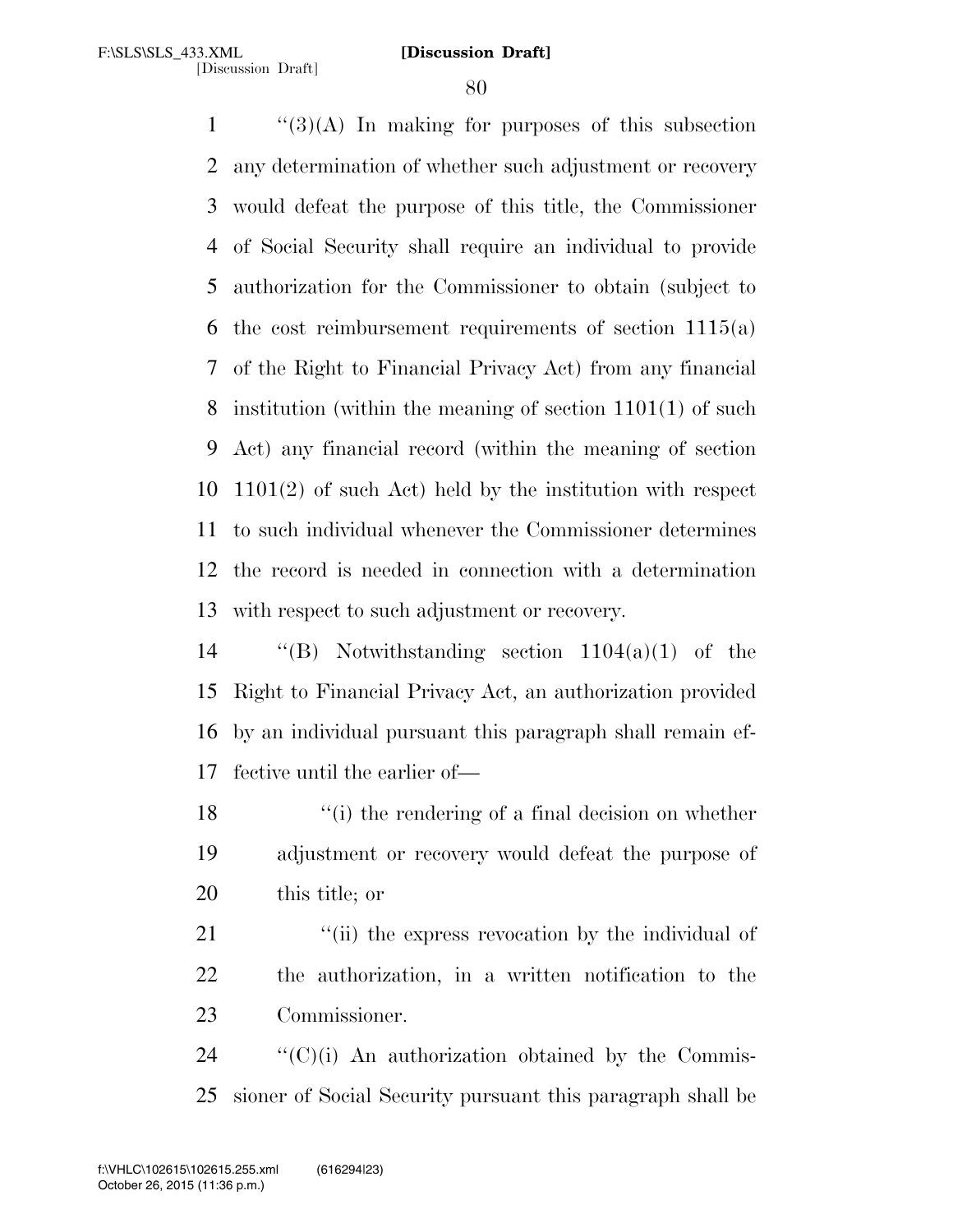''(3)(A) In making for purposes of this subsection any determination of whether such adjustment or recovery would defeat the purpose of this title, the Commissioner of Social Security shall require an individual to provide authorization for the Commissioner to obtain (subject to the cost reimbursement requirements of section 1115(a) of the Right to Financial Privacy Act) from any financial institution (within the meaning of section 1101(1) of such Act) any financial record (within the meaning of section 1101(2) of such Act) held by the institution with respect to such individual whenever the Commissioner determines the record is needed in connection with a determination with respect to such adjustment or recovery.

''(B) Notwithstanding section 1104(a)(1) of the Right to Financial Privacy Act, an authorization provided by an individual pursuant this paragraph shall remain effective until the earlier of—

> ''(i) the rendering of a final decision on whether adjustment or recovery would defeat the purpose of this title; or
>
> ''(ii) the express revocation by the individual of the authorization, in a written notification to the Commissioner.

''(C)(i) An authorization obtained by the Commissioner of Social Security pursuant this paragraph shall be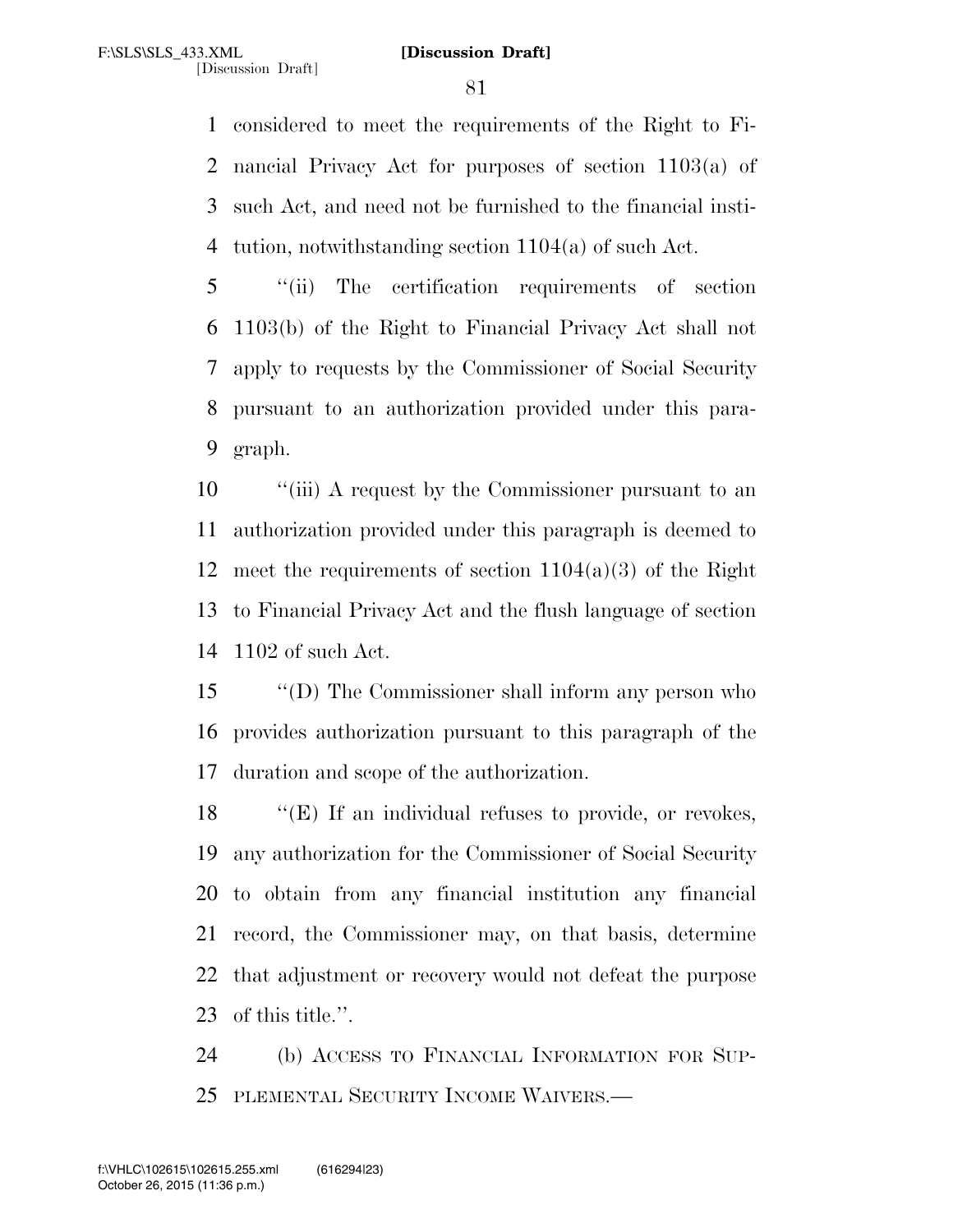considered to meet the requirements of the Right to Financial Privacy Act for purposes of section 1103(a) of such Act, and need not be furnished to the financial institution, notwithstanding section 1104(a) of such Act.

"(ii) The certification requirements of section 1103(b) of the Right to Financial Privacy Act shall not apply to requests by the Commissioner of Social Security pursuant to an authorization provided under this paragraph.

"(iii) A request by the Commissioner pursuant to an authorization provided under this paragraph is deemed to meet the requirements of section 1104(a)(3) of the Right to Financial Privacy Act and the flush language of section 1102 of such Act.

"(D) The Commissioner shall inform any person who provides authorization pursuant to this paragraph of the duration and scope of the authorization.

"(E) If an individual refuses to provide, or revokes, any authorization for the Commissioner of Social Security to obtain from any financial institution any financial record, the Commissioner may, on that basis, determine that adjustment or recovery would not defeat the purpose of this title.".

(b) ACCESS TO FINANCIAL INFORMATION FOR SUPPLEMENTAL SECURITY INCOME WAIVERS.—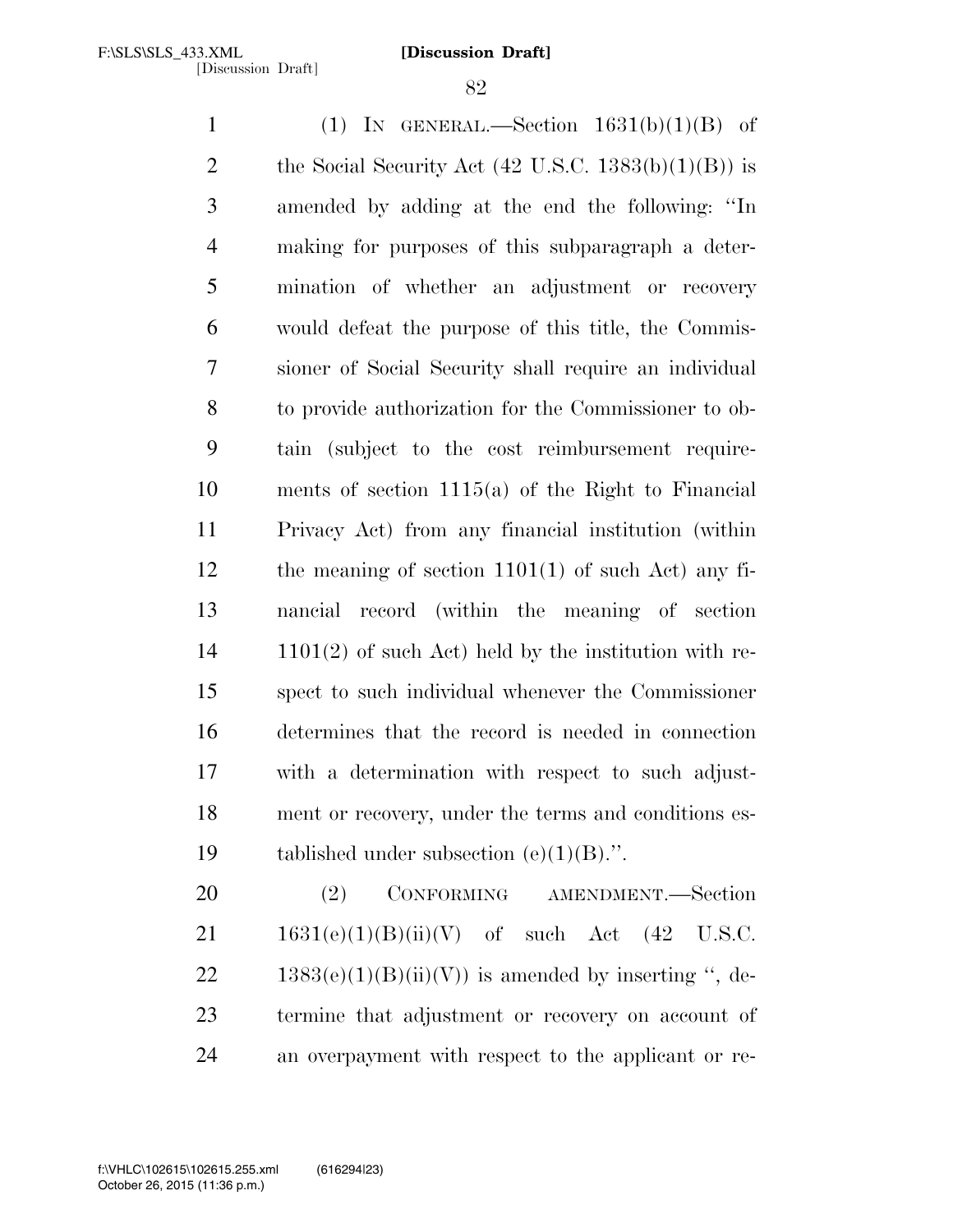(1) IN GENERAL.—Section 1631(b)(1)(B) of the Social Security Act (42 U.S.C. 1383(b)(1)(B)) is amended by adding at the end the following: "In making for purposes of this subparagraph a determination of whether an adjustment or recovery would defeat the purpose of this title, the Commissioner of Social Security shall require an individual to provide authorization for the Commissioner to obtain (subject to the cost reimbursement requirements of section 1115(a) of the Right to Financial Privacy Act) from any financial institution (within the meaning of section 1101(1) of such Act) any financial record (within the meaning of section 1101(2) of such Act) held by the institution with respect to such individual whenever the Commissioner determines that the record is needed in connection with a determination with respect to such adjustment or recovery, under the terms and conditions established under subsection (e)(1)(B).".

(2) CONFORMING AMENDMENT.—Section 1631(e)(1)(B)(ii)(V) of such Act (42 U.S.C. 1383(e)(1)(B)(ii)(V)) is amended by inserting ", determine that adjustment or recovery on account of an overpayment with respect to the applicant or re-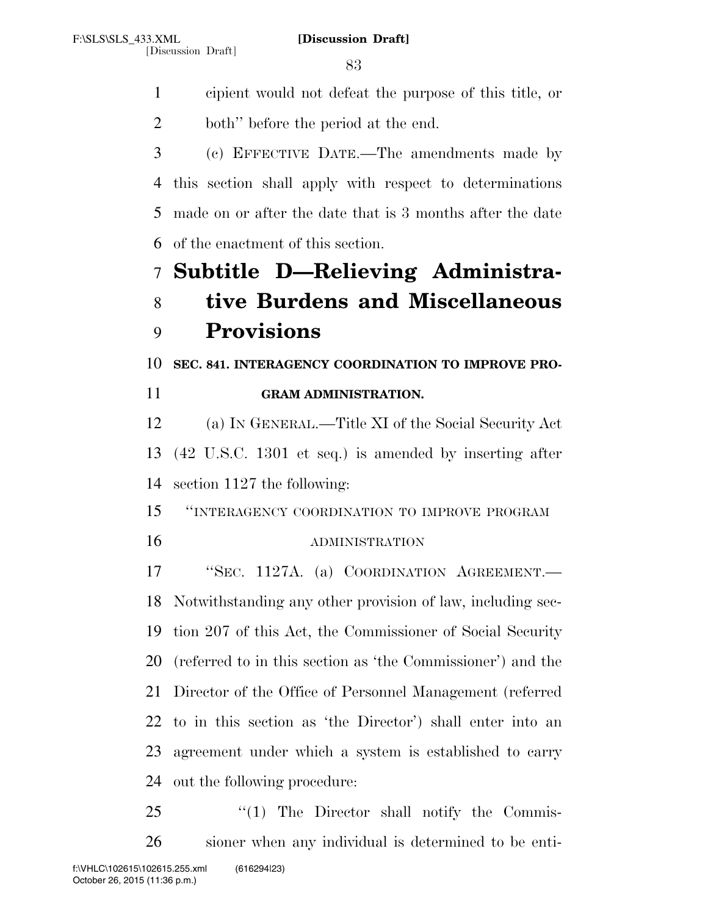cipient would not defeat the purpose of this title, or both'' before the period at the end.

(c) EFFECTIVE DATE.—The amendments made by this section shall apply with respect to determinations made on or after the date that is 3 months after the date of the enactment of this section.

## Subtitle D—Relieving Administrative Burdens and Miscellaneous Provisions

### SEC. 841. INTERAGENCY COORDINATION TO IMPROVE PROGRAM ADMINISTRATION.

(a) IN GENERAL.—Title XI of the Social Security Act (42 U.S.C. 1301 et seq.) is amended by inserting after section 1127 the following:

"INTERAGENCY COORDINATION TO IMPROVE PROGRAM ADMINISTRATION

"SEC. 1127A. (a) COORDINATION AGREEMENT.—Notwithstanding any other provision of law, including section 207 of this Act, the Commissioner of Social Security (referred to in this section as 'the Commissioner') and the Director of the Office of Personnel Management (referred to in this section as 'the Director') shall enter into an agreement under which a system is established to carry out the following procedure:

"(1) The Director shall notify the Commissioner when any individual is determined to be enti-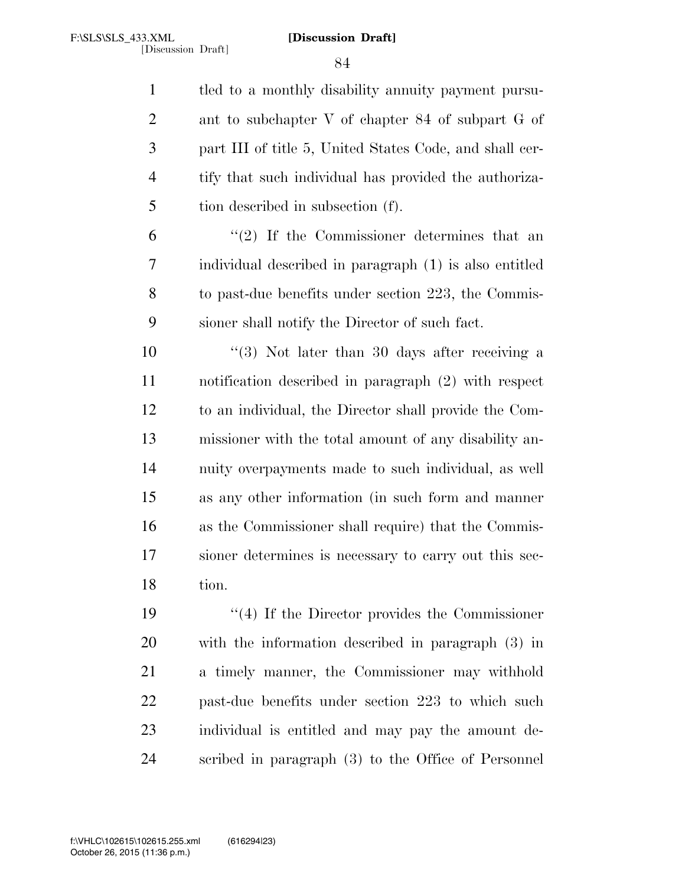tled to a monthly disability annuity payment pursuant to subchapter V of chapter 84 of subpart G of part III of title 5, United States Code, and shall certify that such individual has provided the authorization described in subsection (f).

"(2) If the Commissioner determines that an individual described in paragraph (1) is also entitled to past-due benefits under section 223, the Commissioner shall notify the Director of such fact.

"(3) Not later than 30 days after receiving a notification described in paragraph (2) with respect to an individual, the Director shall provide the Commissioner with the total amount of any disability annuity overpayments made to such individual, as well as any other information (in such form and manner as the Commissioner shall require) that the Commissioner determines is necessary to carry out this section.

"(4) If the Director provides the Commissioner with the information described in paragraph (3) in a timely manner, the Commissioner may withhold past-due benefits under section 223 to which such individual is entitled and may pay the amount described in paragraph (3) to the Office of Personnel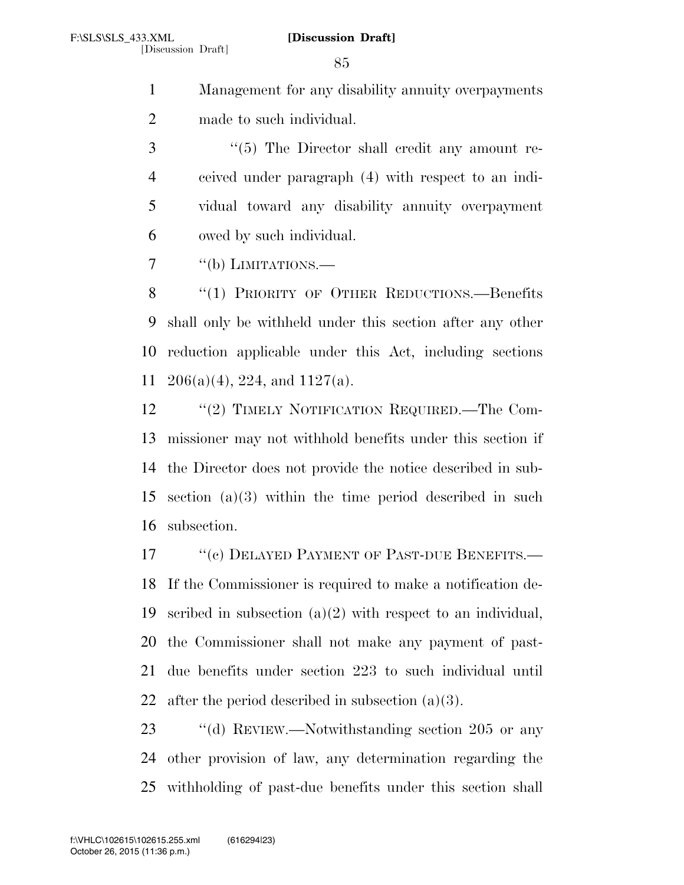Management for any disability annuity overpayments made to such individual.

"(5) The Director shall credit any amount received under paragraph (4) with respect to an individual toward any disability annuity overpayment owed by such individual.

"(b) LIMITATIONS.—

"(1) PRIORITY OF OTHER REDUCTIONS.—Benefits shall only be withheld under this section after any other reduction applicable under this Act, including sections 206(a)(4), 224, and 1127(a).

"(2) TIMELY NOTIFICATION REQUIRED.—The Commissioner may not withhold benefits under this section if the Director does not provide the notice described in subsection (a)(3) within the time period described in such subsection.

"(c) DELAYED PAYMENT OF PAST-DUE BENEFITS.—If the Commissioner is required to make a notification described in subsection (a)(2) with respect to an individual, the Commissioner shall not make any payment of past-due benefits under section 223 to such individual until after the period described in subsection (a)(3).

"(d) REVIEW.—Notwithstanding section 205 or any other provision of law, any determination regarding the withholding of past-due benefits under this section shall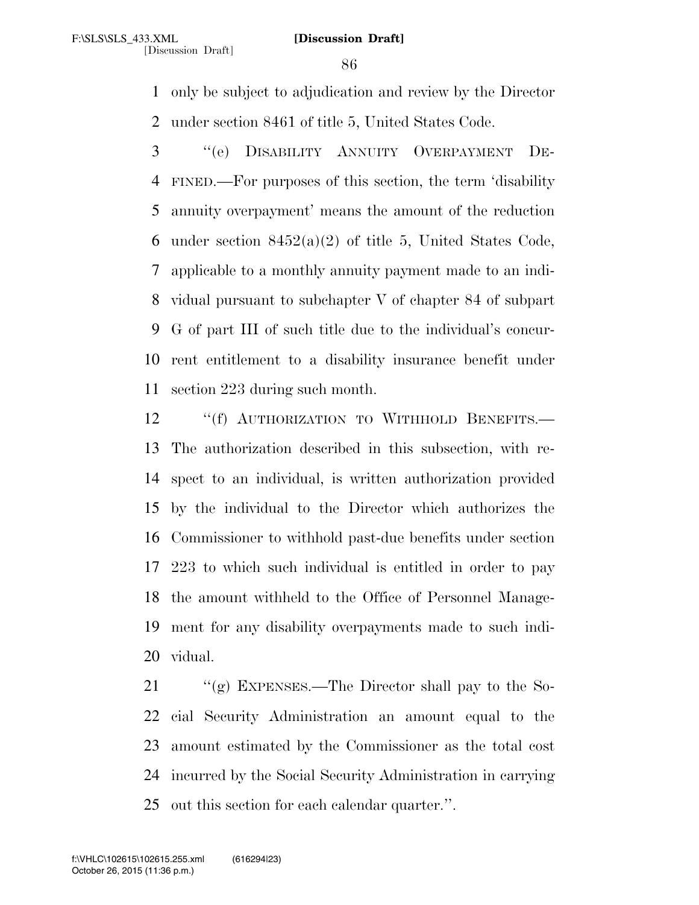only be subject to adjudication and review by the Director under section 8461 of title 5, United States Code.

"(e) DISABILITY ANNUITY OVERPAYMENT DEFINED.—For purposes of this section, the term 'disability annuity overpayment' means the amount of the reduction under section 8452(a)(2) of title 5, United States Code, applicable to a monthly annuity payment made to an individual pursuant to subchapter V of chapter 84 of subpart G of part III of such title due to the individual's concurrent entitlement to a disability insurance benefit under section 223 during such month.

"(f) AUTHORIZATION TO WITHHOLD BENEFITS.—The authorization described in this subsection, with respect to an individual, is written authorization provided by the individual to the Director which authorizes the Commissioner to withhold past-due benefits under section 223 to which such individual is entitled in order to pay the amount withheld to the Office of Personnel Management for any disability overpayments made to such individual.

"(g) EXPENSES.—The Director shall pay to the Social Security Administration an amount equal to the amount estimated by the Commissioner as the total cost incurred by the Social Security Administration in carrying out this section for each calendar quarter.".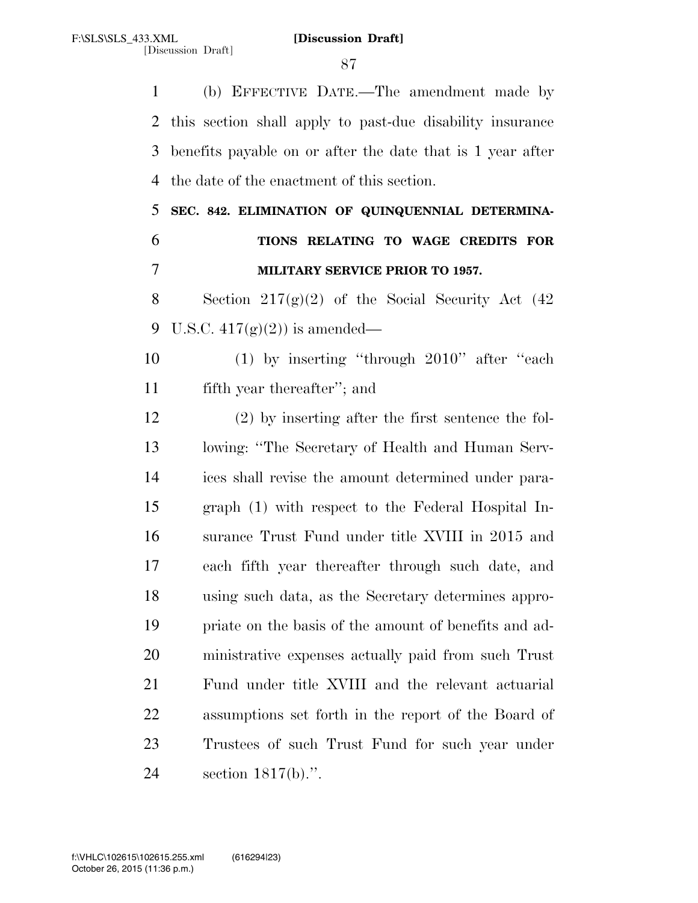(b) EFFECTIVE DATE.—The amendment made by this section shall apply to past-due disability insurance benefits payable on or after the date that is 1 year after the date of the enactment of this section.

**SEC. 842. ELIMINATION OF QUINQUENNIAL DETERMINATIONS RELATING TO WAGE CREDITS FOR MILITARY SERVICE PRIOR TO 1957.**

Section 217(g)(2) of the Social Security Act (42 U.S.C. 417(g)(2)) is amended—

(1) by inserting "through 2010" after "each fifth year thereafter"; and

(2) by inserting after the first sentence the following: "The Secretary of Health and Human Services shall revise the amount determined under paragraph (1) with respect to the Federal Hospital Insurance Trust Fund under title XVIII in 2015 and each fifth year thereafter through such date, and using such data, as the Secretary determines appropriate on the basis of the amount of benefits and administrative expenses actually paid from such Trust Fund under title XVIII and the relevant actuarial assumptions set forth in the report of the Board of Trustees of such Trust Fund for such year under section 1817(b).".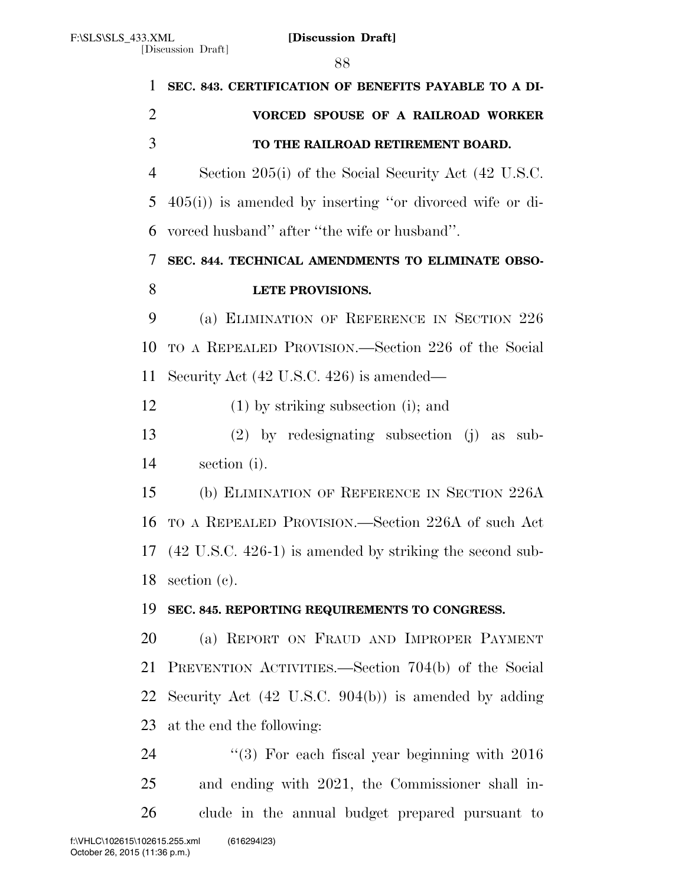**SEC. 843. CERTIFICATION OF BENEFITS PAYABLE TO A DIVORCED SPOUSE OF A RAILROAD WORKER TO THE RAILROAD RETIREMENT BOARD.**

Section 205(i) of the Social Security Act (42 U.S.C. 405(i)) is amended by inserting ''or divorced wife or divorced husband'' after ''the wife or husband''.

**SEC. 844. TECHNICAL AMENDMENTS TO ELIMINATE OBSOLETE PROVISIONS.**

(a) ELIMINATION OF REFERENCE IN SECTION 226 TO A REPEALED PROVISION.—Section 226 of the Social Security Act (42 U.S.C. 426) is amended—

(1) by striking subsection (i); and

(2) by redesignating subsection (j) as subsection (i).

(b) ELIMINATION OF REFERENCE IN SECTION 226A TO A REPEALED PROVISION.—Section 226A of such Act (42 U.S.C. 426-1) is amended by striking the second subsection (c).

**SEC. 845. REPORTING REQUIREMENTS TO CONGRESS.**

(a) REPORT ON FRAUD AND IMPROPER PAYMENT PREVENTION ACTIVITIES.—Section 704(b) of the Social Security Act (42 U.S.C. 904(b)) is amended by adding at the end the following:

''(3) For each fiscal year beginning with 2016 and ending with 2021, the Commissioner shall include in the annual budget prepared pursuant to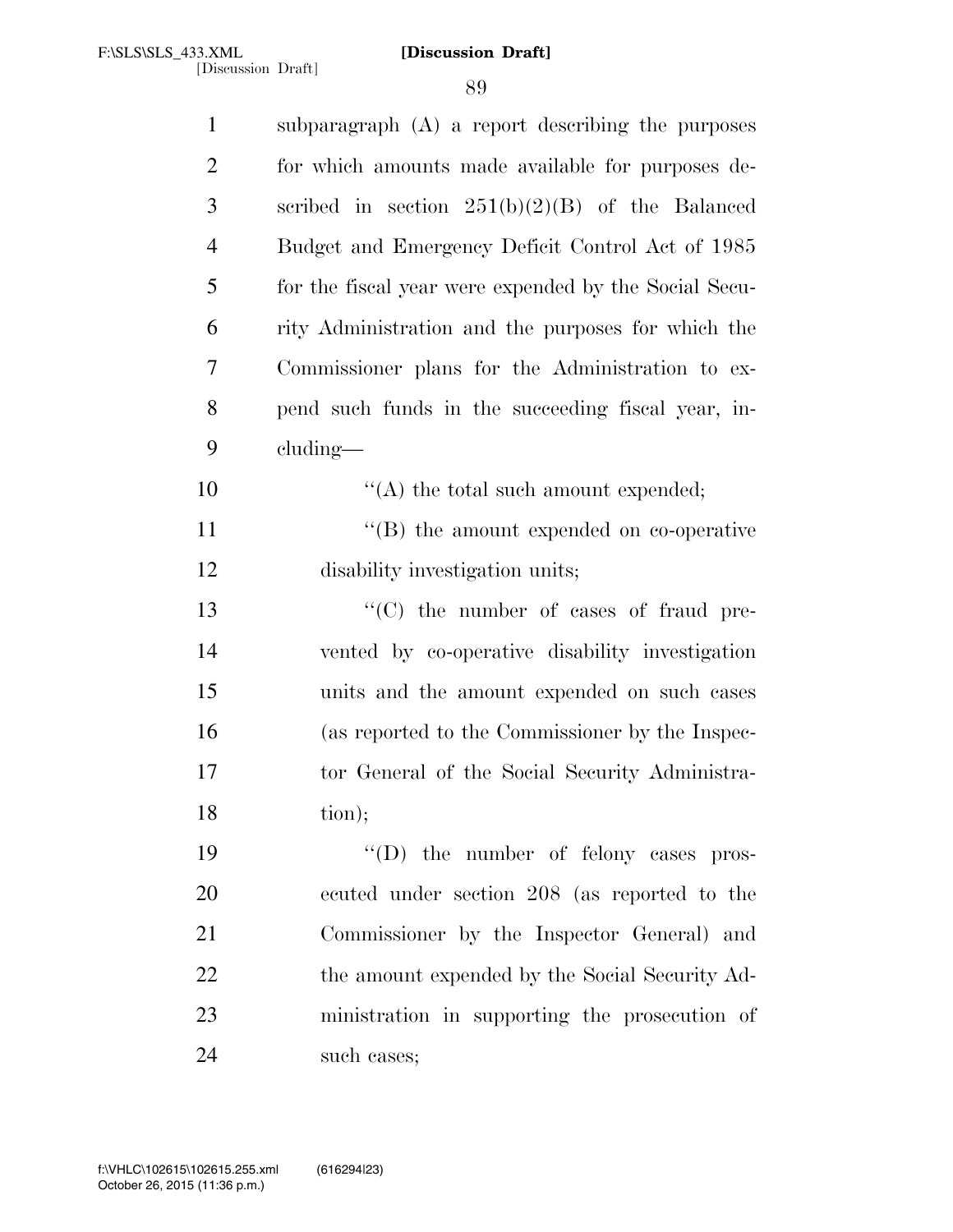subparagraph (A) a report describing the purposes for which amounts made available for purposes described in section 251(b)(2)(B) of the Balanced Budget and Emergency Deficit Control Act of 1985 for the fiscal year were expended by the Social Security Administration and the purposes for which the Commissioner plans for the Administration to expend such funds in the succeeding fiscal year, including—

''(A) the total such amount expended;

''(B) the amount expended on co-operative disability investigation units;

''(C) the number of cases of fraud prevented by co-operative disability investigation units and the amount expended on such cases (as reported to the Commissioner by the Inspector General of the Social Security Administration);

''(D) the number of felony cases prosecuted under section 208 (as reported to the Commissioner by the Inspector General) and the amount expended by the Social Security Administration in supporting the prosecution of such cases;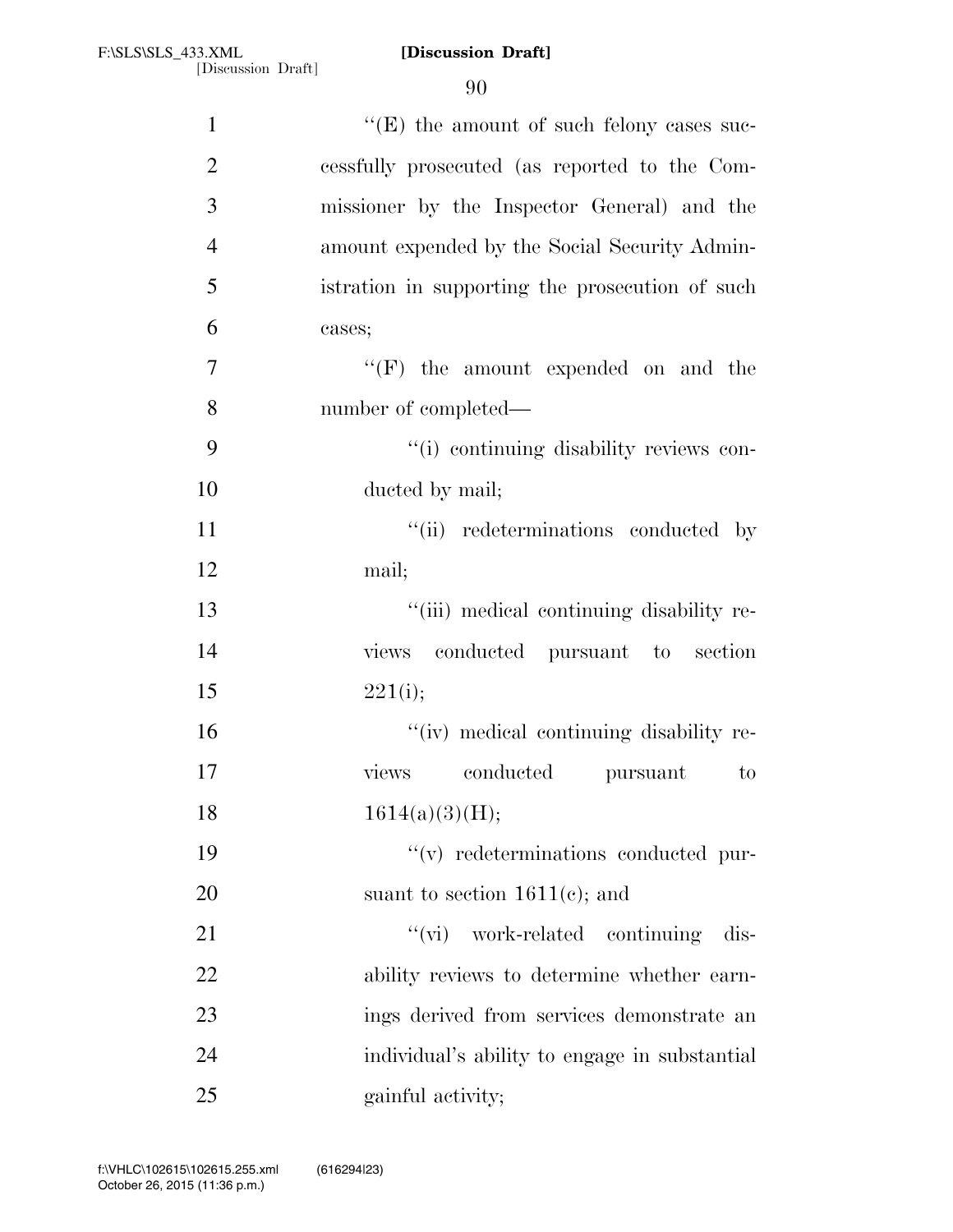''(E) the amount of such felony cases successfully prosecuted (as reported to the Commissioner by the Inspector General) and the amount expended by the Social Security Administration in supporting the prosecution of such cases;

''(F) the amount expended on and the number of completed—

''(i) continuing disability reviews conducted by mail;

''(ii) redeterminations conducted by mail;

''(iii) medical continuing disability reviews conducted pursuant to section 221(i);

''(iv) medical continuing disability reviews conducted pursuant to 1614(a)(3)(H);

''(v) redeterminations conducted pursuant to section 1611(c); and

''(vi) work-related continuing disability reviews to determine whether earnings derived from services demonstrate an individual's ability to engage in substantial gainful activity;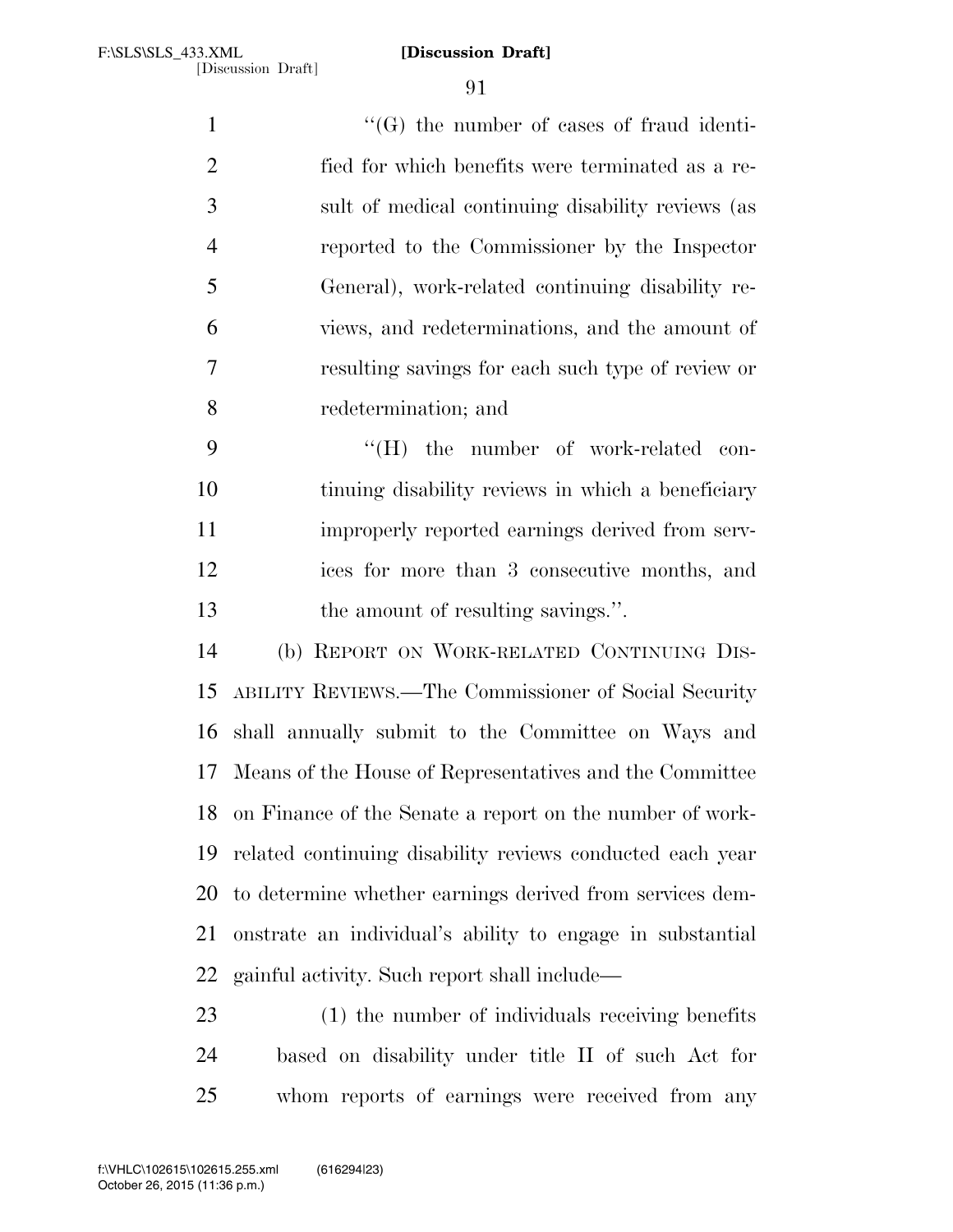"(G) the number of cases of fraud identified for which benefits were terminated as a result of medical continuing disability reviews (as reported to the Commissioner by the Inspector General), work-related continuing disability reviews, and redeterminations, and the amount of resulting savings for each such type of review or redetermination; and

"(H) the number of work-related continuing disability reviews in which a beneficiary improperly reported earnings derived from services for more than 3 consecutive months, and the amount of resulting savings.".

(b) REPORT ON WORK-RELATED CONTINUING DISABILITY REVIEWS.—The Commissioner of Social Security shall annually submit to the Committee on Ways and Means of the House of Representatives and the Committee on Finance of the Senate a report on the number of work-related continuing disability reviews conducted each year to determine whether earnings derived from services demonstrate an individual's ability to engage in substantial gainful activity. Such report shall include—

(1) the number of individuals receiving benefits based on disability under title II of such Act for whom reports of earnings were received from any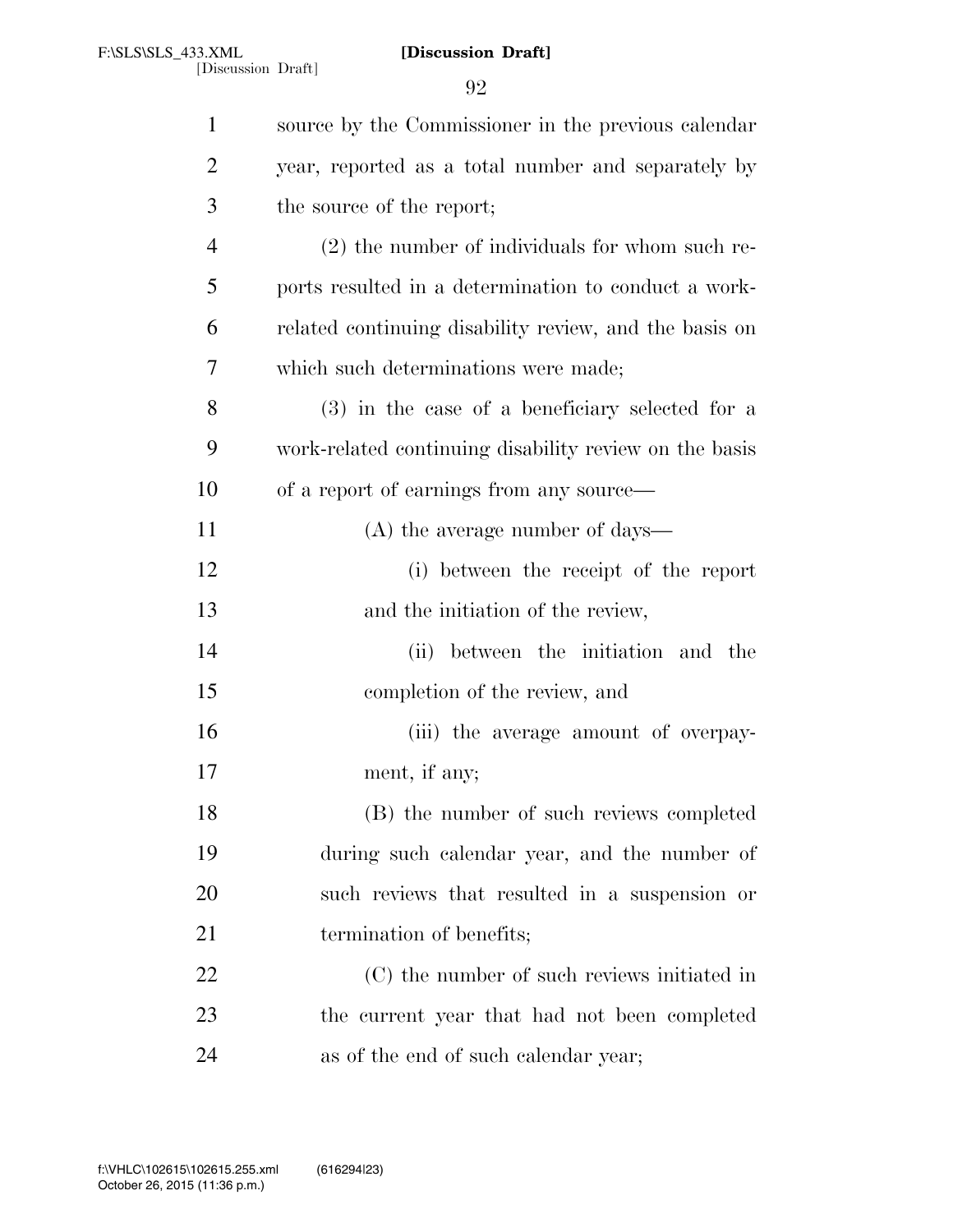source by the Commissioner in the previous calendar year, reported as a total number and separately by the source of the report;

(2) the number of individuals for whom such reports resulted in a determination to conduct a work-related continuing disability review, and the basis on which such determinations were made;

(3) in the case of a beneficiary selected for a work-related continuing disability review on the basis of a report of earnings from any source—

(A) the average number of days—

(i) between the receipt of the report and the initiation of the review,

(ii) between the initiation and the completion of the review, and

(iii) the average amount of overpayment, if any;

(B) the number of such reviews completed during such calendar year, and the number of such reviews that resulted in a suspension or termination of benefits;

(C) the number of such reviews initiated in the current year that had not been completed as of the end of such calendar year;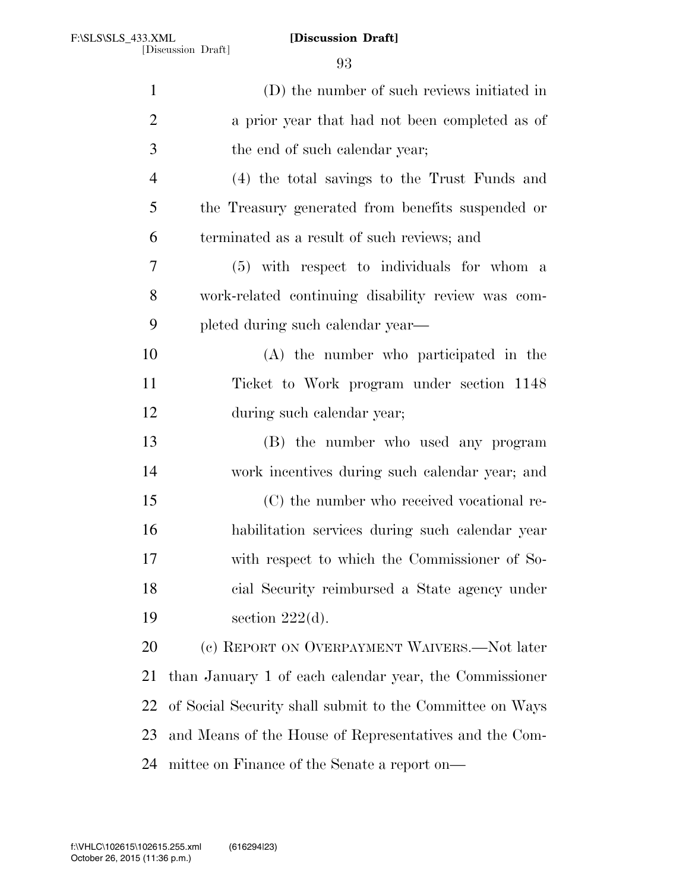(D) the number of such reviews initiated in a prior year that had not been completed as of the end of such calendar year;

(4) the total savings to the Trust Funds and the Treasury generated from benefits suspended or terminated as a result of such reviews; and

(5) with respect to individuals for whom a work-related continuing disability review was completed during such calendar year—

(A) the number who participated in the Ticket to Work program under section 1148 during such calendar year;

(B) the number who used any program work incentives during such calendar year; and

(C) the number who received vocational rehabilitation services during such calendar year with respect to which the Commissioner of Social Security reimbursed a State agency under section 222(d).

(c) REPORT ON OVERPAYMENT WAIVERS.—Not later than January 1 of each calendar year, the Commissioner of Social Security shall submit to the Committee on Ways and Means of the House of Representatives and the Committee on Finance of the Senate a report on—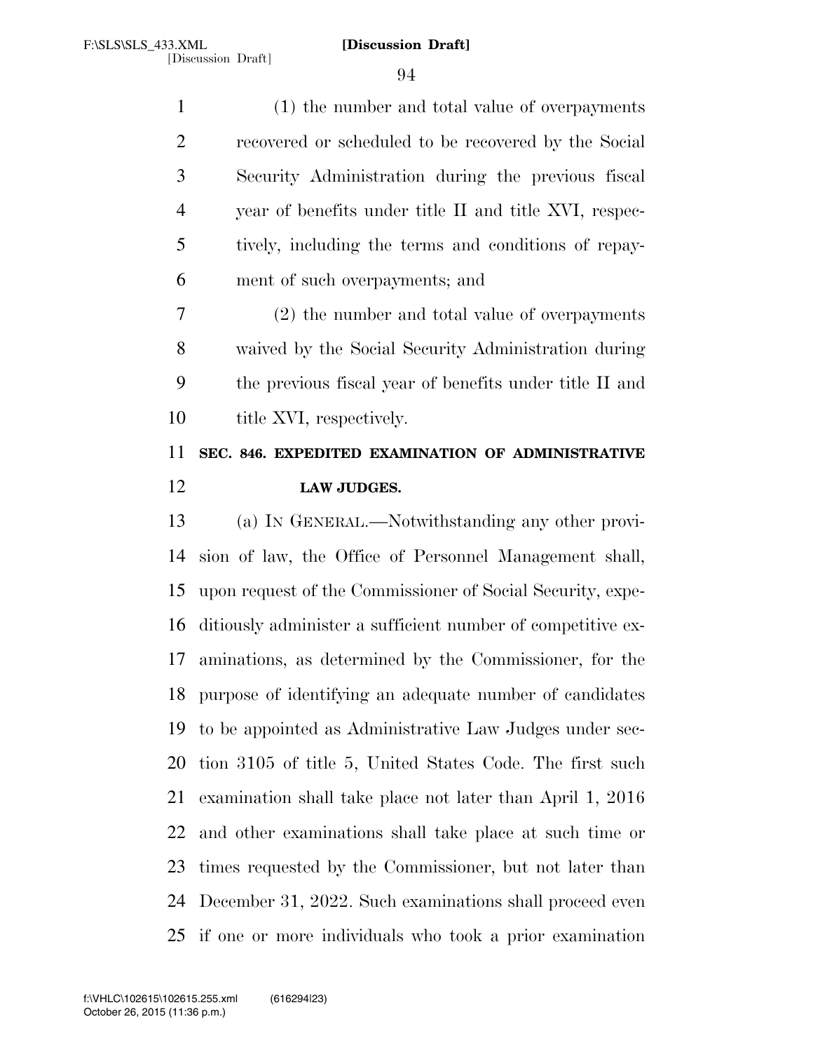(1) the number and total value of overpayments recovered or scheduled to be recovered by the Social Security Administration during the previous fiscal year of benefits under title II and title XVI, respectively, including the terms and conditions of repayment of such overpayments; and

(2) the number and total value of overpayments waived by the Social Security Administration during the previous fiscal year of benefits under title II and title XVI, respectively.

### SEC. 846. EXPEDITED EXAMINATION OF ADMINISTRATIVE LAW JUDGES.

(a) IN GENERAL.—Notwithstanding any other provision of law, the Office of Personnel Management shall, upon request of the Commissioner of Social Security, expeditiously administer a sufficient number of competitive examinations, as determined by the Commissioner, for the purpose of identifying an adequate number of candidates to be appointed as Administrative Law Judges under section 3105 of title 5, United States Code. The first such examination shall take place not later than April 1, 2016 and other examinations shall take place at such time or times requested by the Commissioner, but not later than December 31, 2022. Such examinations shall proceed even if one or more individuals who took a prior examination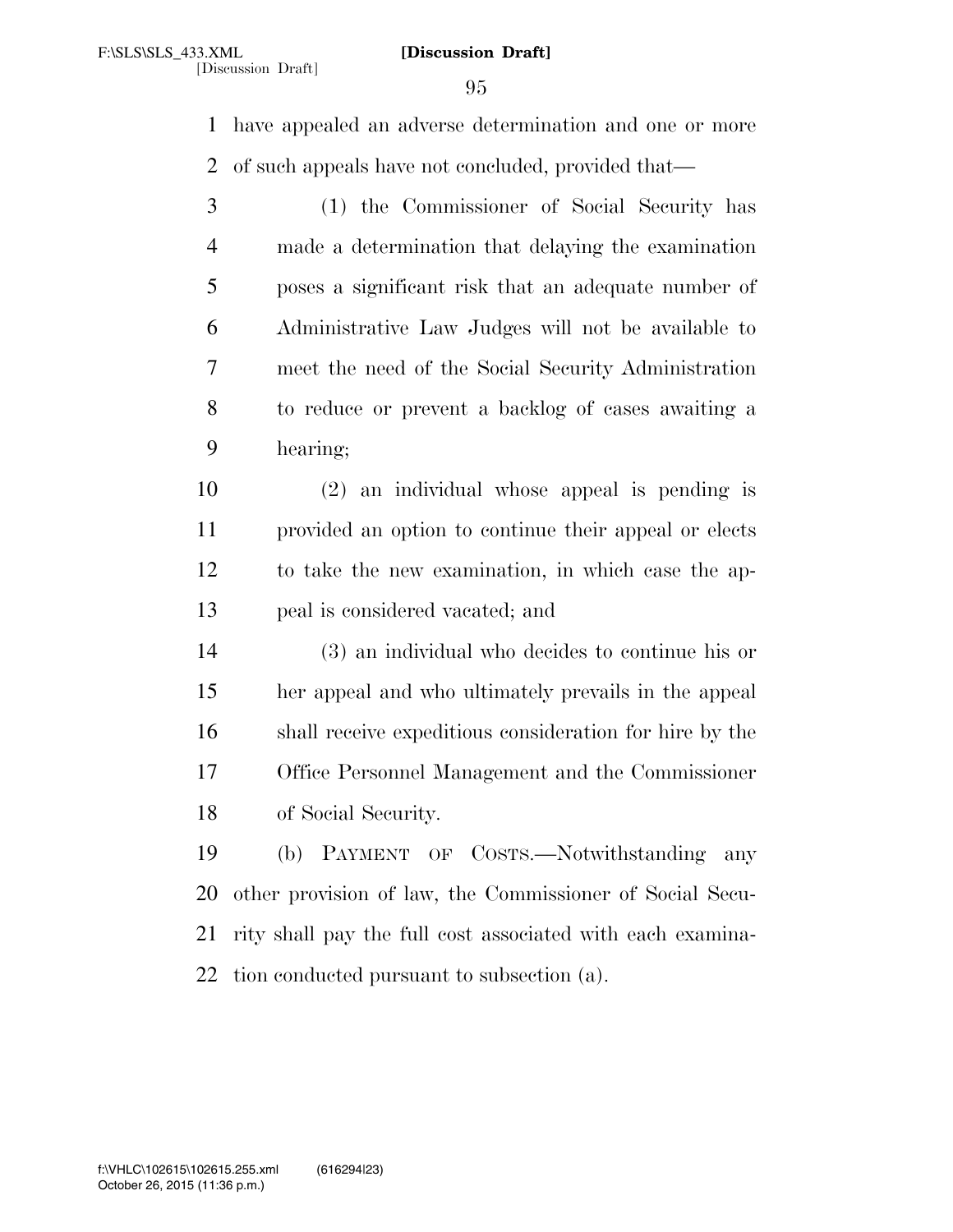have appealed an adverse determination and one or more of such appeals have not concluded, provided that—

(1) the Commissioner of Social Security has made a determination that delaying the examination poses a significant risk that an adequate number of Administrative Law Judges will not be available to meet the need of the Social Security Administration to reduce or prevent a backlog of cases awaiting a hearing;

(2) an individual whose appeal is pending is provided an option to continue their appeal or elects to take the new examination, in which case the appeal is considered vacated; and

(3) an individual who decides to continue his or her appeal and who ultimately prevails in the appeal shall receive expeditious consideration for hire by the Office Personnel Management and the Commissioner of Social Security.

(b) PAYMENT OF COSTS.—Notwithstanding any other provision of law, the Commissioner of Social Security shall pay the full cost associated with each examination conducted pursuant to subsection (a).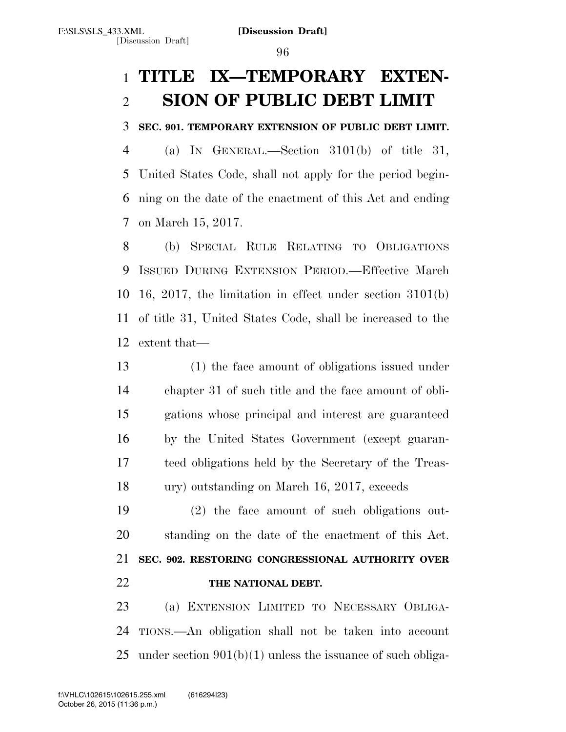# TITLE IX—TEMPORARY EXTENSION OF PUBLIC DEBT LIMIT

**SEC. 901. TEMPORARY EXTENSION OF PUBLIC DEBT LIMIT.**

(a) IN GENERAL.—Section 3101(b) of title 31, United States Code, shall not apply for the period beginning on the date of the enactment of this Act and ending on March 15, 2017.

(b) SPECIAL RULE RELATING TO OBLIGATIONS ISSUED DURING EXTENSION PERIOD.—Effective March 16, 2017, the limitation in effect under section 3101(b) of title 31, United States Code, shall be increased to the extent that—

(1) the face amount of obligations issued under chapter 31 of such title and the face amount of obligations whose principal and interest are guaranteed by the United States Government (except guaranteed obligations held by the Secretary of the Treasury) outstanding on March 16, 2017, exceeds

(2) the face amount of such obligations outstanding on the date of the enactment of this Act.

**SEC. 902. RESTORING CONGRESSIONAL AUTHORITY OVER THE NATIONAL DEBT.**

(a) EXTENSION LIMITED TO NECESSARY OBLIGATIONS.—An obligation shall not be taken into account under section 901(b)(1) unless the issuance of such obliga-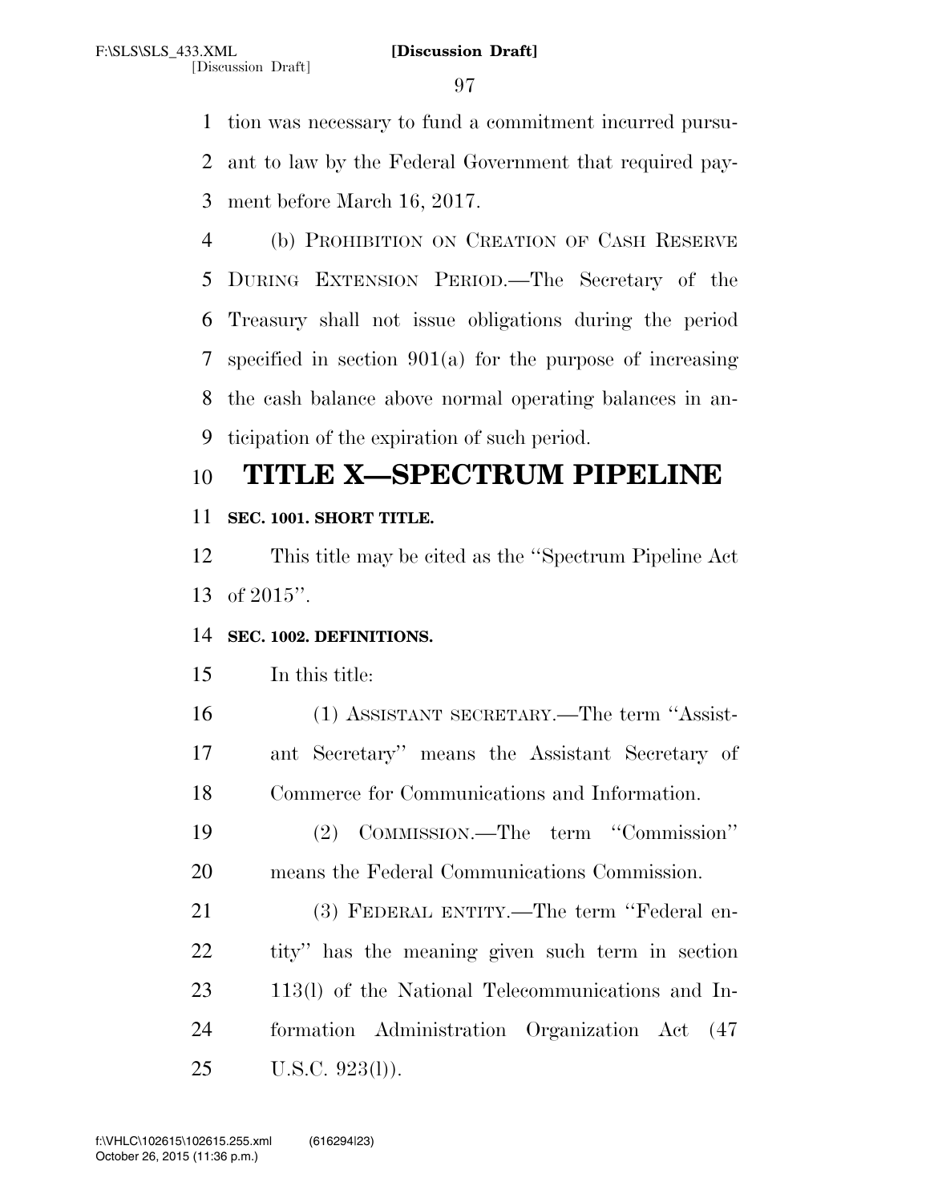tion was necessary to fund a commitment incurred pursuant to law by the Federal Government that required payment before March 16, 2017.

(b) PROHIBITION ON CREATION OF CASH RESERVE DURING EXTENSION PERIOD.—The Secretary of the Treasury shall not issue obligations during the period specified in section 901(a) for the purpose of increasing the cash balance above normal operating balances in anticipation of the expiration of such period.

# TITLE X—SPECTRUM PIPELINE

### SEC. 1001. SHORT TITLE.

This title may be cited as the ''Spectrum Pipeline Act of 2015''.

### SEC. 1002. DEFINITIONS.

In this title:

(1) ASSISTANT SECRETARY.—The term ''Assistant Secretary'' means the Assistant Secretary of Commerce for Communications and Information.

(2) COMMISSION.—The term ''Commission'' means the Federal Communications Commission.

(3) FEDERAL ENTITY.—The term ''Federal entity'' has the meaning given such term in section 113(l) of the National Telecommunications and Information Administration Organization Act (47 U.S.C. 923(l)).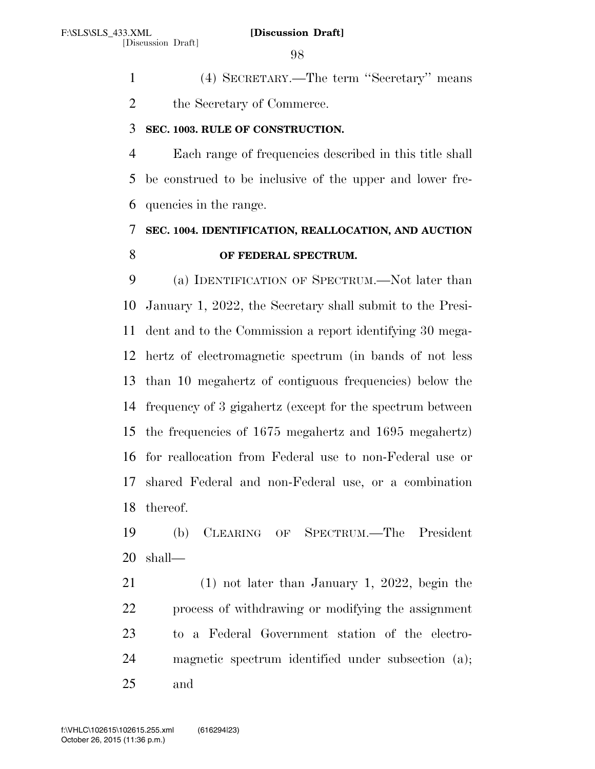(4) SECRETARY.—The term ''Secretary'' means the Secretary of Commerce.

**SEC. 1003. RULE OF CONSTRUCTION.**

Each range of frequencies described in this title shall be construed to be inclusive of the upper and lower frequencies in the range.

**SEC. 1004. IDENTIFICATION, REALLOCATION, AND AUCTION OF FEDERAL SPECTRUM.**

(a) IDENTIFICATION OF SPECTRUM.—Not later than January 1, 2022, the Secretary shall submit to the President and to the Commission a report identifying 30 megahertz of electromagnetic spectrum (in bands of not less than 10 megahertz of contiguous frequencies) below the frequency of 3 gigahertz (except for the spectrum between the frequencies of 1675 megahertz and 1695 megahertz) for reallocation from Federal use to non-Federal use or shared Federal and non-Federal use, or a combination thereof.

(b) CLEARING OF SPECTRUM.—The President shall—

(1) not later than January 1, 2022, begin the process of withdrawing or modifying the assignment to a Federal Government station of the electromagnetic spectrum identified under subsection (a); and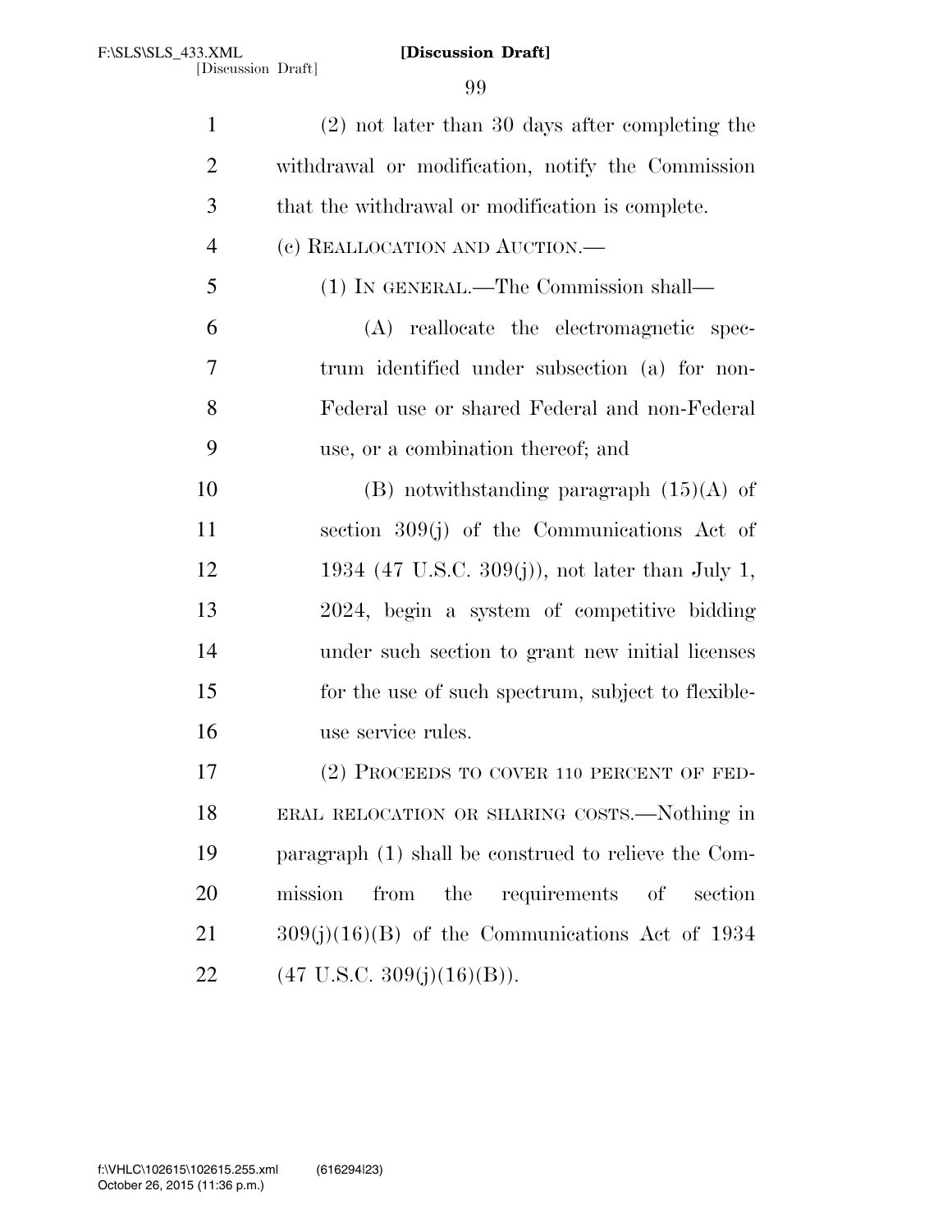(2) not later than 30 days after completing the withdrawal or modification, notify the Commission that the withdrawal or modification is complete.

(c) REALLOCATION AND AUCTION.—

(1) IN GENERAL.—The Commission shall—

(A) reallocate the electromagnetic spectrum identified under subsection (a) for non-Federal use or shared Federal and non-Federal use, or a combination thereof; and

(B) notwithstanding paragraph (15)(A) of section 309(j) of the Communications Act of 1934 (47 U.S.C. 309(j)), not later than July 1, 2024, begin a system of competitive bidding under such section to grant new initial licenses for the use of such spectrum, subject to flexible-use service rules.

(2) PROCEEDS TO COVER 110 PERCENT OF FEDERAL RELOCATION OR SHARING COSTS.—Nothing in paragraph (1) shall be construed to relieve the Commission from the requirements of section 309(j)(16)(B) of the Communications Act of 1934 (47 U.S.C. 309(j)(16)(B)).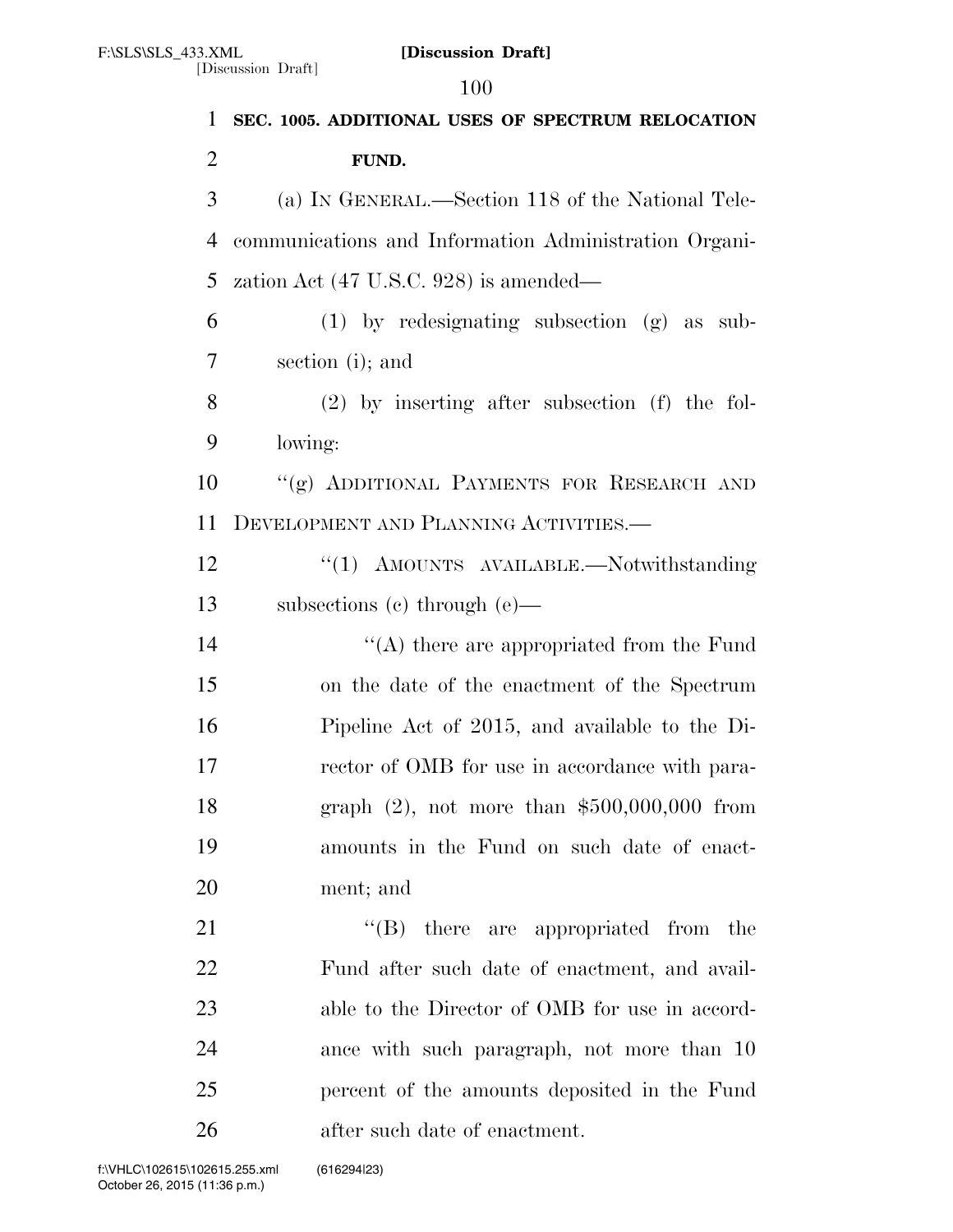**SEC. 1005. ADDITIONAL USES OF SPECTRUM RELOCATION FUND.**

(a) IN GENERAL.—Section 118 of the National Telecommunications and Information Administration Organization Act (47 U.S.C. 928) is amended—

(1) by redesignating subsection (g) as subsection (i); and

(2) by inserting after subsection (f) the following:

"(g) ADDITIONAL PAYMENTS FOR RESEARCH AND DEVELOPMENT AND PLANNING ACTIVITIES.—

"(1) AMOUNTS AVAILABLE.—Notwithstanding subsections (c) through (e)—

"(A) there are appropriated from the Fund on the date of the enactment of the Spectrum Pipeline Act of 2015, and available to the Director of OMB for use in accordance with paragraph (2), not more than $500,000,000 from amounts in the Fund on such date of enactment; and

"(B) there are appropriated from the Fund after such date of enactment, and available to the Director of OMB for use in accordance with such paragraph, not more than 10 percent of the amounts deposited in the Fund after such date of enactment.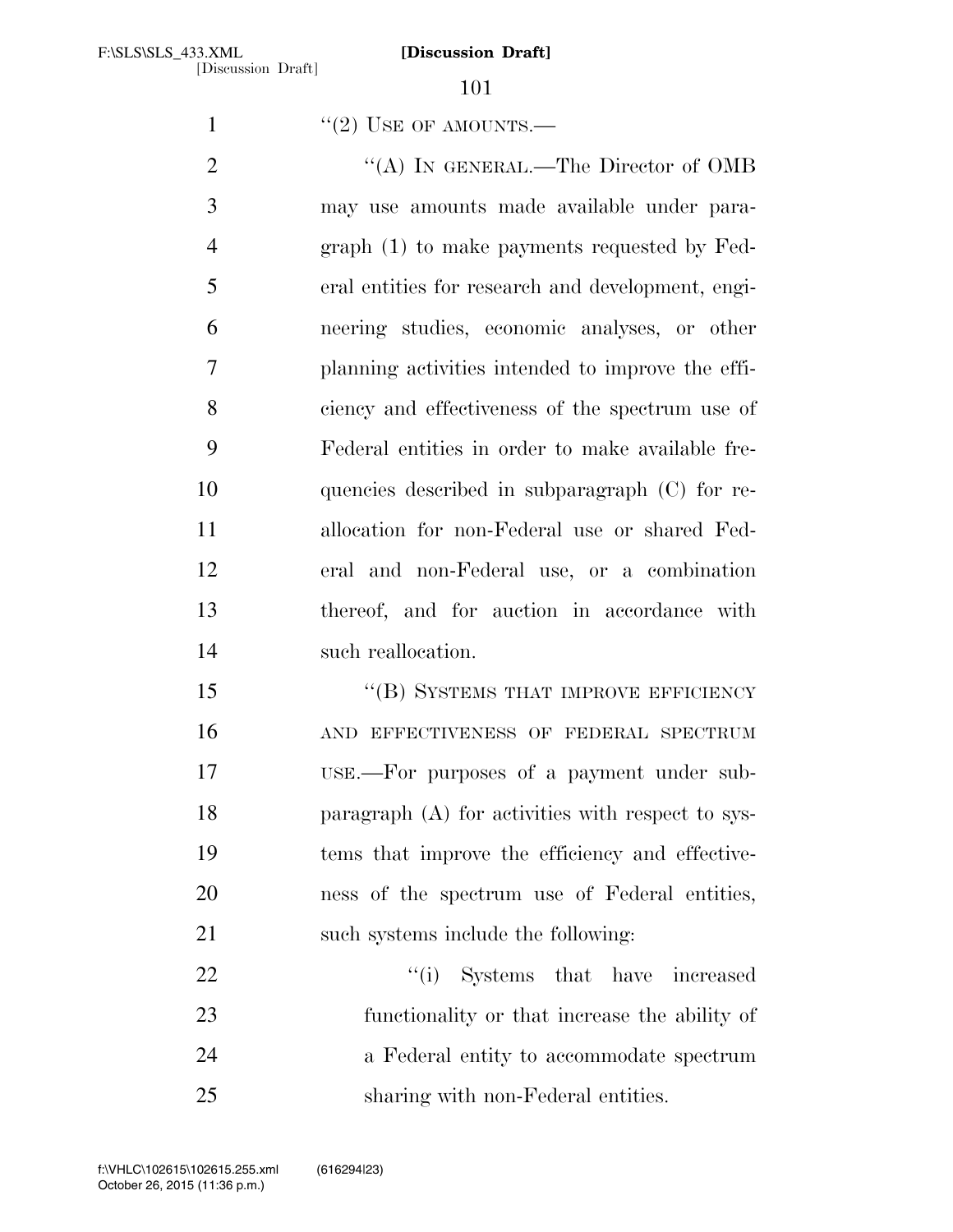"(2) USE OF AMOUNTS.—

"(A) IN GENERAL.—The Director of OMB may use amounts made available under paragraph (1) to make payments requested by Federal entities for research and development, engineering studies, economic analyses, or other planning activities intended to improve the efficiency and effectiveness of the spectrum use of Federal entities in order to make available frequencies described in subparagraph (C) for reallocation for non-Federal use or shared Federal and non-Federal use, or a combination thereof, and for auction in accordance with such reallocation.

"(B) SYSTEMS THAT IMPROVE EFFICIENCY AND EFFECTIVENESS OF FEDERAL SPECTRUM USE.—For purposes of a payment under subparagraph (A) for activities with respect to systems that improve the efficiency and effectiveness of the spectrum use of Federal entities, such systems include the following:

"(i) Systems that have increased functionality or that increase the ability of a Federal entity to accommodate spectrum sharing with non-Federal entities.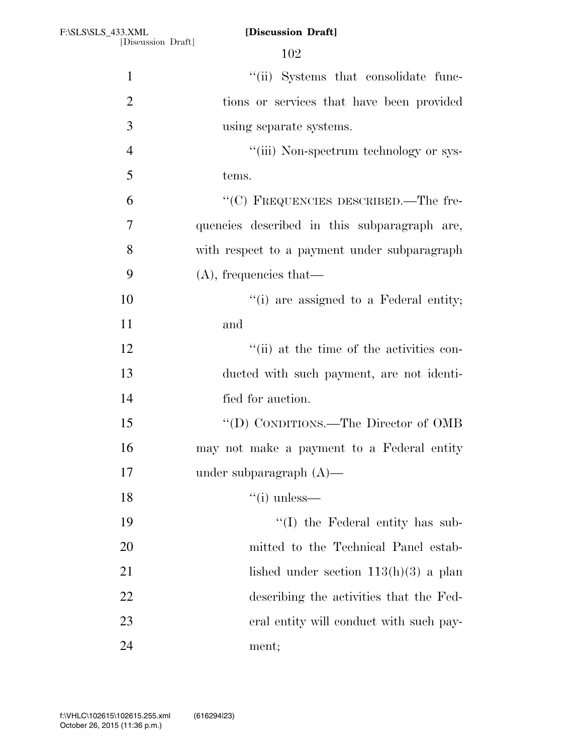''(ii) Systems that consolidate functions or services that have been provided using separate systems.

''(iii) Non-spectrum technology or systems.

''(C) FREQUENCIES DESCRIBED.—The frequencies described in this subparagraph are, with respect to a payment under subparagraph (A), frequencies that—

''(i) are assigned to a Federal entity; and

''(ii) at the time of the activities conducted with such payment, are not identified for auction.

''(D) CONDITIONS.—The Director of OMB may not make a payment to a Federal entity under subparagraph (A)—

''(i) unless—

''(I) the Federal entity has submitted to the Technical Panel established under section 113(h)(3) a plan describing the activities that the Federal entity will conduct with such payment;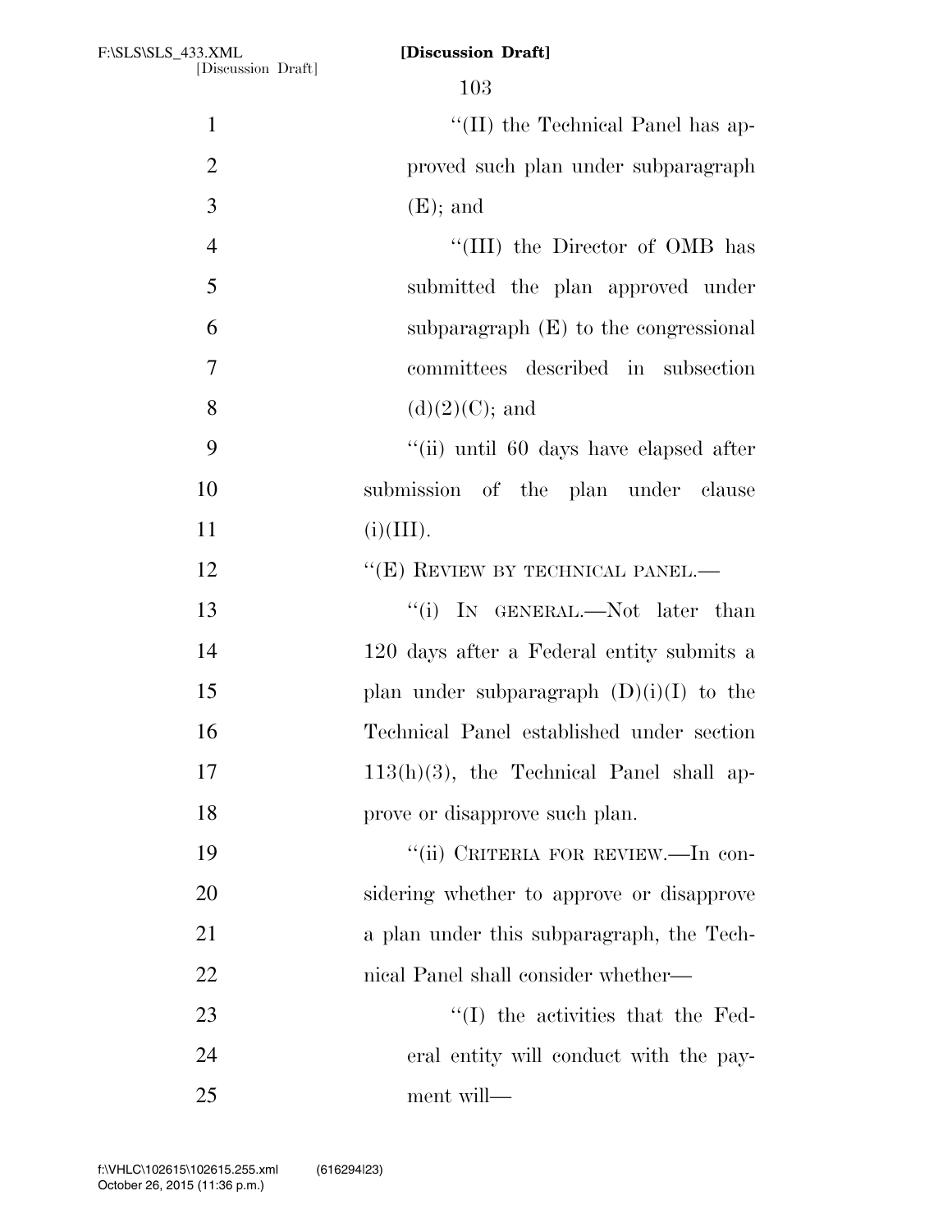"(II) the Technical Panel has approved such plan under subparagraph (E); and

"(III) the Director of OMB has submitted the plan approved under subparagraph (E) to the congressional committees described in subsection (d)(2)(C); and

"(ii) until 60 days have elapsed after submission of the plan under clause (i)(III).

"(E) REVIEW BY TECHNICAL PANEL.—

"(i) IN GENERAL.—Not later than 120 days after a Federal entity submits a plan under subparagraph (D)(i)(I) to the Technical Panel established under section 113(h)(3), the Technical Panel shall approve or disapprove such plan.

"(ii) CRITERIA FOR REVIEW.—In considering whether to approve or disapprove a plan under this subparagraph, the Technical Panel shall consider whether—

"(I) the activities that the Federal entity will conduct with the payment will—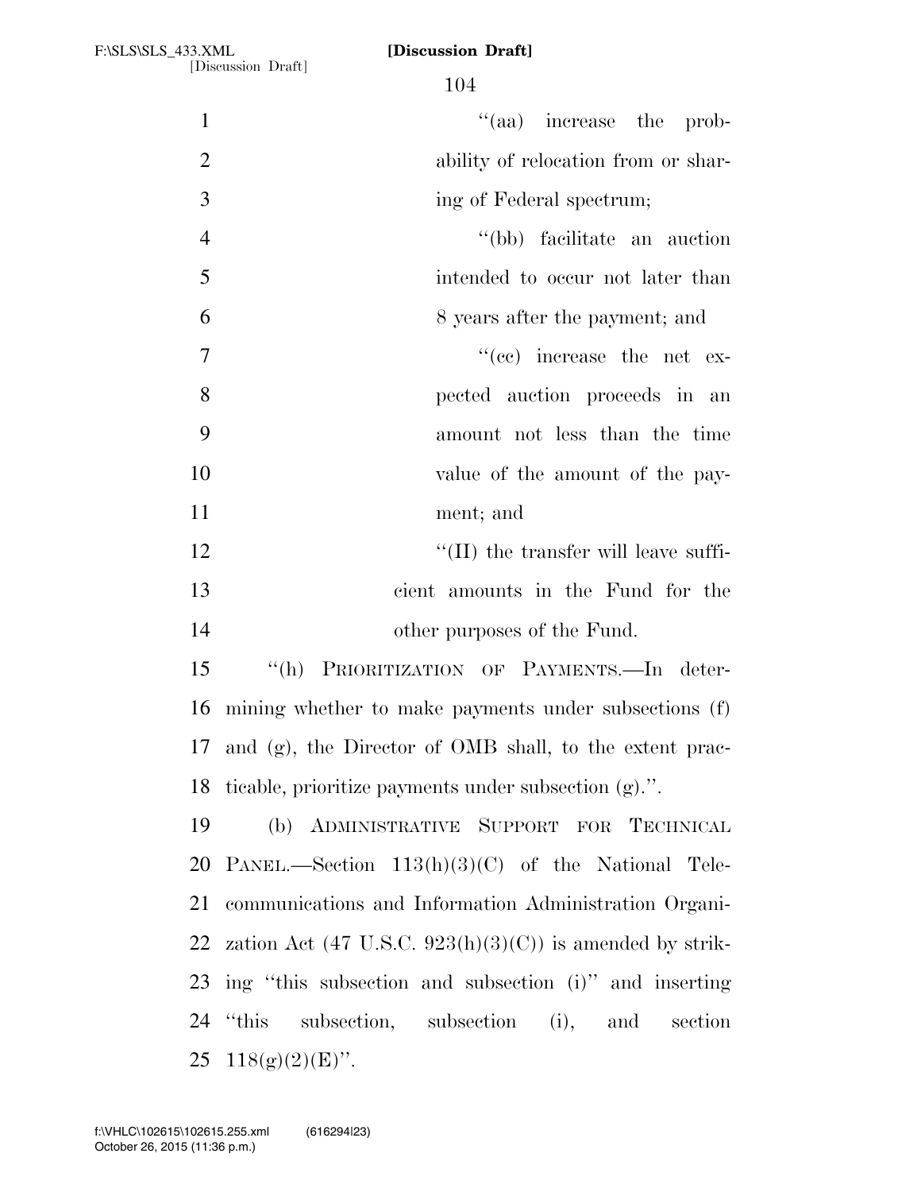"(aa) increase the probability of relocation from or sharing of Federal spectrum;

"(bb) facilitate an auction intended to occur not later than 8 years after the payment; and

"(cc) increase the net expected auction proceeds in an amount not less than the time value of the amount of the payment; and

"(II) the transfer will leave sufficient amounts in the Fund for the other purposes of the Fund.

"(h) PRIORITIZATION OF PAYMENTS.—In determining whether to make payments under subsections (f) and (g), the Director of OMB shall, to the extent practicable, prioritize payments under subsection (g).".

(b) ADMINISTRATIVE SUPPORT FOR TECHNICAL PANEL.—Section 113(h)(3)(C) of the National Telecommunications and Information Administration Organization Act (47 U.S.C. 923(h)(3)(C)) is amended by striking "this subsection and subsection (i)" and inserting "this subsection, subsection (i), and section 118(g)(2)(E)".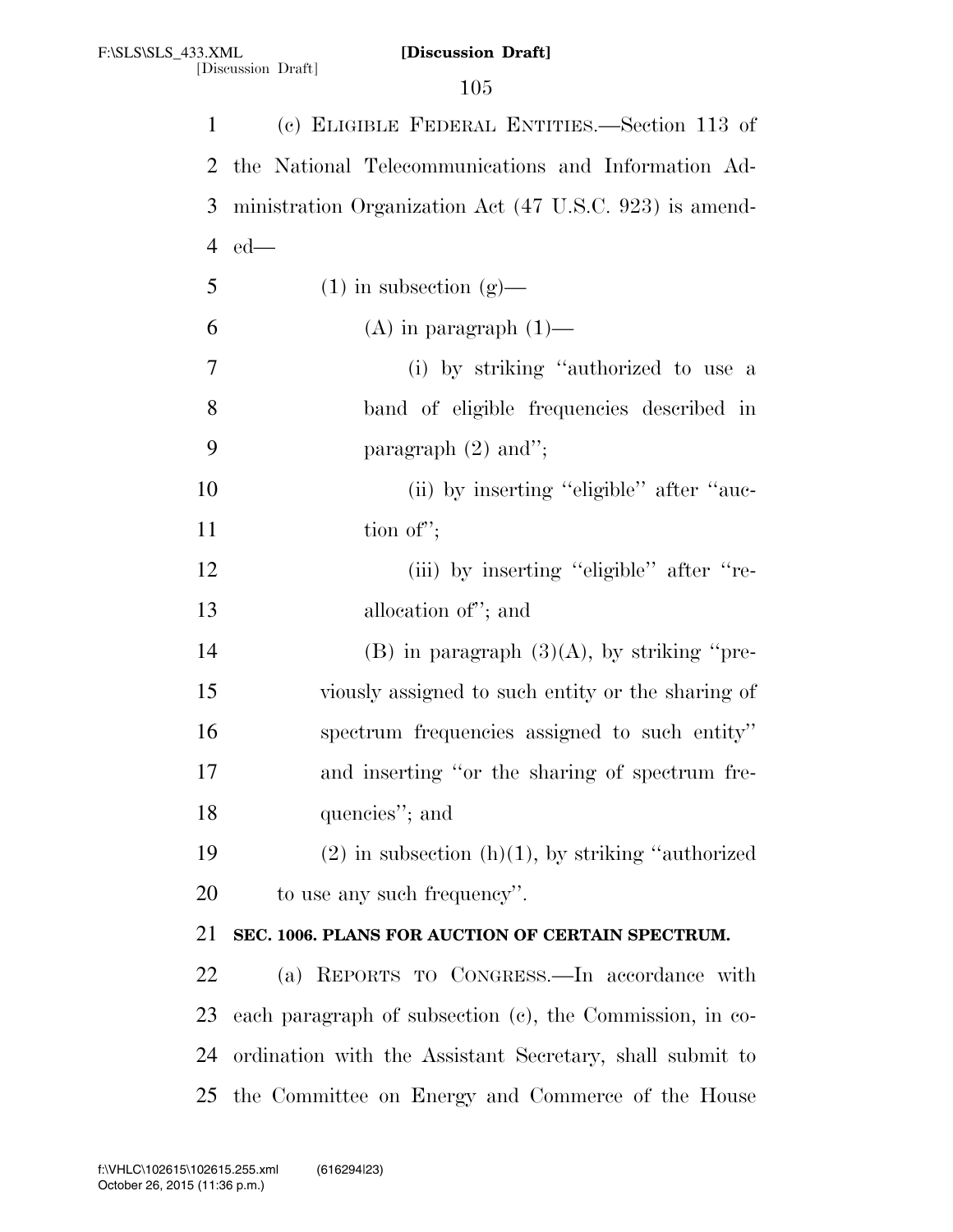(c) ELIGIBLE FEDERAL ENTITIES.—Section 113 of the National Telecommunications and Information Administration Organization Act (47 U.S.C. 923) is amended—

(1) in subsection (g)—

(A) in paragraph (1)—

(i) by striking "authorized to use a band of eligible frequencies described in paragraph (2) and";

(ii) by inserting "eligible" after "auction of";

(iii) by inserting "eligible" after "reallocation of"; and

(B) in paragraph (3)(A), by striking "previously assigned to such entity or the sharing of spectrum frequencies assigned to such entity" and inserting "or the sharing of spectrum frequencies"; and

(2) in subsection (h)(1), by striking "authorized to use any such frequency".

**SEC. 1006. PLANS FOR AUCTION OF CERTAIN SPECTRUM.**

(a) REPORTS TO CONGRESS.—In accordance with each paragraph of subsection (c), the Commission, in coordination with the Assistant Secretary, shall submit to the Committee on Energy and Commerce of the House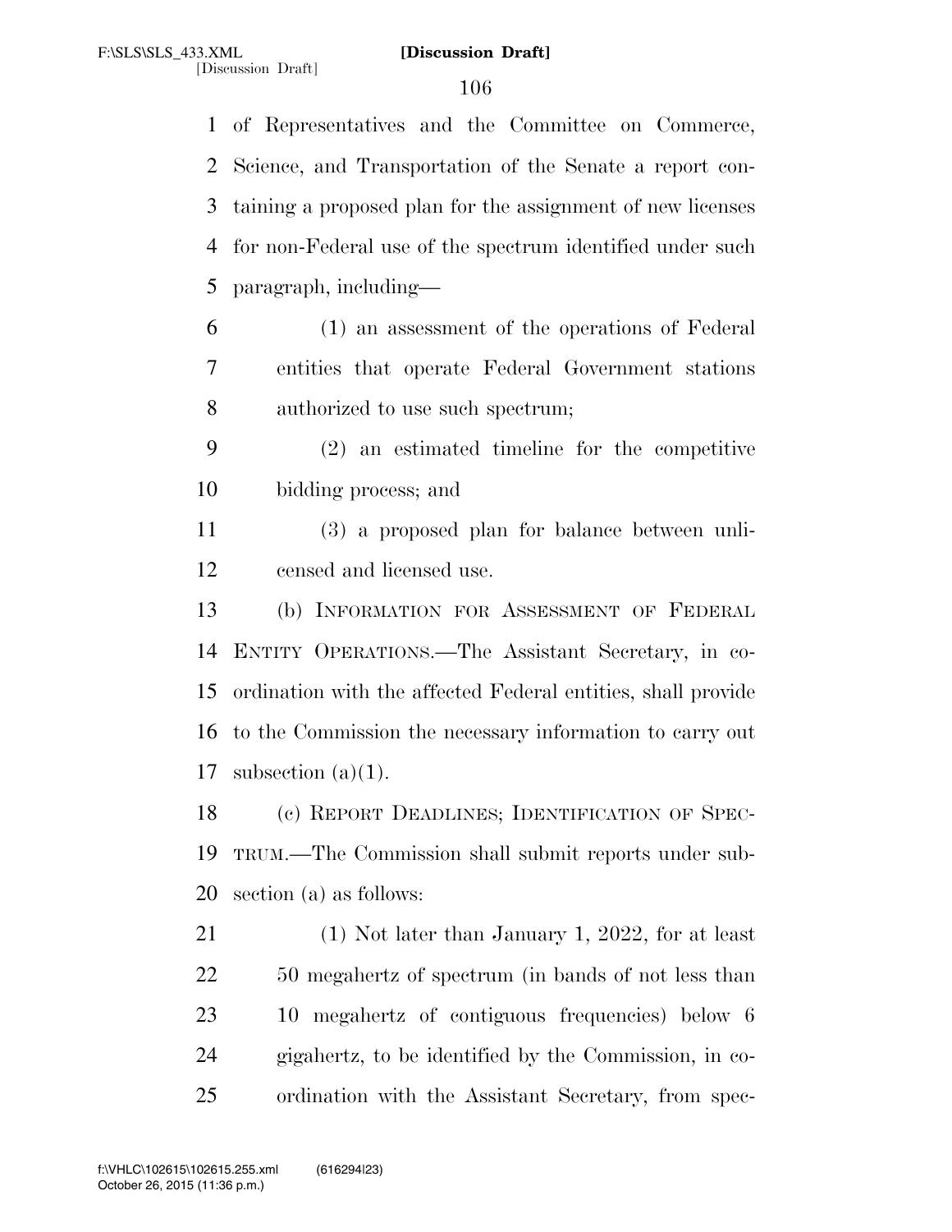of Representatives and the Committee on Commerce, Science, and Transportation of the Senate a report containing a proposed plan for the assignment of new licenses for non-Federal use of the spectrum identified under such paragraph, including—

(1) an assessment of the operations of Federal entities that operate Federal Government stations authorized to use such spectrum;

(2) an estimated timeline for the competitive bidding process; and

(3) a proposed plan for balance between unlicensed and licensed use.

(b) INFORMATION FOR ASSESSMENT OF FEDERAL ENTITY OPERATIONS.—The Assistant Secretary, in coordination with the affected Federal entities, shall provide to the Commission the necessary information to carry out subsection (a)(1).

(c) REPORT DEADLINES; IDENTIFICATION OF SPECTRUM.—The Commission shall submit reports under subsection (a) as follows:

(1) Not later than January 1, 2022, for at least 50 megahertz of spectrum (in bands of not less than 10 megahertz of contiguous frequencies) below 6 gigahertz, to be identified by the Commission, in coordination with the Assistant Secretary, from spec-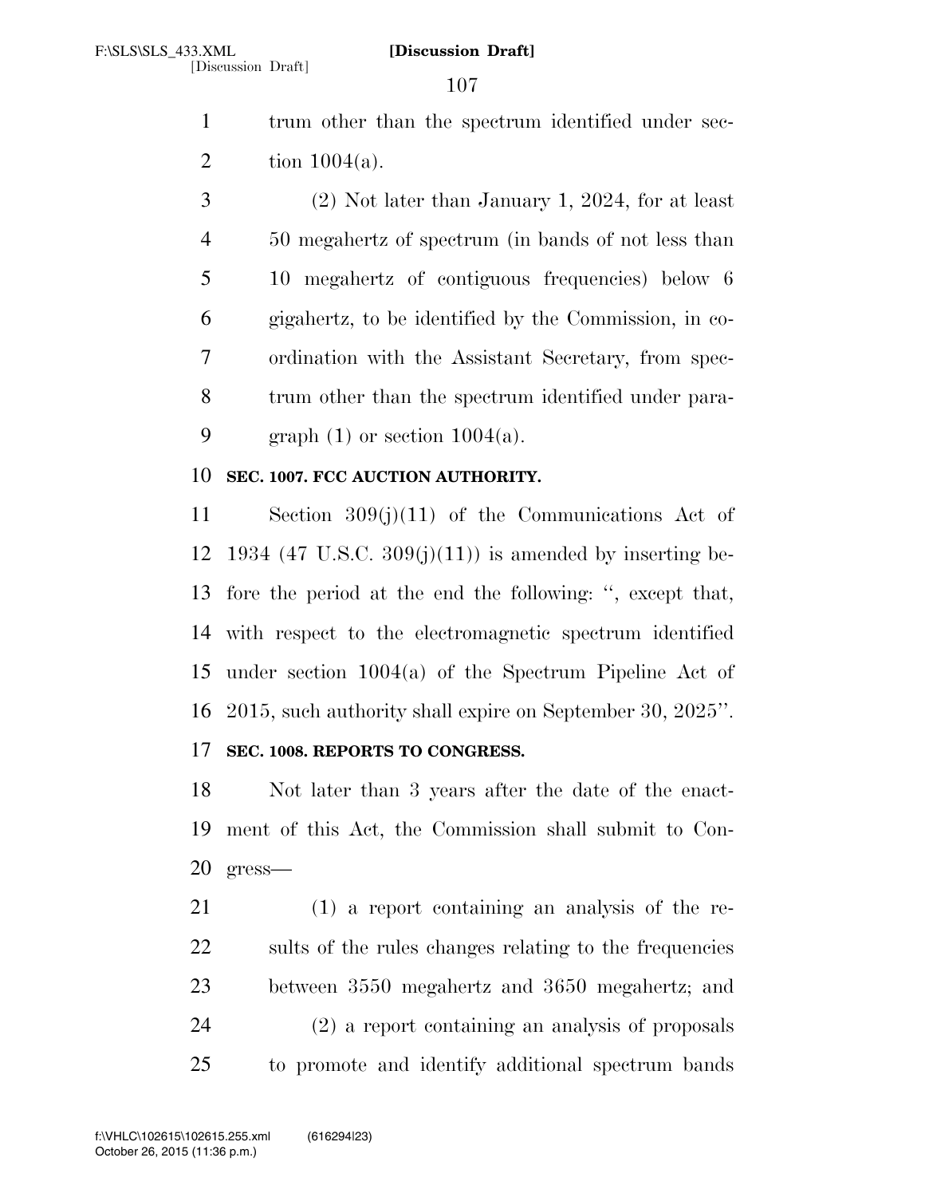trum other than the spectrum identified under section 1004(a).

(2) Not later than January 1, 2024, for at least 50 megahertz of spectrum (in bands of not less than 10 megahertz of contiguous frequencies) below 6 gigahertz, to be identified by the Commission, in coordination with the Assistant Secretary, from spectrum other than the spectrum identified under paragraph (1) or section 1004(a).

**SEC. 1007. FCC AUCTION AUTHORITY.**

Section 309(j)(11) of the Communications Act of 1934 (47 U.S.C. 309(j)(11)) is amended by inserting before the period at the end the following: '', except that, with respect to the electromagnetic spectrum identified under section 1004(a) of the Spectrum Pipeline Act of 2015, such authority shall expire on September 30, 2025''.

**SEC. 1008. REPORTS TO CONGRESS.**

Not later than 3 years after the date of the enactment of this Act, the Commission shall submit to Congress—

(1) a report containing an analysis of the results of the rules changes relating to the frequencies between 3550 megahertz and 3650 megahertz; and

(2) a report containing an analysis of proposals to promote and identify additional spectrum bands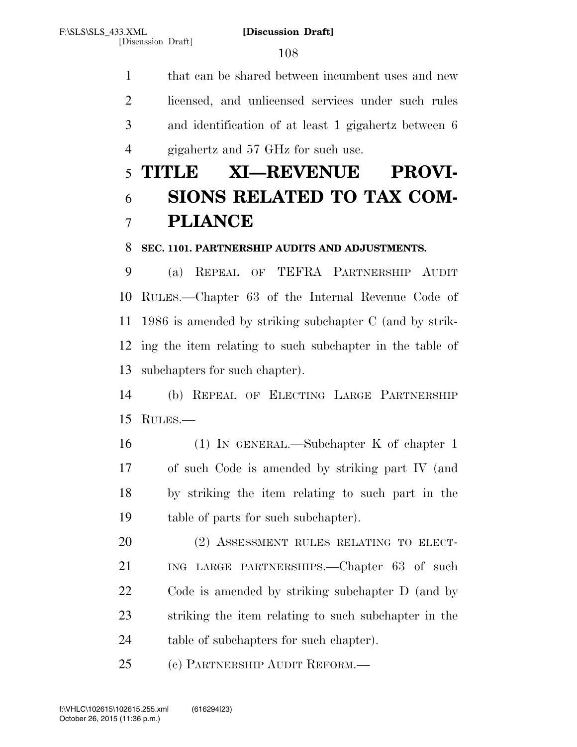that can be shared between incumbent uses and new licensed, and unlicensed services under such rules and identification of at least 1 gigahertz between 6 gigahertz and 57 GHz for such use.

# TITLE XI—REVENUE PROVISIONS RELATED TO TAX COMPLIANCE

### SEC. 1101. PARTNERSHIP AUDITS AND ADJUSTMENTS.

(a) REPEAL OF TEFRA PARTNERSHIP AUDIT RULES.—Chapter 63 of the Internal Revenue Code of 1986 is amended by striking subchapter C (and by striking the item relating to such subchapter in the table of subchapters for such chapter).

(b) REPEAL OF ELECTING LARGE PARTNERSHIP RULES.—

(1) IN GENERAL.—Subchapter K of chapter 1 of such Code is amended by striking part IV (and by striking the item relating to such part in the table of parts for such subchapter).

(2) ASSESSMENT RULES RELATING TO ELECTING LARGE PARTNERSHIPS.—Chapter 63 of such Code is amended by striking subchapter D (and by striking the item relating to such subchapter in the table of subchapters for such chapter).

(c) PARTNERSHIP AUDIT REFORM.—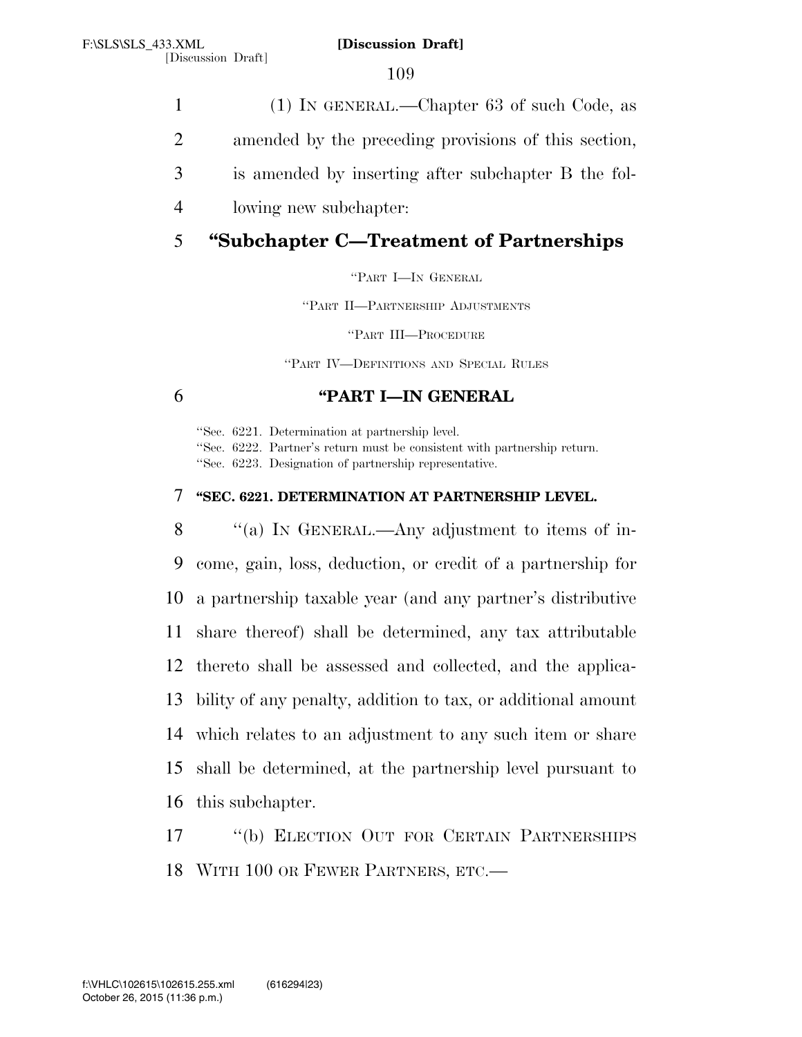(1) IN GENERAL.—Chapter 63 of such Code, as amended by the preceding provisions of this section, is amended by inserting after subchapter B the following new subchapter:

## "Subchapter C—Treatment of Partnerships

"PART I—IN GENERAL

"PART II—PARTNERSHIP ADJUSTMENTS

"PART III—PROCEDURE

"PART IV—DEFINITIONS AND SPECIAL RULES

### "PART I—IN GENERAL

"Sec. 6221. Determination at partnership level.
"Sec. 6222. Partner's return must be consistent with partnership return.
"Sec. 6223. Designation of partnership representative.

#### "SEC. 6221. DETERMINATION AT PARTNERSHIP LEVEL.

"(a) IN GENERAL.—Any adjustment to items of income, gain, loss, deduction, or credit of a partnership for a partnership taxable year (and any partner's distributive share thereof) shall be determined, any tax attributable thereto shall be assessed and collected, and the applicability of any penalty, addition to tax, or additional amount which relates to an adjustment to any such item or share shall be determined, at the partnership level pursuant to this subchapter.

"(b) ELECTION OUT FOR CERTAIN PARTNERSHIPS WITH 100 OR FEWER PARTNERS, ETC.—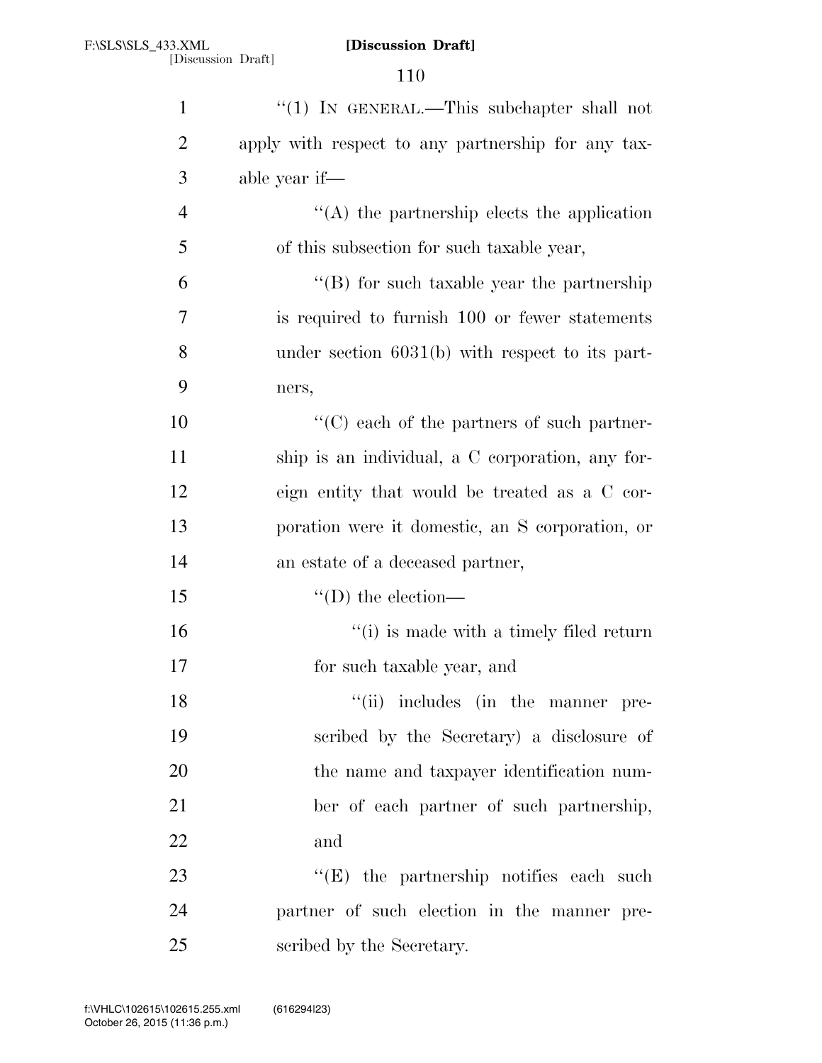"(1) IN GENERAL.—This subchapter shall not apply with respect to any partnership for any taxable year if—

"(A) the partnership elects the application of this subsection for such taxable year,

"(B) for such taxable year the partnership is required to furnish 100 or fewer statements under section 6031(b) with respect to its partners,

"(C) each of the partners of such partnership is an individual, a C corporation, any foreign entity that would be treated as a C corporation were it domestic, an S corporation, or an estate of a deceased partner,

"(D) the election—

"(i) is made with a timely filed return for such taxable year, and

"(ii) includes (in the manner prescribed by the Secretary) a disclosure of the name and taxpayer identification number of each partner of such partnership, and

"(E) the partnership notifies each such partner of such election in the manner prescribed by the Secretary.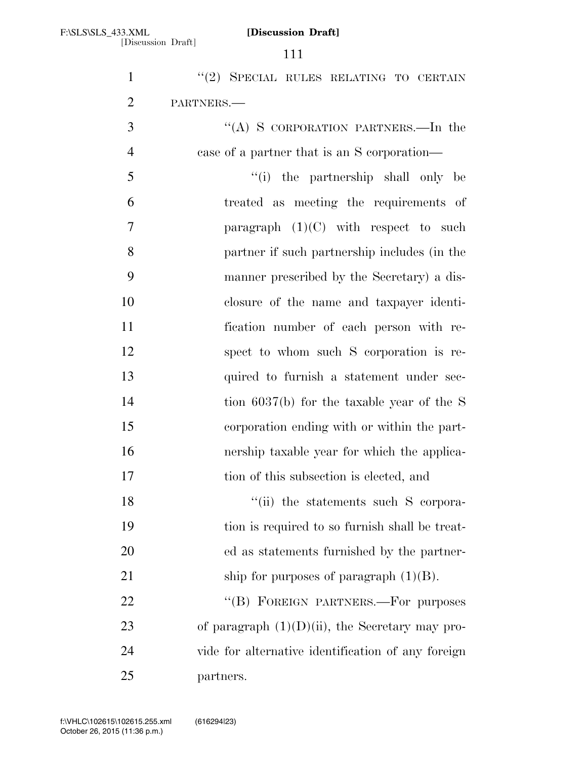"(2) SPECIAL RULES RELATING TO CERTAIN PARTNERS.—

"(A) S CORPORATION PARTNERS.—In the case of a partner that is an S corporation—

"(i) the partnership shall only be treated as meeting the requirements of paragraph (1)(C) with respect to such partner if such partnership includes (in the manner prescribed by the Secretary) a disclosure of the name and taxpayer identification number of each person with respect to whom such S corporation is required to furnish a statement under section 6037(b) for the taxable year of the S corporation ending with or within the partnership taxable year for which the application of this subsection is elected, and

"(ii) the statements such S corporation is required to so furnish shall be treated as statements furnished by the partnership for purposes of paragraph (1)(B).

"(B) FOREIGN PARTNERS.—For purposes of paragraph (1)(D)(ii), the Secretary may provide for alternative identification of any foreign partners.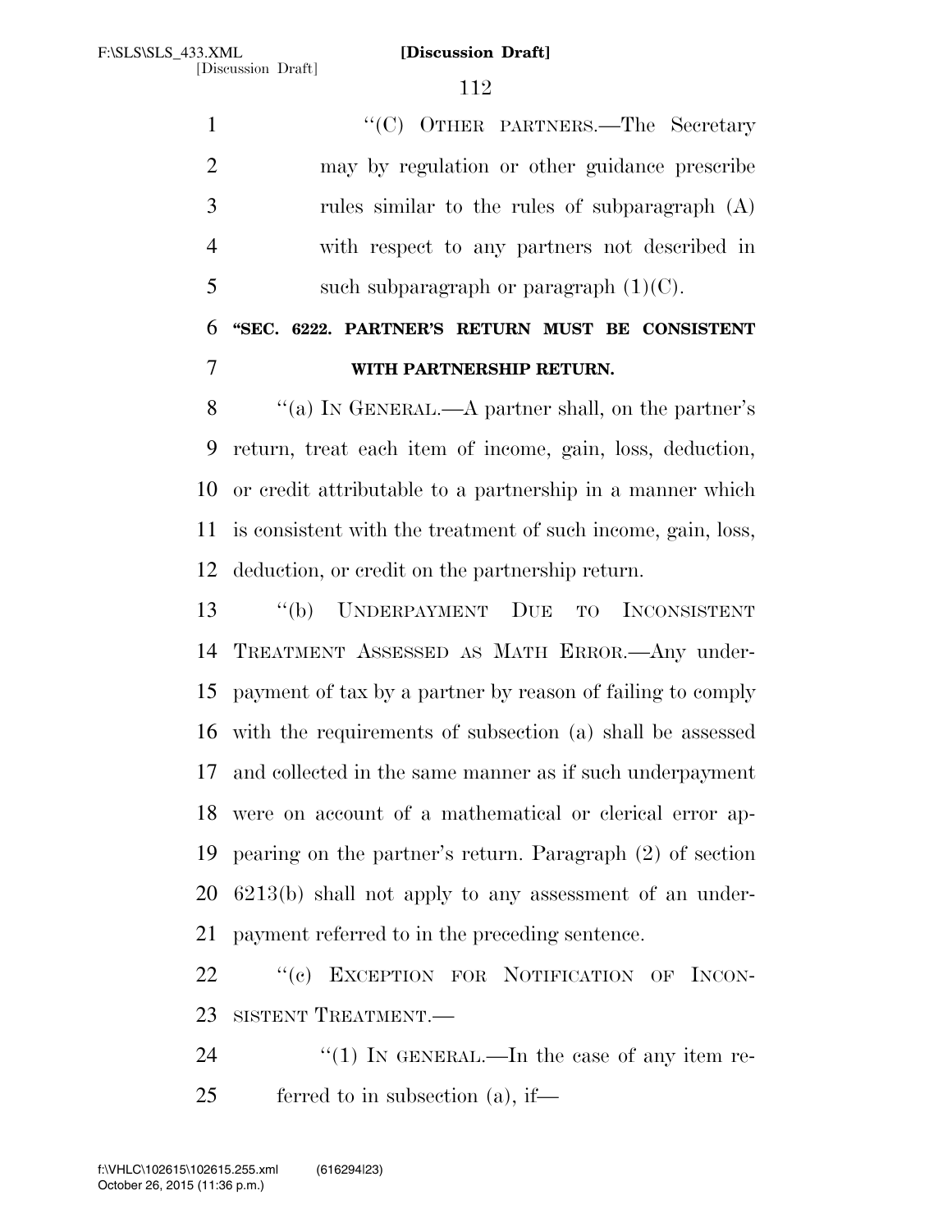"(C) OTHER PARTNERS.—The Secretary may by regulation or other guidance prescribe rules similar to the rules of subparagraph (A) with respect to any partners not described in such subparagraph or paragraph (1)(C).

**"SEC. 6222. PARTNER'S RETURN MUST BE CONSISTENT WITH PARTNERSHIP RETURN.**

"(a) IN GENERAL.—A partner shall, on the partner's return, treat each item of income, gain, loss, deduction, or credit attributable to a partnership in a manner which is consistent with the treatment of such income, gain, loss, deduction, or credit on the partnership return.

"(b) UNDERPAYMENT DUE TO INCONSISTENT TREATMENT ASSESSED AS MATH ERROR.—Any underpayment of tax by a partner by reason of failing to comply with the requirements of subsection (a) shall be assessed and collected in the same manner as if such underpayment were on account of a mathematical or clerical error appearing on the partner's return. Paragraph (2) of section 6213(b) shall not apply to any assessment of an underpayment referred to in the preceding sentence.

"(c) EXCEPTION FOR NOTIFICATION OF INCONSISTENT TREATMENT.—

"(1) IN GENERAL.—In the case of any item referred to in subsection (a), if—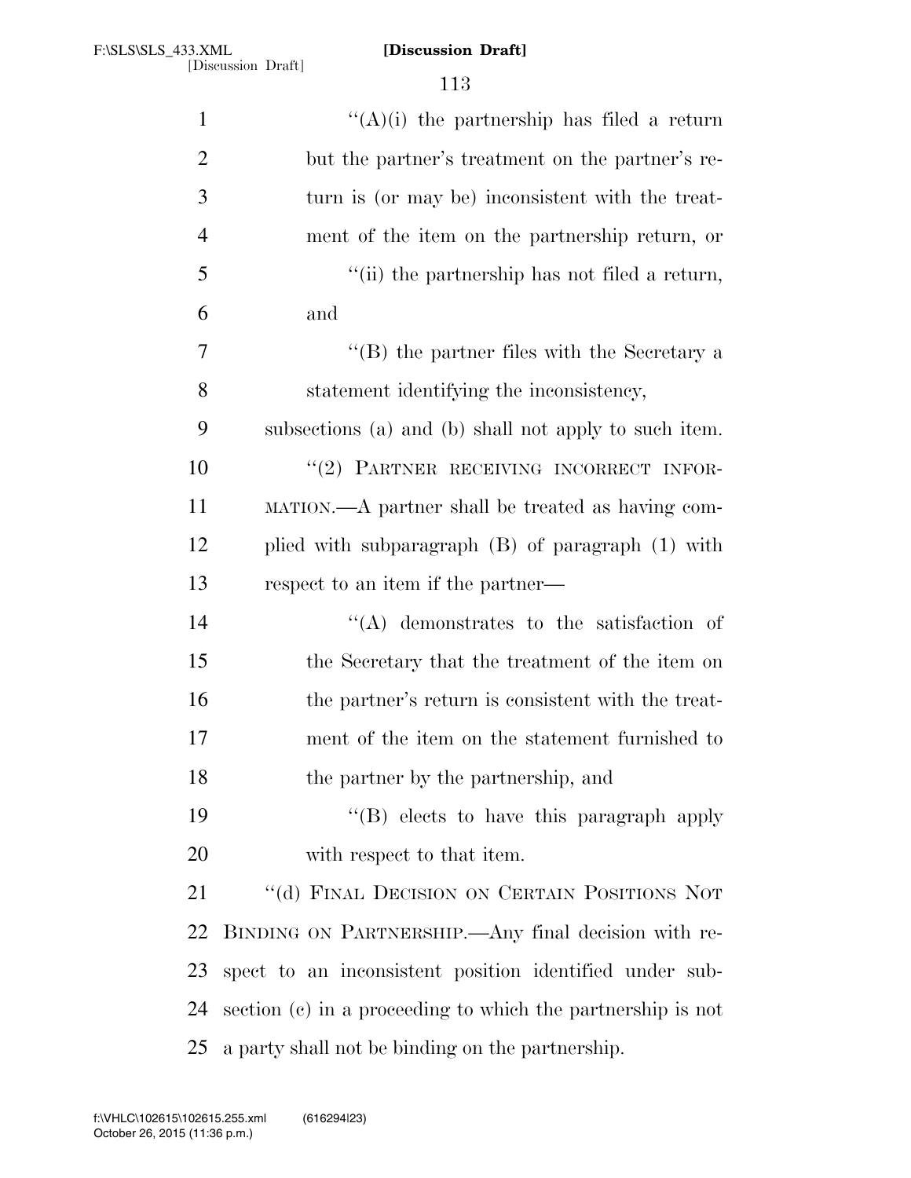"(A)(i) the partnership has filed a return but the partner's treatment on the partner's return is (or may be) inconsistent with the treatment of the item on the partnership return, or

"(ii) the partnership has not filed a return, and

"(B) the partner files with the Secretary a statement identifying the inconsistency,

subsections (a) and (b) shall not apply to such item.

"(2) PARTNER RECEIVING INCORRECT INFORMATION.—A partner shall be treated as having complied with subparagraph (B) of paragraph (1) with respect to an item if the partner—

"(A) demonstrates to the satisfaction of the Secretary that the treatment of the item on the partner's return is consistent with the treatment of the item on the statement furnished to the partner by the partnership, and

"(B) elects to have this paragraph apply with respect to that item.

"(d) FINAL DECISION ON CERTAIN POSITIONS NOT BINDING ON PARTNERSHIP.—Any final decision with respect to an inconsistent position identified under subsection (c) in a proceeding to which the partnership is not a party shall not be binding on the partnership.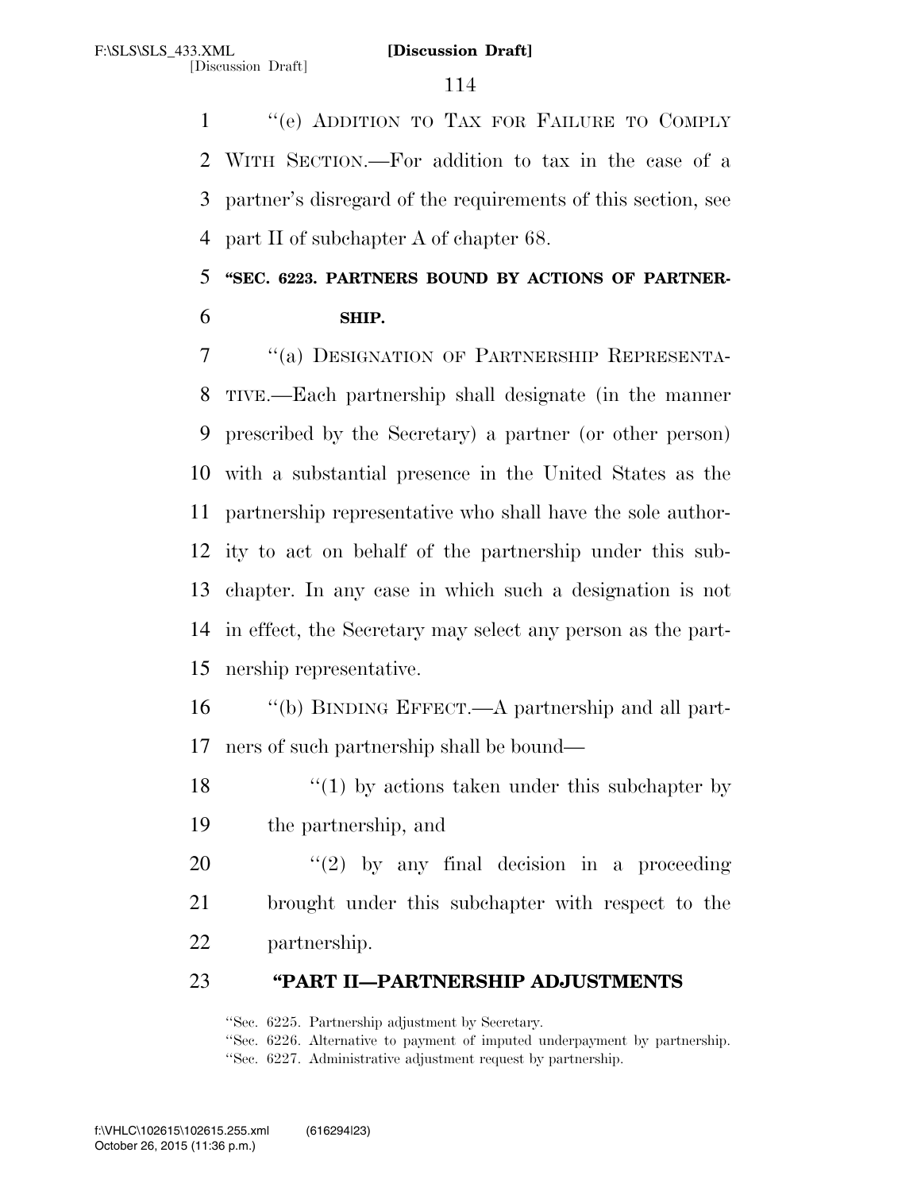"(e) ADDITION TO TAX FOR FAILURE TO COMPLY WITH SECTION.—For addition to tax in the case of a partner's disregard of the requirements of this section, see part II of subchapter A of chapter 68.

**"SEC. 6223. PARTNERS BOUND BY ACTIONS OF PARTNERSHIP.**

"(a) DESIGNATION OF PARTNERSHIP REPRESENTATIVE.—Each partnership shall designate (in the manner prescribed by the Secretary) a partner (or other person) with a substantial presence in the United States as the partnership representative who shall have the sole authority to act on behalf of the partnership under this subchapter. In any case in which such a designation is not in effect, the Secretary may select any person as the partnership representative.

"(b) BINDING EFFECT.—A partnership and all partners of such partnership shall be bound—

"(1) by actions taken under this subchapter by the partnership, and

"(2) by any final decision in a proceeding brought under this subchapter with respect to the partnership.

**"PART II—PARTNERSHIP ADJUSTMENTS**

"Sec. 6225. Partnership adjustment by Secretary.
"Sec. 6226. Alternative to payment of imputed underpayment by partnership.
"Sec. 6227. Administrative adjustment request by partnership.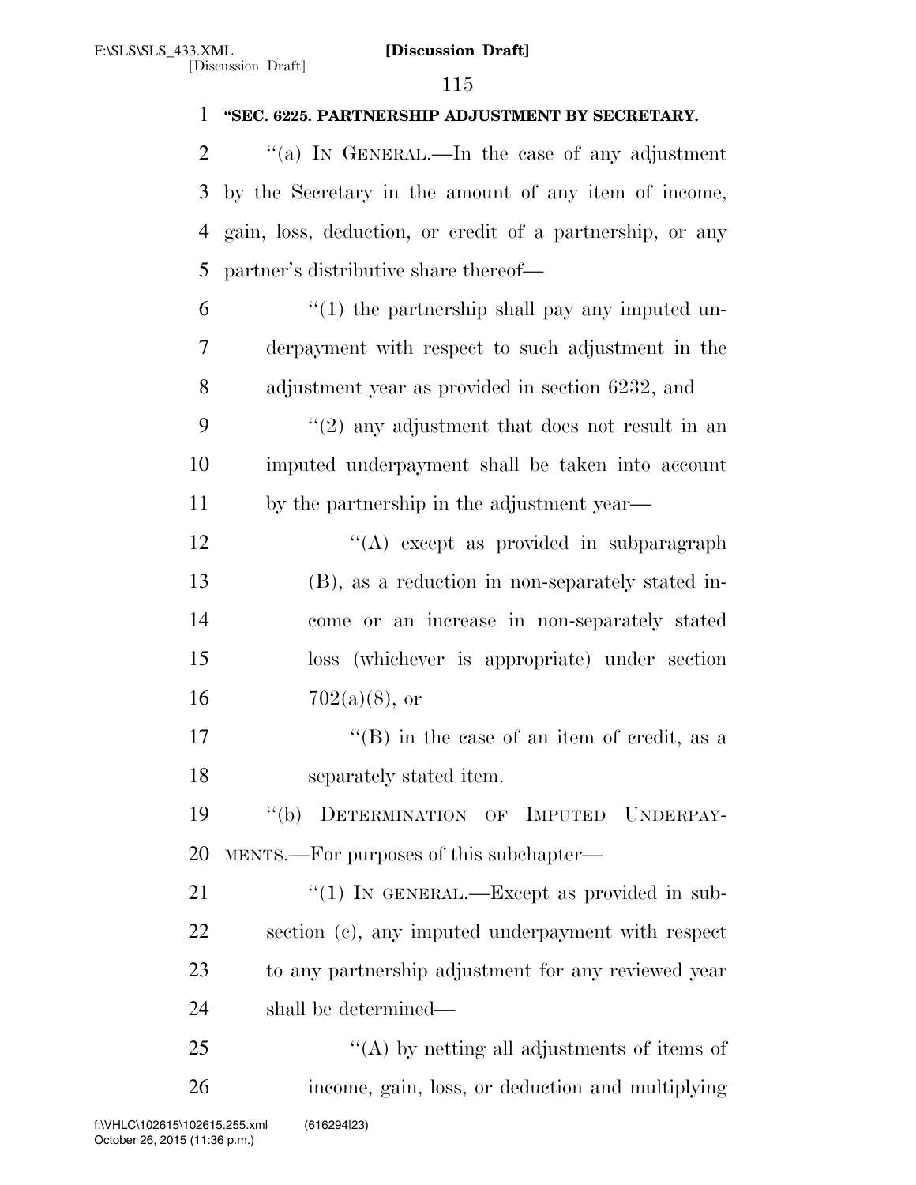**"SEC. 6225. PARTNERSHIP ADJUSTMENT BY SECRETARY.**

"(a) IN GENERAL.—In the case of any adjustment by the Secretary in the amount of any item of income, gain, loss, deduction, or credit of a partnership, or any partner's distributive share thereof—

"(1) the partnership shall pay any imputed underpayment with respect to such adjustment in the adjustment year as provided in section 6232, and

"(2) any adjustment that does not result in an imputed underpayment shall be taken into account by the partnership in the adjustment year—

"(A) except as provided in subparagraph (B), as a reduction in non-separately stated income or an increase in non-separately stated loss (whichever is appropriate) under section 702(a)(8), or

"(B) in the case of an item of credit, as a separately stated item.

"(b) DETERMINATION OF IMPUTED UNDERPAYMENTS.—For purposes of this subchapter—

"(1) IN GENERAL.—Except as provided in subsection (c), any imputed underpayment with respect to any partnership adjustment for any reviewed year shall be determined—

"(A) by netting all adjustments of items of income, gain, loss, or deduction and multiplying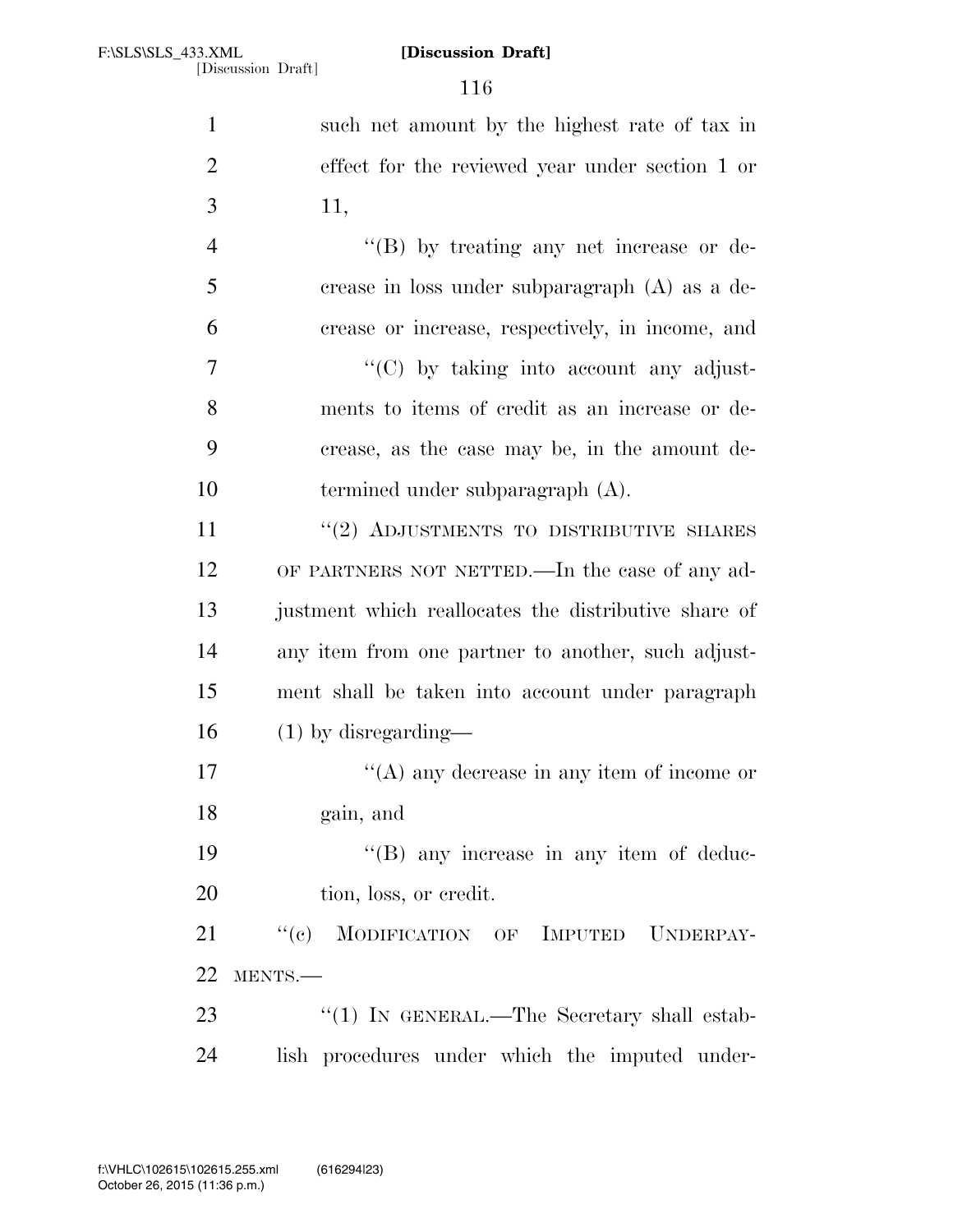such net amount by the highest rate of tax in effect for the reviewed year under section 1 or 11,

''(B) by treating any net increase or decrease in loss under subparagraph (A) as a decrease or increase, respectively, in income, and

''(C) by taking into account any adjustments to items of credit as an increase or decrease, as the case may be, in the amount determined under subparagraph (A).

''(2) ADJUSTMENTS TO DISTRIBUTIVE SHARES OF PARTNERS NOT NETTED.—In the case of any adjustment which reallocates the distributive share of any item from one partner to another, such adjustment shall be taken into account under paragraph (1) by disregarding—

''(A) any decrease in any item of income or gain, and

''(B) any increase in any item of deduction, loss, or credit.

''(c) MODIFICATION OF IMPUTED UNDERPAYMENTS.—

''(1) IN GENERAL.—The Secretary shall establish procedures under which the imputed under-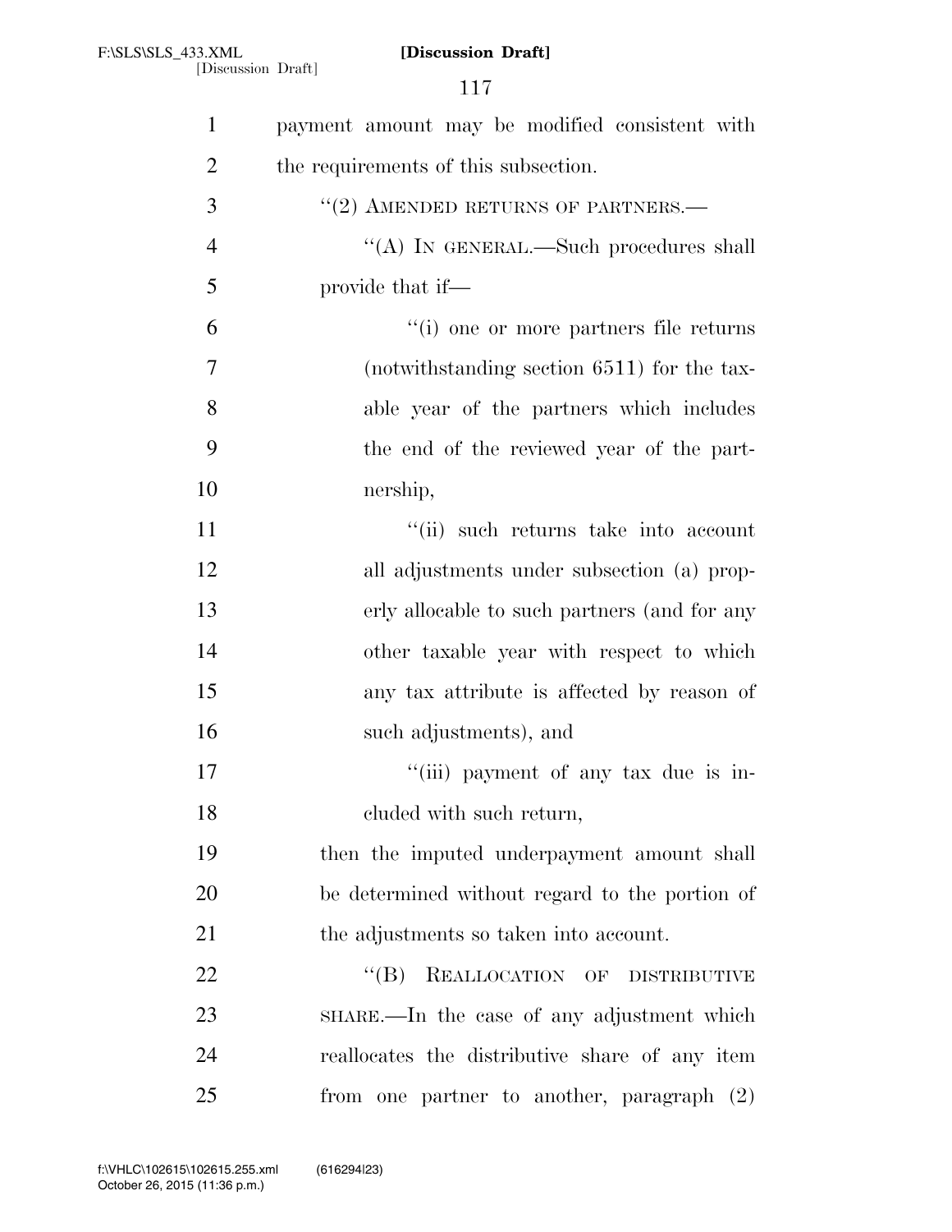payment amount may be modified consistent with the requirements of this subsection.

"(2) AMENDED RETURNS OF PARTNERS.—

"(A) IN GENERAL.—Such procedures shall provide that if—

"(i) one or more partners file returns (notwithstanding section 6511) for the taxable year of the partners which includes the end of the reviewed year of the partnership,

"(ii) such returns take into account all adjustments under subsection (a) properly allocable to such partners (and for any other taxable year with respect to which any tax attribute is affected by reason of such adjustments), and

"(iii) payment of any tax due is included with such return,

then the imputed underpayment amount shall be determined without regard to the portion of the adjustments so taken into account.

"(B) REALLOCATION OF DISTRIBUTIVE SHARE.—In the case of any adjustment which reallocates the distributive share of any item from one partner to another, paragraph (2)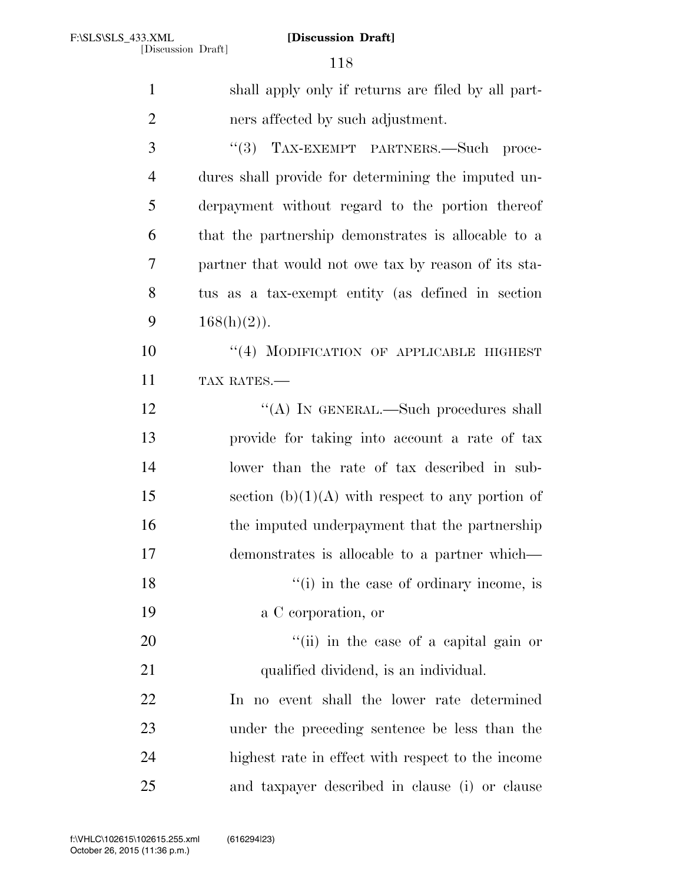shall apply only if returns are filed by all partners affected by such adjustment.

"(3) TAX-EXEMPT PARTNERS.—Such procedures shall provide for determining the imputed underpayment without regard to the portion thereof that the partnership demonstrates is allocable to a partner that would not owe tax by reason of its status as a tax-exempt entity (as defined in section 168(h)(2)).

"(4) MODIFICATION OF APPLICABLE HIGHEST TAX RATES.—

"(A) IN GENERAL.—Such procedures shall provide for taking into account a rate of tax lower than the rate of tax described in subsection (b)(1)(A) with respect to any portion of the imputed underpayment that the partnership demonstrates is allocable to a partner which—

"(i) in the case of ordinary income, is a C corporation, or

"(ii) in the case of a capital gain or qualified dividend, is an individual.

In no event shall the lower rate determined under the preceding sentence be less than the highest rate in effect with respect to the income and taxpayer described in clause (i) or clause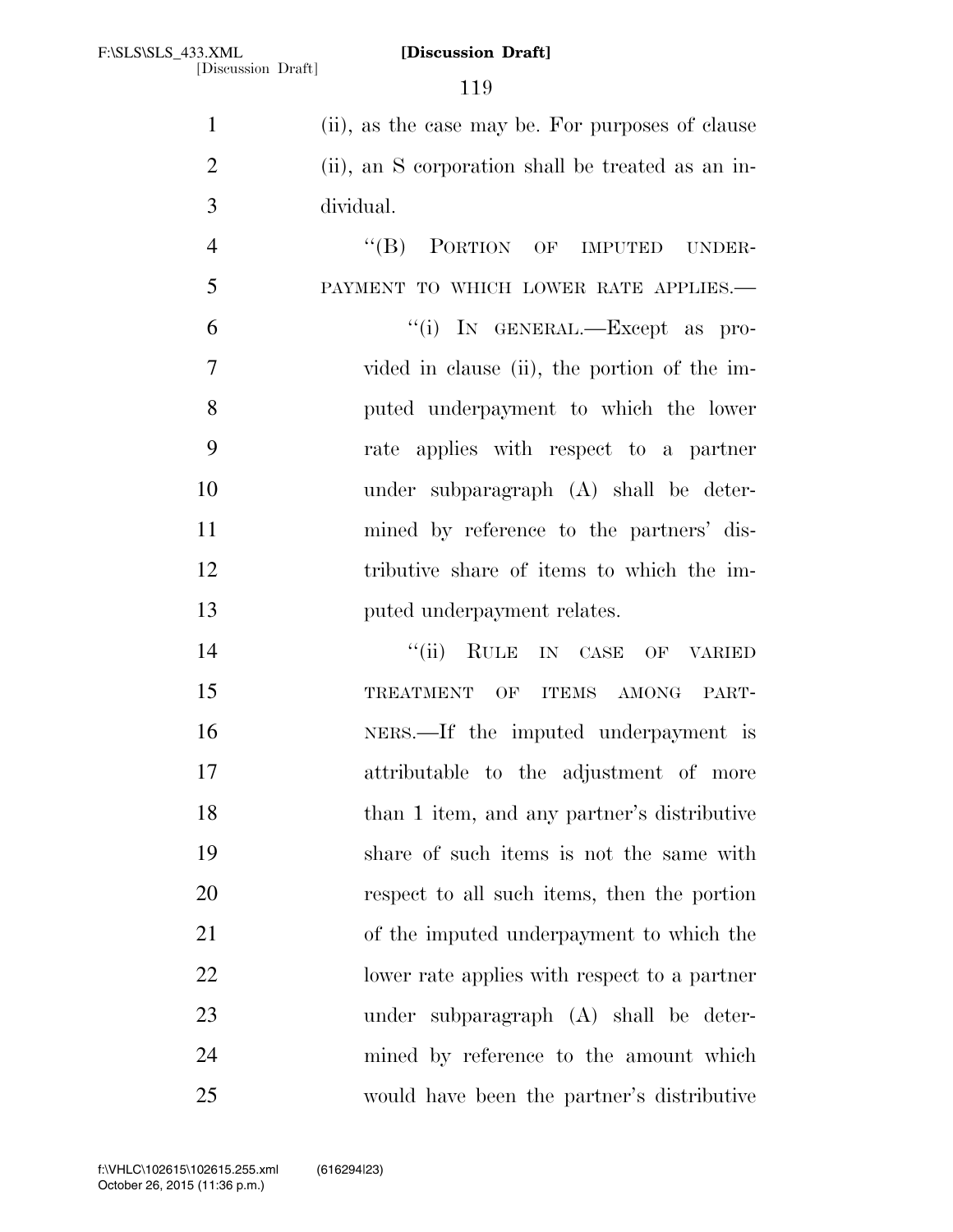(ii), as the case may be. For purposes of clause (ii), an S corporation shall be treated as an individual.

"(B) PORTION OF IMPUTED UNDERPAYMENT TO WHICH LOWER RATE APPLIES.—

"(i) IN GENERAL.—Except as provided in clause (ii), the portion of the imputed underpayment to which the lower rate applies with respect to a partner under subparagraph (A) shall be determined by reference to the partners' distributive share of items to which the imputed underpayment relates.

"(ii) RULE IN CASE OF VARIED TREATMENT OF ITEMS AMONG PARTNERS.—If the imputed underpayment is attributable to the adjustment of more than 1 item, and any partner's distributive share of such items is not the same with respect to all such items, then the portion of the imputed underpayment to which the lower rate applies with respect to a partner under subparagraph (A) shall be determined by reference to the amount which would have been the partner's distributive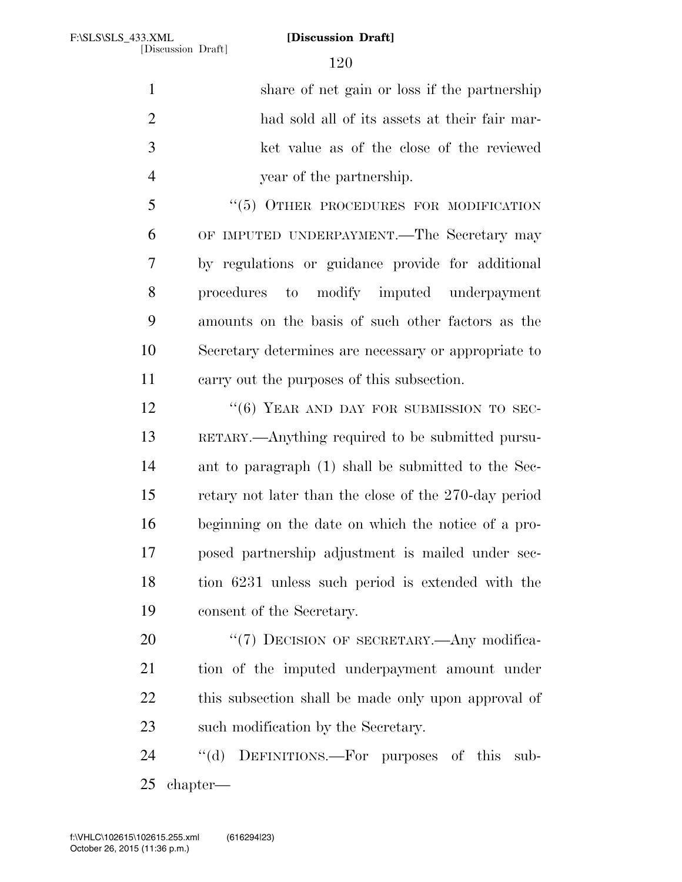share of net gain or loss if the partnership had sold all of its assets at their fair market value as of the close of the reviewed year of the partnership.

"(5) OTHER PROCEDURES FOR MODIFICATION OF IMPUTED UNDERPAYMENT.—The Secretary may by regulations or guidance provide for additional procedures to modify imputed underpayment amounts on the basis of such other factors as the Secretary determines are necessary or appropriate to carry out the purposes of this subsection.

"(6) YEAR AND DAY FOR SUBMISSION TO SECRETARY.—Anything required to be submitted pursuant to paragraph (1) shall be submitted to the Secretary not later than the close of the 270-day period beginning on the date on which the notice of a proposed partnership adjustment is mailed under section 6231 unless such period is extended with the consent of the Secretary.

"(7) DECISION OF SECRETARY.—Any modification of the imputed underpayment amount under this subsection shall be made only upon approval of such modification by the Secretary.

"(d) DEFINITIONS.—For purposes of this subchapter—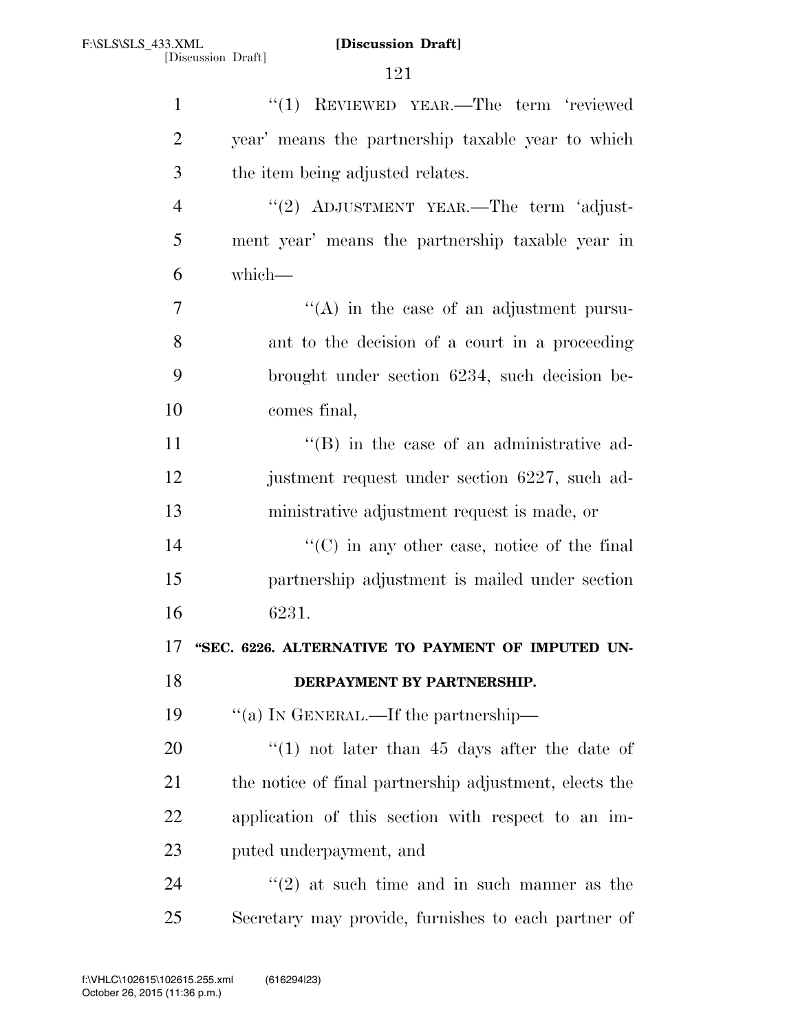"(1) REVIEWED YEAR.—The term 'reviewed year' means the partnership taxable year to which the item being adjusted relates.

"(2) ADJUSTMENT YEAR.—The term 'adjustment year' means the partnership taxable year in which—

"(A) in the case of an adjustment pursuant to the decision of a court in a proceeding brought under section 6234, such decision becomes final,

"(B) in the case of an administrative adjustment request under section 6227, such administrative adjustment request is made, or

"(C) in any other case, notice of the final partnership adjustment is mailed under section 6231.

**"SEC. 6226. ALTERNATIVE TO PAYMENT OF IMPUTED UNDERPAYMENT BY PARTNERSHIP.**

"(a) IN GENERAL.—If the partnership—

"(1) not later than 45 days after the date of the notice of final partnership adjustment, elects the application of this section with respect to an imputed underpayment, and

"(2) at such time and in such manner as the Secretary may provide, furnishes to each partner of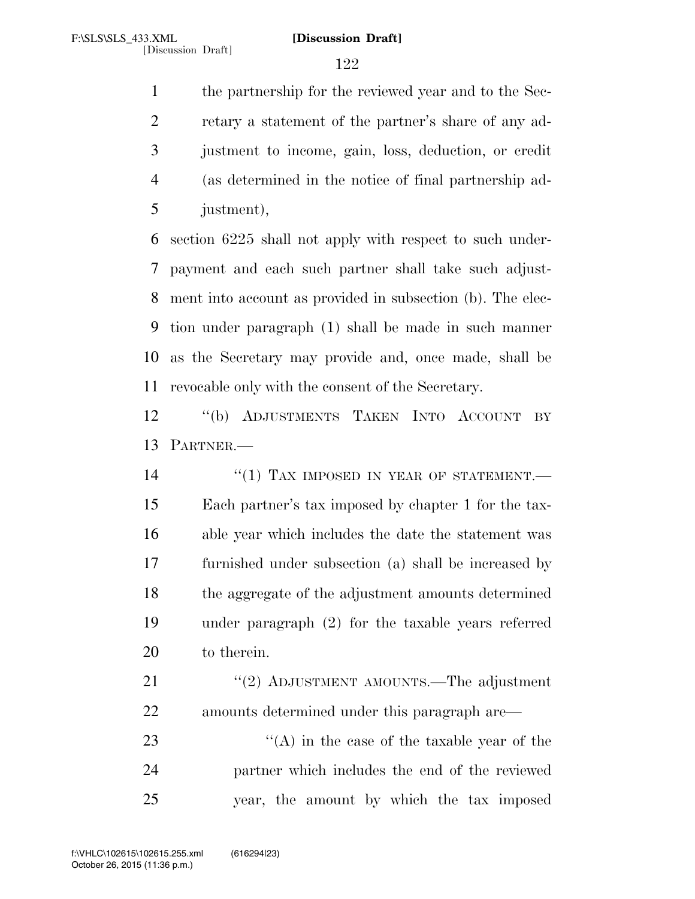the partnership for the reviewed year and to the Secretary a statement of the partner's share of any adjustment to income, gain, loss, deduction, or credit (as determined in the notice of final partnership adjustment),

section 6225 shall not apply with respect to such underpayment and each such partner shall take such adjustment into account as provided in subsection (b). The election under paragraph (1) shall be made in such manner as the Secretary may provide and, once made, shall be revocable only with the consent of the Secretary.

"(b) ADJUSTMENTS TAKEN INTO ACCOUNT BY PARTNER.—

"(1) TAX IMPOSED IN YEAR OF STATEMENT.— Each partner's tax imposed by chapter 1 for the taxable year which includes the date the statement was furnished under subsection (a) shall be increased by the aggregate of the adjustment amounts determined under paragraph (2) for the taxable years referred to therein.

"(2) ADJUSTMENT AMOUNTS.—The adjustment amounts determined under this paragraph are—

"(A) in the case of the taxable year of the partner which includes the end of the reviewed year, the amount by which the tax imposed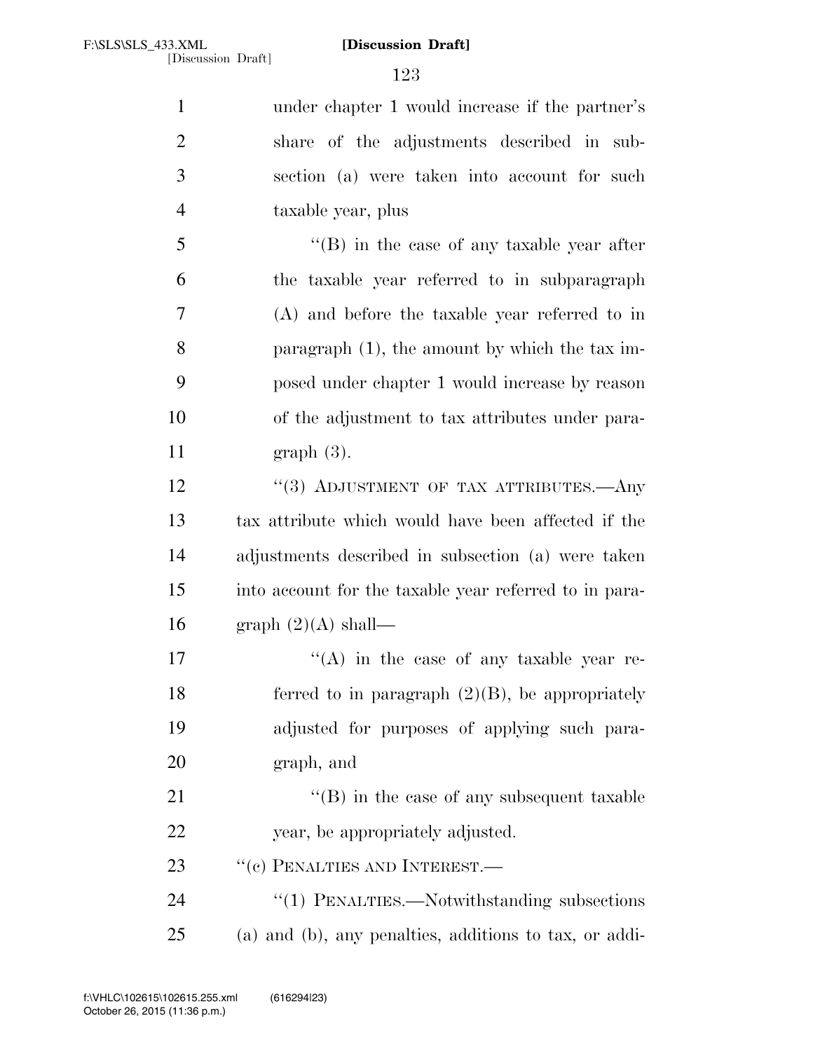under chapter 1 would increase if the partner's share of the adjustments described in subsection (a) were taken into account for such taxable year, plus

"(B) in the case of any taxable year after the taxable year referred to in subparagraph (A) and before the taxable year referred to in paragraph (1), the amount by which the tax imposed under chapter 1 would increase by reason of the adjustment to tax attributes under paragraph (3).

"(3) ADJUSTMENT OF TAX ATTRIBUTES.—Any tax attribute which would have been affected if the adjustments described in subsection (a) were taken into account for the taxable year referred to in paragraph (2)(A) shall—

"(A) in the case of any taxable year referred to in paragraph (2)(B), be appropriately adjusted for purposes of applying such paragraph, and

"(B) in the case of any subsequent taxable year, be appropriately adjusted.

"(c) PENALTIES AND INTEREST.—

"(1) PENALTIES.—Notwithstanding subsections (a) and (b), any penalties, additions to tax, or addi-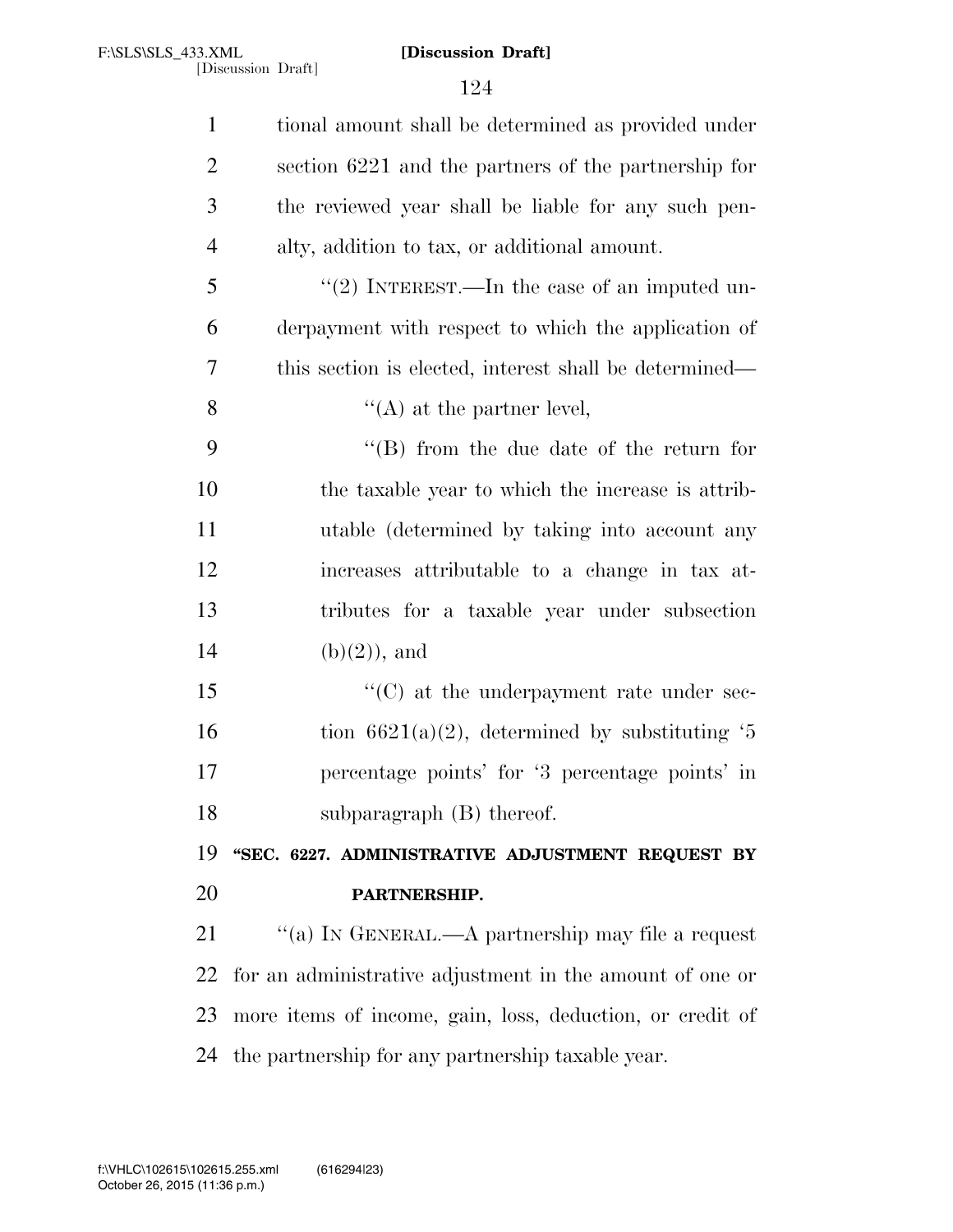tional amount shall be determined as provided under section 6221 and the partners of the partnership for the reviewed year shall be liable for any such penalty, addition to tax, or additional amount.

"(2) INTEREST.—In the case of an imputed underpayment with respect to which the application of this section is elected, interest shall be determined—

"(A) at the partner level,

"(B) from the due date of the return for the taxable year to which the increase is attributable (determined by taking into account any increases attributable to a change in tax attributes for a taxable year under subsection (b)(2)), and

"(C) at the underpayment rate under section 6621(a)(2), determined by substituting '5 percentage points' for '3 percentage points' in subparagraph (B) thereof.

**"SEC. 6227. ADMINISTRATIVE ADJUSTMENT REQUEST BY PARTNERSHIP.**

"(a) IN GENERAL.—A partnership may file a request for an administrative adjustment in the amount of one or more items of income, gain, loss, deduction, or credit of the partnership for any partnership taxable year.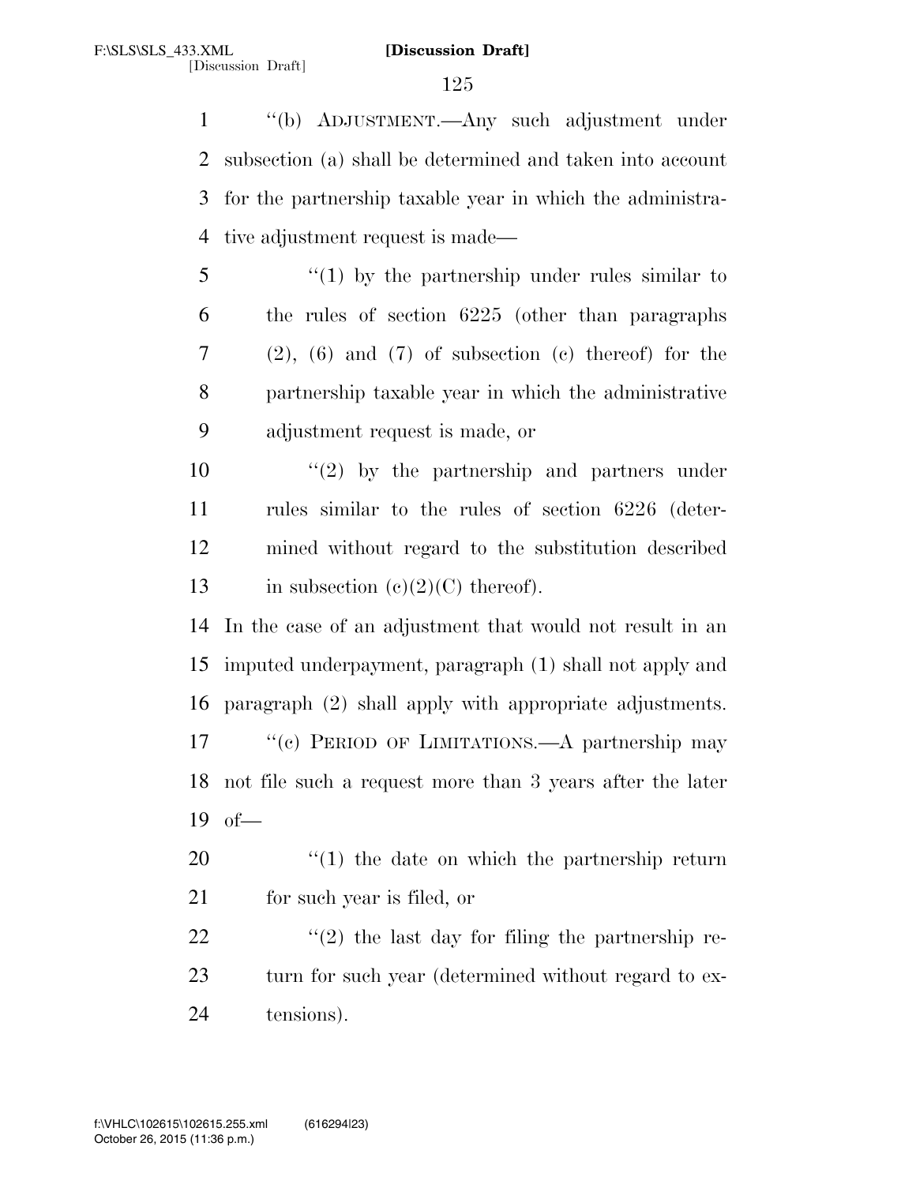"(b) ADJUSTMENT.—Any such adjustment under subsection (a) shall be determined and taken into account for the partnership taxable year in which the administrative adjustment request is made—

"(1) by the partnership under rules similar to the rules of section 6225 (other than paragraphs (2), (6) and (7) of subsection (c) thereof) for the partnership taxable year in which the administrative adjustment request is made, or

"(2) by the partnership and partners under rules similar to the rules of section 6226 (determined without regard to the substitution described in subsection (c)(2)(C) thereof).

In the case of an adjustment that would not result in an imputed underpayment, paragraph (1) shall not apply and paragraph (2) shall apply with appropriate adjustments.

"(c) PERIOD OF LIMITATIONS.—A partnership may not file such a request more than 3 years after the later of—

"(1) the date on which the partnership return for such year is filed, or

"(2) the last day for filing the partnership return for such year (determined without regard to extensions).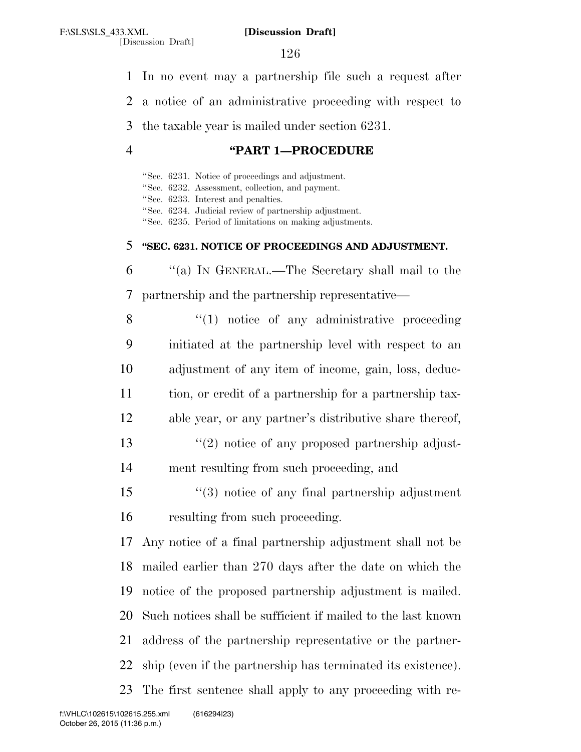In no event may a partnership file such a request after a notice of an administrative proceeding with respect to the taxable year is mailed under section 6231.

### "PART 1—PROCEDURE

"Sec. 6231. Notice of proceedings and adjustment.
"Sec. 6232. Assessment, collection, and payment.
"Sec. 6233. Interest and penalties.
"Sec. 6234. Judicial review of partnership adjustment.
"Sec. 6235. Period of limitations on making adjustments.

#### "SEC. 6231. NOTICE OF PROCEEDINGS AND ADJUSTMENT.

"(a) IN GENERAL.—The Secretary shall mail to the partnership and the partnership representative—

"(1) notice of any administrative proceeding initiated at the partnership level with respect to an adjustment of any item of income, gain, loss, deduction, or credit of a partnership for a partnership taxable year, or any partner's distributive share thereof,

"(2) notice of any proposed partnership adjustment resulting from such proceeding, and

"(3) notice of any final partnership adjustment resulting from such proceeding.

Any notice of a final partnership adjustment shall not be mailed earlier than 270 days after the date on which the notice of the proposed partnership adjustment is mailed. Such notices shall be sufficient if mailed to the last known address of the partnership representative or the partnership (even if the partnership has terminated its existence). The first sentence shall apply to any proceeding with re-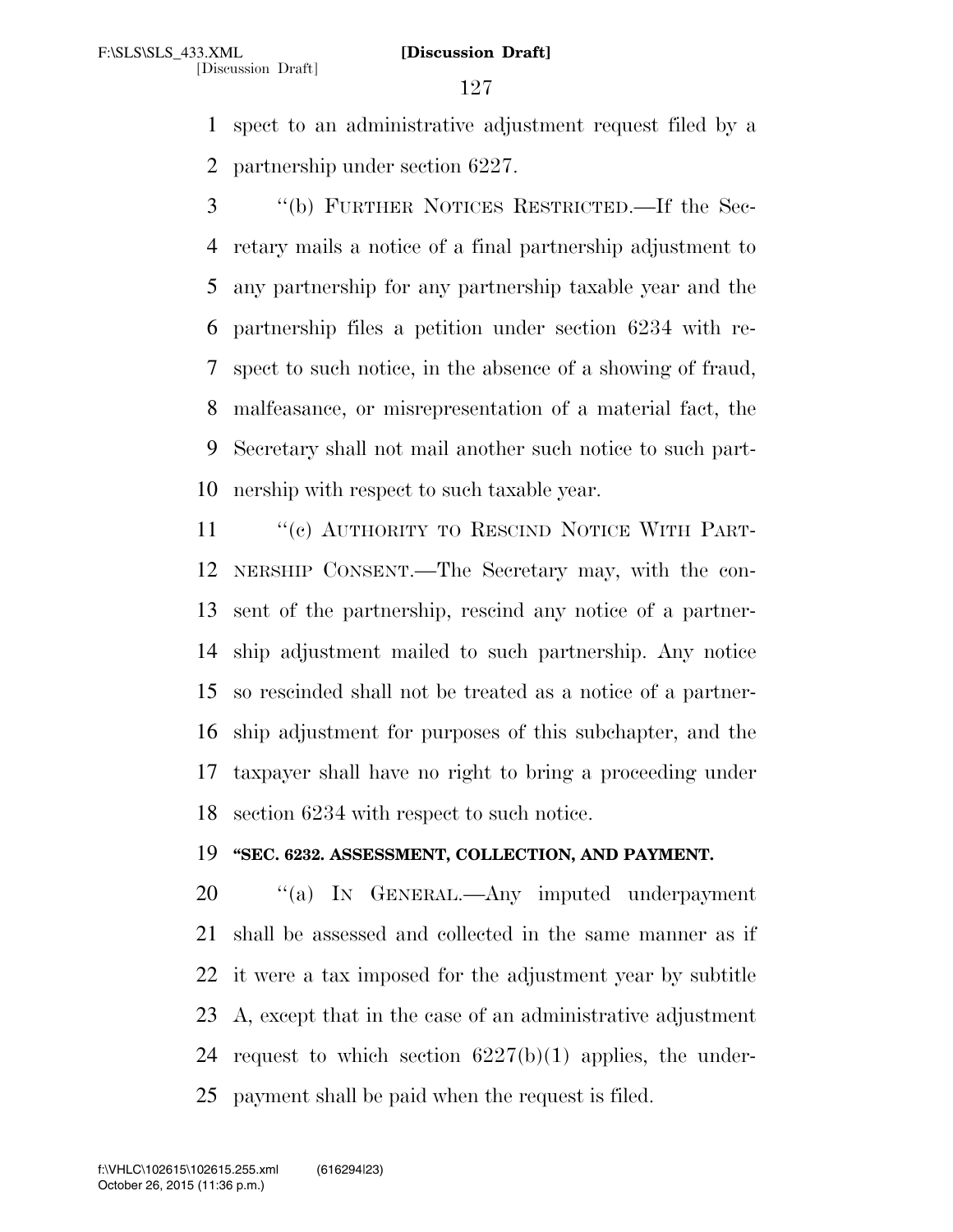spect to an administrative adjustment request filed by a partnership under section 6227.

"(b) FURTHER NOTICES RESTRICTED.—If the Secretary mails a notice of a final partnership adjustment to any partnership for any partnership taxable year and the partnership files a petition under section 6234 with respect to such notice, in the absence of a showing of fraud, malfeasance, or misrepresentation of a material fact, the Secretary shall not mail another such notice to such partnership with respect to such taxable year.

"(c) AUTHORITY TO RESCIND NOTICE WITH PARTNERSHIP CONSENT.—The Secretary may, with the consent of the partnership, rescind any notice of a partnership adjustment mailed to such partnership. Any notice so rescinded shall not be treated as a notice of a partnership adjustment for purposes of this subchapter, and the taxpayer shall have no right to bring a proceeding under section 6234 with respect to such notice.

**"SEC. 6232. ASSESSMENT, COLLECTION, AND PAYMENT.**

"(a) IN GENERAL.—Any imputed underpayment shall be assessed and collected in the same manner as if it were a tax imposed for the adjustment year by subtitle A, except that in the case of an administrative adjustment request to which section 6227(b)(1) applies, the underpayment shall be paid when the request is filed.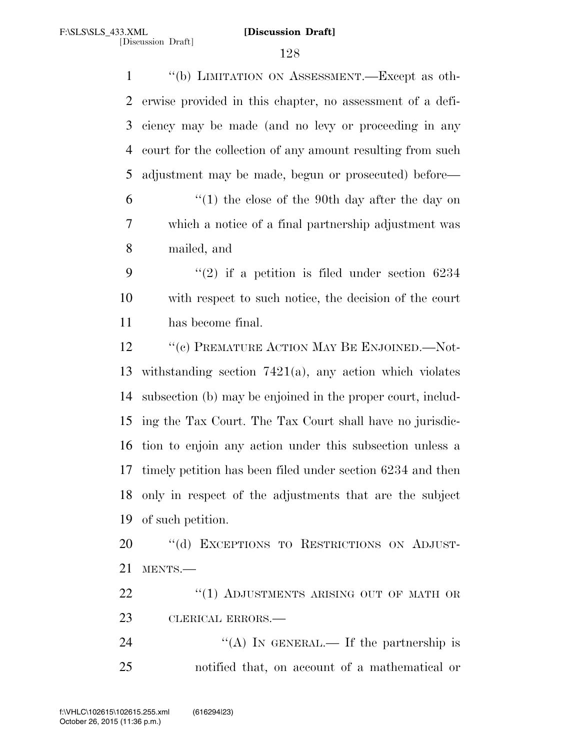"(b) LIMITATION ON ASSESSMENT.—Except as otherwise provided in this chapter, no assessment of a deficiency may be made (and no levy or proceeding in any court for the collection of any amount resulting from such adjustment may be made, begun or prosecuted) before—

"(1) the close of the 90th day after the day on which a notice of a final partnership adjustment was mailed, and

"(2) if a petition is filed under section 6234 with respect to such notice, the decision of the court has become final.

"(c) PREMATURE ACTION MAY BE ENJOINED.—Notwithstanding section 7421(a), any action which violates subsection (b) may be enjoined in the proper court, including the Tax Court. The Tax Court shall have no jurisdiction to enjoin any action under this subsection unless a timely petition has been filed under section 6234 and then only in respect of the adjustments that are the subject of such petition.

"(d) EXCEPTIONS TO RESTRICTIONS ON ADJUSTMENTS.—

"(1) ADJUSTMENTS ARISING OUT OF MATH OR CLERICAL ERRORS.—

"(A) IN GENERAL.— If the partnership is notified that, on account of a mathematical or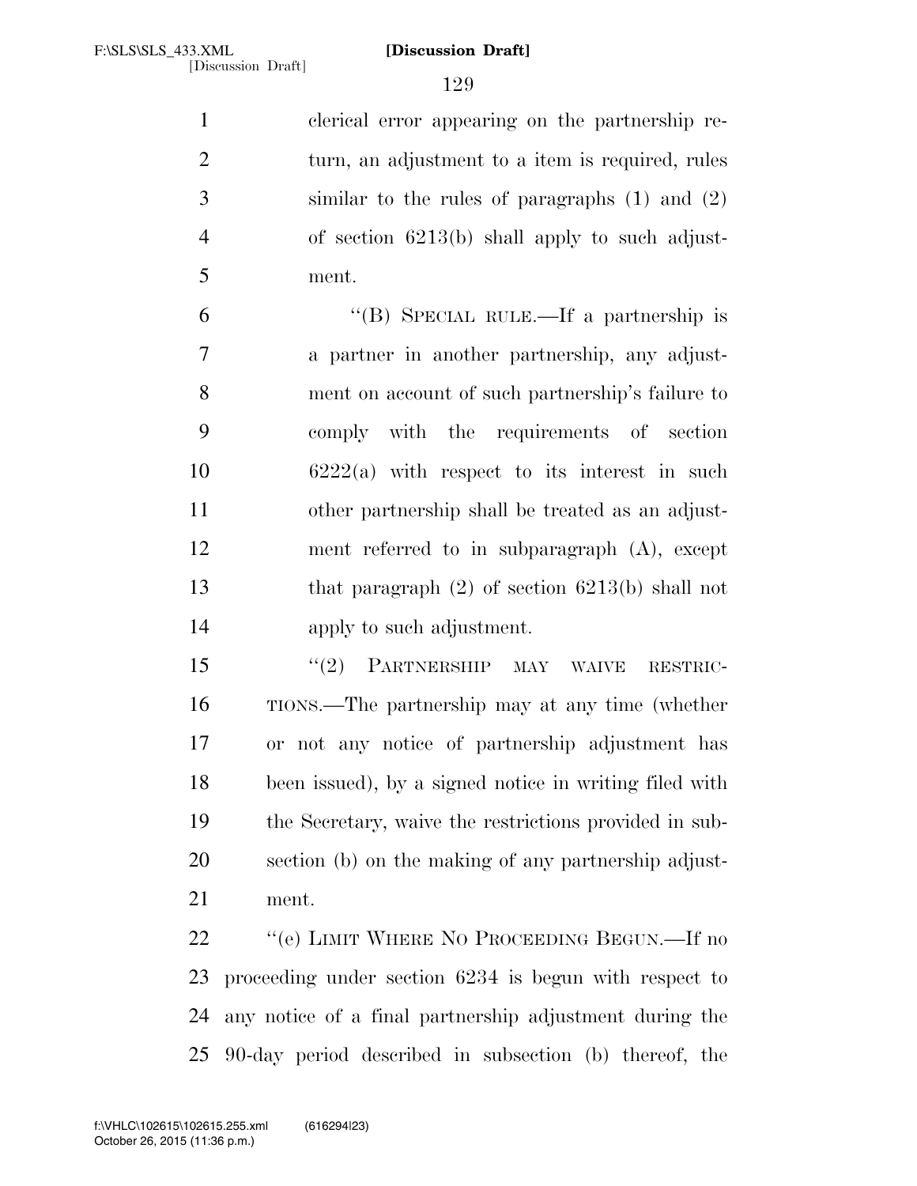clerical error appearing on the partnership return, an adjustment to a item is required, rules similar to the rules of paragraphs (1) and (2) of section 6213(b) shall apply to such adjustment.

"(B) SPECIAL RULE.—If a partnership is a partner in another partnership, any adjustment on account of such partnership's failure to comply with the requirements of section 6222(a) with respect to its interest in such other partnership shall be treated as an adjustment referred to in subparagraph (A), except that paragraph (2) of section 6213(b) shall not apply to such adjustment.

"(2) PARTNERSHIP MAY WAIVE RESTRICTIONS.—The partnership may at any time (whether or not any notice of partnership adjustment has been issued), by a signed notice in writing filed with the Secretary, waive the restrictions provided in subsection (b) on the making of any partnership adjustment.

"(e) LIMIT WHERE NO PROCEEDING BEGUN.—If no proceeding under section 6234 is begun with respect to any notice of a final partnership adjustment during the 90-day period described in subsection (b) thereof, the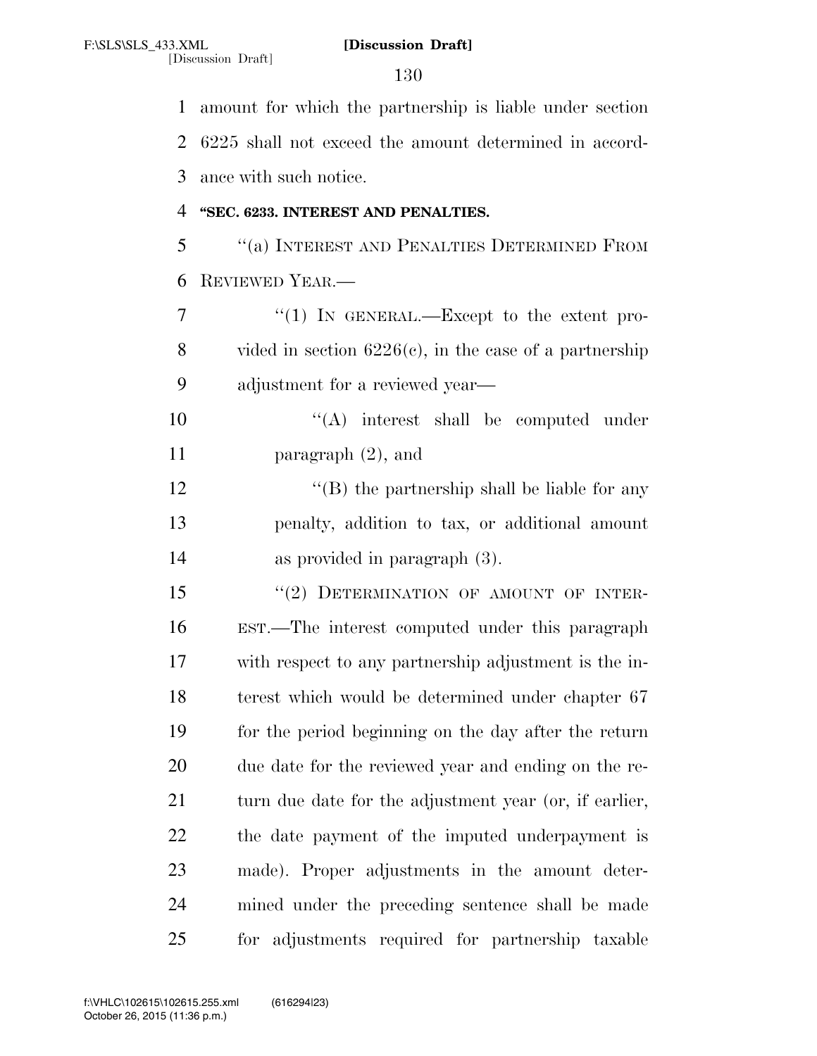amount for which the partnership is liable under section 6225 shall not exceed the amount determined in accordance with such notice.

**"SEC. 6233. INTEREST AND PENALTIES.**

"(a) INTEREST AND PENALTIES DETERMINED FROM REVIEWED YEAR.—

"(1) IN GENERAL.—Except to the extent provided in section 6226(c), in the case of a partnership adjustment for a reviewed year—

"(A) interest shall be computed under paragraph (2), and

"(B) the partnership shall be liable for any penalty, addition to tax, or additional amount as provided in paragraph (3).

"(2) DETERMINATION OF AMOUNT OF INTEREST.—The interest computed under this paragraph with respect to any partnership adjustment is the interest which would be determined under chapter 67 for the period beginning on the day after the return due date for the reviewed year and ending on the return due date for the adjustment year (or, if earlier, the date payment of the imputed underpayment is made). Proper adjustments in the amount determined under the preceding sentence shall be made for adjustments required for partnership taxable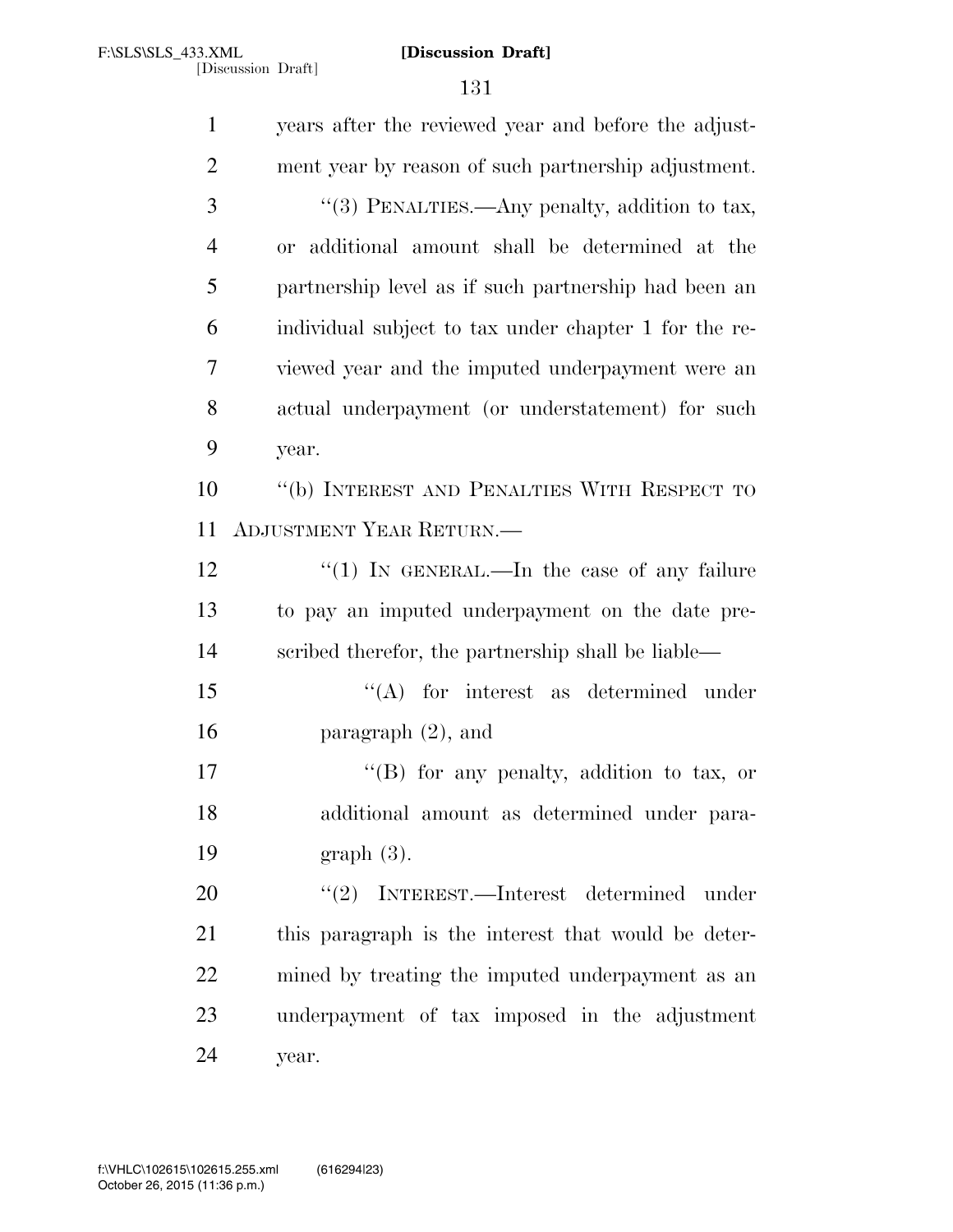years after the reviewed year and before the adjustment year by reason of such partnership adjustment.

"(3) PENALTIES.—Any penalty, addition to tax, or additional amount shall be determined at the partnership level as if such partnership had been an individual subject to tax under chapter 1 for the reviewed year and the imputed underpayment were an actual underpayment (or understatement) for such year.

"(b) INTEREST AND PENALTIES WITH RESPECT TO ADJUSTMENT YEAR RETURN.—

"(1) IN GENERAL.—In the case of any failure to pay an imputed underpayment on the date prescribed therefor, the partnership shall be liable—

"(A) for interest as determined under paragraph (2), and

"(B) for any penalty, addition to tax, or additional amount as determined under paragraph (3).

"(2) INTEREST.—Interest determined under this paragraph is the interest that would be determined by treating the imputed underpayment as an underpayment of tax imposed in the adjustment year.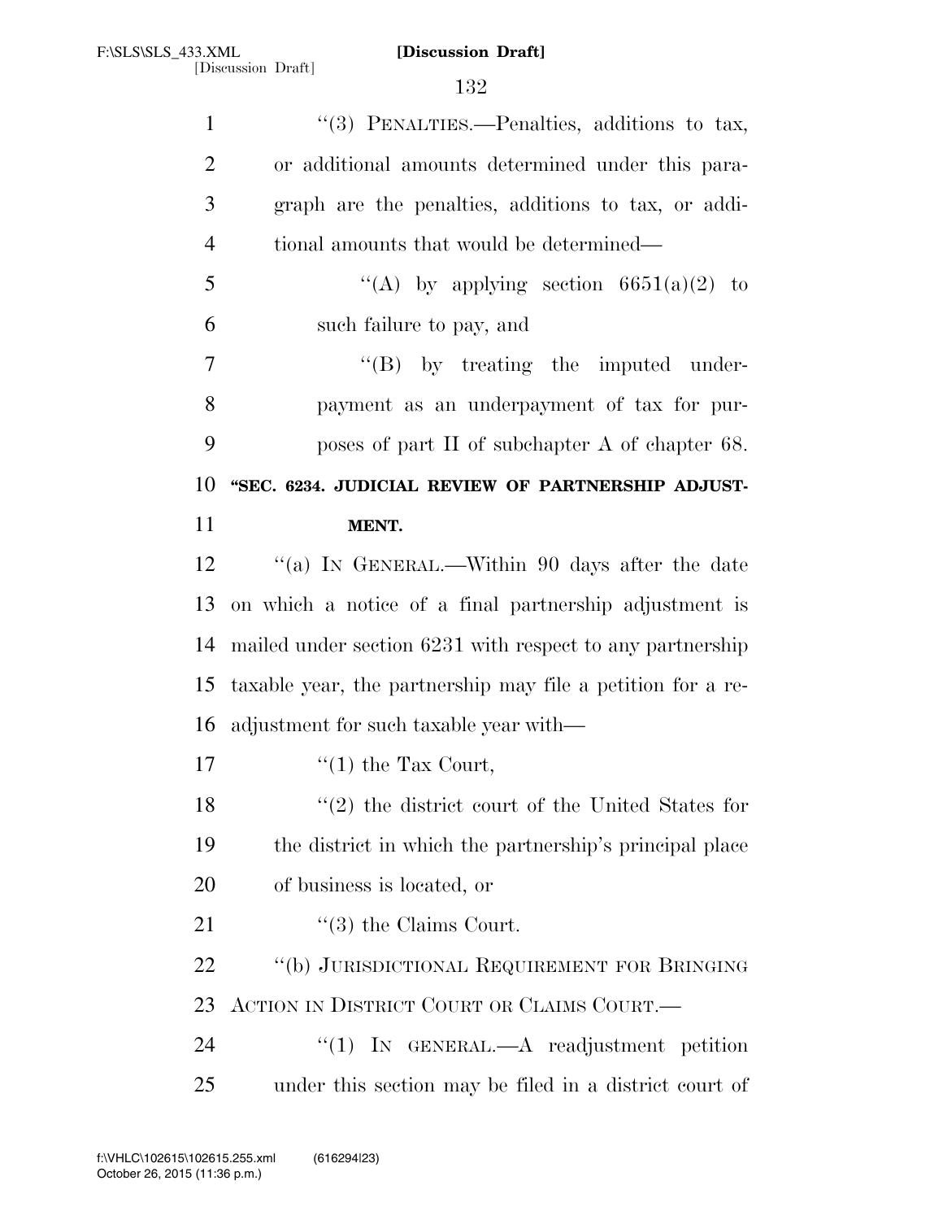"(3) PENALTIES.—Penalties, additions to tax, or additional amounts determined under this paragraph are the penalties, additions to tax, or additional amounts that would be determined—

"(A) by applying section 6651(a)(2) to such failure to pay, and

"(B) by treating the imputed underpayment as an underpayment of tax for purposes of part II of subchapter A of chapter 68.

**"SEC. 6234. JUDICIAL REVIEW OF PARTNERSHIP ADJUSTMENT.**

"(a) IN GENERAL.—Within 90 days after the date on which a notice of a final partnership adjustment is mailed under section 6231 with respect to any partnership taxable year, the partnership may file a petition for a readjustment for such taxable year with—

"(1) the Tax Court,

"(2) the district court of the United States for the district in which the partnership's principal place of business is located, or

"(3) the Claims Court.

"(b) JURISDICTIONAL REQUIREMENT FOR BRINGING ACTION IN DISTRICT COURT OR CLAIMS COURT.—

"(1) IN GENERAL.—A readjustment petition under this section may be filed in a district court of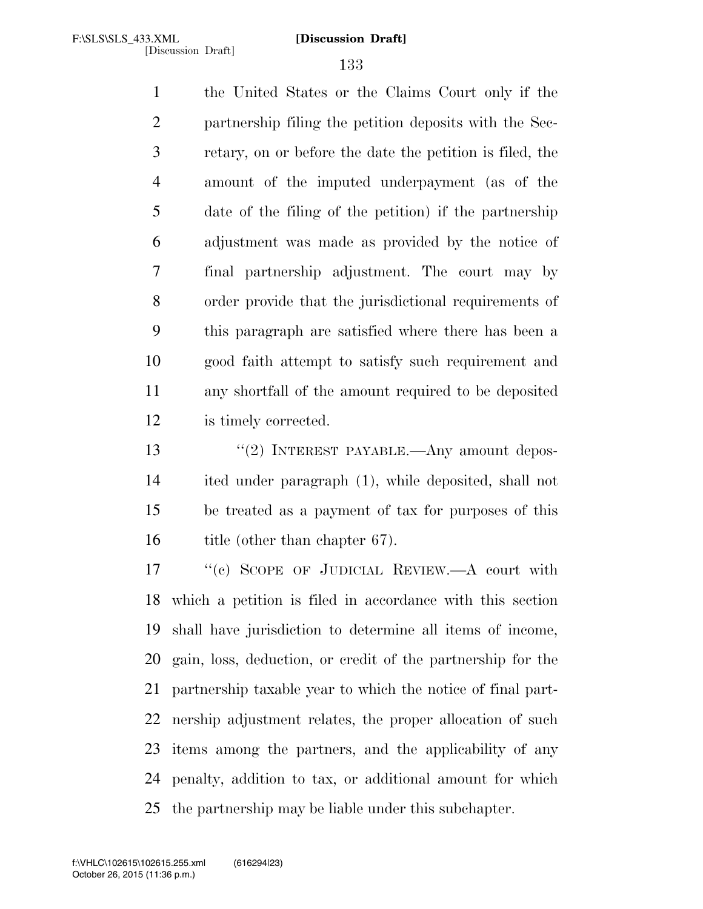the United States or the Claims Court only if the partnership filing the petition deposits with the Secretary, on or before the date the petition is filed, the amount of the imputed underpayment (as of the date of the filing of the petition) if the partnership adjustment was made as provided by the notice of final partnership adjustment. The court may by order provide that the jurisdictional requirements of this paragraph are satisfied where there has been a good faith attempt to satisfy such requirement and any shortfall of the amount required to be deposited is timely corrected.

"(2) INTEREST PAYABLE.—Any amount deposited under paragraph (1), while deposited, shall not be treated as a payment of tax for purposes of this title (other than chapter 67).

"(c) SCOPE OF JUDICIAL REVIEW.—A court with which a petition is filed in accordance with this section shall have jurisdiction to determine all items of income, gain, loss, deduction, or credit of the partnership for the partnership taxable year to which the notice of final partnership adjustment relates, the proper allocation of such items among the partners, and the applicability of any penalty, addition to tax, or additional amount for which the partnership may be liable under this subchapter.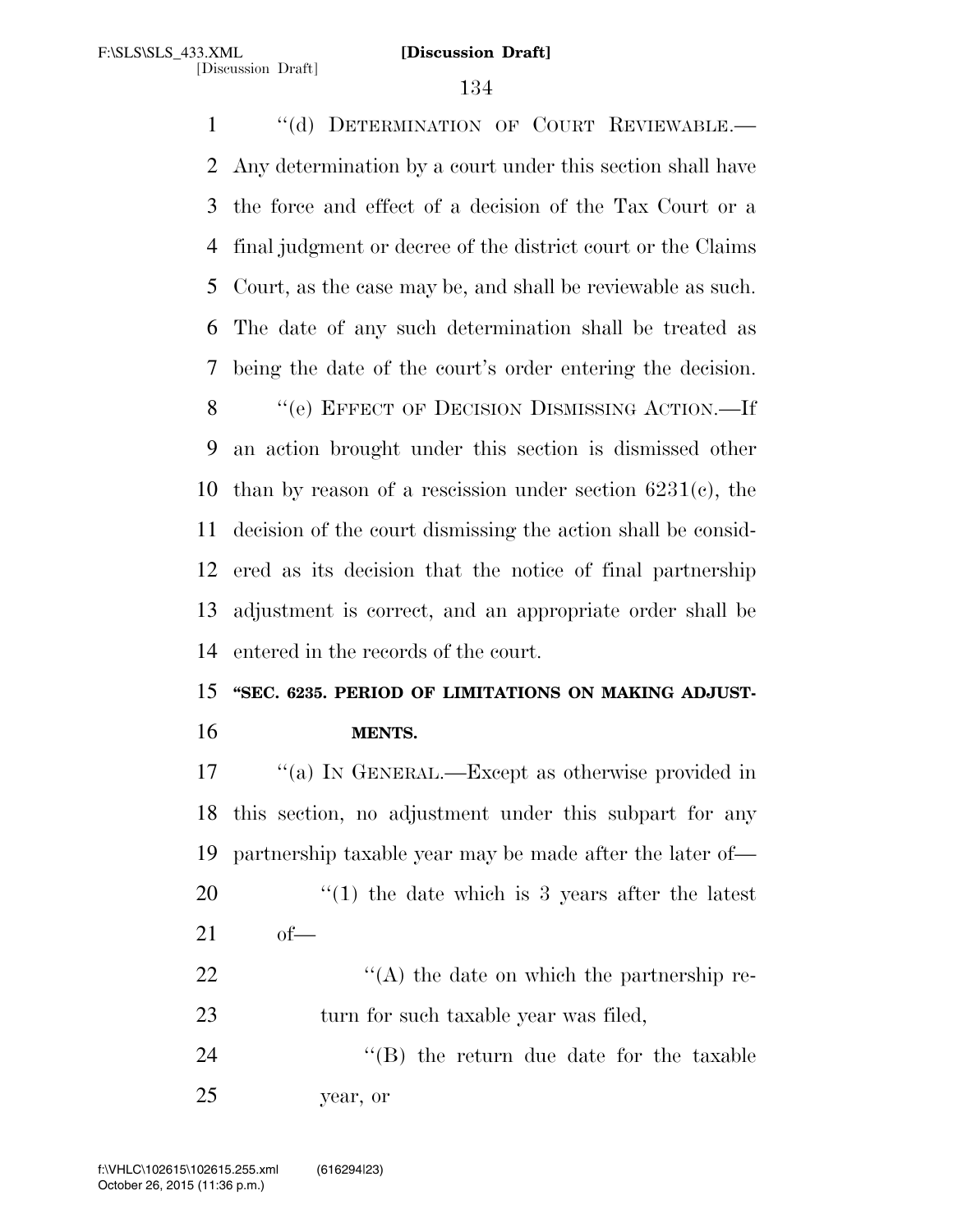"(d) DETERMINATION OF COURT REVIEWABLE.—Any determination by a court under this section shall have the force and effect of a decision of the Tax Court or a final judgment or decree of the district court or the Claims Court, as the case may be, and shall be reviewable as such. The date of any such determination shall be treated as being the date of the court's order entering the decision.

"(e) EFFECT OF DECISION DISMISSING ACTION.—If an action brought under this section is dismissed other than by reason of a rescission under section 6231(c), the decision of the court dismissing the action shall be considered as its decision that the notice of final partnership adjustment is correct, and an appropriate order shall be entered in the records of the court.

**"SEC. 6235. PERIOD OF LIMITATIONS ON MAKING ADJUSTMENTS.**

"(a) IN GENERAL.—Except as otherwise provided in this section, no adjustment under this subpart for any partnership taxable year may be made after the later of—

"(1) the date which is 3 years after the latest of—

"(A) the date on which the partnership return for such taxable year was filed,

"(B) the return due date for the taxable year, or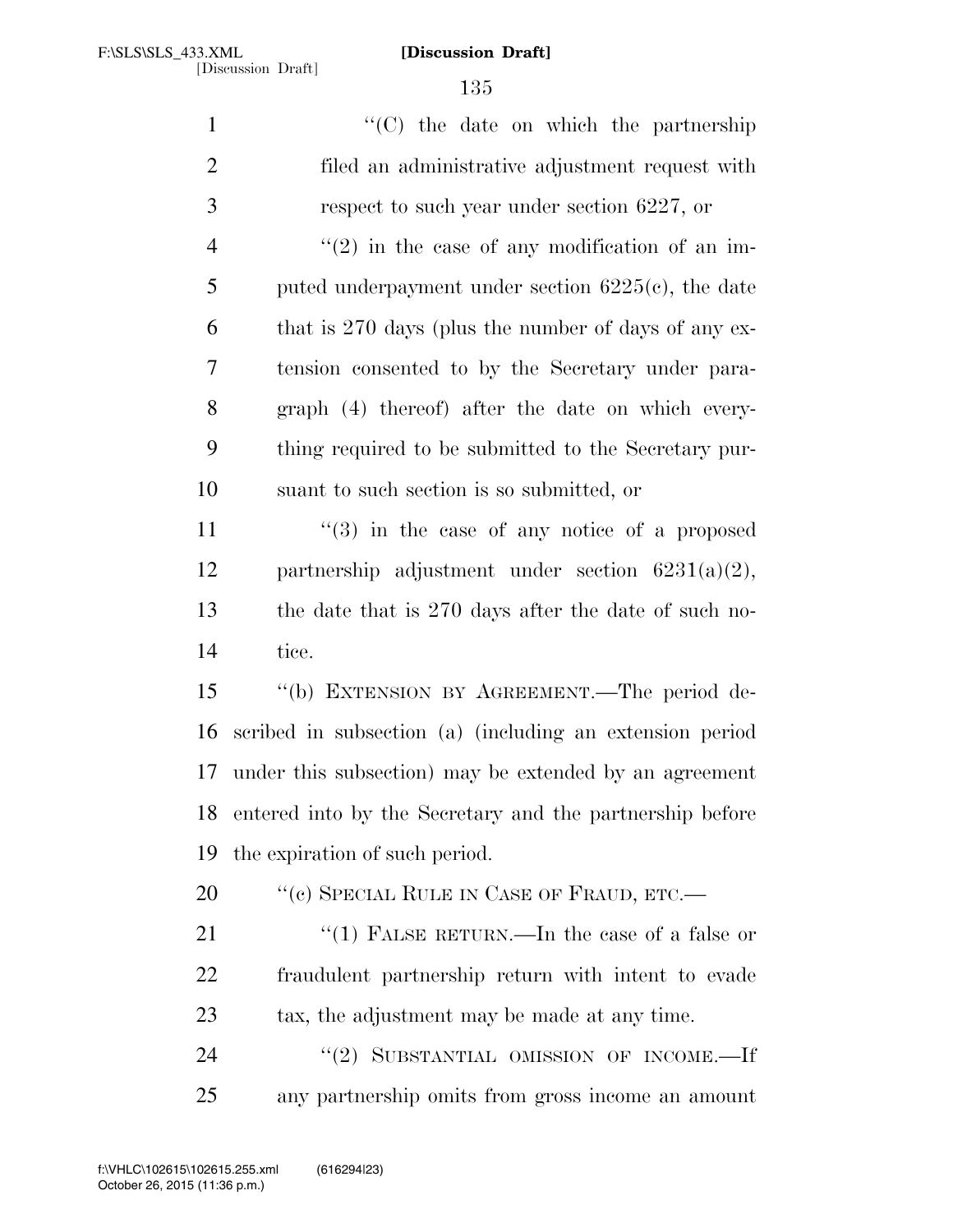"(C) the date on which the partnership filed an administrative adjustment request with respect to such year under section 6227, or

"(2) in the case of any modification of an imputed underpayment under section 6225(c), the date that is 270 days (plus the number of days of any extension consented to by the Secretary under paragraph (4) thereof) after the date on which everything required to be submitted to the Secretary pursuant to such section is so submitted, or

"(3) in the case of any notice of a proposed partnership adjustment under section 6231(a)(2), the date that is 270 days after the date of such notice.

"(b) EXTENSION BY AGREEMENT.—The period described in subsection (a) (including an extension period under this subsection) may be extended by an agreement entered into by the Secretary and the partnership before the expiration of such period.

"(c) SPECIAL RULE IN CASE OF FRAUD, ETC.—

"(1) FALSE RETURN.—In the case of a false or fraudulent partnership return with intent to evade tax, the adjustment may be made at any time.

"(2) SUBSTANTIAL OMISSION OF INCOME.—If any partnership omits from gross income an amount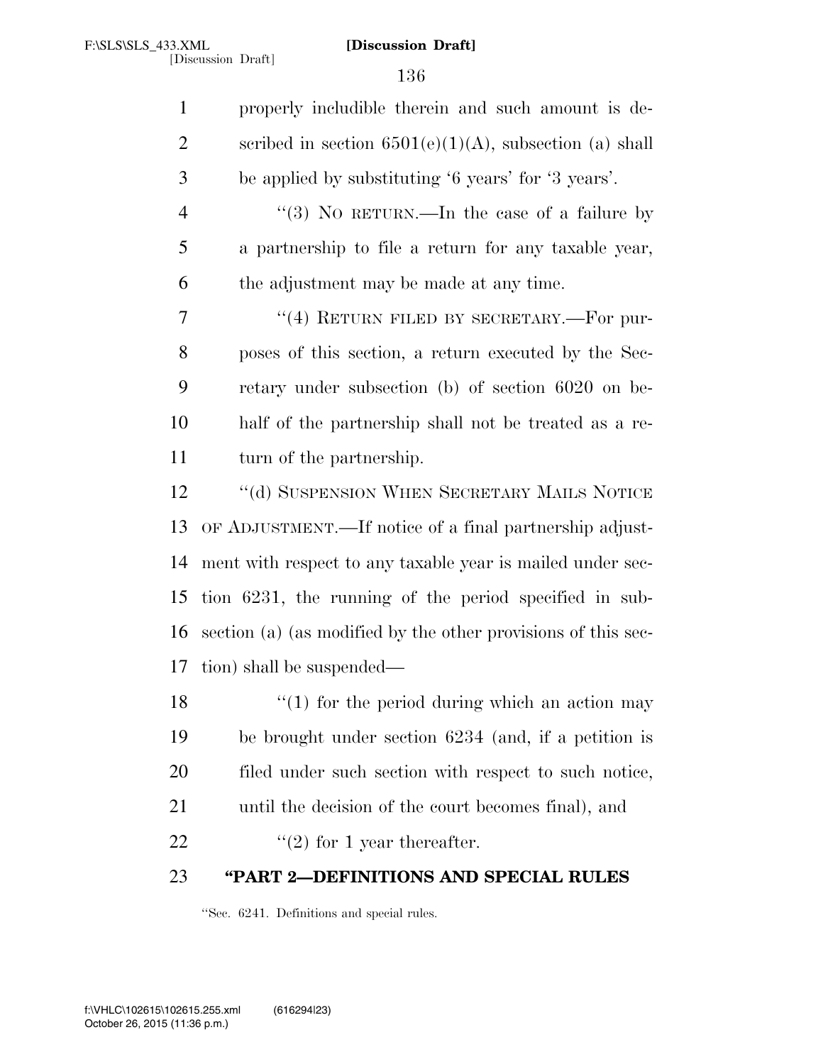properly includible therein and such amount is described in section 6501(e)(1)(A), subsection (a) shall be applied by substituting '6 years' for '3 years'.

"(3) NO RETURN.—In the case of a failure by a partnership to file a return for any taxable year, the adjustment may be made at any time.

"(4) RETURN FILED BY SECRETARY.—For purposes of this section, a return executed by the Secretary under subsection (b) of section 6020 on behalf of the partnership shall not be treated as a return of the partnership.

"(d) SUSPENSION WHEN SECRETARY MAILS NOTICE OF ADJUSTMENT.—If notice of a final partnership adjustment with respect to any taxable year is mailed under section 6231, the running of the period specified in subsection (a) (as modified by the other provisions of this section) shall be suspended—

"(1) for the period during which an action may be brought under section 6234 (and, if a petition is filed under such section with respect to such notice, until the decision of the court becomes final), and

"(2) for 1 year thereafter.

**"PART 2—DEFINITIONS AND SPECIAL RULES**

"Sec. 6241. Definitions and special rules.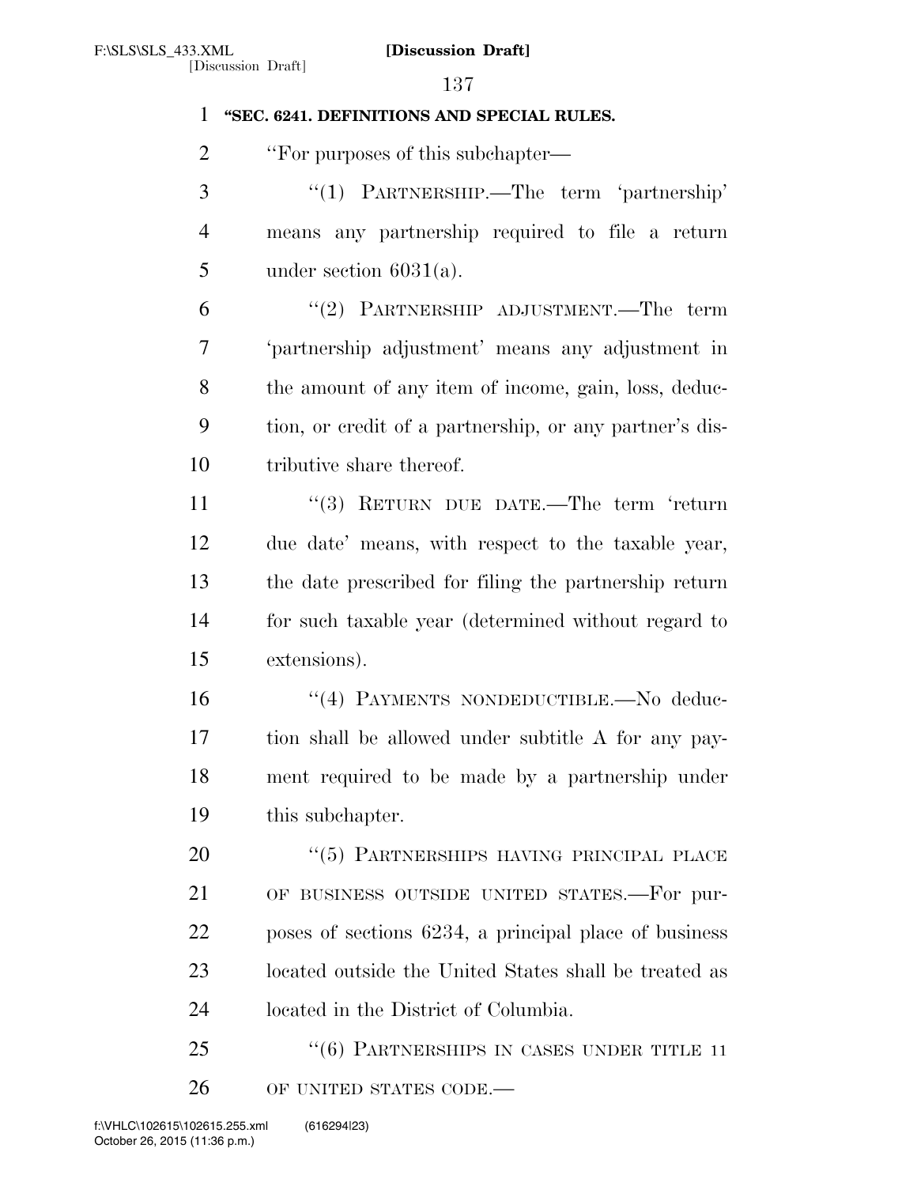**"SEC. 6241. DEFINITIONS AND SPECIAL RULES.**

"For purposes of this subchapter—

"(1) PARTNERSHIP.—The term 'partnership' means any partnership required to file a return under section 6031(a).

"(2) PARTNERSHIP ADJUSTMENT.—The term 'partnership adjustment' means any adjustment in the amount of any item of income, gain, loss, deduction, or credit of a partnership, or any partner's distributive share thereof.

"(3) RETURN DUE DATE.—The term 'return due date' means, with respect to the taxable year, the date prescribed for filing the partnership return for such taxable year (determined without regard to extensions).

"(4) PAYMENTS NONDEDUCTIBLE.—No deduction shall be allowed under subtitle A for any payment required to be made by a partnership under this subchapter.

"(5) PARTNERSHIPS HAVING PRINCIPAL PLACE OF BUSINESS OUTSIDE UNITED STATES.—For purposes of sections 6234, a principal place of business located outside the United States shall be treated as located in the District of Columbia.

"(6) PARTNERSHIPS IN CASES UNDER TITLE 11 OF UNITED STATES CODE.—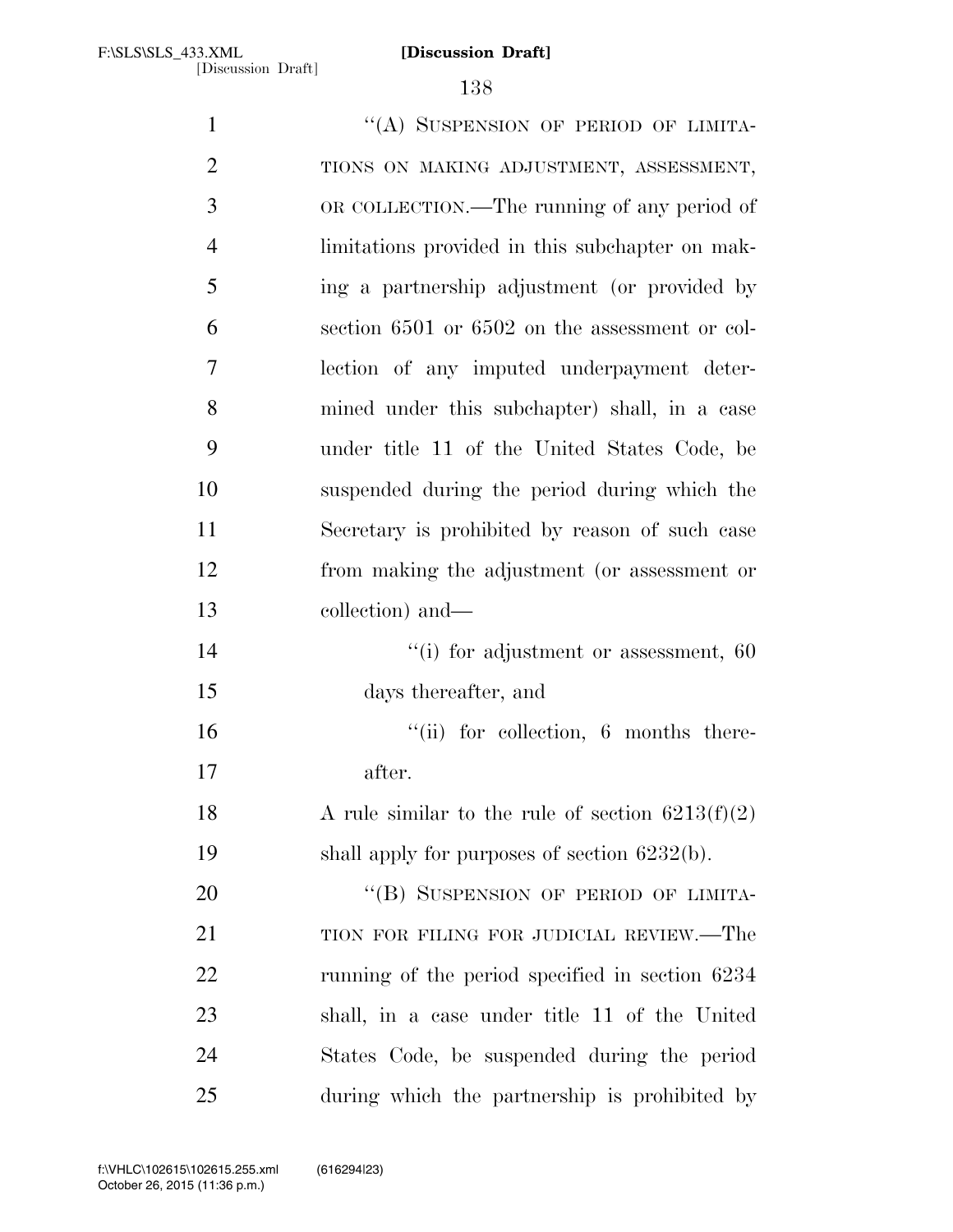"(A) SUSPENSION OF PERIOD OF LIMITATIONS ON MAKING ADJUSTMENT, ASSESSMENT, OR COLLECTION.—The running of any period of limitations provided in this subchapter on making a partnership adjustment (or provided by section 6501 or 6502 on the assessment or collection of any imputed underpayment determined under this subchapter) shall, in a case under title 11 of the United States Code, be suspended during the period during which the Secretary is prohibited by reason of such case from making the adjustment (or assessment or collection) and—

"(i) for adjustment or assessment, 60 days thereafter, and

"(ii) for collection, 6 months thereafter.

A rule similar to the rule of section 6213(f)(2) shall apply for purposes of section 6232(b).

"(B) SUSPENSION OF PERIOD OF LIMITATION FOR FILING FOR JUDICIAL REVIEW.—The running of the period specified in section 6234 shall, in a case under title 11 of the United States Code, be suspended during the period during which the partnership is prohibited by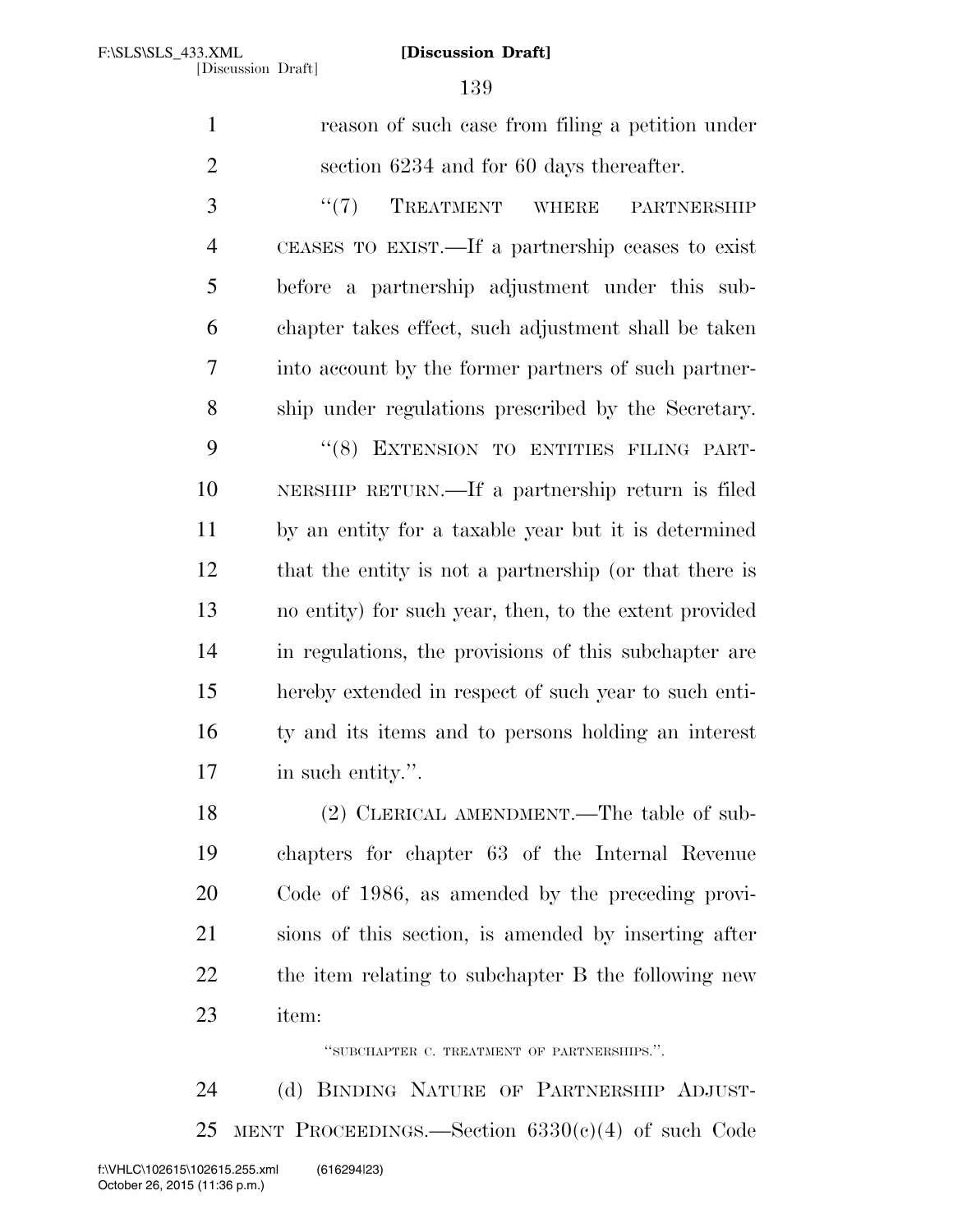reason of such case from filing a petition under section 6234 and for 60 days thereafter.

"(7) TREATMENT WHERE PARTNERSHIP CEASES TO EXIST.—If a partnership ceases to exist before a partnership adjustment under this subchapter takes effect, such adjustment shall be taken into account by the former partners of such partnership under regulations prescribed by the Secretary.

"(8) EXTENSION TO ENTITIES FILING PARTNERSHIP RETURN.—If a partnership return is filed by an entity for a taxable year but it is determined that the entity is not a partnership (or that there is no entity) for such year, then, to the extent provided in regulations, the provisions of this subchapter are hereby extended in respect of such year to such entity and its items and to persons holding an interest in such entity.".

(2) CLERICAL AMENDMENT.—The table of subchapters for chapter 63 of the Internal Revenue Code of 1986, as amended by the preceding provisions of this section, is amended by inserting after the item relating to subchapter B the following new item:

"SUBCHAPTER C. TREATMENT OF PARTNERSHIPS.".

(d) BINDING NATURE OF PARTNERSHIP ADJUSTMENT PROCEEDINGS.—Section 6330(c)(4) of such Code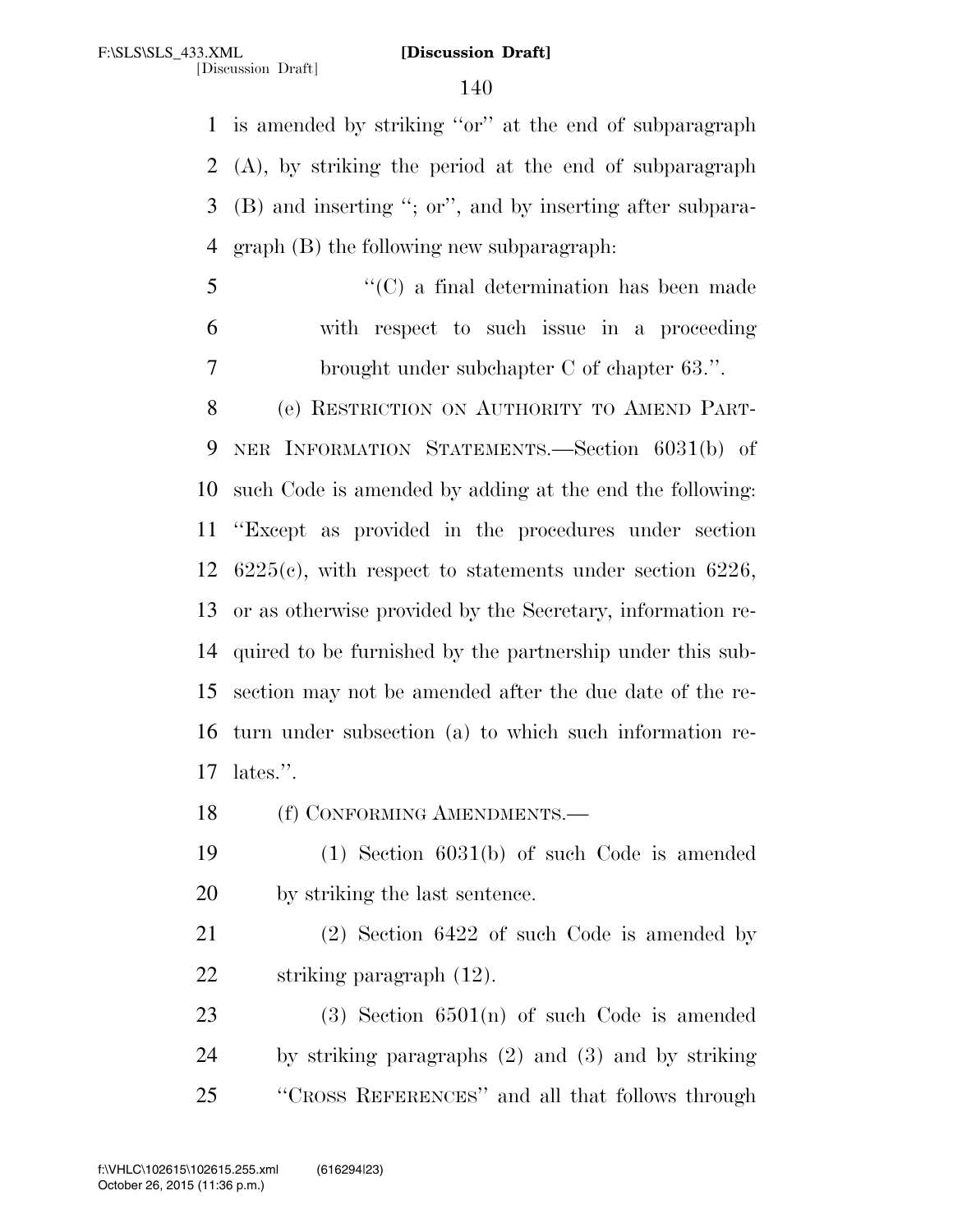is amended by striking "or" at the end of subparagraph (A), by striking the period at the end of subparagraph (B) and inserting "; or", and by inserting after subparagraph (B) the following new subparagraph:

> "(C) a final determination has been made with respect to such issue in a proceeding brought under subchapter C of chapter 63.".

(e) RESTRICTION ON AUTHORITY TO AMEND PARTNER INFORMATION STATEMENTS.—Section 6031(b) of such Code is amended by adding at the end the following: "Except as provided in the procedures under section 6225(c), with respect to statements under section 6226, or as otherwise provided by the Secretary, information required to be furnished by the partnership under this subsection may not be amended after the due date of the return under subsection (a) to which such information relates.".

(f) CONFORMING AMENDMENTS.—

(1) Section 6031(b) of such Code is amended by striking the last sentence.

(2) Section 6422 of such Code is amended by striking paragraph (12).

(3) Section 6501(n) of such Code is amended by striking paragraphs (2) and (3) and by striking "CROSS REFERENCES" and all that follows through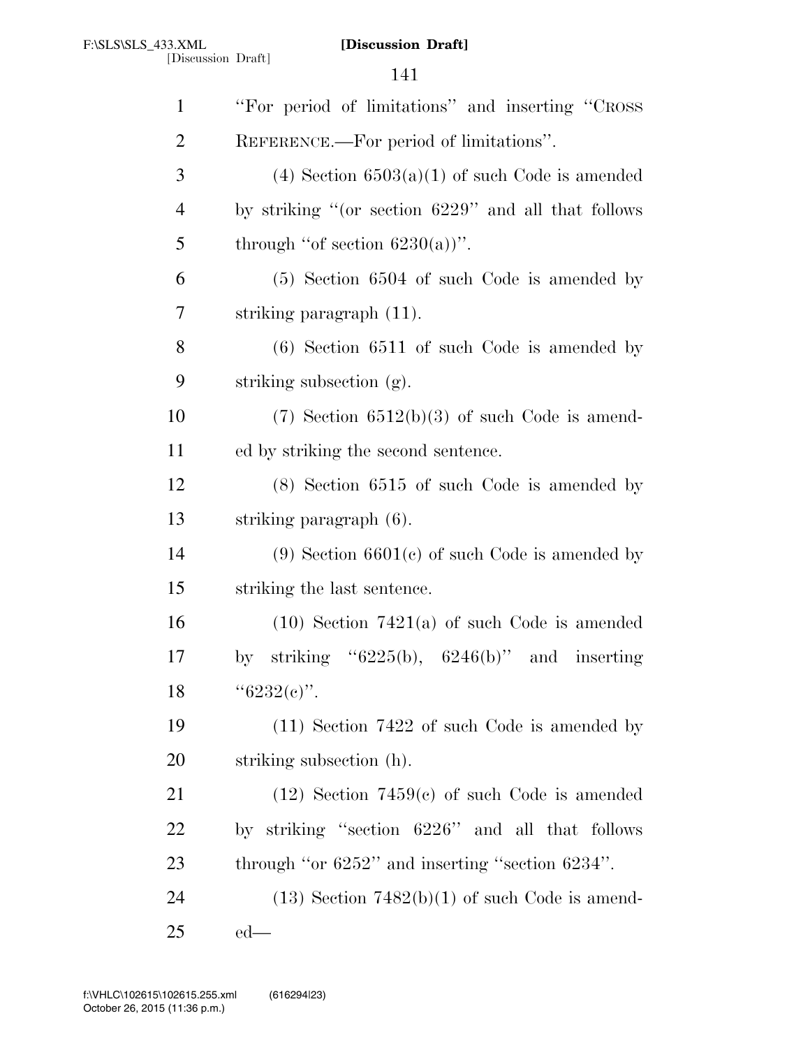"For period of limitations" and inserting "CROSS REFERENCE.—For period of limitations".

(4) Section 6503(a)(1) of such Code is amended by striking "(or section 6229" and all that follows through "of section 6230(a))".

(5) Section 6504 of such Code is amended by striking paragraph (11).

(6) Section 6511 of such Code is amended by striking subsection (g).

(7) Section 6512(b)(3) of such Code is amended by striking the second sentence.

(8) Section 6515 of such Code is amended by striking paragraph (6).

(9) Section 6601(c) of such Code is amended by striking the last sentence.

(10) Section 7421(a) of such Code is amended by striking "6225(b), 6246(b)" and inserting "6232(c)".

(11) Section 7422 of such Code is amended by striking subsection (h).

(12) Section 7459(c) of such Code is amended by striking "section 6226" and all that follows through "or 6252" and inserting "section 6234".

(13) Section 7482(b)(1) of such Code is amended—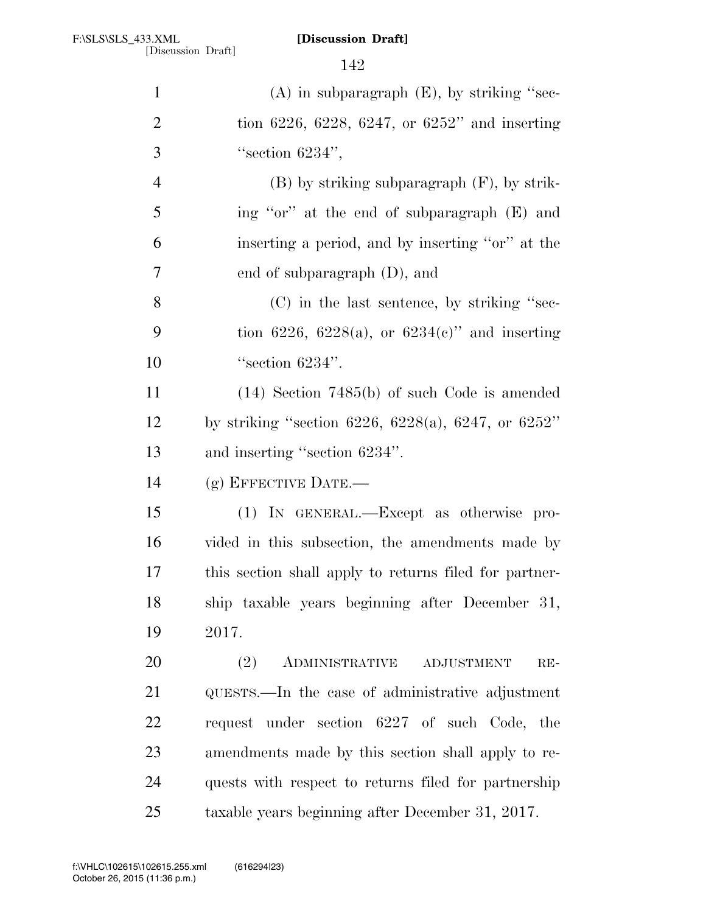(A) in subparagraph (E), by striking "section 6226, 6228, 6247, or 6252" and inserting "section 6234",

(B) by striking subparagraph (F), by striking "or" at the end of subparagraph (E) and inserting a period, and by inserting "or" at the end of subparagraph (D), and

(C) in the last sentence, by striking "section 6226, 6228(a), or 6234(c)" and inserting "section 6234".

(14) Section 7485(b) of such Code is amended by striking "section 6226, 6228(a), 6247, or 6252" and inserting "section 6234".

(g) EFFECTIVE DATE.—

(1) IN GENERAL.—Except as otherwise provided in this subsection, the amendments made by this section shall apply to returns filed for partnership taxable years beginning after December 31, 2017.

(2) ADMINISTRATIVE ADJUSTMENT REQUESTS.—In the case of administrative adjustment request under section 6227 of such Code, the amendments made by this section shall apply to requests with respect to returns filed for partnership taxable years beginning after December 31, 2017.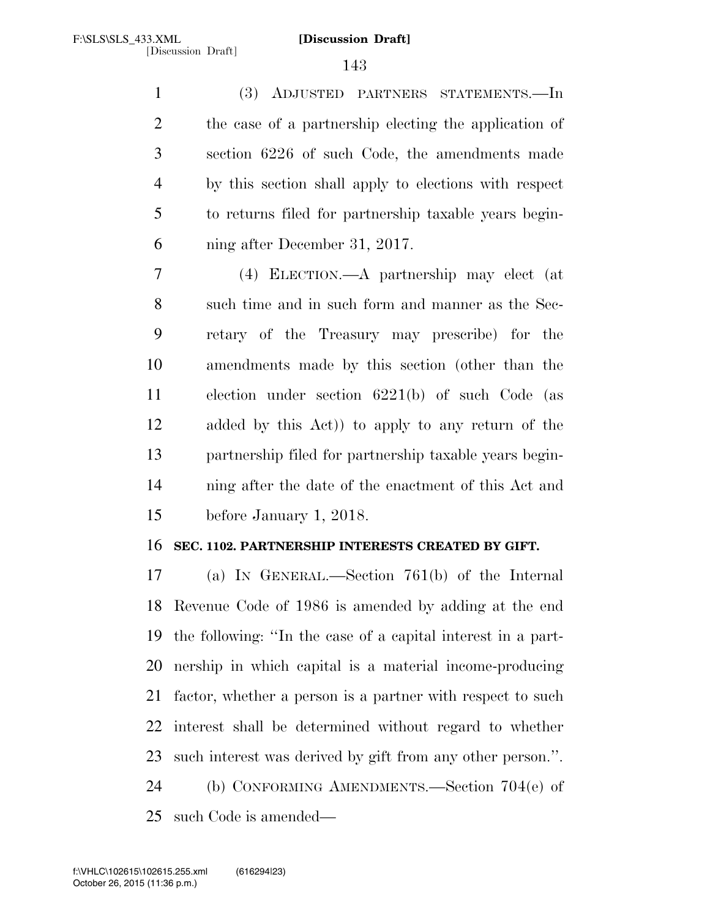(3) ADJUSTED PARTNERS STATEMENTS.—In the case of a partnership electing the application of section 6226 of such Code, the amendments made by this section shall apply to elections with respect to returns filed for partnership taxable years beginning after December 31, 2017.

(4) ELECTION.—A partnership may elect (at such time and in such form and manner as the Secretary of the Treasury may prescribe) for the amendments made by this section (other than the election under section 6221(b) of such Code (as added by this Act)) to apply to any return of the partnership filed for partnership taxable years beginning after the date of the enactment of this Act and before January 1, 2018.

**SEC. 1102. PARTNERSHIP INTERESTS CREATED BY GIFT.**

(a) IN GENERAL.—Section 761(b) of the Internal Revenue Code of 1986 is amended by adding at the end the following: ''In the case of a capital interest in a partnership in which capital is a material income-producing factor, whether a person is a partner with respect to such interest shall be determined without regard to whether such interest was derived by gift from any other person.''.

(b) CONFORMING AMENDMENTS.—Section 704(e) of such Code is amended—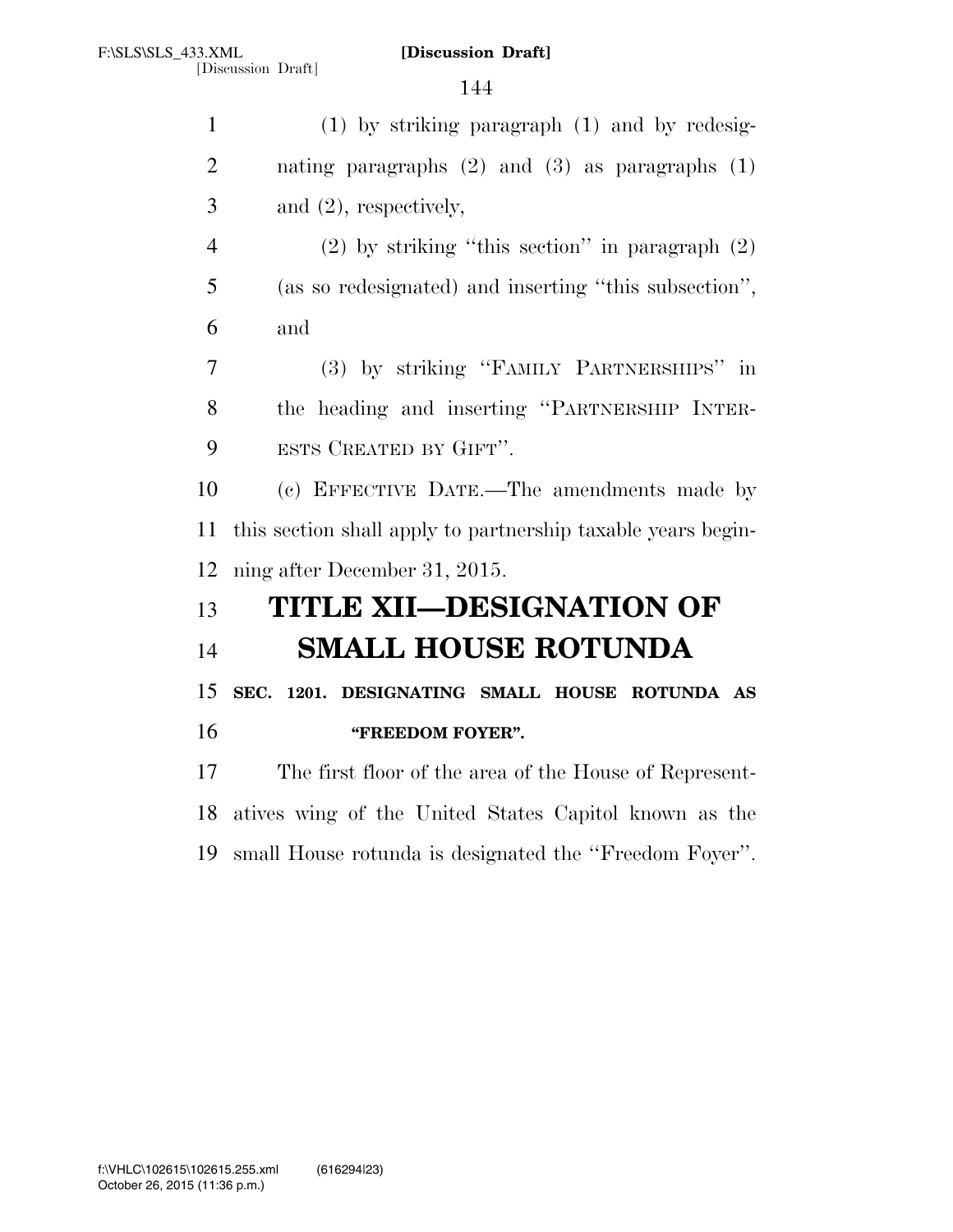(1) by striking paragraph (1) and by redesignating paragraphs (2) and (3) as paragraphs (1) and (2), respectively,

(2) by striking "this section" in paragraph (2) (as so redesignated) and inserting "this subsection", and

(3) by striking "FAMILY PARTNERSHIPS" in the heading and inserting "PARTNERSHIP INTERESTS CREATED BY GIFT".

(c) EFFECTIVE DATE.—The amendments made by this section shall apply to partnership taxable years beginning after December 31, 2015.

# TITLE XII—DESIGNATION OF SMALL HOUSE ROTUNDA

## SEC. 1201. DESIGNATING SMALL HOUSE ROTUNDA AS "FREEDOM FOYER".

The first floor of the area of the House of Representatives wing of the United States Capitol known as the small House rotunda is designated the "Freedom Foyer".